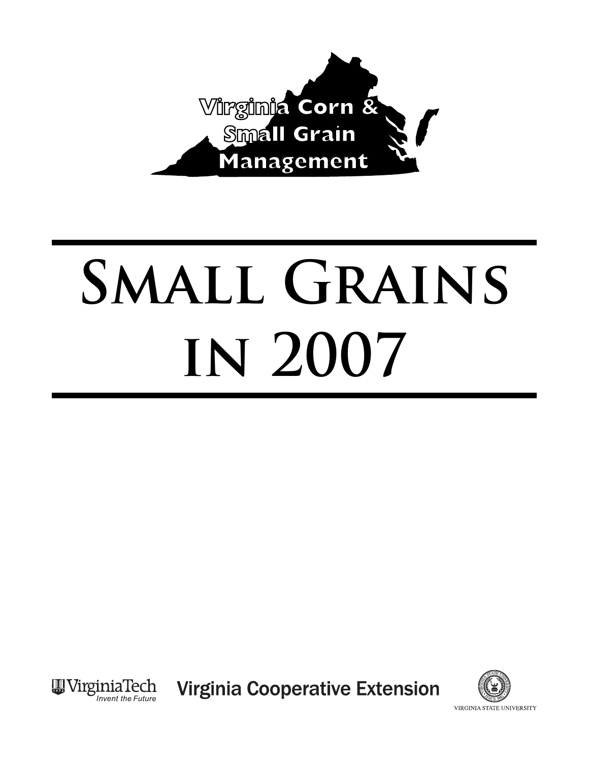Virginia Corn & Small Grain Management

# Small Grains in 2007

VirginiaTech
*Invent the Future*

Virginia Cooperative Extension

VIRGINIA STATE UNIVERSITY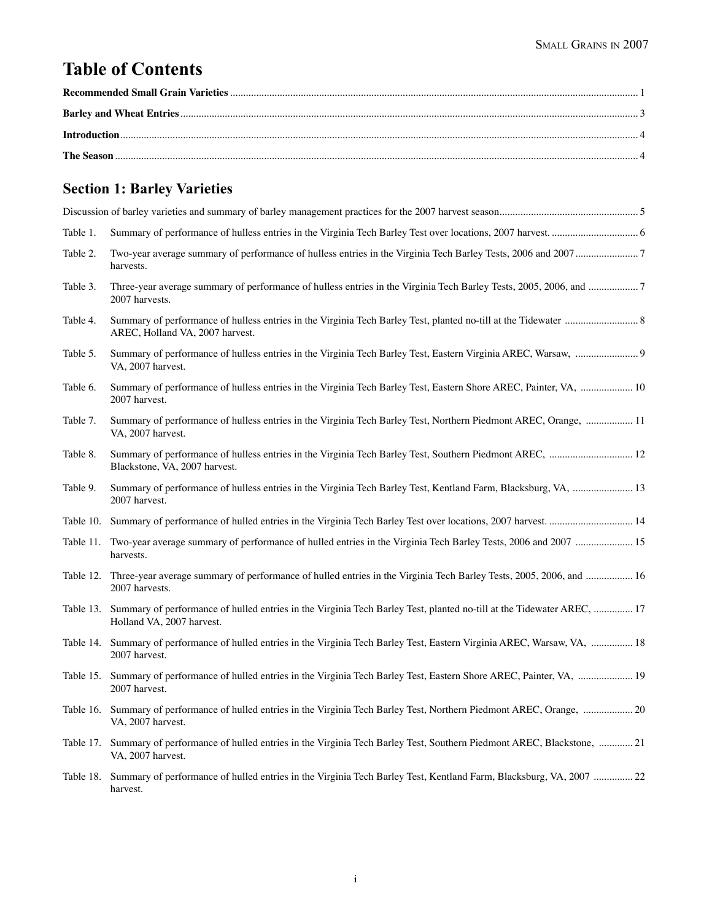# Table of Contents

**Recommended Small Grain Varieties** ........................................ 1

**Barley and Wheat Entries** ........................................ 3

**Introduction** ........................................ 4

**The Season** ........................................ 4

## Section 1: Barley Varieties

Discussion of barley varieties and summary of barley management practices for the 2007 harvest season ........................................ 5

| | | |
|---|---|---|
| Table 1. | Summary of performance of hulless entries in the Virginia Tech Barley Test over locations, 2007 harvest. | 6 |
| Table 2. | Two-year average summary of performance of hulless entries in the Virginia Tech Barley Tests, 2006 and 2007 harvests. | 7 |
| Table 3. | Three-year average summary of performance of hulless entries in the Virginia Tech Barley Tests, 2005, 2006, and 2007 harvests. | 7 |
| Table 4. | Summary of performance of hulless entries in the Virginia Tech Barley Test, planted no-till at the Tidewater AREC, Holland VA, 2007 harvest. | 8 |
| Table 5. | Summary of performance of hulless entries in the Virginia Tech Barley Test, Eastern Virginia AREC, Warsaw, VA, 2007 harvest. | 9 |
| Table 6. | Summary of performance of hulless entries in the Virginia Tech Barley Test, Eastern Shore AREC, Painter, VA, 2007 harvest. | 10 |
| Table 7. | Summary of performance of hulless entries in the Virginia Tech Barley Test, Northern Piedmont AREC, Orange, VA, 2007 harvest. | 11 |
| Table 8. | Summary of performance of hulless entries in the Virginia Tech Barley Test, Southern Piedmont AREC, Blackstone, VA, 2007 harvest. | 12 |
| Table 9. | Summary of performance of hulless entries in the Virginia Tech Barley Test, Kentland Farm, Blacksburg, VA, 2007 harvest. | 13 |
| Table 10. | Summary of performance of hulled entries in the Virginia Tech Barley Test over locations, 2007 harvest. | 14 |
| Table 11. | Two-year average summary of performance of hulled entries in the Virginia Tech Barley Tests, 2006 and 2007 harvests. | 15 |
| Table 12. | Three-year average summary of performance of hulled entries in the Virginia Tech Barley Tests, 2005, 2006, and 2007 harvests. | 16 |
| Table 13. | Summary of performance of hulled entries in the Virginia Tech Barley Test, planted no-till at the Tidewater AREC, Holland VA, 2007 harvest. | 17 |
| Table 14. | Summary of performance of hulled entries in the Virginia Tech Barley Test, Eastern Virginia AREC, Warsaw, VA, 2007 harvest. | 18 |
| Table 15. | Summary of performance of hulled entries in the Virginia Tech Barley Test, Eastern Shore AREC, Painter, VA, 2007 harvest. | 19 |
| Table 16. | Summary of performance of hulled entries in the Virginia Tech Barley Test, Northern Piedmont AREC, Orange, VA, 2007 harvest. | 20 |
| Table 17. | Summary of performance of hulled entries in the Virginia Tech Barley Test, Southern Piedmont AREC, Blackstone, VA, 2007 harvest. | 21 |
| Table 18. | Summary of performance of hulled entries in the Virginia Tech Barley Test, Kentland Farm, Blacksburg, VA, 2007 harvest. | 22 |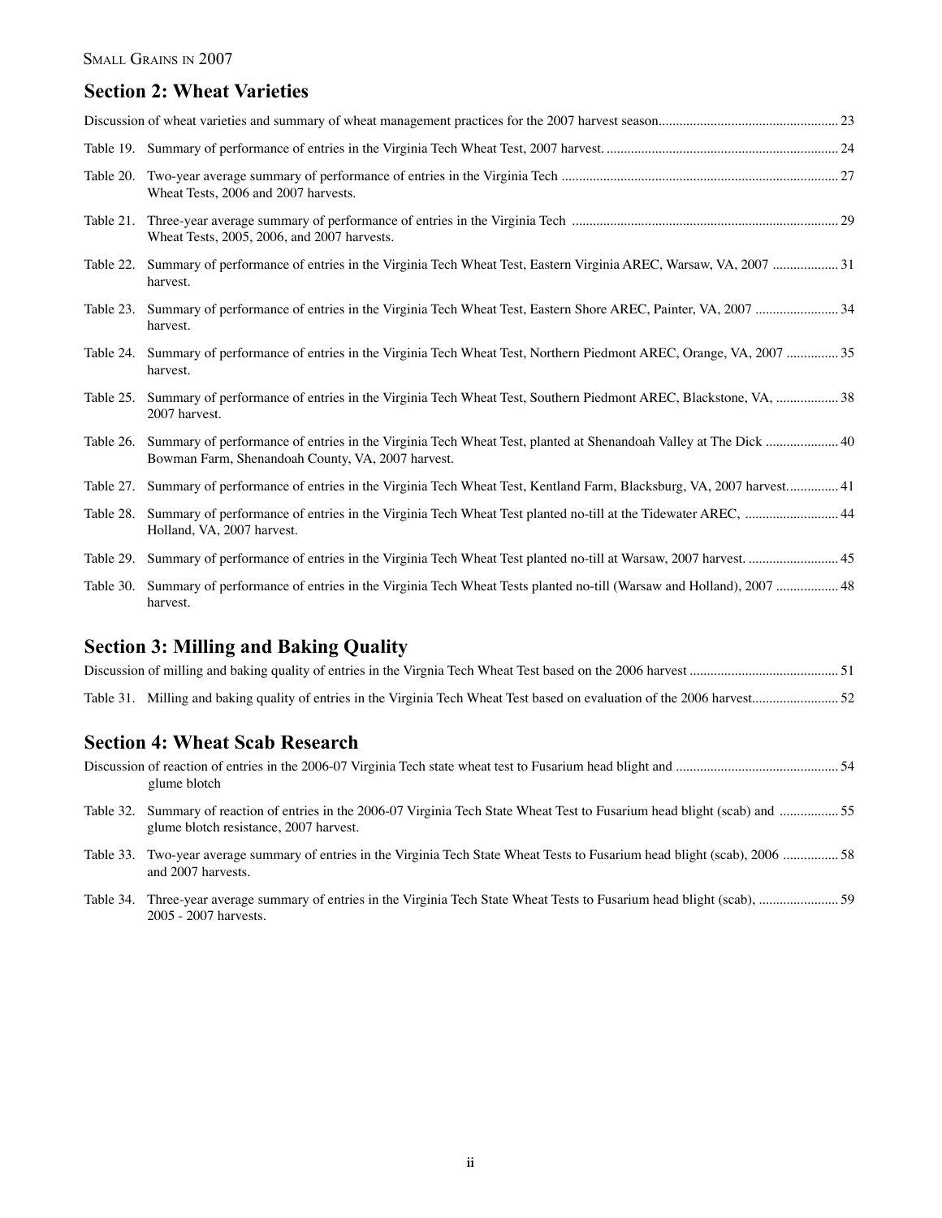## Section 2: Wheat Varieties

Discussion of wheat varieties and summary of wheat management practices for the 2007 harvest season ... 23

Table 19. Summary of performance of entries in the Virginia Tech Wheat Test, 2007 harvest. ... 24

Table 20. Two-year average summary of performance of entries in the Virginia Tech Wheat Tests, 2006 and 2007 harvests. ... 27

Table 21. Three-year average summary of performance of entries in the Virginia Tech Wheat Tests, 2005, 2006, and 2007 harvests. ... 29

Table 22. Summary of performance of entries in the Virginia Tech Wheat Test, Eastern Virginia AREC, Warsaw, VA, 2007 harvest. ... 31

Table 23. Summary of performance of entries in the Virginia Tech Wheat Test, Eastern Shore AREC, Painter, VA, 2007 harvest. ... 34

Table 24. Summary of performance of entries in the Virginia Tech Wheat Test, Northern Piedmont AREC, Orange, VA, 2007 harvest. ... 35

Table 25. Summary of performance of entries in the Virginia Tech Wheat Test, Southern Piedmont AREC, Blackstone, VA, 2007 harvest. ... 38

Table 26. Summary of performance of entries in the Virginia Tech Wheat Test, planted at Shenandoah Valley at The Dick Bowman Farm, Shenandoah County, VA, 2007 harvest. ... 40

Table 27. Summary of performance of entries in the Virginia Tech Wheat Test, Kentland Farm, Blacksburg, VA, 2007 harvest. ... 41

Table 28. Summary of performance of entries in the Virginia Tech Wheat Test planted no-till at the Tidewater AREC, Holland, VA, 2007 harvest. ... 44

Table 29. Summary of performance of entries in the Virginia Tech Wheat Test planted no-till at Warsaw, 2007 harvest. ... 45

Table 30. Summary of performance of entries in the Virginia Tech Wheat Tests planted no-till (Warsaw and Holland), 2007 harvest. ... 48

## Section 3: Milling and Baking Quality

Discussion of milling and baking quality of entries in the Virgnia Tech Wheat Test based on the 2006 harvest ... 51

Table 31. Milling and baking quality of entries in the Virginia Tech Wheat Test based on evaluation of the 2006 harvest ... 52

## Section 4: Wheat Scab Research

Discussion of reaction of entries in the 2006-07 Virginia Tech state wheat test to Fusarium head blight and glume blotch ... 54

Table 32. Summary of reaction of entries in the 2006-07 Virginia Tech State Wheat Test to Fusarium head blight (scab) and glume blotch resistance, 2007 harvest. ... 55

Table 33. Two-year average summary of entries in the Virginia Tech State Wheat Tests to Fusarium head blight (scab), 2006 and 2007 harvests. ... 58

Table 34. Three-year average summary of entries in the Virginia Tech State Wheat Tests to Fusarium head blight (scab), 2005 - 2007 harvests. ... 59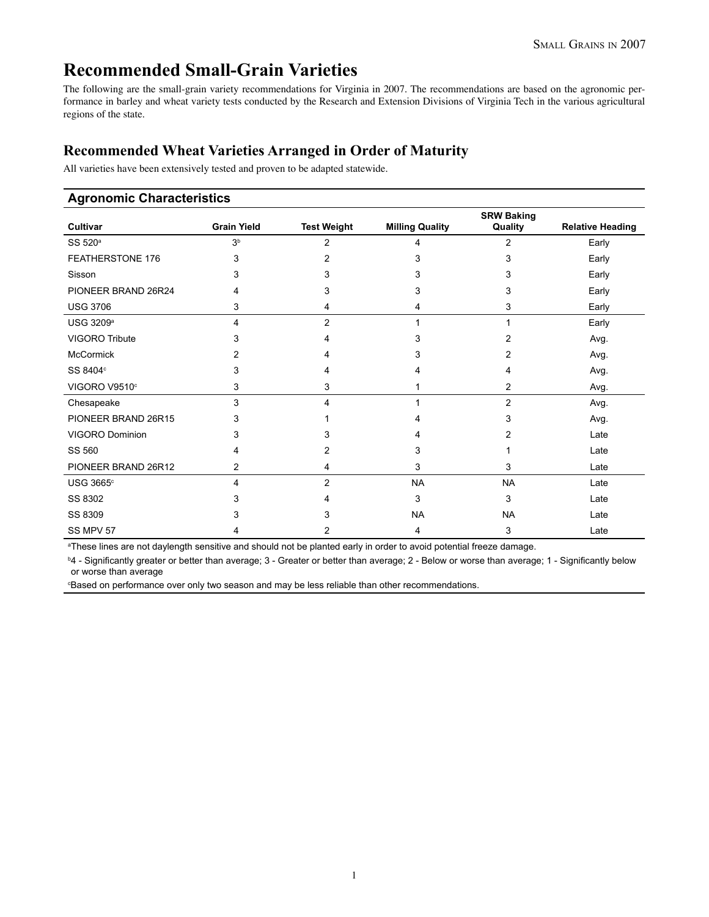// Running header "Small Grains in 2007" and page number omitted.
# Recommended Small-Grain Varieties

The following are the small-grain variety recommendations for Virginia in 2007. The recommendations are based on the agronomic performance in barley and wheat variety tests conducted by the Research and Extension Divisions of Virginia Tech in the various agricultural regions of the state.

## Recommended Wheat Varieties Arranged in Order of Maturity

All varieties have been extensively tested and proven to be adapted statewide.

**Agronomic Characteristics**

| Cultivar | Grain Yield | Test Weight | Milling Quality | SRW Baking Quality | Relative Heading |
|---|---|---|---|---|---|
| SS 520[a] | 3[b] | 2 | 4 | 2 | Early |
| FEATHERSTONE 176 | 3 | 2 | 3 | 3 | Early |
| Sisson | 3 | 3 | 3 | 3 | Early |
| PIONEER BRAND 26R24 | 4 | 3 | 3 | 3 | Early |
| USG 3706 | 3 | 4 | 4 | 3 | Early |
| USG 3209[a] | 4 | 2 | 1 | 1 | Early |
| VIGORO Tribute | 3 | 4 | 3 | 2 | Avg. |
| McCormick | 2 | 4 | 3 | 2 | Avg. |
| SS 8404[c] | 3 | 4 | 4 | 4 | Avg. |
| VIGORO V9510[c] | 3 | 3 | 1 | 2 | Avg. |
| Chesapeake | 3 | 4 | 1 | 2 | Avg. |
| PIONEER BRAND 26R15 | 3 | 1 | 4 | 3 | Avg. |
| VIGORO Dominion | 3 | 3 | 4 | 2 | Late |
| SS 560 | 4 | 2 | 3 | 1 | Late |
| PIONEER BRAND 26R12 | 2 | 4 | 3 | 3 | Late |
| USG 3665[c] | 4 | 2 | NA | NA | Late |
| SS 8302 | 3 | 4 | 3 | 3 | Late |
| SS 8309 | 3 | 3 | NA | NA | Late |
| SS MPV 57 | 4 | 2 | 4 | 3 | Late |

[a]These lines are not daylength sensitive and should not be planted early in order to avoid potential freeze damage.

[b]4 - Significantly greater or better than average; 3 - Greater or better than average; 2 - Below or worse than average; 1 - Significantly below or worse than average

[c]Based on performance over only two season and may be less reliable than other recommendations.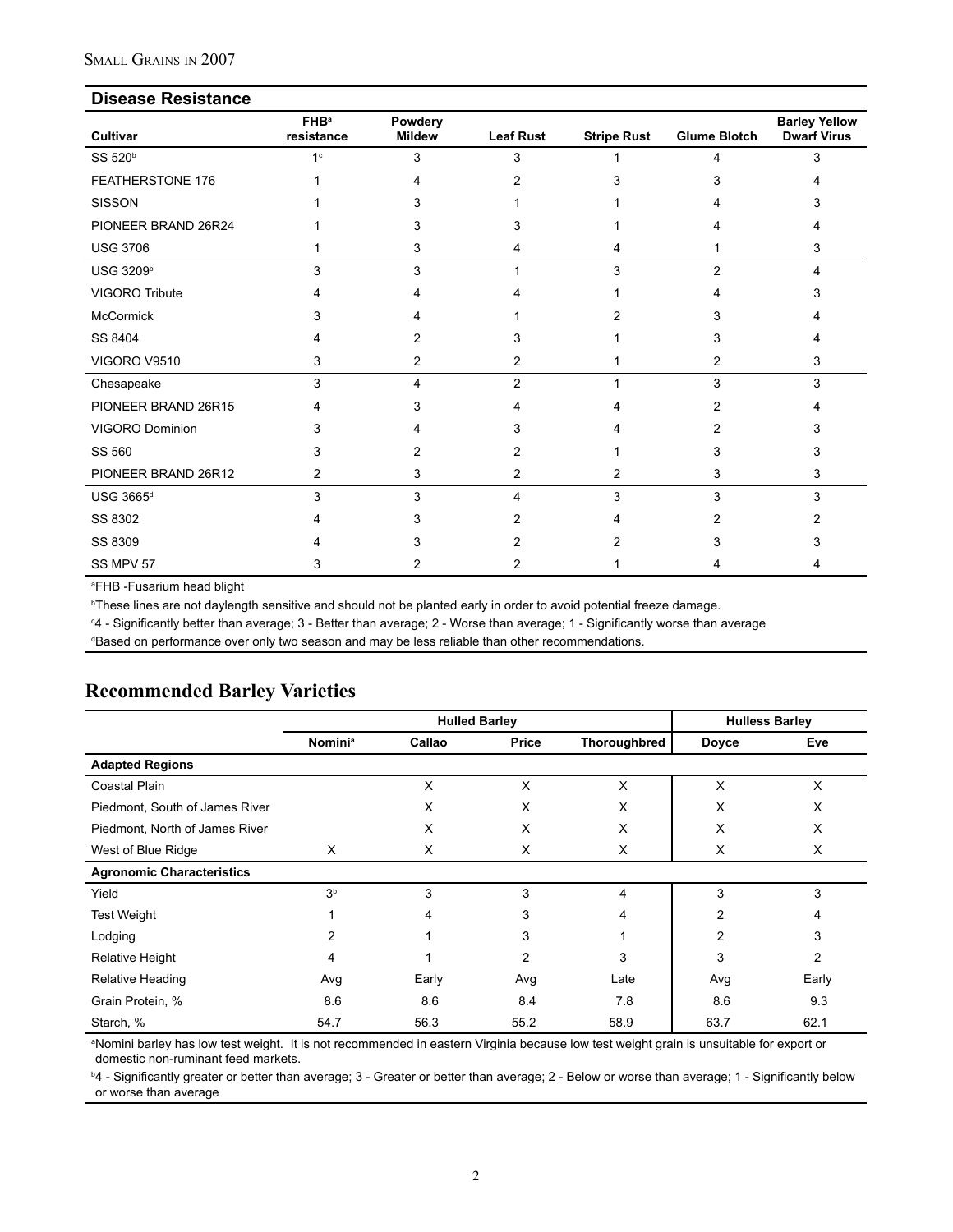## Disease Resistance

| Cultivar | FHB[a] resistance | Powdery Mildew | Leaf Rust | Stripe Rust | Glume Blotch | Barley Yellow Dwarf Virus |
|---|---|---|---|---|---|---|
| SS 520[b] | 1[c] | 3 | 3 | 1 | 4 | 3 |
| FEATHERSTONE 176 | 1 | 4 | 2 | 3 | 3 | 4 |
| SISSON | 1 | 3 | 1 | 1 | 4 | 3 |
| PIONEER BRAND 26R24 | 1 | 3 | 3 | 1 | 4 | 4 |
| USG 3706 | 1 | 3 | 4 | 4 | 1 | 3 |
| USG 3209[b] | 3 | 3 | 1 | 3 | 2 | 4 |
| VIGORO Tribute | 4 | 4 | 4 | 1 | 4 | 3 |
| McCormick | 3 | 4 | 1 | 2 | 3 | 4 |
| SS 8404 | 4 | 2 | 3 | 1 | 3 | 4 |
| VIGORO V9510 | 3 | 2 | 2 | 1 | 2 | 3 |
| Chesapeake | 3 | 4 | 2 | 1 | 3 | 3 |
| PIONEER BRAND 26R15 | 4 | 3 | 4 | 4 | 2 | 4 |
| VIGORO Dominion | 3 | 4 | 3 | 4 | 2 | 3 |
| SS 560 | 3 | 2 | 2 | 1 | 3 | 3 |
| PIONEER BRAND 26R12 | 2 | 3 | 2 | 2 | 3 | 3 |
| USG 3665[d] | 3 | 3 | 4 | 3 | 3 | 3 |
| SS 8302 | 4 | 3 | 2 | 4 | 2 | 2 |
| SS 8309 | 4 | 3 | 2 | 2 | 3 | 3 |
| SS MPV 57 | 3 | 2 | 2 | 1 | 4 | 4 |

[a]FHB -Fusarium head blight

[b]These lines are not daylength sensitive and should not be planted early in order to avoid potential freeze damage.

[c]4 - Significantly better than average; 3 - Better than average; 2 - Worse than average; 1 - Significantly worse than average

[d]Based on performance over only two season and may be less reliable than other recommendations.

## Recommended Barley Varieties

| | Hulled Barley | | | | Hulless Barley | |
|---|---|---|---|---|---|---|
| | Nomini[a] | Callao | Price | Thoroughbred | Doyce | Eve |
| **Adapted Regions** | | | | | | |
| Coastal Plain | | X | X | X | X | X |
| Piedmont, South of James River | | X | X | X | X | X |
| Piedmont, North of James River | | X | X | X | X | X |
| West of Blue Ridge | X | X | X | X | X | X |
| **Agronomic Characteristics** | | | | | | |
| Yield | 3[b] | 3 | 3 | 4 | 3 | 3 |
| Test Weight | 1 | 4 | 3 | 4 | 2 | 4 |
| Lodging | 2 | 1 | 3 | 1 | 2 | 3 |
| Relative Height | 4 | 1 | 2 | 3 | 3 | 2 |
| Relative Heading | Avg | Early | Avg | Late | Avg | Early |
| Grain Protein, % | 8.6 | 8.6 | 8.4 | 7.8 | 8.6 | 9.3 |
| Starch, % | 54.7 | 56.3 | 55.2 | 58.9 | 63.7 | 62.1 |

[a]Nomini barley has low test weight. It is not recommended in eastern Virginia because low test weight grain is unsuitable for export or domestic non-ruminant feed markets.

[b]4 - Significantly greater or better than average; 3 - Greater or better than average; 2 - Below or worse than average; 1 - Significantly below or worse than average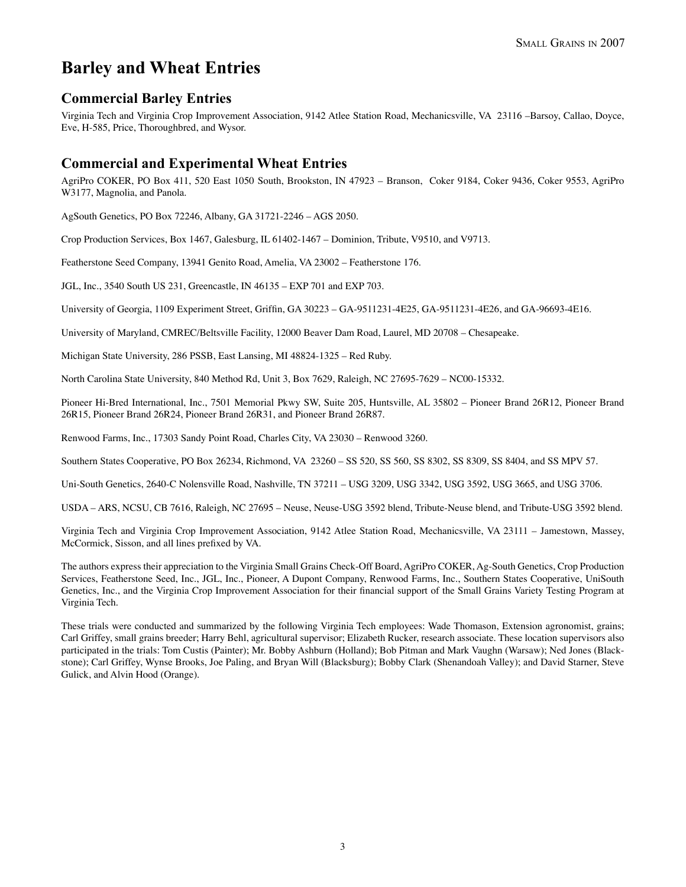# Barley and Wheat Entries

## Commercial Barley Entries

Virginia Tech and Virginia Crop Improvement Association, 9142 Atlee Station Road, Mechanicsville, VA 23116 –Barsoy, Callao, Doyce, Eve, H-585, Price, Thoroughbred, and Wysor.

## Commercial and Experimental Wheat Entries

AgriPro COKER, PO Box 411, 520 East 1050 South, Brookston, IN 47923 – Branson, Coker 9184, Coker 9436, Coker 9553, AgriPro W3177, Magnolia, and Panola.

AgSouth Genetics, PO Box 72246, Albany, GA 31721-2246 – AGS 2050.

Crop Production Services, Box 1467, Galesburg, IL 61402-1467 – Dominion, Tribute, V9510, and V9713.

Featherstone Seed Company, 13941 Genito Road, Amelia, VA 23002 – Featherstone 176.

JGL, Inc., 3540 South US 231, Greencastle, IN 46135 – EXP 701 and EXP 703.

University of Georgia, 1109 Experiment Street, Griffin, GA 30223 – GA-9511231-4E25, GA-9511231-4E26, and GA-96693-4E16.

University of Maryland, CMREC/Beltsville Facility, 12000 Beaver Dam Road, Laurel, MD 20708 – Chesapeake.

Michigan State University, 286 PSSB, East Lansing, MI 48824-1325 – Red Ruby.

North Carolina State University, 840 Method Rd, Unit 3, Box 7629, Raleigh, NC 27695-7629 – NC00-15332.

Pioneer Hi-Bred International, Inc., 7501 Memorial Pkwy SW, Suite 205, Huntsville, AL 35802 – Pioneer Brand 26R12, Pioneer Brand 26R15, Pioneer Brand 26R24, Pioneer Brand 26R31, and Pioneer Brand 26R87.

Renwood Farms, Inc., 17303 Sandy Point Road, Charles City, VA 23030 – Renwood 3260.

Southern States Cooperative, PO Box 26234, Richmond, VA 23260 – SS 520, SS 560, SS 8302, SS 8309, SS 8404, and SS MPV 57.

Uni-South Genetics, 2640-C Nolensville Road, Nashville, TN 37211 – USG 3209, USG 3342, USG 3592, USG 3665, and USG 3706.

USDA – ARS, NCSU, CB 7616, Raleigh, NC 27695 – Neuse, Neuse-USG 3592 blend, Tribute-Neuse blend, and Tribute-USG 3592 blend.

Virginia Tech and Virginia Crop Improvement Association, 9142 Atlee Station Road, Mechanicsville, VA 23111 – Jamestown, Massey, McCormick, Sisson, and all lines prefixed by VA.

The authors express their appreciation to the Virginia Small Grains Check-Off Board, AgriPro COKER, Ag-South Genetics, Crop Production Services, Featherstone Seed, Inc., JGL, Inc., Pioneer, A Dupont Company, Renwood Farms, Inc., Southern States Cooperative, UniSouth Genetics, Inc., and the Virginia Crop Improvement Association for their financial support of the Small Grains Variety Testing Program at Virginia Tech.

These trials were conducted and summarized by the following Virginia Tech employees: Wade Thomason, Extension agronomist, grains; Carl Griffey, small grains breeder; Harry Behl, agricultural supervisor; Elizabeth Rucker, research associate. These location supervisors also participated in the trials: Tom Custis (Painter); Mr. Bobby Ashburn (Holland); Bob Pitman and Mark Vaughn (Warsaw); Ned Jones (Blackstone); Carl Griffey, Wynse Brooks, Joe Paling, and Bryan Will (Blacksburg); Bobby Clark (Shenandoah Valley); and David Starner, Steve Gulick, and Alvin Hood (Orange).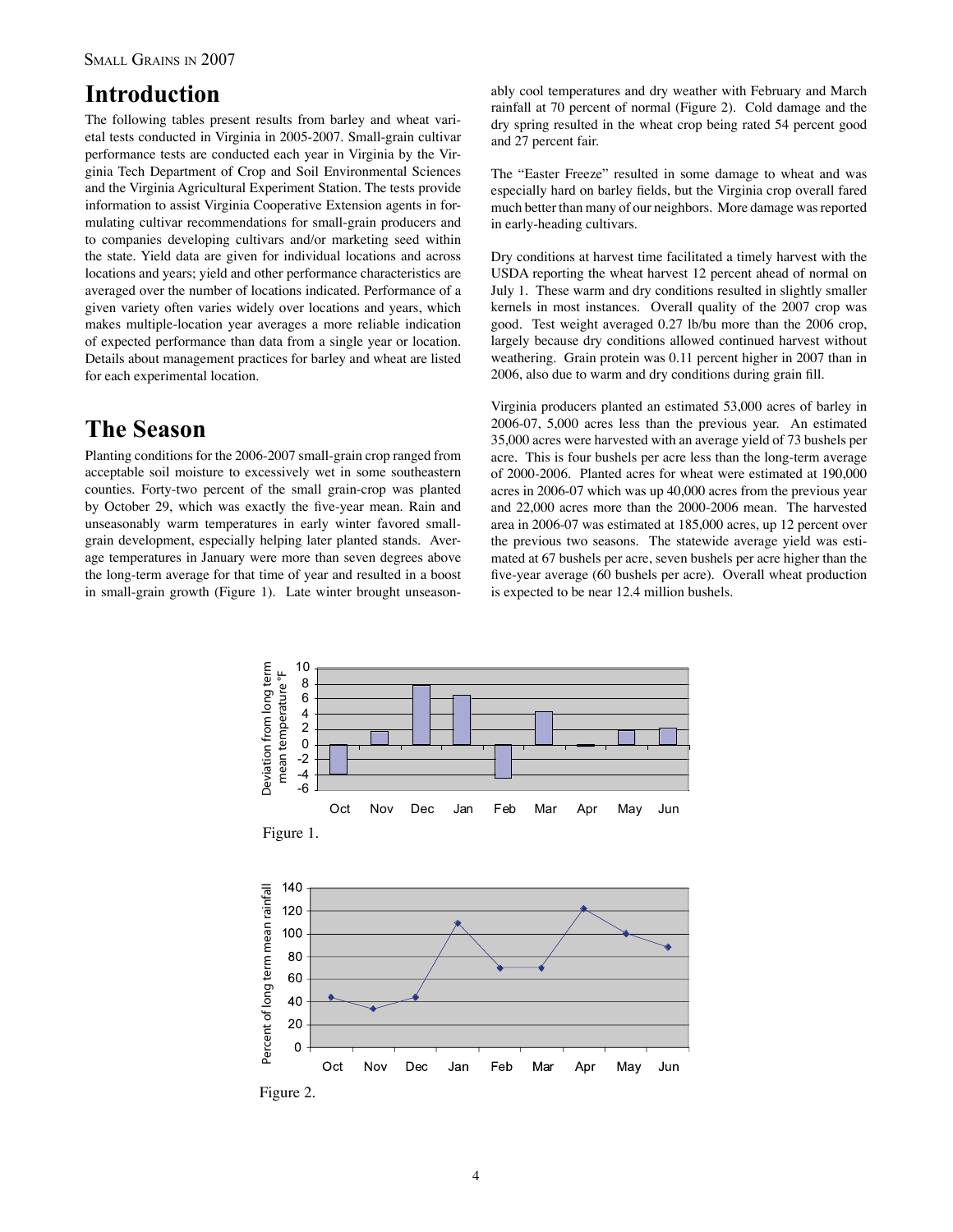# Introduction

The following tables present results from barley and wheat varietal tests conducted in Virginia in 2005-2007. Small-grain cultivar performance tests are conducted each year in Virginia by the Virginia Tech Department of Crop and Soil Environmental Sciences and the Virginia Agricultural Experiment Station. The tests provide information to assist Virginia Cooperative Extension agents in formulating cultivar recommendations for small-grain producers and to companies developing cultivars and/or marketing seed within the state. Yield data are given for individual locations and across locations and years; yield and other performance characteristics are averaged over the number of locations indicated. Performance of a given variety often varies widely over locations and years, which makes multiple-location year averages a more reliable indication of expected performance than data from a single year or location. Details about management practices for barley and wheat are listed for each experimental location.

# The Season

Planting conditions for the 2006-2007 small-grain crop ranged from acceptable soil moisture to excessively wet in some southeastern counties. Forty-two percent of the small grain-crop was planted by October 29, which was exactly the five-year mean. Rain and unseasonably warm temperatures in early winter favored small-grain development, especially helping later planted stands. Average temperatures in January were more than seven degrees above the long-term average for that time of year and resulted in a boost in small-grain growth (Figure 1). Late winter brought unseasonably cool temperatures and dry weather with February and March rainfall at 70 percent of normal (Figure 2). Cold damage and the dry spring resulted in the wheat crop being rated 54 percent good and 27 percent fair.

The "Easter Freeze" resulted in some damage to wheat and was especially hard on barley fields, but the Virginia crop overall fared much better than many of our neighbors. More damage was reported in early-heading cultivars.

Dry conditions at harvest time facilitated a timely harvest with the USDA reporting the wheat harvest 12 percent ahead of normal on July 1. These warm and dry conditions resulted in slightly smaller kernels in most instances. Overall quality of the 2007 crop was good. Test weight averaged 0.27 lb/bu more than the 2006 crop, largely because dry conditions allowed continued harvest without weathering. Grain protein was 0.11 percent higher in 2007 than in 2006, also due to warm and dry conditions during grain fill.

Virginia producers planted an estimated 53,000 acres of barley in 2006-07, 5,000 acres less than the previous year. An estimated 35,000 acres were harvested with an average yield of 73 bushels per acre. This is four bushels per acre less than the long-term average of 2000-2006. Planted acres for wheat were estimated at 190,000 acres in 2006-07 which was up 40,000 acres from the previous year and 22,000 acres more than the 2000-2006 mean. The harvested area in 2006-07 was estimated at 185,000 acres, up 12 percent over the previous two seasons. The statewide average yield was estimated at 67 bushels per acre, seven bushels per acre higher than the five-year average (60 bushels per acre). Overall wheat production is expected to be near 12.4 million bushels.

Figure 1.

Figure 2.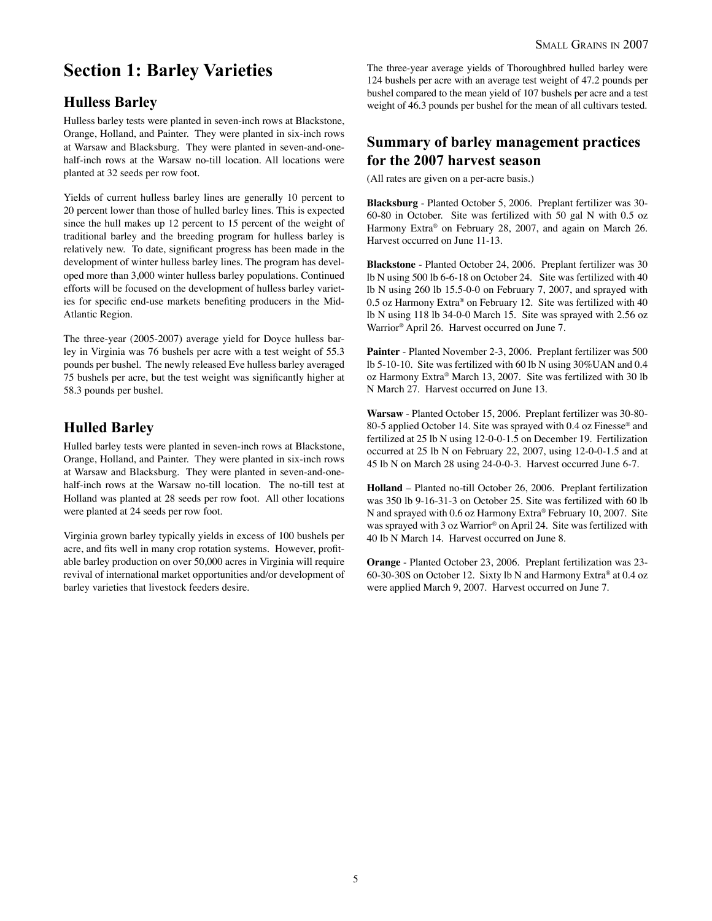# Section 1: Barley Varieties

## Hulless Barley

Hulless barley tests were planted in seven-inch rows at Blackstone, Orange, Holland, and Painter. They were planted in six-inch rows at Warsaw and Blacksburg. They were planted in seven-and-one-half-inch rows at the Warsaw no-till location. All locations were planted at 32 seeds per row foot.

Yields of current hulless barley lines are generally 10 percent to 20 percent lower than those of hulled barley lines. This is expected since the hull makes up 12 percent to 15 percent of the weight of traditional barley and the breeding program for hulless barley is relatively new. To date, significant progress has been made in the development of winter hulless barley lines. The program has developed more than 3,000 winter hulless barley populations. Continued efforts will be focused on the development of hulless barley varieties for specific end-use markets benefiting producers in the Mid-Atlantic Region.

The three-year (2005-2007) average yield for Doyce hulless barley in Virginia was 76 bushels per acre with a test weight of 55.3 pounds per bushel. The newly released Eve hulless barley averaged 75 bushels per acre, but the test weight was significantly higher at 58.3 pounds per bushel.

## Hulled Barley

Hulled barley tests were planted in seven-inch rows at Blackstone, Orange, Holland, and Painter. They were planted in six-inch rows at Warsaw and Blacksburg. They were planted in seven-and-one-half-inch rows at the Warsaw no-till location. The no-till test at Holland was planted at 28 seeds per row foot. All other locations were planted at 24 seeds per row foot.

Virginia grown barley typically yields in excess of 100 bushels per acre, and fits well in many crop rotation systems. However, profitable barley production on over 50,000 acres in Virginia will require revival of international market opportunities and/or development of barley varieties that livestock feeders desire.

The three-year average yields of Thoroughbred hulled barley were 124 bushels per acre with an average test weight of 47.2 pounds per bushel compared to the mean yield of 107 bushels per acre and a test weight of 46.3 pounds per bushel for the mean of all cultivars tested.

## Summary of barley management practices for the 2007 harvest season

(All rates are given on a per-acre basis.)

**Blacksburg** - Planted October 5, 2006. Preplant fertilizer was 30-60-80 in October. Site was fertilized with 50 gal N with 0.5 oz Harmony Extra® on February 28, 2007, and again on March 26. Harvest occurred on June 11-13.

**Blackstone** - Planted October 24, 2006. Preplant fertilizer was 30 lb N using 500 lb 6-6-18 on October 24. Site was fertilized with 40 lb N using 260 lb 15.5-0-0 on February 7, 2007, and sprayed with 0.5 oz Harmony Extra® on February 12. Site was fertilized with 40 lb N using 118 lb 34-0-0 March 15. Site was sprayed with 2.56 oz Warrior® April 26. Harvest occurred on June 7.

**Painter** - Planted November 2-3, 2006. Preplant fertilizer was 500 lb 5-10-10. Site was fertilized with 60 lb N using 30%UAN and 0.4 oz Harmony Extra® March 13, 2007. Site was fertilized with 30 lb N March 27. Harvest occurred on June 13.

**Warsaw** - Planted October 15, 2006. Preplant fertilizer was 30-80-80-5 applied October 14. Site was sprayed with 0.4 oz Finesse® and fertilized at 25 lb N using 12-0-0-1.5 on December 19. Fertilization occurred at 25 lb N on February 22, 2007, using 12-0-0-1.5 and at 45 lb N on March 28 using 24-0-0-3. Harvest occurred June 6-7.

**Holland** – Planted no-till October 26, 2006. Preplant fertilization was 350 lb 9-16-31-3 on October 25. Site was fertilized with 60 lb N and sprayed with 0.6 oz Harmony Extra® February 10, 2007. Site was sprayed with 3 oz Warrior® on April 24. Site was fertilized with 40 lb N March 14. Harvest occurred on June 8.

**Orange** - Planted October 23, 2006. Preplant fertilization was 23-60-30-30S on October 12. Sixty lb N and Harmony Extra® at 0.4 oz were applied March 9, 2007. Harvest occurred on June 7.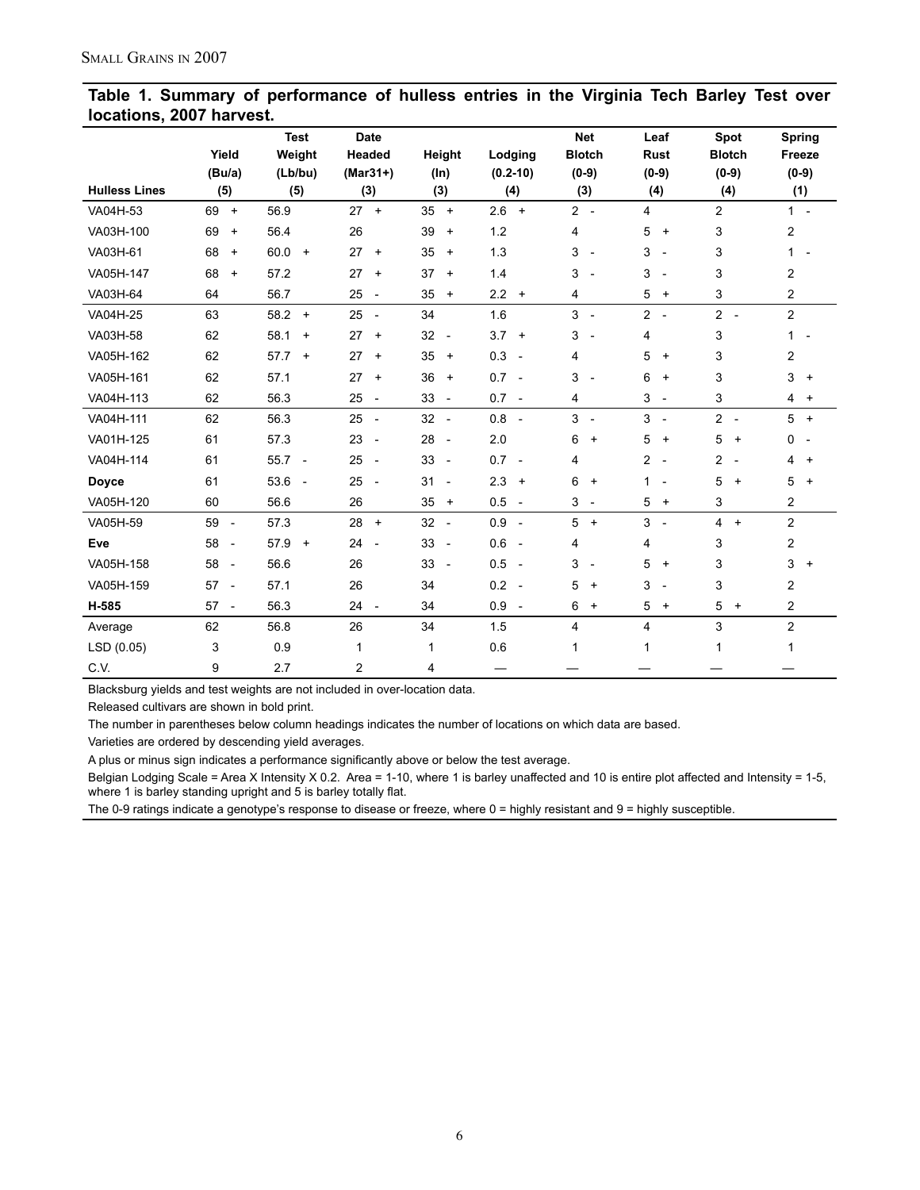**Table 1. Summary of performance of hulless entries in the Virginia Tech Barley Test over locations, 2007 harvest.**

| Hulless Lines | Yield (Bu/a) (5) | Test Weight (Lb/bu) (5) | Date Headed (Mar31+) (3) | Height (In) (3) | Lodging (0.2-10) (4) | Net Blotch (0-9) (3) | Leaf Rust (0-9) (4) | Spot Blotch (0-9) (4) | Spring Freeze (0-9) (1) |
|---|---|---|---|---|---|---|---|---|---|
| VA04H-53 | 69 + | 56.9 | 27 + | 35 + | 2.6 + | 2 - | 4 | 2 | 1 - |
| VA03H-100 | 69 + | 56.4 | 26 | 39 + | 1.2 | 4 | 5 + | 3 | 2 |
| VA03H-61 | 68 + | 60.0 + | 27 + | 35 + | 1.3 | 3 - | 3 - | 3 | 1 - |
| VA05H-147 | 68 + | 57.2 | 27 + | 37 + | 1.4 | 3 - | 3 - | 3 | 2 |
| VA03H-64 | 64 | 56.7 | 25 - | 35 + | 2.2 + | 4 | 5 + | 3 | 2 |
| VA04H-25 | 63 | 58.2 + | 25 - | 34 | 1.6 | 3 - | 2 - | 2 - | 2 |
| VA03H-58 | 62 | 58.1 + | 27 + | 32 - | 3.7 + | 3 - | 4 | 3 | 1 - |
| VA05H-162 | 62 | 57.7 + | 27 + | 35 + | 0.3 - | 4 | 5 + | 3 | 2 |
| VA05H-161 | 62 | 57.1 | 27 + | 36 + | 0.7 - | 3 - | 6 + | 3 | 3 + |
| VA04H-113 | 62 | 56.3 | 25 - | 33 - | 0.7 - | 4 | 3 - | 3 | 4 + |
| VA04H-111 | 62 | 56.3 | 25 - | 32 - | 0.8 - | 3 - | 3 - | 2 - | 5 + |
| VA01H-125 | 61 | 57.3 | 23 - | 28 - | 2.0 | 6 + | 5 + | 5 + | 0 - |
| VA04H-114 | 61 | 55.7 - | 25 - | 33 - | 0.7 - | 4 | 2 - | 2 - | 4 + |
| **Doyce** | 61 | 53.6 - | 25 - | 31 - | 2.3 + | 6 + | 1 - | 5 + | 5 + |
| VA05H-120 | 60 | 56.6 | 26 | 35 + | 0.5 - | 3 - | 5 + | 3 | 2 |
| VA05H-59 | 59 - | 57.3 | 28 + | 32 - | 0.9 - | 5 + | 3 - | 4 + | 2 |
| **Eve** | 58 - | 57.9 + | 24 - | 33 - | 0.6 - | 4 | 4 | 3 | 2 |
| VA05H-158 | 58 - | 56.6 | 26 | 33 - | 0.5 - | 3 - | 5 + | 3 | 3 + |
| VA05H-159 | 57 - | 57.1 | 26 | 34 | 0.2 - | 5 + | 3 - | 3 | 2 |
| **H-585** | 57 - | 56.3 | 24 - | 34 | 0.9 - | 6 + | 5 + | 5 + | 2 |
| Average | 62 | 56.8 | 26 | 34 | 1.5 | 4 | 4 | 3 | 2 |
| LSD (0.05) | 3 | 0.9 | 1 | 1 | 0.6 | 1 | 1 | 1 | 1 |
| C.V. | 9 | 2.7 | 2 | 4 | — | — | — | — | — |

Blacksburg yields and test weights are not included in over-location data.

Released cultivars are shown in bold print.

The number in parentheses below column headings indicates the number of locations on which data are based.

Varieties are ordered by descending yield averages.

A plus or minus sign indicates a performance significantly above or below the test average.

Belgian Lodging Scale = Area X Intensity X 0.2. Area = 1-10, where 1 is barley unaffected and 10 is entire plot affected and Intensity = 1-5, where 1 is barley standing upright and 5 is barley totally flat.

The 0-9 ratings indicate a genotype's response to disease or freeze, where 0 = highly resistant and 9 = highly susceptible.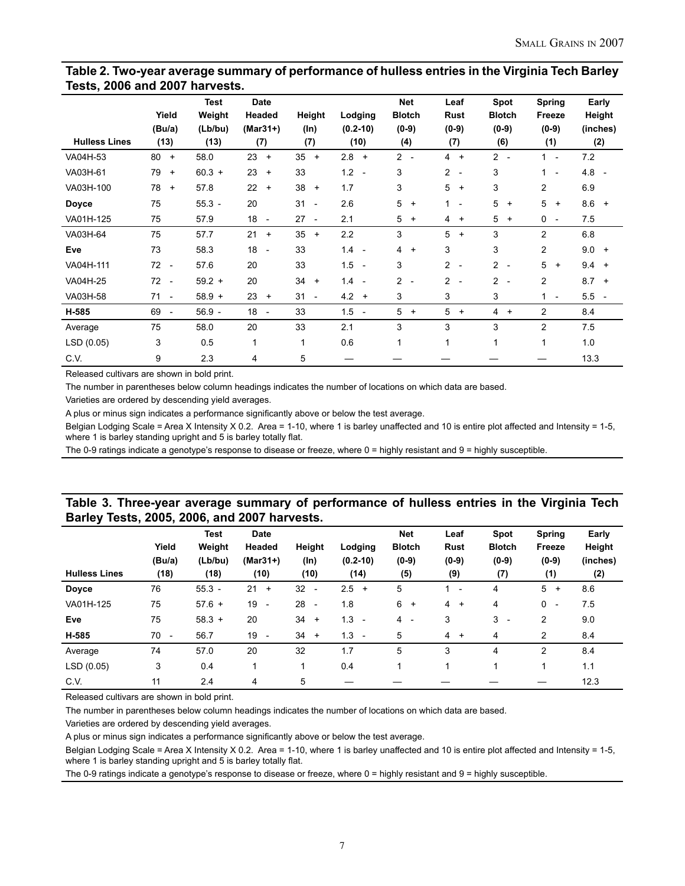**Table 2. Two-year average summary of performance of hulless entries in the Virginia Tech Barley Tests, 2006 and 2007 harvests.**

| Hulless Lines | Yield (Bu/a) (13) | Test Weight (Lb/bu) (13) | Date Headed (Mar31+) (7) | Height (In) (7) | Lodging (0.2-10) (10) | Net Blotch (0-9) (4) | Leaf Rust (0-9) (7) | Spot Blotch (0-9) (6) | Spring Freeze (0-9) (1) | Early Height (inches) (2) |
|---|---|---|---|---|---|---|---|---|---|---|
| VA04H-53 | 80 + | 58.0 | 23 + | 35 + | 2.8 + | 2 - | 4 + | 2 - | 1 - | 7.2 |
| VA03H-61 | 79 + | 60.3 + | 23 + | 33 | 1.2 - | 3 | 2 - | 3 | 1 - | 4.8 - |
| VA03H-100 | 78 + | 57.8 | 22 + | 38 + | 1.7 | 3 | 5 + | 3 | 2 | 6.9 |
| **Doyce** | 75 | 55.3 - | 20 | 31 - | 2.6 | 5 + | 1 - | 5 + | 5 + | 8.6 + |
| VA01H-125 | 75 | 57.9 | 18 - | 27 - | 2.1 | 5 + | 4 + | 5 + | 0 - | 7.5 |
| VA03H-64 | 75 | 57.7 | 21 + | 35 + | 2.2 | 3 | 5 + | 3 | 2 | 6.8 |
| **Eve** | 73 | 58.3 | 18 - | 33 | 1.4 - | 4 + | 3 | 3 | 2 | 9.0 + |
| VA04H-111 | 72 - | 57.6 | 20 | 33 | 1.5 - | 3 | 2 - | 2 - | 5 + | 9.4 + |
| VA04H-25 | 72 - | 59.2 + | 20 | 34 + | 1.4 - | 2 - | 2 - | 2 - | 2 | 8.7 + |
| VA03H-58 | 71 - | 58.9 + | 23 + | 31 - | 4.2 + | 3 | 3 | 3 | 1 - | 5.5 - |
| **H-585** | 69 - | 56.9 - | 18 - | 33 | 1.5 - | 5 + | 5 + | 4 + | 2 | 8.4 |
| Average | 75 | 58.0 | 20 | 33 | 2.1 | 3 | 3 | 3 | 2 | 7.5 |
| LSD (0.05) | 3 | 0.5 | 1 | 1 | 0.6 | 1 | 1 | 1 | 1 | 1.0 |
| C.V. | 9 | 2.3 | 4 | 5 | — | — | — | — | — | 13.3 |

Released cultivars are shown in bold print.

The number in parentheses below column headings indicates the number of locations on which data are based.

Varieties are ordered by descending yield averages.

A plus or minus sign indicates a performance significantly above or below the test average.

Belgian Lodging Scale = Area X Intensity X 0.2. Area = 1-10, where 1 is barley unaffected and 10 is entire plot affected and Intensity = 1-5, where 1 is barley standing upright and 5 is barley totally flat.

The 0-9 ratings indicate a genotype's response to disease or freeze, where 0 = highly resistant and 9 = highly susceptible.

**Table 3. Three-year average summary of performance of hulless entries in the Virginia Tech Barley Tests, 2005, 2006, and 2007 harvests.**

| Hulless Lines | Yield (Bu/a) (18) | Test Weight (Lb/bu) (18) | Date Headed (Mar31+) (10) | Height (In) (10) | Lodging (0.2-10) (14) | Net Blotch (0-9) (5) | Leaf Rust (0-9) (9) | Spot Blotch (0-9) (7) | Spring Freeze (0-9) (1) | Early Height (inches) (2) |
|---|---|---|---|---|---|---|---|---|---|---|
| **Doyce** | 76 | 55.3 - | 21 + | 32 - | 2.5 + | 5 | 1 - | 4 | 5 + | 8.6 |
| VA01H-125 | 75 | 57.6 + | 19 - | 28 - | 1.8 | 6 + | 4 + | 4 | 0 - | 7.5 |
| **Eve** | 75 | 58.3 + | 20 | 34 + | 1.3 - | 4 - | 3 | 3 - | 2 | 9.0 |
| **H-585** | 70 - | 56.7 | 19 - | 34 + | 1.3 - | 5 | 4 + | 4 | 2 | 8.4 |
| Average | 74 | 57.0 | 20 | 32 | 1.7 | 5 | 3 | 4 | 2 | 8.4 |
| LSD (0.05) | 3 | 0.4 | 1 | 1 | 0.4 | 1 | 1 | 1 | 1 | 1.1 |
| C.V. | 11 | 2.4 | 4 | 5 | — | — | — | — | — | 12.3 |

Released cultivars are shown in bold print.

The number in parentheses below column headings indicates the number of locations on which data are based.

Varieties are ordered by descending yield averages.

A plus or minus sign indicates a performance significantly above or below the test average.

Belgian Lodging Scale = Area X Intensity X 0.2. Area = 1-10, where 1 is barley unaffected and 10 is entire plot affected and Intensity = 1-5, where 1 is barley standing upright and 5 is barley totally flat.

The 0-9 ratings indicate a genotype's response to disease or freeze, where 0 = highly resistant and 9 = highly susceptible.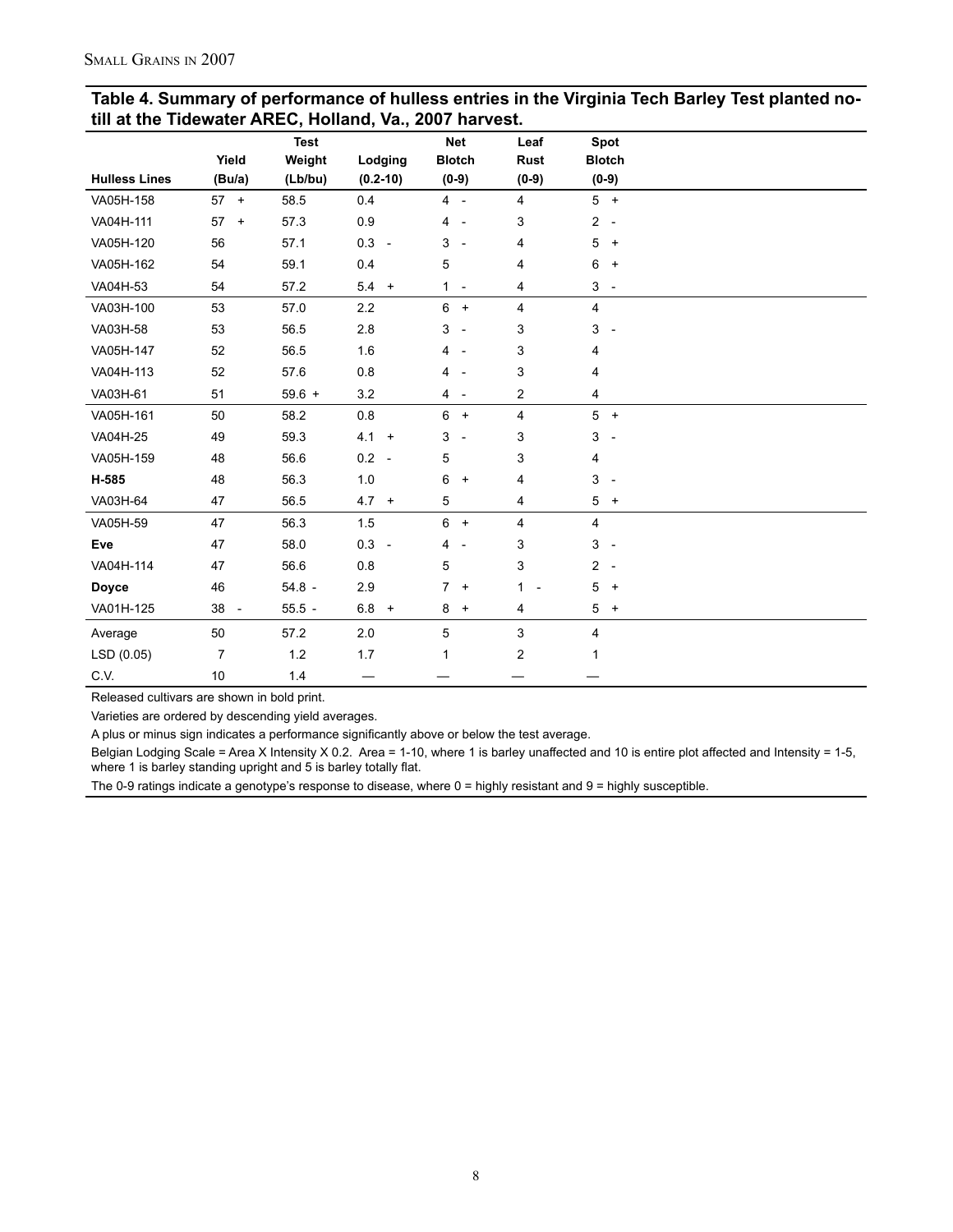**Table 4. Summary of performance of hulless entries in the Virginia Tech Barley Test planted no-till at the Tidewater AREC, Holland, Va., 2007 harvest.**

| Hulless Lines | Yield (Bu/a) | Test Weight (Lb/bu) | Lodging (0.2-10) | Net Blotch (0-9) | Leaf Rust (0-9) | Spot Blotch (0-9) |
|---|---|---|---|---|---|---|
| VA05H-158 | 57 + | 58.5 | 0.4 | 4 - | 4 | 5 + |
| VA04H-111 | 57 + | 57.3 | 0.9 | 4 - | 3 | 2 - |
| VA05H-120 | 56 | 57.1 | 0.3 - | 3 - | 4 | 5 + |
| VA05H-162 | 54 | 59.1 | 0.4 | 5 | 4 | 6 + |
| VA04H-53 | 54 | 57.2 | 5.4 + | 1 - | 4 | 3 - |
| VA03H-100 | 53 | 57.0 | 2.2 | 6 + | 4 | 4 |
| VA03H-58 | 53 | 56.5 | 2.8 | 3 - | 3 | 3 - |
| VA05H-147 | 52 | 56.5 | 1.6 | 4 - | 3 | 4 |
| VA04H-113 | 52 | 57.6 | 0.8 | 4 - | 3 | 4 |
| VA03H-61 | 51 | 59.6 + | 3.2 | 4 - | 2 | 4 |
| VA05H-161 | 50 | 58.2 | 0.8 | 6 + | 4 | 5 + |
| VA04H-25 | 49 | 59.3 | 4.1 + | 3 - | 3 | 3 - |
| VA05H-159 | 48 | 56.6 | 0.2 - | 5 | 3 | 4 |
| **H-585** | 48 | 56.3 | 1.0 | 6 + | 4 | 3 - |
| VA03H-64 | 47 | 56.5 | 4.7 + | 5 | 4 | 5 + |
| VA05H-59 | 47 | 56.3 | 1.5 | 6 + | 4 | 4 |
| **Eve** | 47 | 58.0 | 0.3 - | 4 - | 3 | 3 - |
| VA04H-114 | 47 | 56.6 | 0.8 | 5 | 3 | 2 - |
| **Doyce** | 46 | 54.8 - | 2.9 | 7 + | 1 - | 5 + |
| VA01H-125 | 38 - | 55.5 - | 6.8 + | 8 + | 4 | 5 + |
| Average | 50 | 57.2 | 2.0 | 5 | 3 | 4 |
| LSD (0.05) | 7 | 1.2 | 1.7 | 1 | 2 | 1 |
| C.V. | 10 | 1.4 | — | — | — | — |

Released cultivars are shown in bold print.

Varieties are ordered by descending yield averages.

A plus or minus sign indicates a performance significantly above or below the test average.

Belgian Lodging Scale = Area X Intensity X 0.2. Area = 1-10, where 1 is barley unaffected and 10 is entire plot affected and Intensity = 1-5, where 1 is barley standing upright and 5 is barley totally flat.

The 0-9 ratings indicate a genotype's response to disease, where 0 = highly resistant and 9 = highly susceptible.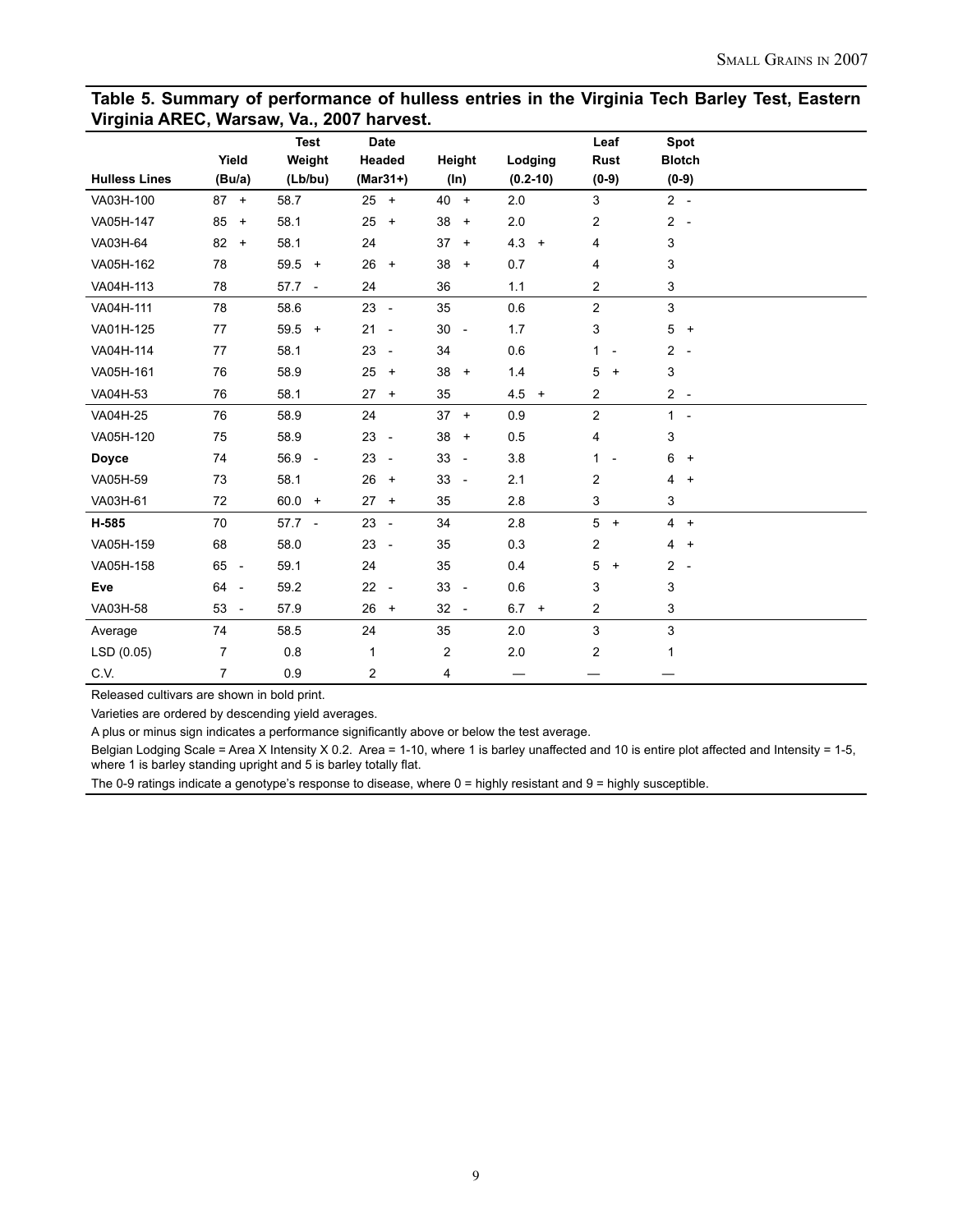## Table 5. Summary of performance of hulless entries in the Virginia Tech Barley Test, Eastern Virginia AREC, Warsaw, Va., 2007 harvest.

| Hulless Lines | Yield (Bu/a) | Test Weight (Lb/bu) | Date Headed (Mar31+) | Height (In) | Lodging (0.2-10) | Leaf Rust (0-9) | Spot Blotch (0-9) |
|---|---|---|---|---|---|---|---|
| VA03H-100 | 87 + | 58.7 | 25 + | 40 + | 2.0 | 3 | 2 - |
| VA05H-147 | 85 + | 58.1 | 25 + | 38 + | 2.0 | 2 | 2 - |
| VA03H-64 | 82 + | 58.1 | 24 | 37 + | 4.3 + | 4 | 3 |
| VA05H-162 | 78 | 59.5 + | 26 + | 38 + | 0.7 | 4 | 3 |
| VA04H-113 | 78 | 57.7 - | 24 | 36 | 1.1 | 2 | 3 |
| VA04H-111 | 78 | 58.6 | 23 - | 35 | 0.6 | 2 | 3 |
| VA01H-125 | 77 | 59.5 + | 21 - | 30 - | 1.7 | 3 | 5 + |
| VA04H-114 | 77 | 58.1 | 23 - | 34 | 0.6 | 1 - | 2 - |
| VA05H-161 | 76 | 58.9 | 25 + | 38 + | 1.4 | 5 + | 3 |
| VA04H-53 | 76 | 58.1 | 27 + | 35 | 4.5 + | 2 | 2 - |
| VA04H-25 | 76 | 58.9 | 24 | 37 + | 0.9 | 2 | 1 - |
| VA05H-120 | 75 | 58.9 | 23 - | 38 + | 0.5 | 4 | 3 |
| **Doyce** | 74 | 56.9 - | 23 - | 33 - | 3.8 | 1 - | 6 + |
| VA05H-59 | 73 | 58.1 | 26 + | 33 - | 2.1 | 2 | 4 + |
| VA03H-61 | 72 | 60.0 + | 27 + | 35 | 2.8 | 3 | 3 |
| **H-585** | 70 | 57.7 - | 23 - | 34 | 2.8 | 5 + | 4 + |
| VA05H-159 | 68 | 58.0 | 23 - | 35 | 0.3 | 2 | 4 + |
| VA05H-158 | 65 - | 59.1 | 24 | 35 | 0.4 | 5 + | 2 - |
| **Eve** | 64 - | 59.2 | 22 - | 33 - | 0.6 | 3 | 3 |
| VA03H-58 | 53 - | 57.9 | 26 + | 32 - | 6.7 + | 2 | 3 |
| Average | 74 | 58.5 | 24 | 35 | 2.0 | 3 | 3 |
| LSD (0.05) | 7 | 0.8 | 1 | 2 | 2.0 | 2 | 1 |
| C.V. | 7 | 0.9 | 2 | 4 | — | — | — |

Released cultivars are shown in bold print.

Varieties are ordered by descending yield averages.

A plus or minus sign indicates a performance significantly above or below the test average.

Belgian Lodging Scale = Area X Intensity X 0.2. Area = 1-10, where 1 is barley unaffected and 10 is entire plot affected and Intensity = 1-5, where 1 is barley standing upright and 5 is barley totally flat.

The 0-9 ratings indicate a genotype's response to disease, where 0 = highly resistant and 9 = highly susceptible.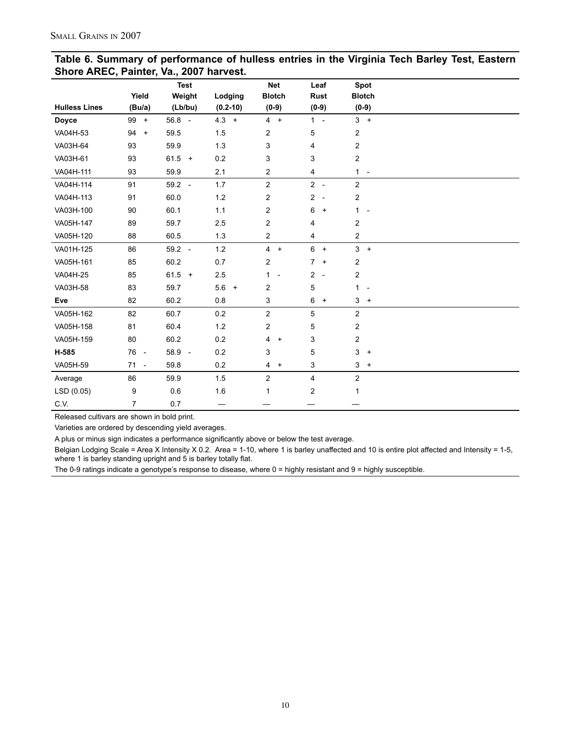**Table 6. Summary of performance of hulless entries in the Virginia Tech Barley Test, Eastern Shore AREC, Painter, Va., 2007 harvest.**

| Hulless Lines | Yield (Bu/a) | Test Weight (Lb/bu) | Lodging (0.2-10) | Net Blotch (0-9) | Leaf Rust (0-9) | Spot Blotch (0-9) |
|---|---|---|---|---|---|---|
| **Doyce** | 99 + | 56.8 - | 4.3 + | 4 + | 1 - | 3 + |
| VA04H-53 | 94 + | 59.5 | 1.5 | 2 | 5 | 2 |
| VA03H-64 | 93 | 59.9 | 1.3 | 3 | 4 | 2 |
| VA03H-61 | 93 | 61.5 + | 0.2 | 3 | 3 | 2 |
| VA04H-111 | 93 | 59.9 | 2.1 | 2 | 4 | 1 - |
| VA04H-114 | 91 | 59.2 - | 1.7 | 2 | 2 - | 2 |
| VA04H-113 | 91 | 60.0 | 1.2 | 2 | 2 - | 2 |
| VA03H-100 | 90 | 60.1 | 1.1 | 2 | 6 + | 1 - |
| VA05H-147 | 89 | 59.7 | 2.5 | 2 | 4 | 2 |
| VA05H-120 | 88 | 60.5 | 1.3 | 2 | 4 | 2 |
| VA01H-125 | 86 | 59.2 - | 1.2 | 4 + | 6 + | 3 + |
| VA05H-161 | 85 | 60.2 | 0.7 | 2 | 7 + | 2 |
| VA04H-25 | 85 | 61.5 + | 2.5 | 1 - | 2 - | 2 |
| VA03H-58 | 83 | 59.7 | 5.6 + | 2 | 5 | 1 - |
| **Eve** | 82 | 60.2 | 0.8 | 3 | 6 + | 3 + |
| VA05H-162 | 82 | 60.7 | 0.2 | 2 | 5 | 2 |
| VA05H-158 | 81 | 60.4 | 1.2 | 2 | 5 | 2 |
| VA05H-159 | 80 | 60.2 | 0.2 | 4 + | 3 | 2 |
| **H-585** | 76 - | 58.9 - | 0.2 | 3 | 5 | 3 + |
| VA05H-59 | 71 - | 59.8 | 0.2 | 4 + | 3 | 3 + |
| Average | 86 | 59.9 | 1.5 | 2 | 4 | 2 |
| LSD (0.05) | 9 | 0.6 | 1.6 | 1 | 2 | 1 |
| C.V. | 7 | 0.7 | — | — | — | — |

Released cultivars are shown in bold print.

Varieties are ordered by descending yield averages.

A plus or minus sign indicates a performance significantly above or below the test average.

Belgian Lodging Scale = Area X Intensity X 0.2. Area = 1-10, where 1 is barley unaffected and 10 is entire plot affected and Intensity = 1-5, where 1 is barley standing upright and 5 is barley totally flat.

The 0-9 ratings indicate a genotype's response to disease, where 0 = highly resistant and 9 = highly susceptible.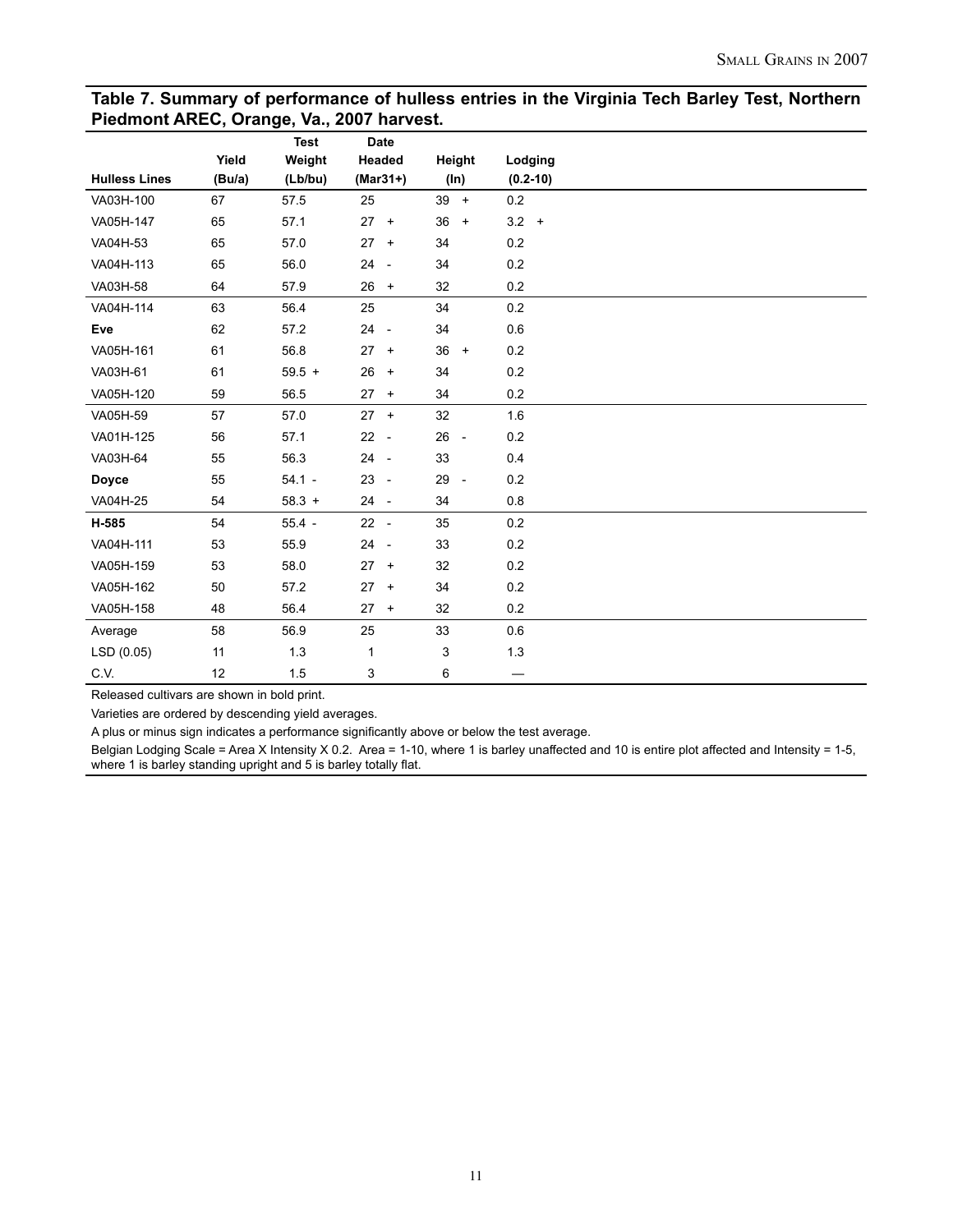## Table 7. Summary of performance of hulless entries in the Virginia Tech Barley Test, Northern Piedmont AREC, Orange, Va., 2007 harvest.

| Hulless Lines | Yield (Bu/a) | Test Weight (Lb/bu) | Date Headed (Mar31+) | Height (In) | Lodging (0.2-10) |
|---|---|---|---|---|---|
| VA03H-100 | 67 | 57.5 | 25 | 39 + | 0.2 |
| VA05H-147 | 65 | 57.1 | 27 + | 36 + | 3.2 + |
| VA04H-53 | 65 | 57.0 | 27 + | 34 | 0.2 |
| VA04H-113 | 65 | 56.0 | 24 - | 34 | 0.2 |
| VA03H-58 | 64 | 57.9 | 26 + | 32 | 0.2 |
| VA04H-114 | 63 | 56.4 | 25 | 34 | 0.2 |
| **Eve** | 62 | 57.2 | 24 - | 34 | 0.6 |
| VA05H-161 | 61 | 56.8 | 27 + | 36 + | 0.2 |
| VA03H-61 | 61 | 59.5 + | 26 + | 34 | 0.2 |
| VA05H-120 | 59 | 56.5 | 27 + | 34 | 0.2 |
| VA05H-59 | 57 | 57.0 | 27 + | 32 | 1.6 |
| VA01H-125 | 56 | 57.1 | 22 - | 26 - | 0.2 |
| VA03H-64 | 55 | 56.3 | 24 - | 33 | 0.4 |
| **Doyce** | 55 | 54.1 - | 23 - | 29 - | 0.2 |
| VA04H-25 | 54 | 58.3 + | 24 - | 34 | 0.8 |
| **H-585** | 54 | 55.4 - | 22 - | 35 | 0.2 |
| VA04H-111 | 53 | 55.9 | 24 - | 33 | 0.2 |
| VA05H-159 | 53 | 58.0 | 27 + | 32 | 0.2 |
| VA05H-162 | 50 | 57.2 | 27 + | 34 | 0.2 |
| VA05H-158 | 48 | 56.4 | 27 + | 32 | 0.2 |
| Average | 58 | 56.9 | 25 | 33 | 0.6 |
| LSD (0.05) | 11 | 1.3 | 1 | 3 | 1.3 |
| C.V. | 12 | 1.5 | 3 | 6 | — |

Released cultivars are shown in bold print.

Varieties are ordered by descending yield averages.

A plus or minus sign indicates a performance significantly above or below the test average.

Belgian Lodging Scale = Area X Intensity X 0.2. Area = 1-10, where 1 is barley unaffected and 10 is entire plot affected and Intensity = 1-5, where 1 is barley standing upright and 5 is barley totally flat.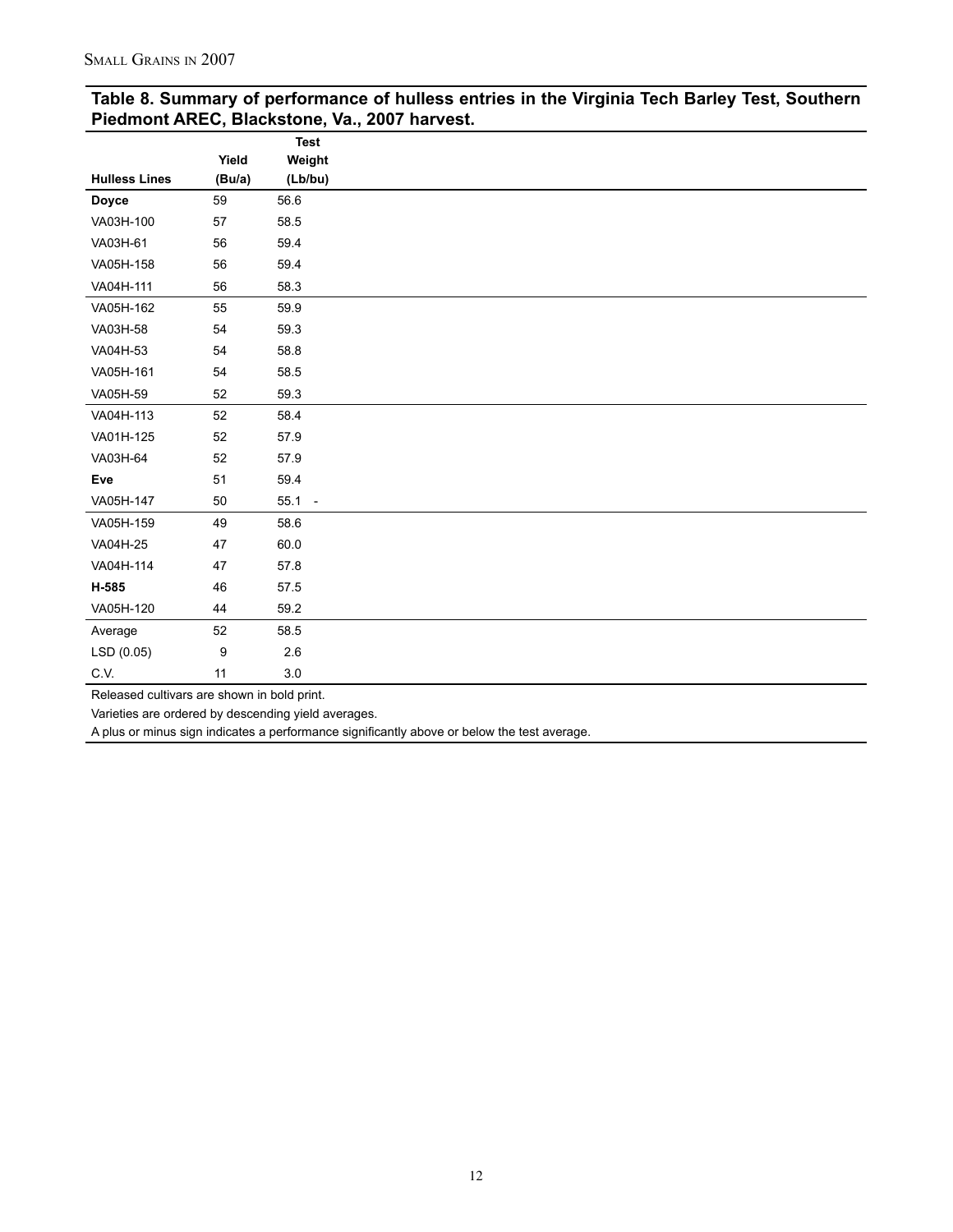## Table 8. Summary of performance of hulless entries in the Virginia Tech Barley Test, Southern Piedmont AREC, Blackstone, Va., 2007 harvest.

| Hulless Lines | Yield (Bu/a) | Test Weight (Lb/bu) |
|---|---|---|
| **Doyce** | 59 | 56.6 |
| VA03H-100 | 57 | 58.5 |
| VA03H-61 | 56 | 59.4 |
| VA05H-158 | 56 | 59.4 |
| VA04H-111 | 56 | 58.3 |
| VA05H-162 | 55 | 59.9 |
| VA03H-58 | 54 | 59.3 |
| VA04H-53 | 54 | 58.8 |
| VA05H-161 | 54 | 58.5 |
| VA05H-59 | 52 | 59.3 |
| VA04H-113 | 52 | 58.4 |
| VA01H-125 | 52 | 57.9 |
| VA03H-64 | 52 | 57.9 |
| **Eve** | 51 | 59.4 |
| VA05H-147 | 50 | 55.1 - |
| VA05H-159 | 49 | 58.6 |
| VA04H-25 | 47 | 60.0 |
| VA04H-114 | 47 | 57.8 |
| **H-585** | 46 | 57.5 |
| VA05H-120 | 44 | 59.2 |
| Average | 52 | 58.5 |
| LSD (0.05) | 9 | 2.6 |
| C.V. | 11 | 3.0 |

Released cultivars are shown in bold print.

Varieties are ordered by descending yield averages.

A plus or minus sign indicates a performance significantly above or below the test average.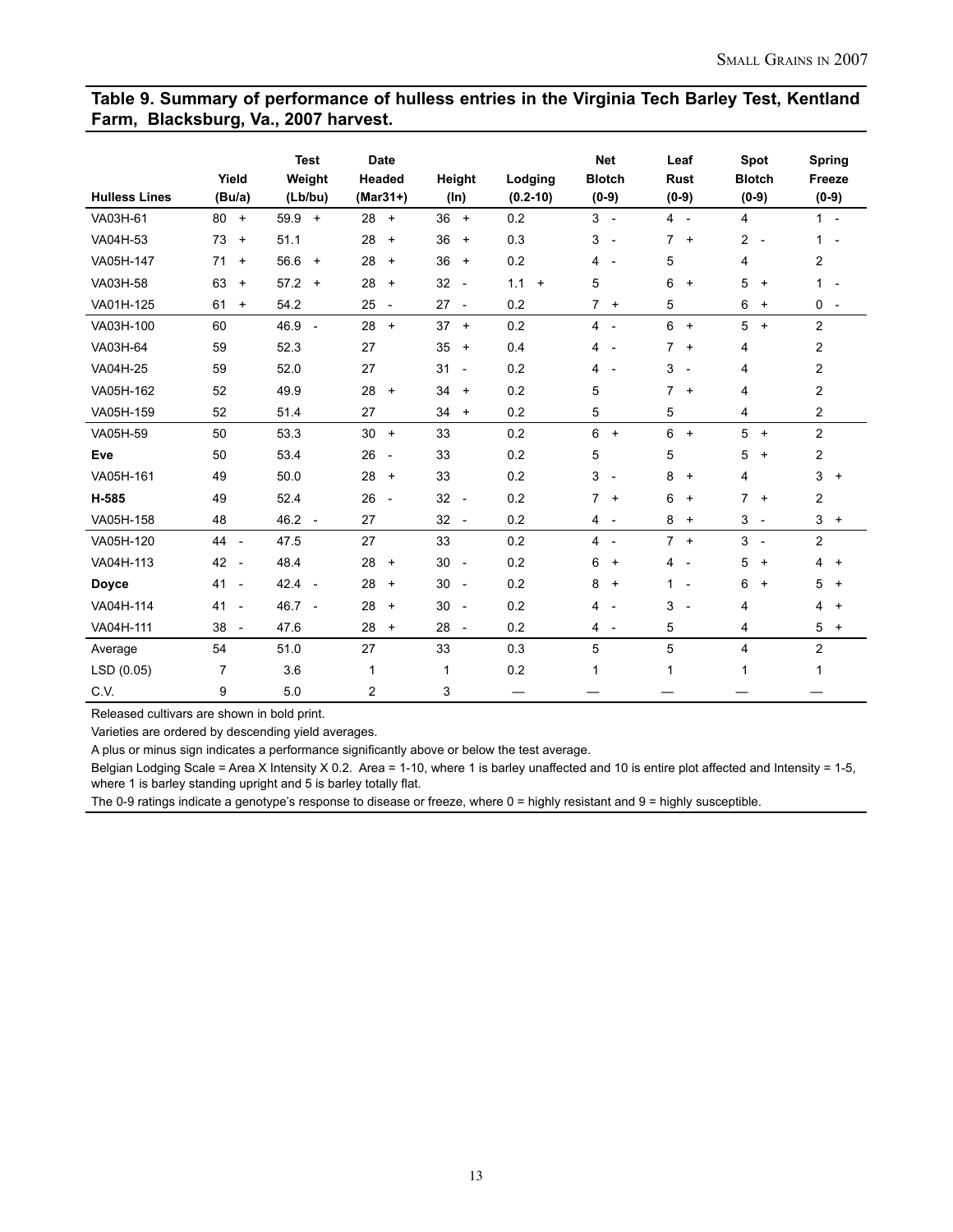## Table 9. Summary of performance of hulless entries in the Virginia Tech Barley Test, Kentland Farm, Blacksburg, Va., 2007 harvest.

| Hulless Lines | Yield (Bu/a) | Test Weight (Lb/bu) | Date Headed (Mar31+) | Height (In) | Lodging (0.2-10) | Net Blotch (0-9) | Leaf Rust (0-9) | Spot Blotch (0-9) | Spring Freeze (0-9) |
|---|---|---|---|---|---|---|---|---|---|
| VA03H-61 | 80 + | 59.9 + | 28 + | 36 + | 0.2 | 3 - | 4 - | 4 | 1 - |
| VA04H-53 | 73 + | 51.1 | 28 + | 36 + | 0.3 | 3 - | 7 + | 2 - | 1 - |
| VA05H-147 | 71 + | 56.6 + | 28 + | 36 + | 0.2 | 4 - | 5 | 4 | 2 |
| VA03H-58 | 63 + | 57.2 + | 28 + | 32 - | 1.1 + | 5 | 6 + | 5 + | 1 - |
| VA01H-125 | 61 + | 54.2 | 25 - | 27 - | 0.2 | 7 + | 5 | 6 + | 0 - |
| VA03H-100 | 60 | 46.9 - | 28 + | 37 + | 0.2 | 4 - | 6 + | 5 + | 2 |
| VA03H-64 | 59 | 52.3 | 27 | 35 + | 0.4 | 4 - | 7 + | 4 | 2 |
| VA04H-25 | 59 | 52.0 | 27 | 31 - | 0.2 | 4 - | 3 - | 4 | 2 |
| VA05H-162 | 52 | 49.9 | 28 + | 34 + | 0.2 | 5 | 7 + | 4 | 2 |
| VA05H-159 | 52 | 51.4 | 27 | 34 + | 0.2 | 5 | 5 | 4 | 2 |
| VA05H-59 | 50 | 53.3 | 30 + | 33 | 0.2 | 6 + | 6 + | 5 + | 2 |
| **Eve** | 50 | 53.4 | 26 - | 33 | 0.2 | 5 | 5 | 5 + | 2 |
| VA05H-161 | 49 | 50.0 | 28 + | 33 | 0.2 | 3 - | 8 + | 4 | 3 + |
| **H-585** | 49 | 52.4 | 26 - | 32 - | 0.2 | 7 + | 6 + | 7 + | 2 |
| VA05H-158 | 48 | 46.2 - | 27 | 32 - | 0.2 | 4 - | 8 + | 3 - | 3 + |
| VA05H-120 | 44 - | 47.5 | 27 | 33 | 0.2 | 4 - | 7 + | 3 - | 2 |
| VA04H-113 | 42 - | 48.4 | 28 + | 30 - | 0.2 | 6 + | 4 - | 5 + | 4 + |
| **Doyce** | 41 - | 42.4 - | 28 + | 30 - | 0.2 | 8 + | 1 - | 6 + | 5 + |
| VA04H-114 | 41 - | 46.7 - | 28 + | 30 - | 0.2 | 4 - | 3 - | 4 | 4 + |
| VA04H-111 | 38 - | 47.6 | 28 + | 28 - | 0.2 | 4 - | 5 | 4 | 5 + |
| Average | 54 | 51.0 | 27 | 33 | 0.3 | 5 | 5 | 4 | 2 |
| LSD (0.05) | 7 | 3.6 | 1 | 1 | 0.2 | 1 | 1 | 1 | 1 |
| C.V. | 9 | 5.0 | 2 | 3 | — | — | — | — | — |

Released cultivars are shown in bold print.

Varieties are ordered by descending yield averages.

A plus or minus sign indicates a performance significantly above or below the test average.

Belgian Lodging Scale = Area X Intensity X 0.2. Area = 1-10, where 1 is barley unaffected and 10 is entire plot affected and Intensity = 1-5, where 1 is barley standing upright and 5 is barley totally flat.

The 0-9 ratings indicate a genotype's response to disease or freeze, where 0 = highly resistant and 9 = highly susceptible.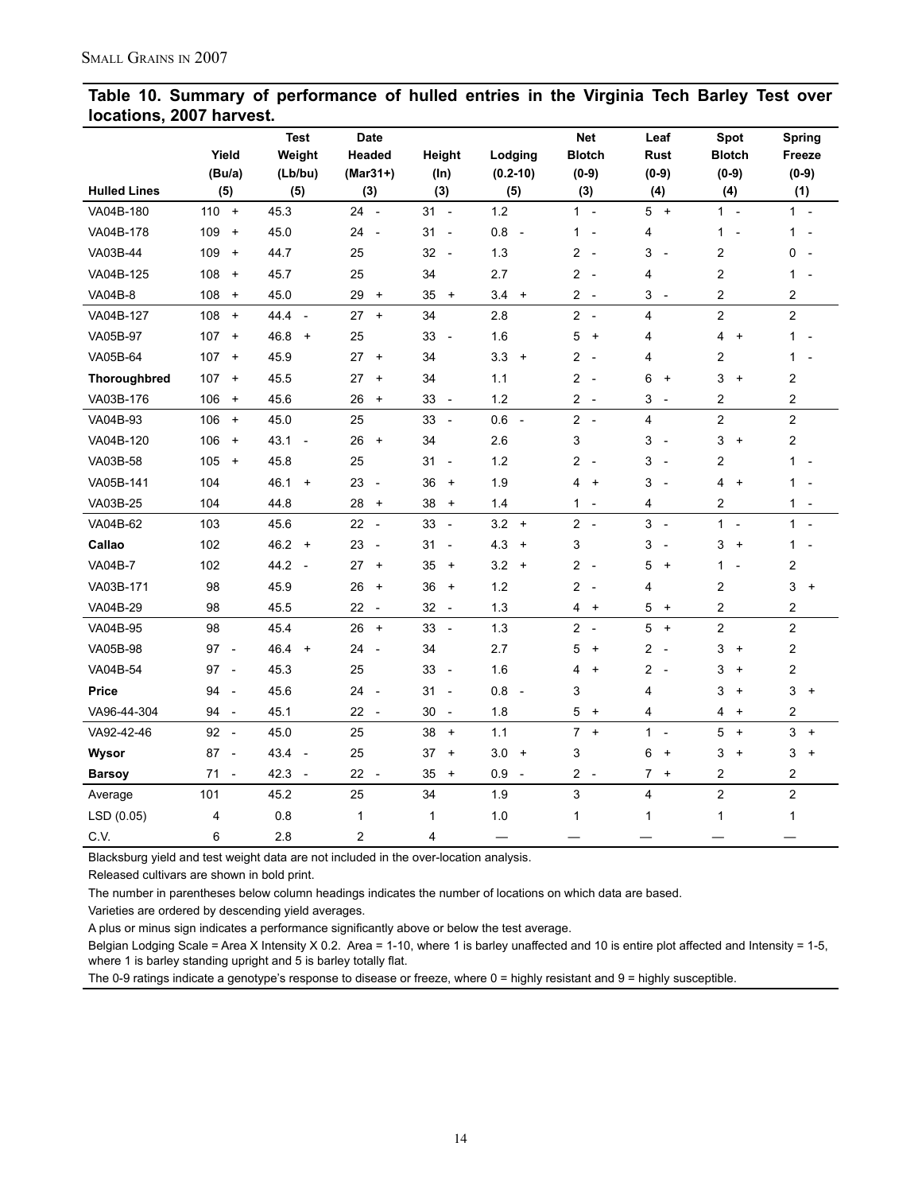**Table 10. Summary of performance of hulled entries in the Virginia Tech Barley Test over locations, 2007 harvest.**

| Hulled Lines | Yield (Bu/a) (5) | Test Weight (Lb/bu) (5) | Date Headed (Mar31+) (3) | Height (In) (3) | Lodging (0.2-10) (5) | Net Blotch (0-9) (3) | Leaf Rust (0-9) (4) | Spot Blotch (0-9) (4) | Spring Freeze (0-9) (1) |
|---|---|---|---|---|---|---|---|---|---|
| VA04B-180 | 110 + | 45.3 | 24 - | 31 - | 1.2 | 1 - | 5 + | 1 - | 1 - |
| VA04B-178 | 109 + | 45.0 | 24 - | 31 - | 0.8 - | 1 - | 4 | 1 - | 1 - |
| VA03B-44 | 109 + | 44.7 | 25 | 32 - | 1.3 | 2 - | 3 - | 2 | 0 - |
| VA04B-125 | 108 + | 45.7 | 25 | 34 | 2.7 | 2 - | 4 | 2 | 1 - |
| VA04B-8 | 108 + | 45.0 | 29 + | 35 + | 3.4 + | 2 - | 3 - | 2 | 2 |
| VA04B-127 | 108 + | 44.4 - | 27 + | 34 | 2.8 | 2 - | 4 | 2 | 2 |
| VA05B-97 | 107 + | 46.8 + | 25 | 33 - | 1.6 | 5 + | 4 | 4 + | 1 - |
| VA05B-64 | 107 + | 45.9 | 27 + | 34 | 3.3 + | 2 - | 4 | 2 | 1 - |
| **Thoroughbred** | 107 + | 45.5 | 27 + | 34 | 1.1 | 2 - | 6 + | 3 + | 2 |
| VA03B-176 | 106 + | 45.6 | 26 + | 33 - | 1.2 | 2 - | 3 - | 2 | 2 |
| VA04B-93 | 106 + | 45.0 | 25 | 33 - | 0.6 - | 2 - | 4 | 2 | 2 |
| VA04B-120 | 106 + | 43.1 - | 26 + | 34 | 2.6 | 3 | 3 - | 3 + | 2 |
| VA03B-58 | 105 + | 45.8 | 25 | 31 - | 1.2 | 2 - | 3 - | 2 | 1 - |
| VA05B-141 | 104 | 46.1 + | 23 - | 36 + | 1.9 | 4 + | 3 - | 4 + | 1 - |
| VA03B-25 | 104 | 44.8 | 28 + | 38 + | 1.4 | 1 - | 4 | 2 | 1 - |
| VA04B-62 | 103 | 45.6 | 22 - | 33 - | 3.2 + | 2 - | 3 - | 1 - | 1 - |
| **Callao** | 102 | 46.2 + | 23 - | 31 - | 4.3 + | 3 | 3 - | 3 + | 1 - |
| VA04B-7 | 102 | 44.2 - | 27 + | 35 + | 3.2 + | 2 - | 5 + | 1 - | 2 |
| VA03B-171 | 98 | 45.9 | 26 + | 36 + | 1.2 | 2 - | 4 | 2 | 3 + |
| VA04B-29 | 98 | 45.5 | 22 - | 32 - | 1.3 | 4 + | 5 + | 2 | 2 |
| VA04B-95 | 98 | 45.4 | 26 + | 33 - | 1.3 | 2 - | 5 + | 2 | 2 |
| VA05B-98 | 97 - | 46.4 + | 24 - | 34 | 2.7 | 5 + | 2 - | 3 + | 2 |
| VA04B-54 | 97 - | 45.3 | 25 | 33 - | 1.6 | 4 + | 2 - | 3 + | 2 |
| **Price** | 94 - | 45.6 | 24 - | 31 - | 0.8 - | 3 | 4 | 3 + | 3 + |
| VA96-44-304 | 94 - | 45.1 | 22 - | 30 - | 1.8 | 5 + | 4 | 4 + | 2 |
| VA92-42-46 | 92 - | 45.0 | 25 | 38 + | 1.1 | 7 + | 1 - | 5 + | 3 + |
| **Wysor** | 87 - | 43.4 - | 25 | 37 + | 3.0 + | 3 | 6 + | 3 + | 3 + |
| **Barsoy** | 71 - | 42.3 - | 22 - | 35 + | 0.9 - | 2 - | 7 + | 2 | 2 |
| Average | 101 | 45.2 | 25 | 34 | 1.9 | 3 | 4 | 2 | 2 |
| LSD (0.05) | 4 | 0.8 | 1 | 1 | 1.0 | 1 | 1 | 1 | 1 |
| C.V. | 6 | 2.8 | 2 | 4 | — | — | — | — | — |

Blacksburg yield and test weight data are not included in the over-location analysis.

Released cultivars are shown in bold print.

The number in parentheses below column headings indicates the number of locations on which data are based.

Varieties are ordered by descending yield averages.

A plus or minus sign indicates a performance significantly above or below the test average.

Belgian Lodging Scale = Area X Intensity X 0.2. Area = 1-10, where 1 is barley unaffected and 10 is entire plot affected and Intensity = 1-5, where 1 is barley standing upright and 5 is barley totally flat.

The 0-9 ratings indicate a genotype's response to disease or freeze, where 0 = highly resistant and 9 = highly susceptible.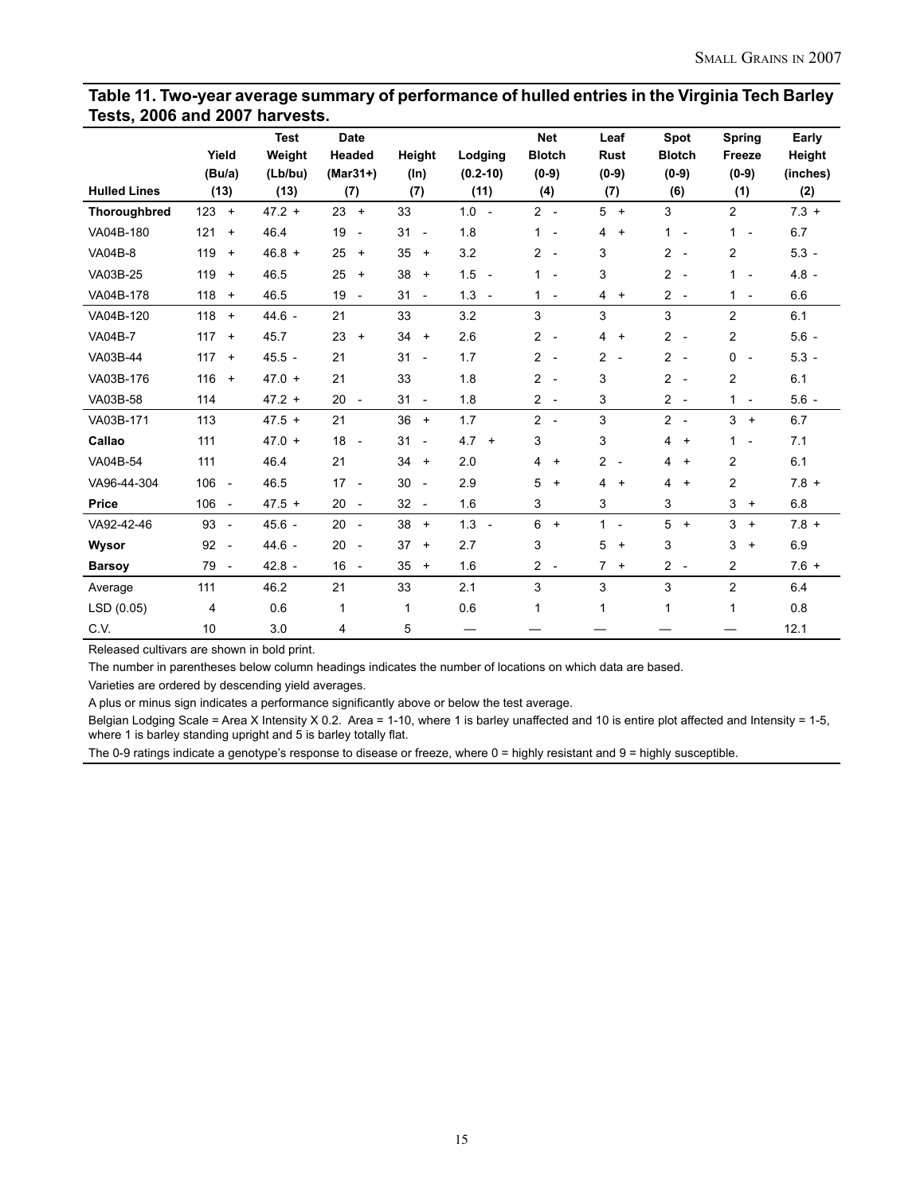**Table 11. Two-year average summary of performance of hulled entries in the Virginia Tech Barley Tests, 2006 and 2007 harvests.**

| Hulled Lines | Yield (Bu/a) (13) | Test Weight (Lb/bu) (13) | Date Headed (Mar31+) (7) | Height (In) (7) | Lodging (0.2-10) (11) | Net Blotch (0-9) (4) | Leaf Rust (0-9) (7) | Spot Blotch (0-9) (6) | Spring Freeze (0-9) (1) | Early Height (inches) (2) |
|---|---|---|---|---|---|---|---|---|---|---|
| **Thoroughbred** | 123 + | 47.2 + | 23 + | 33 | 1.0 - | 2 - | 5 + | 3 | 2 | 7.3 + |
| VA04B-180 | 121 + | 46.4 | 19 - | 31 - | 1.8 | 1 - | 4 + | 1 - | 1 - | 6.7 |
| VA04B-8 | 119 + | 46.8 + | 25 + | 35 + | 3.2 | 2 - | 3 | 2 - | 2 | 5.3 - |
| VA03B-25 | 119 + | 46.5 | 25 + | 38 + | 1.5 - | 1 - | 3 | 2 - | 1 - | 4.8 - |
| VA04B-178 | 118 + | 46.5 | 19 - | 31 - | 1.3 - | 1 - | 4 + | 2 - | 1 - | 6.6 |
| VA04B-120 | 118 + | 44.6 - | 21 | 33 | 3.2 | 3 | 3 | 3 | 2 | 6.1 |
| VA04B-7 | 117 + | 45.7 | 23 + | 34 + | 2.6 | 2 - | 4 + | 2 - | 2 | 5.6 - |
| VA03B-44 | 117 + | 45.5 - | 21 | 31 - | 1.7 | 2 - | 2 - | 2 - | 0 - | 5.3 - |
| VA03B-176 | 116 + | 47.0 + | 21 | 33 | 1.8 | 2 - | 3 | 2 - | 2 | 6.1 |
| VA03B-58 | 114 | 47.2 + | 20 - | 31 - | 1.8 | 2 - | 3 | 2 - | 1 - | 5.6 - |
| VA03B-171 | 113 | 47.5 + | 21 | 36 + | 1.7 | 2 - | 3 | 2 - | 3 + | 6.7 |
| **Callao** | 111 | 47.0 + | 18 - | 31 - | 4.7 + | 3 | 3 | 4 + | 1 - | 7.1 |
| VA04B-54 | 111 | 46.4 | 21 | 34 + | 2.0 | 4 + | 2 - | 4 + | 2 | 6.1 |
| VA96-44-304 | 106 - | 46.5 | 17 - | 30 - | 2.9 | 5 + | 4 + | 4 + | 2 | 7.8 + |
| **Price** | 106 - | 47.5 + | 20 - | 32 - | 1.6 | 3 | 3 | 3 | 3 + | 6.8 |
| VA92-42-46 | 93 - | 45.6 - | 20 - | 38 + | 1.3 - | 6 + | 1 - | 5 + | 3 + | 7.8 + |
| **Wysor** | 92 - | 44.6 - | 20 - | 37 + | 2.7 | 3 | 5 + | 3 | 3 + | 6.9 |
| **Barsoy** | 79 - | 42.8 - | 16 - | 35 + | 1.6 | 2 - | 7 + | 2 - | 2 | 7.6 + |
| Average | 111 | 46.2 | 21 | 33 | 2.1 | 3 | 3 | 3 | 2 | 6.4 |
| LSD (0.05) | 4 | 0.6 | 1 | 1 | 0.6 | 1 | 1 | 1 | 1 | 0.8 |
| C.V. | 10 | 3.0 | 4 | 5 | — | — | — | — | — | 12.1 |

Released cultivars are shown in bold print.

The number in parentheses below column headings indicates the number of locations on which data are based.

Varieties are ordered by descending yield averages.

A plus or minus sign indicates a performance significantly above or below the test average.

Belgian Lodging Scale = Area X Intensity X 0.2. Area = 1-10, where 1 is barley unaffected and 10 is entire plot affected and Intensity = 1-5, where 1 is barley standing upright and 5 is barley totally flat.

The 0-9 ratings indicate a genotype's response to disease or freeze, where 0 = highly resistant and 9 = highly susceptible.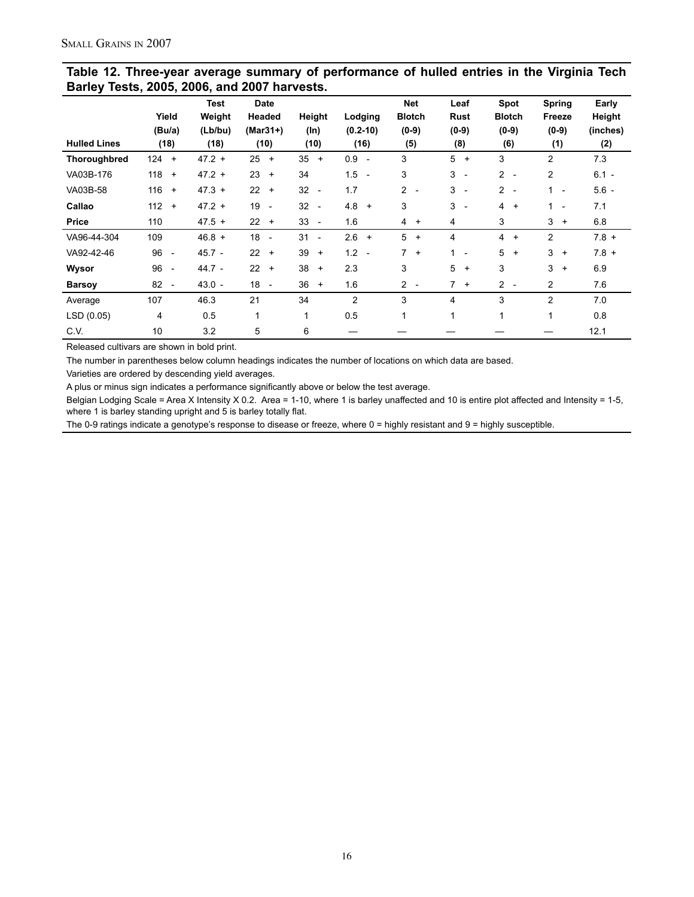**Table 12. Three-year average summary of performance of hulled entries in the Virginia Tech Barley Tests, 2005, 2006, and 2007 harvests.**

| Hulled Lines | Yield (Bu/a) (18) | Test Weight (Lb/bu) (18) | Date Headed (Mar31+) (10) | Height (In) (10) | Lodging (0.2-10) (16) | Net Blotch (0-9) (5) | Leaf Rust (0-9) (8) | Spot Blotch (0-9) (6) | Spring Freeze (0-9) (1) | Early Height (inches) (2) |
|---|---|---|---|---|---|---|---|---|---|---|
| **Thoroughbred** | 124 + | 47.2 + | 25 + | 35 + | 0.9 - | 3 | 5 + | 3 | 2 | 7.3 |
| VA03B-176 | 118 + | 47.2 + | 23 + | 34 | 1.5 - | 3 | 3 - | 2 - | 2 | 6.1 - |
| VA03B-58 | 116 + | 47.3 + | 22 + | 32 - | 1.7 | 2 - | 3 - | 2 - | 1 - | 5.6 - |
| **Callao** | 112 + | 47.2 + | 19 - | 32 - | 4.8 + | 3 | 3 - | 4 + | 1 - | 7.1 |
| **Price** | 110 | 47.5 + | 22 + | 33 - | 1.6 | 4 + | 4 | 3 | 3 + | 6.8 |
| VA96-44-304 | 109 | 46.8 + | 18 - | 31 - | 2.6 + | 5 + | 4 | 4 + | 2 | 7.8 + |
| VA92-42-46 | 96 - | 45.7 - | 22 + | 39 + | 1.2 - | 7 + | 1 - | 5 + | 3 + | 7.8 + |
| **Wysor** | 96 - | 44.7 - | 22 + | 38 + | 2.3 | 3 | 5 + | 3 | 3 + | 6.9 |
| **Barsoy** | 82 - | 43.0 - | 18 - | 36 + | 1.6 | 2 - | 7 + | 2 - | 2 | 7.6 |
| Average | 107 | 46.3 | 21 | 34 | 2 | 3 | 4 | 3 | 2 | 7.0 |
| LSD (0.05) | 4 | 0.5 | 1 | 1 | 0.5 | 1 | 1 | 1 | 1 | 0.8 |
| C.V. | 10 | 3.2 | 5 | 6 | — | — | — | — | — | 12.1 |

Released cultivars are shown in bold print.

The number in parentheses below column headings indicates the number of locations on which data are based.

Varieties are ordered by descending yield averages.

A plus or minus sign indicates a performance significantly above or below the test average.

Belgian Lodging Scale = Area X Intensity X 0.2. Area = 1-10, where 1 is barley unaffected and 10 is entire plot affected and Intensity = 1-5, where 1 is barley standing upright and 5 is barley totally flat.

The 0-9 ratings indicate a genotype's response to disease or freeze, where 0 = highly resistant and 9 = highly susceptible.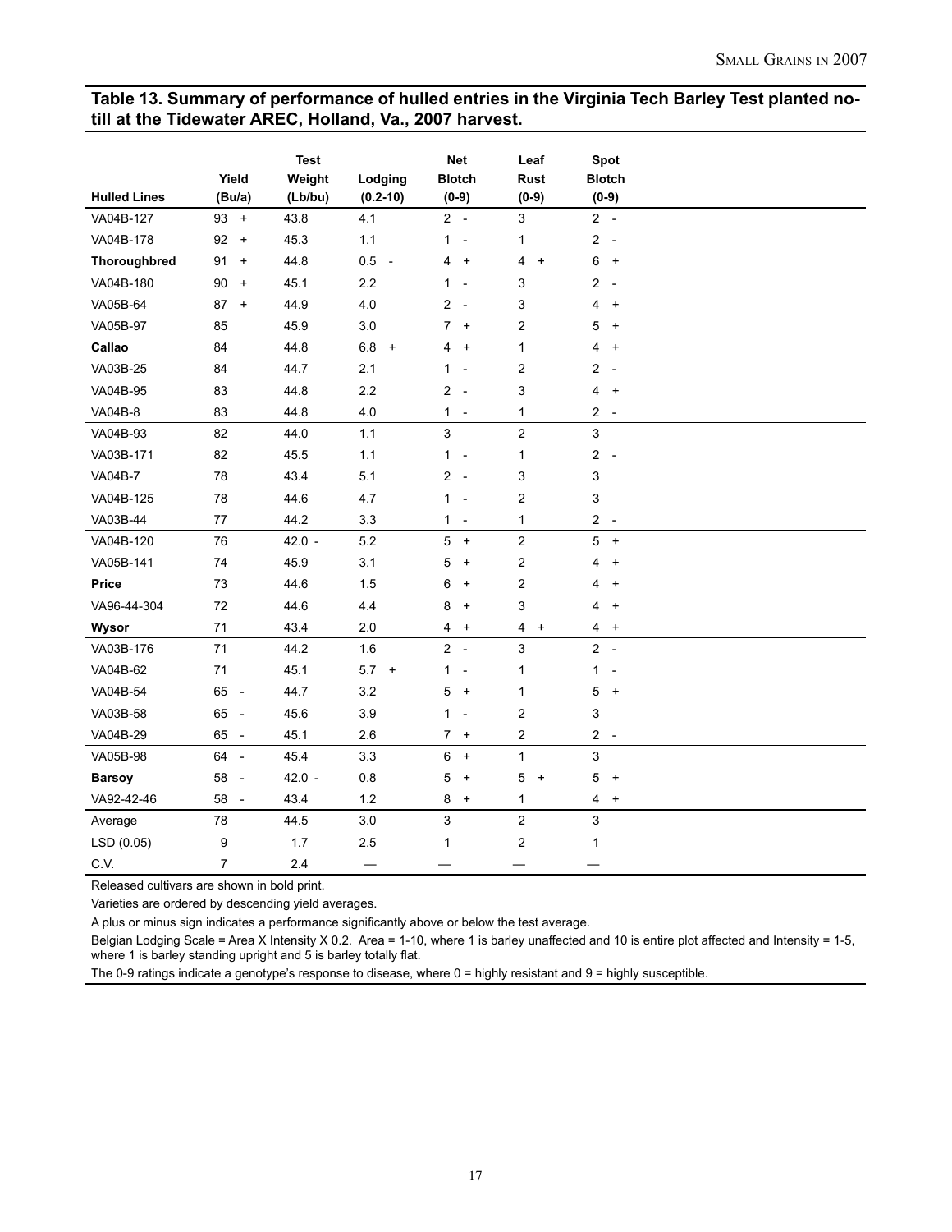**Table 13. Summary of performance of hulled entries in the Virginia Tech Barley Test planted no-till at the Tidewater AREC, Holland, Va., 2007 harvest.**

| Hulled Lines | Yield (Bu/a) | Test Weight (Lb/bu) | Lodging (0.2-10) | Net Blotch (0-9) | Leaf Rust (0-9) | Spot Blotch (0-9) |
|---|---|---|---|---|---|---|
| VA04B-127 | 93 + | 43.8 | 4.1 | 2 - | 3 | 2 - |
| VA04B-178 | 92 + | 45.3 | 1.1 | 1 - | 1 | 2 - |
| **Thoroughbred** | 91 + | 44.8 | 0.5 - | 4 + | 4 + | 6 + |
| VA04B-180 | 90 + | 45.1 | 2.2 | 1 - | 3 | 2 - |
| VA05B-64 | 87 + | 44.9 | 4.0 | 2 - | 3 | 4 + |
| VA05B-97 | 85 | 45.9 | 3.0 | 7 + | 2 | 5 + |
| **Callao** | 84 | 44.8 | 6.8 + | 4 + | 1 | 4 + |
| VA03B-25 | 84 | 44.7 | 2.1 | 1 - | 2 | 2 - |
| VA04B-95 | 83 | 44.8 | 2.2 | 2 - | 3 | 4 + |
| VA04B-8 | 83 | 44.8 | 4.0 | 1 - | 1 | 2 - |
| VA04B-93 | 82 | 44.0 | 1.1 | 3 | 2 | 3 |
| VA03B-171 | 82 | 45.5 | 1.1 | 1 - | 1 | 2 - |
| VA04B-7 | 78 | 43.4 | 5.1 | 2 - | 3 | 3 |
| VA04B-125 | 78 | 44.6 | 4.7 | 1 - | 2 | 3 |
| VA03B-44 | 77 | 44.2 | 3.3 | 1 - | 1 | 2 - |
| VA04B-120 | 76 | 42.0 - | 5.2 | 5 + | 2 | 5 + |
| VA05B-141 | 74 | 45.9 | 3.1 | 5 + | 2 | 4 + |
| **Price** | 73 | 44.6 | 1.5 | 6 + | 2 | 4 + |
| VA96-44-304 | 72 | 44.6 | 4.4 | 8 + | 3 | 4 + |
| **Wysor** | 71 | 43.4 | 2.0 | 4 + | 4 + | 4 + |
| VA03B-176 | 71 | 44.2 | 1.6 | 2 - | 3 | 2 - |
| VA04B-62 | 71 | 45.1 | 5.7 + | 1 - | 1 | 1 - |
| VA04B-54 | 65 - | 44.7 | 3.2 | 5 + | 1 | 5 + |
| VA03B-58 | 65 - | 45.6 | 3.9 | 1 - | 2 | 3 |
| VA04B-29 | 65 - | 45.1 | 2.6 | 7 + | 2 | 2 - |
| VA05B-98 | 64 - | 45.4 | 3.3 | 6 + | 1 | 3 |
| **Barsoy** | 58 - | 42.0 - | 0.8 | 5 + | 5 + | 5 + |
| VA92-42-46 | 58 - | 43.4 | 1.2 | 8 + | 1 | 4 + |
| Average | 78 | 44.5 | 3.0 | 3 | 2 | 3 |
| LSD (0.05) | 9 | 1.7 | 2.5 | 1 | 2 | 1 |
| C.V. | 7 | 2.4 | — | — | — | — |

Released cultivars are shown in bold print.

Varieties are ordered by descending yield averages.

A plus or minus sign indicates a performance significantly above or below the test average.

Belgian Lodging Scale = Area X Intensity X 0.2. Area = 1-10, where 1 is barley unaffected and 10 is entire plot affected and Intensity = 1-5, where 1 is barley standing upright and 5 is barley totally flat.

The 0-9 ratings indicate a genotype's response to disease, where 0 = highly resistant and 9 = highly susceptible.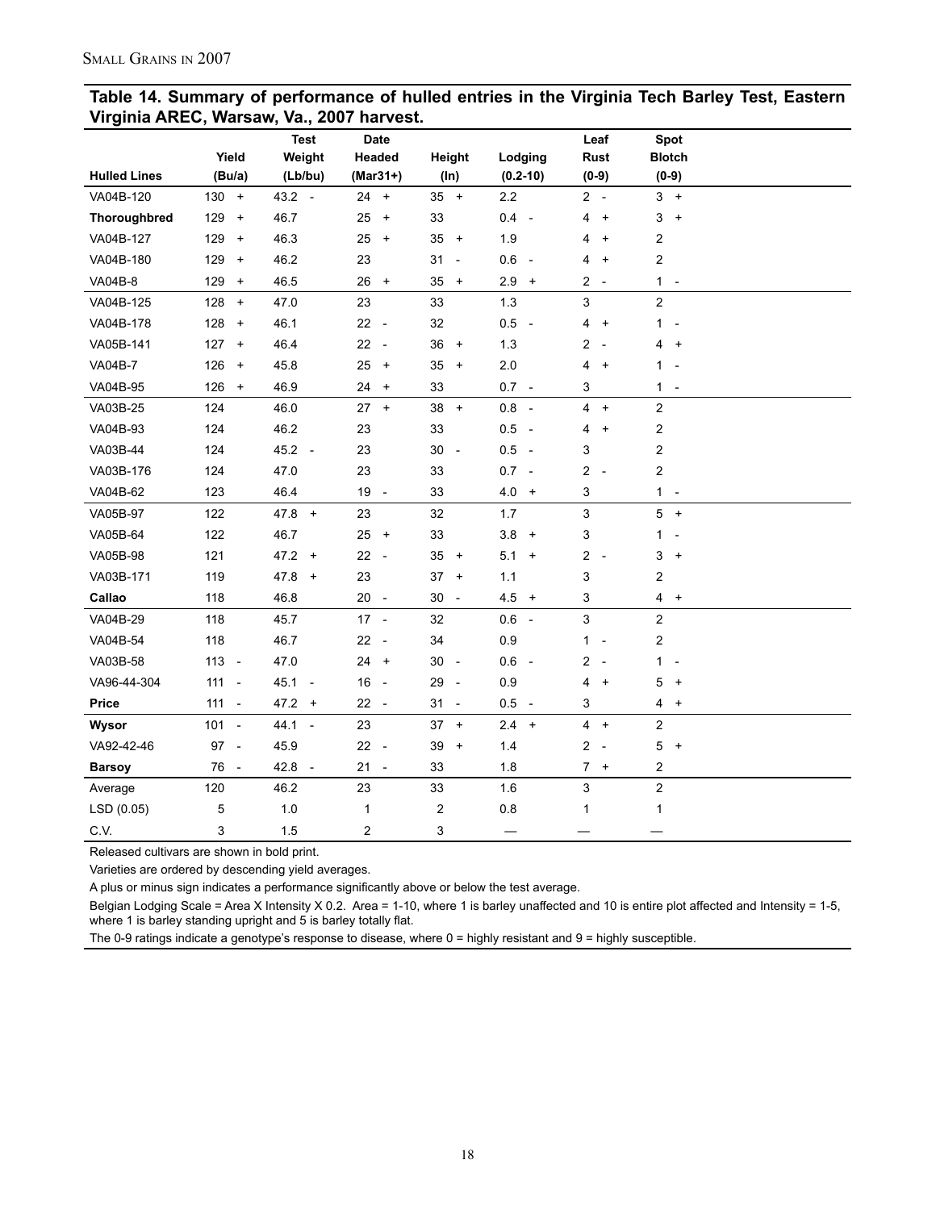## Table 14. Summary of performance of hulled entries in the Virginia Tech Barley Test, Eastern Virginia AREC, Warsaw, Va., 2007 harvest.

| Hulled Lines | Yield (Bu/a) | Test Weight (Lb/bu) | Date Headed (Mar31+) | Height (In) | Lodging (0.2-10) | Leaf Rust (0-9) | Spot Blotch (0-9) |
|---|---|---|---|---|---|---|---|
| VA04B-120 | 130 + | 43.2 - | 24 + | 35 + | 2.2 | 2 - | 3 + |
| **Thoroughbred** | 129 + | 46.7 | 25 + | 33 | 0.4 - | 4 + | 3 + |
| VA04B-127 | 129 + | 46.3 | 25 + | 35 + | 1.9 | 4 + | 2 |
| VA04B-180 | 129 + | 46.2 | 23 | 31 - | 0.6 - | 4 + | 2 |
| VA04B-8 | 129 + | 46.5 | 26 + | 35 + | 2.9 + | 2 - | 1 - |
| VA04B-125 | 128 + | 47.0 | 23 | 33 | 1.3 | 3 | 2 |
| VA04B-178 | 128 + | 46.1 | 22 - | 32 | 0.5 - | 4 + | 1 - |
| VA05B-141 | 127 + | 46.4 | 22 - | 36 + | 1.3 | 2 - | 4 + |
| VA04B-7 | 126 + | 45.8 | 25 + | 35 + | 2.0 | 4 + | 1 - |
| VA04B-95 | 126 + | 46.9 | 24 + | 33 | 0.7 - | 3 | 1 - |
| VA03B-25 | 124 | 46.0 | 27 + | 38 + | 0.8 - | 4 + | 2 |
| VA04B-93 | 124 | 46.2 | 23 | 33 | 0.5 - | 4 + | 2 |
| VA03B-44 | 124 | 45.2 - | 23 | 30 - | 0.5 - | 3 | 2 |
| VA03B-176 | 124 | 47.0 | 23 | 33 | 0.7 - | 2 - | 2 |
| VA04B-62 | 123 | 46.4 | 19 - | 33 | 4.0 + | 3 | 1 - |
| VA05B-97 | 122 | 47.8 + | 23 | 32 | 1.7 | 3 | 5 + |
| VA05B-64 | 122 | 46.7 | 25 + | 33 | 3.8 + | 3 | 1 - |
| VA05B-98 | 121 | 47.2 + | 22 - | 35 + | 5.1 + | 2 - | 3 + |
| VA03B-171 | 119 | 47.8 + | 23 | 37 + | 1.1 | 3 | 2 |
| **Callao** | 118 | 46.8 | 20 - | 30 - | 4.5 + | 3 | 4 + |
| VA04B-29 | 118 | 45.7 | 17 - | 32 | 0.6 - | 3 | 2 |
| VA04B-54 | 118 | 46.7 | 22 - | 34 | 0.9 | 1 - | 2 |
| VA03B-58 | 113 - | 47.0 | 24 + | 30 - | 0.6 - | 2 - | 1 - |
| VA96-44-304 | 111 - | 45.1 - | 16 - | 29 - | 0.9 | 4 + | 5 + |
| **Price** | 111 - | 47.2 + | 22 - | 31 - | 0.5 - | 3 | 4 + |
| **Wysor** | 101 - | 44.1 - | 23 | 37 + | 2.4 + | 4 + | 2 |
| VA92-42-46 | 97 - | 45.9 | 22 - | 39 + | 1.4 | 2 - | 5 + |
| **Barsoy** | 76 - | 42.8 - | 21 - | 33 | 1.8 | 7 + | 2 |
| Average | 120 | 46.2 | 23 | 33 | 1.6 | 3 | 2 |
| LSD (0.05) | 5 | 1.0 | 1 | 2 | 0.8 | 1 | 1 |
| C.V. | 3 | 1.5 | 2 | 3 | — | — | — |

Released cultivars are shown in bold print.

Varieties are ordered by descending yield averages.

A plus or minus sign indicates a performance significantly above or below the test average.

Belgian Lodging Scale = Area X Intensity X 0.2. Area = 1-10, where 1 is barley unaffected and 10 is entire plot affected and Intensity = 1-5, where 1 is barley standing upright and 5 is barley totally flat.

The 0-9 ratings indicate a genotype's response to disease, where 0 = highly resistant and 9 = highly susceptible.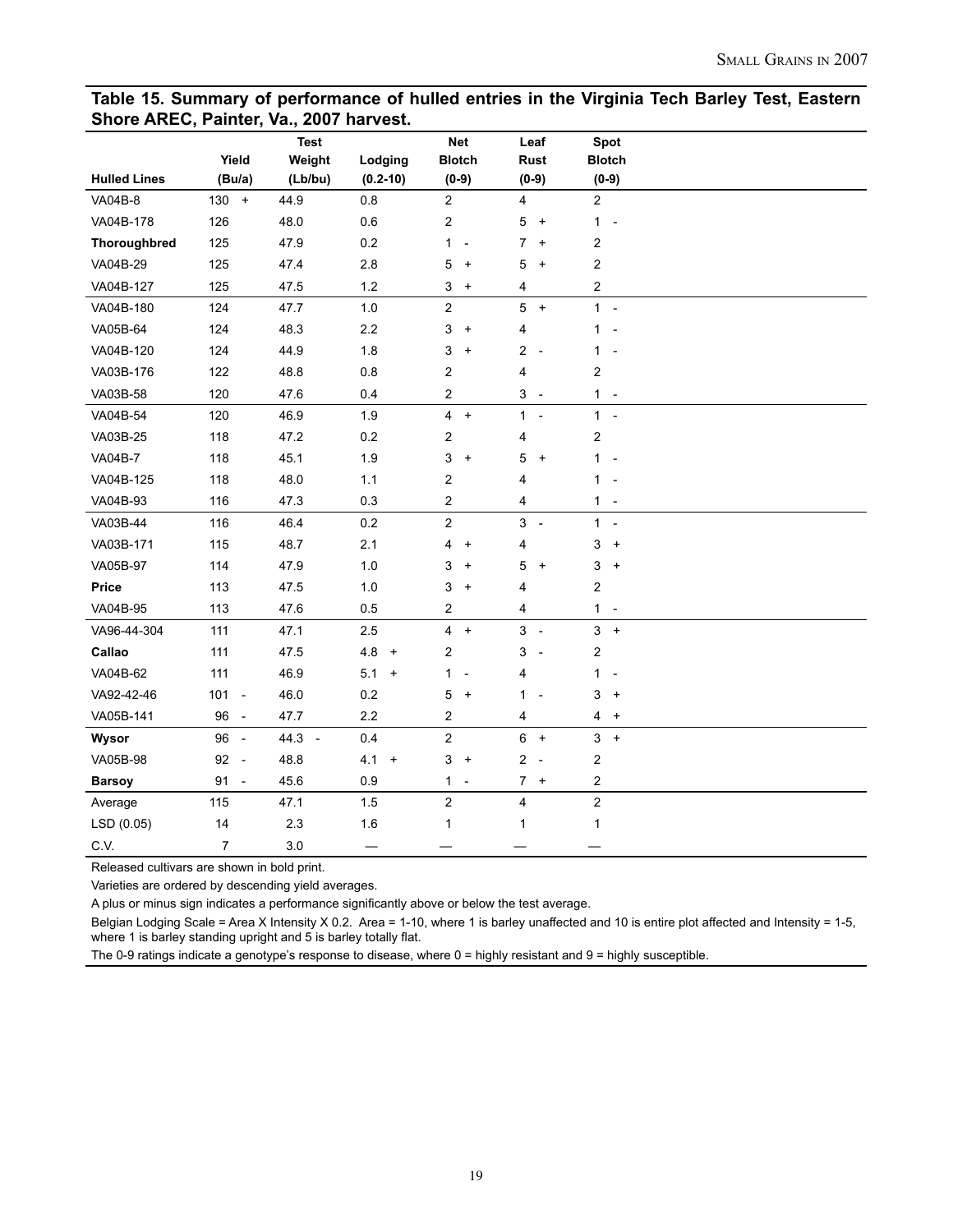**Table 15. Summary of performance of hulled entries in the Virginia Tech Barley Test, Eastern Shore AREC, Painter, Va., 2007 harvest.**

| Hulled Lines | Yield (Bu/a) | Test Weight (Lb/bu) | Lodging (0.2-10) | Net Blotch (0-9) | Leaf Rust (0-9) | Spot Blotch (0-9) |
|---|---|---|---|---|---|---|
| VA04B-8 | 130 + | 44.9 | 0.8 | 2 | 4 | 2 |
| VA04B-178 | 126 | 48.0 | 0.6 | 2 | 5 + | 1 - |
| **Thoroughbred** | 125 | 47.9 | 0.2 | 1 - | 7 + | 2 |
| VA04B-29 | 125 | 47.4 | 2.8 | 5 + | 5 + | 2 |
| VA04B-127 | 125 | 47.5 | 1.2 | 3 + | 4 | 2 |
| VA04B-180 | 124 | 47.7 | 1.0 | 2 | 5 + | 1 - |
| VA05B-64 | 124 | 48.3 | 2.2 | 3 + | 4 | 1 - |
| VA04B-120 | 124 | 44.9 | 1.8 | 3 + | 2 - | 1 - |
| VA03B-176 | 122 | 48.8 | 0.8 | 2 | 4 | 2 |
| VA03B-58 | 120 | 47.6 | 0.4 | 2 | 3 - | 1 - |
| VA04B-54 | 120 | 46.9 | 1.9 | 4 + | 1 - | 1 - |
| VA03B-25 | 118 | 47.2 | 0.2 | 2 | 4 | 2 |
| VA04B-7 | 118 | 45.1 | 1.9 | 3 + | 5 + | 1 - |
| VA04B-125 | 118 | 48.0 | 1.1 | 2 | 4 | 1 - |
| VA04B-93 | 116 | 47.3 | 0.3 | 2 | 4 | 1 - |
| VA03B-44 | 116 | 46.4 | 0.2 | 2 | 3 - | 1 - |
| VA03B-171 | 115 | 48.7 | 2.1 | 4 + | 4 | 3 + |
| VA05B-97 | 114 | 47.9 | 1.0 | 3 + | 5 + | 3 + |
| **Price** | 113 | 47.5 | 1.0 | 3 + | 4 | 2 |
| VA04B-95 | 113 | 47.6 | 0.5 | 2 | 4 | 1 - |
| VA96-44-304 | 111 | 47.1 | 2.5 | 4 + | 3 - | 3 + |
| **Callao** | 111 | 47.5 | 4.8 + | 2 | 3 - | 2 |
| VA04B-62 | 111 | 46.9 | 5.1 + | 1 - | 4 | 1 - |
| VA92-42-46 | 101 - | 46.0 | 0.2 | 5 + | 1 - | 3 + |
| VA05B-141 | 96 - | 47.7 | 2.2 | 2 | 4 | 4 + |
| **Wysor** | 96 - | 44.3 - | 0.4 | 2 | 6 + | 3 + |
| VA05B-98 | 92 - | 48.8 | 4.1 + | 3 + | 2 - | 2 |
| **Barsoy** | 91 - | 45.6 | 0.9 | 1 - | 7 + | 2 |
| Average | 115 | 47.1 | 1.5 | 2 | 4 | 2 |
| LSD (0.05) | 14 | 2.3 | 1.6 | 1 | 1 | 1 |
| C.V. | 7 | 3.0 | — | — | — | — |

Released cultivars are shown in bold print.

Varieties are ordered by descending yield averages.

A plus or minus sign indicates a performance significantly above or below the test average.

Belgian Lodging Scale = Area X Intensity X 0.2. Area = 1-10, where 1 is barley unaffected and 10 is entire plot affected and Intensity = 1-5, where 1 is barley standing upright and 5 is barley totally flat.

The 0-9 ratings indicate a genotype's response to disease, where 0 = highly resistant and 9 = highly susceptible.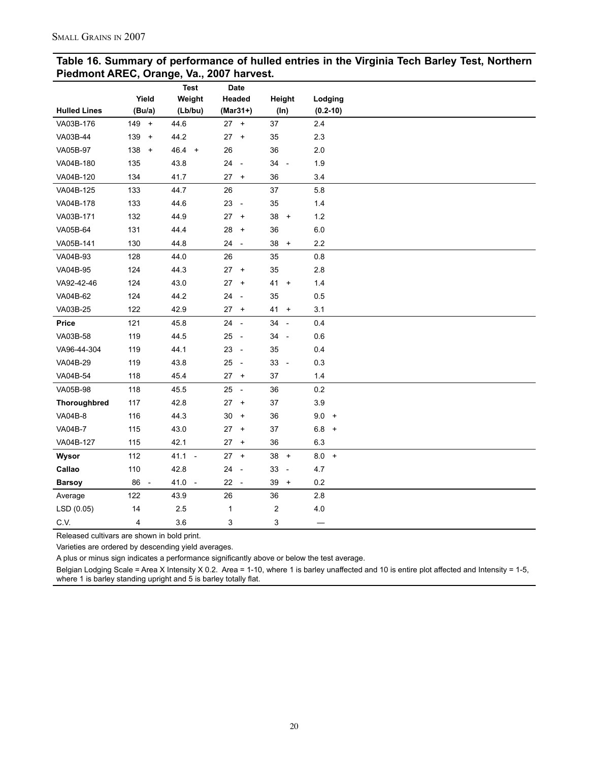## Table 16. Summary of performance of hulled entries in the Virginia Tech Barley Test, Northern Piedmont AREC, Orange, Va., 2007 harvest.

| Hulled Lines | Yield (Bu/a) | Test Weight (Lb/bu) | Date Headed (Mar31+) | Height (In) | Lodging (0.2-10) |
|---|---|---|---|---|---|
| VA03B-176 | 149 + | 44.6 | 27 + | 37 | 2.4 |
| VA03B-44 | 139 + | 44.2 | 27 + | 35 | 2.3 |
| VA05B-97 | 138 + | 46.4 + | 26 | 36 | 2.0 |
| VA04B-180 | 135 | 43.8 | 24 - | 34 - | 1.9 |
| VA04B-120 | 134 | 41.7 | 27 + | 36 | 3.4 |
| VA04B-125 | 133 | 44.7 | 26 | 37 | 5.8 |
| VA04B-178 | 133 | 44.6 | 23 - | 35 | 1.4 |
| VA03B-171 | 132 | 44.9 | 27 + | 38 + | 1.2 |
| VA05B-64 | 131 | 44.4 | 28 + | 36 | 6.0 |
| VA05B-141 | 130 | 44.8 | 24 - | 38 + | 2.2 |
| VA04B-93 | 128 | 44.0 | 26 | 35 | 0.8 |
| VA04B-95 | 124 | 44.3 | 27 + | 35 | 2.8 |
| VA92-42-46 | 124 | 43.0 | 27 + | 41 + | 1.4 |
| VA04B-62 | 124 | 44.2 | 24 - | 35 | 0.5 |
| VA03B-25 | 122 | 42.9 | 27 + | 41 + | 3.1 |
| **Price** | 121 | 45.8 | 24 - | 34 - | 0.4 |
| VA03B-58 | 119 | 44.5 | 25 - | 34 - | 0.6 |
| VA96-44-304 | 119 | 44.1 | 23 - | 35 | 0.4 |
| VA04B-29 | 119 | 43.8 | 25 - | 33 - | 0.3 |
| VA04B-54 | 118 | 45.4 | 27 + | 37 | 1.4 |
| VA05B-98 | 118 | 45.5 | 25 - | 36 | 0.2 |
| **Thoroughbred** | 117 | 42.8 | 27 + | 37 | 3.9 |
| VA04B-8 | 116 | 44.3 | 30 + | 36 | 9.0 + |
| VA04B-7 | 115 | 43.0 | 27 + | 37 | 6.8 + |
| VA04B-127 | 115 | 42.1 | 27 + | 36 | 6.3 |
| **Wysor** | 112 | 41.1 - | 27 + | 38 + | 8.0 + |
| **Callao** | 110 | 42.8 | 24 - | 33 - | 4.7 |
| **Barsoy** | 86 - | 41.0 - | 22 - | 39 + | 0.2 |
| Average | 122 | 43.9 | 26 | 36 | 2.8 |
| LSD (0.05) | 14 | 2.5 | 1 | 2 | 4.0 |
| C.V. | 4 | 3.6 | 3 | 3 | — |

Released cultivars are shown in bold print.

Varieties are ordered by descending yield averages.

A plus or minus sign indicates a performance significantly above or below the test average.

Belgian Lodging Scale = Area X Intensity X 0.2. Area = 1-10, where 1 is barley unaffected and 10 is entire plot affected and Intensity = 1-5, where 1 is barley standing upright and 5 is barley totally flat.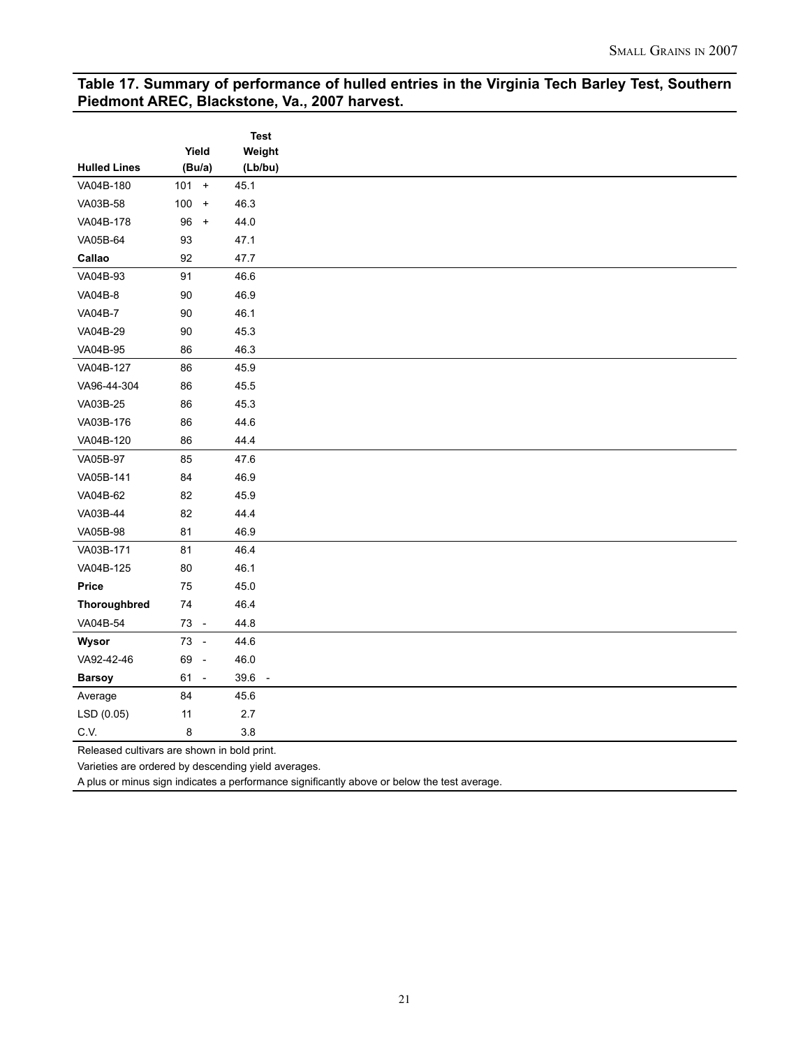## Table 17. Summary of performance of hulled entries in the Virginia Tech Barley Test, Southern Piedmont AREC, Blackstone, Va., 2007 harvest.

| Hulled Lines | Yield (Bu/a) | Test Weight (Lb/bu) |
|---|---|---|
| VA04B-180 | 101 + | 45.1 |
| VA03B-58 | 100 + | 46.3 |
| VA04B-178 | 96 + | 44.0 |
| VA05B-64 | 93 | 47.1 |
| **Callao** | 92 | 47.7 |
| VA04B-93 | 91 | 46.6 |
| VA04B-8 | 90 | 46.9 |
| VA04B-7 | 90 | 46.1 |
| VA04B-29 | 90 | 45.3 |
| VA04B-95 | 86 | 46.3 |
| VA04B-127 | 86 | 45.9 |
| VA96-44-304 | 86 | 45.5 |
| VA03B-25 | 86 | 45.3 |
| VA03B-176 | 86 | 44.6 |
| VA04B-120 | 86 | 44.4 |
| VA05B-97 | 85 | 47.6 |
| VA05B-141 | 84 | 46.9 |
| VA04B-62 | 82 | 45.9 |
| VA03B-44 | 82 | 44.4 |
| VA05B-98 | 81 | 46.9 |
| VA03B-171 | 81 | 46.4 |
| VA04B-125 | 80 | 46.1 |
| **Price** | 75 | 45.0 |
| **Thoroughbred** | 74 | 46.4 |
| VA04B-54 | 73 - | 44.8 |
| **Wysor** | 73 - | 44.6 |
| VA92-42-46 | 69 - | 46.0 |
| **Barsoy** | 61 - | 39.6 - |
| Average | 84 | 45.6 |
| LSD (0.05) | 11 | 2.7 |
| C.V. | 8 | 3.8 |

Released cultivars are shown in bold print.

Varieties are ordered by descending yield averages.

A plus or minus sign indicates a performance significantly above or below the test average.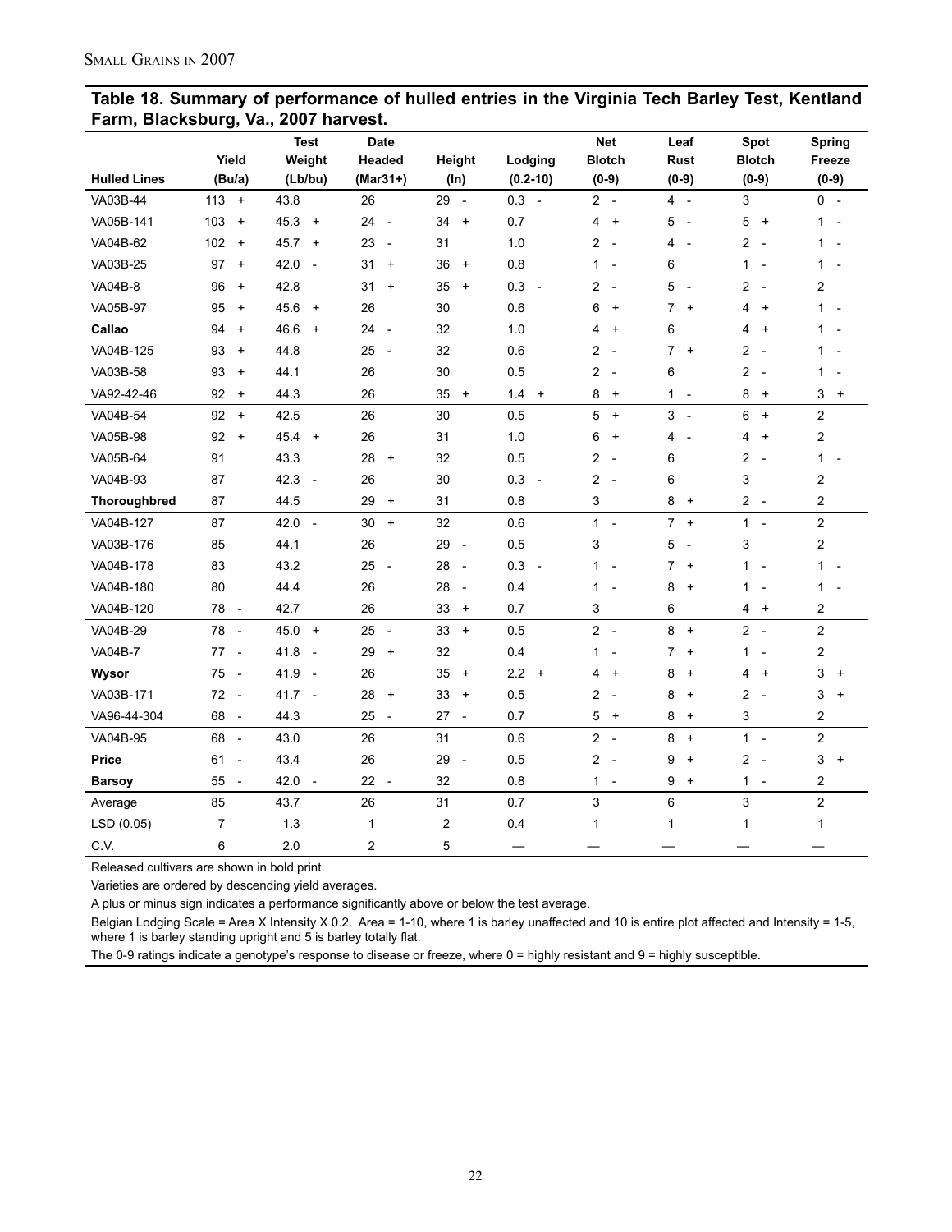## Table 18. Summary of performance of hulled entries in the Virginia Tech Barley Test, Kentland Farm, Blacksburg, Va., 2007 harvest.

| Hulled Lines | Yield (Bu/a) | Test Weight (Lb/bu) | Date Headed (Mar31+) | Height (In) | Lodging (0.2-10) | Net Blotch (0-9) | Leaf Rust (0-9) | Spot Blotch (0-9) | Spring Freeze (0-9) |
|---|---|---|---|---|---|---|---|---|---|
| VA03B-44 | 113 + | 43.8 | 26 | 29 - | 0.3 - | 2 - | 4 - | 3 | 0 - |
| VA05B-141 | 103 + | 45.3 + | 24 - | 34 + | 0.7 | 4 + | 5 - | 5 + | 1 - |
| VA04B-62 | 102 + | 45.7 + | 23 - | 31 | 1.0 | 2 - | 4 - | 2 - | 1 - |
| VA03B-25 | 97 + | 42.0 - | 31 + | 36 + | 0.8 | 1 - | 6 | 1 - | 1 - |
| VA04B-8 | 96 + | 42.8 | 31 + | 35 + | 0.3 - | 2 - | 5 - | 2 - | 2 |
| VA05B-97 | 95 + | 45.6 + | 26 | 30 | 0.6 | 6 + | 7 + | 4 + | 1 - |
| **Callao** | 94 + | 46.6 + | 24 - | 32 | 1.0 | 4 + | 6 | 4 + | 1 - |
| VA04B-125 | 93 + | 44.8 | 25 - | 32 | 0.6 | 2 - | 7 + | 2 - | 1 - |
| VA03B-58 | 93 + | 44.1 | 26 | 30 | 0.5 | 2 - | 6 | 2 - | 1 - |
| VA92-42-46 | 92 + | 44.3 | 26 | 35 + | 1.4 + | 8 + | 1 - | 8 + | 3 + |
| VA04B-54 | 92 + | 42.5 | 26 | 30 | 0.5 | 5 + | 3 - | 6 + | 2 |
| VA05B-98 | 92 + | 45.4 + | 26 | 31 | 1.0 | 6 + | 4 - | 4 + | 2 |
| VA05B-64 | 91 | 43.3 | 28 + | 32 | 0.5 | 2 - | 6 | 2 - | 1 - |
| VA04B-93 | 87 | 42.3 - | 26 | 30 | 0.3 - | 2 - | 6 | 3 | 2 |
| **Thoroughbred** | 87 | 44.5 | 29 + | 31 | 0.8 | 3 | 8 + | 2 - | 2 |
| VA04B-127 | 87 | 42.0 - | 30 + | 32 | 0.6 | 1 - | 7 + | 1 - | 2 |
| VA03B-176 | 85 | 44.1 | 26 | 29 - | 0.5 | 3 | 5 - | 3 | 2 |
| VA04B-178 | 83 | 43.2 | 25 - | 28 - | 0.3 - | 1 - | 7 + | 1 - | 1 - |
| VA04B-180 | 80 | 44.4 | 26 | 28 - | 0.4 | 1 - | 8 + | 1 - | 1 - |
| VA04B-120 | 78 - | 42.7 | 26 | 33 + | 0.7 | 3 | 6 | 4 + | 2 |
| VA04B-29 | 78 - | 45.0 + | 25 - | 33 + | 0.5 | 2 - | 8 + | 2 - | 2 |
| VA04B-7 | 77 - | 41.8 - | 29 + | 32 | 0.4 | 1 - | 7 + | 1 - | 2 |
| **Wysor** | 75 - | 41.9 - | 26 | 35 + | 2.2 + | 4 + | 8 + | 4 + | 3 + |
| VA03B-171 | 72 - | 41.7 - | 28 + | 33 + | 0.5 | 2 - | 8 + | 2 - | 3 + |
| VA96-44-304 | 68 - | 44.3 | 25 - | 27 - | 0.7 | 5 + | 8 + | 3 | 2 |
| VA04B-95 | 68 - | 43.0 | 26 | 31 | 0.6 | 2 - | 8 + | 1 - | 2 |
| **Price** | 61 - | 43.4 | 26 | 29 - | 0.5 | 2 - | 9 + | 2 - | 3 + |
| **Barsoy** | 55 - | 42.0 - | 22 - | 32 | 0.8 | 1 - | 9 + | 1 - | 2 |
| Average | 85 | 43.7 | 26 | 31 | 0.7 | 3 | 6 | 3 | 2 |
| LSD (0.05) | 7 | 1.3 | 1 | 2 | 0.4 | 1 | 1 | 1 | 1 |
| C.V. | 6 | 2.0 | 2 | 5 | — | — | — | — | — |

Released cultivars are shown in bold print.

Varieties are ordered by descending yield averages.

A plus or minus sign indicates a performance significantly above or below the test average.

Belgian Lodging Scale = Area X Intensity X 0.2. Area = 1-10, where 1 is barley unaffected and 10 is entire plot affected and Intensity = 1-5, where 1 is barley standing upright and 5 is barley totally flat.

The 0-9 ratings indicate a genotype's response to disease or freeze, where 0 = highly resistant and 9 = highly susceptible.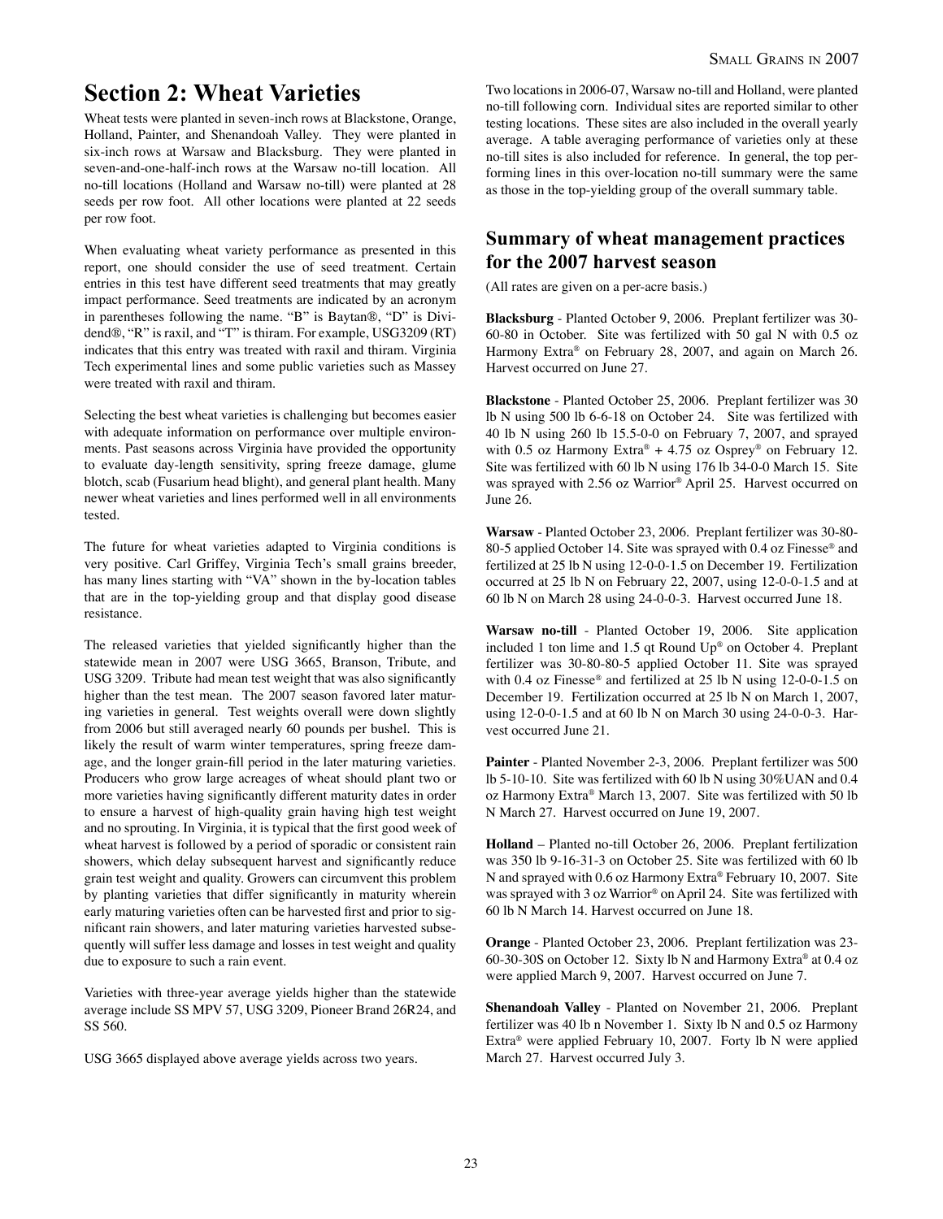# Section 2: Wheat Varieties

Wheat tests were planted in seven-inch rows at Blackstone, Orange, Holland, Painter, and Shenandoah Valley. They were planted in six-inch rows at Warsaw and Blacksburg. They were planted in seven-and-one-half-inch rows at the Warsaw no-till location. All no-till locations (Holland and Warsaw no-till) were planted at 28 seeds per row foot. All other locations were planted at 22 seeds per row foot.

When evaluating wheat variety performance as presented in this report, one should consider the use of seed treatment. Certain entries in this test have different seed treatments that may greatly impact performance. Seed treatments are indicated by an acronym in parentheses following the name. "B" is Baytan®, "D" is Dividend®, "R" is raxil, and "T" is thiram. For example, USG3209 (RT) indicates that this entry was treated with raxil and thiram. Virginia Tech experimental lines and some public varieties such as Massey were treated with raxil and thiram.

Selecting the best wheat varieties is challenging but becomes easier with adequate information on performance over multiple environments. Past seasons across Virginia have provided the opportunity to evaluate day-length sensitivity, spring freeze damage, glume blotch, scab (Fusarium head blight), and general plant health. Many newer wheat varieties and lines performed well in all environments tested.

The future for wheat varieties adapted to Virginia conditions is very positive. Carl Griffey, Virginia Tech's small grains breeder, has many lines starting with "VA" shown in the by-location tables that are in the top-yielding group and that display good disease resistance.

The released varieties that yielded significantly higher than the statewide mean in 2007 were USG 3665, Branson, Tribute, and USG 3209. Tribute had mean test weight that was also significantly higher than the test mean. The 2007 season favored later maturing varieties in general. Test weights overall were down slightly from 2006 but still averaged nearly 60 pounds per bushel. This is likely the result of warm winter temperatures, spring freeze damage, and the longer grain-fill period in the later maturing varieties. Producers who grow large acreages of wheat should plant two or more varieties having significantly different maturity dates in order to ensure a harvest of high-quality grain having high test weight and no sprouting. In Virginia, it is typical that the first good week of wheat harvest is followed by a period of sporadic or consistent rain showers, which delay subsequent harvest and significantly reduce grain test weight and quality. Growers can circumvent this problem by planting varieties that differ significantly in maturity wherein early maturing varieties often can be harvested first and prior to significant rain showers, and later maturing varieties harvested subsequently will suffer less damage and losses in test weight and quality due to exposure to such a rain event.

Varieties with three-year average yields higher than the statewide average include SS MPV 57, USG 3209, Pioneer Brand 26R24, and SS 560.

USG 3665 displayed above average yields across two years.

Two locations in 2006-07, Warsaw no-till and Holland, were planted no-till following corn. Individual sites are reported similar to other testing locations. These sites are also included in the overall yearly average. A table averaging performance of varieties only at these no-till sites is also included for reference. In general, the top performing lines in this over-location no-till summary were the same as those in the top-yielding group of the overall summary table.

## Summary of wheat management practices for the 2007 harvest season

(All rates are given on a per-acre basis.)

**Blacksburg** - Planted October 9, 2006. Preplant fertilizer was 30-60-80 in October. Site was fertilized with 50 gal N with 0.5 oz Harmony Extra® on February 28, 2007, and again on March 26. Harvest occurred on June 27.

**Blackstone** - Planted October 25, 2006. Preplant fertilizer was 30 lb N using 500 lb 6-6-18 on October 24. Site was fertilized with 40 lb N using 260 lb 15.5-0-0 on February 7, 2007, and sprayed with 0.5 oz Harmony Extra® + 4.75 oz Osprey® on February 12. Site was fertilized with 60 lb N using 176 lb 34-0-0 March 15. Site was sprayed with 2.56 oz Warrior® April 25. Harvest occurred on June 26.

**Warsaw** - Planted October 23, 2006. Preplant fertilizer was 30-80-80-5 applied October 14. Site was sprayed with 0.4 oz Finesse® and fertilized at 25 lb N using 12-0-0-1.5 on December 19. Fertilization occurred at 25 lb N on February 22, 2007, using 12-0-0-1.5 and at 60 lb N on March 28 using 24-0-0-3. Harvest occurred June 18.

**Warsaw no-till** - Planted October 19, 2006. Site application included 1 ton lime and 1.5 qt Round Up® on October 4. Preplant fertilizer was 30-80-80-5 applied October 11. Site was sprayed with 0.4 oz Finesse® and fertilized at 25 lb N using 12-0-0-1.5 on December 19. Fertilization occurred at 25 lb N on March 1, 2007, using 12-0-0-1.5 and at 60 lb N on March 30 using 24-0-0-3. Harvest occurred June 21.

**Painter** - Planted November 2-3, 2006. Preplant fertilizer was 500 lb 5-10-10. Site was fertilized with 60 lb N using 30%UAN and 0.4 oz Harmony Extra® March 13, 2007. Site was fertilized with 50 lb N March 27. Harvest occurred on June 19, 2007.

**Holland** – Planted no-till October 26, 2006. Preplant fertilization was 350 lb 9-16-31-3 on October 25. Site was fertilized with 60 lb N and sprayed with 0.6 oz Harmony Extra® February 10, 2007. Site was sprayed with 3 oz Warrior® on April 24. Site was fertilized with 60 lb N March 14. Harvest occurred on June 18.

**Orange** - Planted October 23, 2006. Preplant fertilization was 23-60-30-30S on October 12. Sixty lb N and Harmony Extra® at 0.4 oz were applied March 9, 2007. Harvest occurred on June 7.

**Shenandoah Valley** - Planted on November 21, 2006. Preplant fertilizer was 40 lb n November 1. Sixty lb N and 0.5 oz Harmony Extra® were applied February 10, 2007. Forty lb N were applied March 27. Harvest occurred July 3.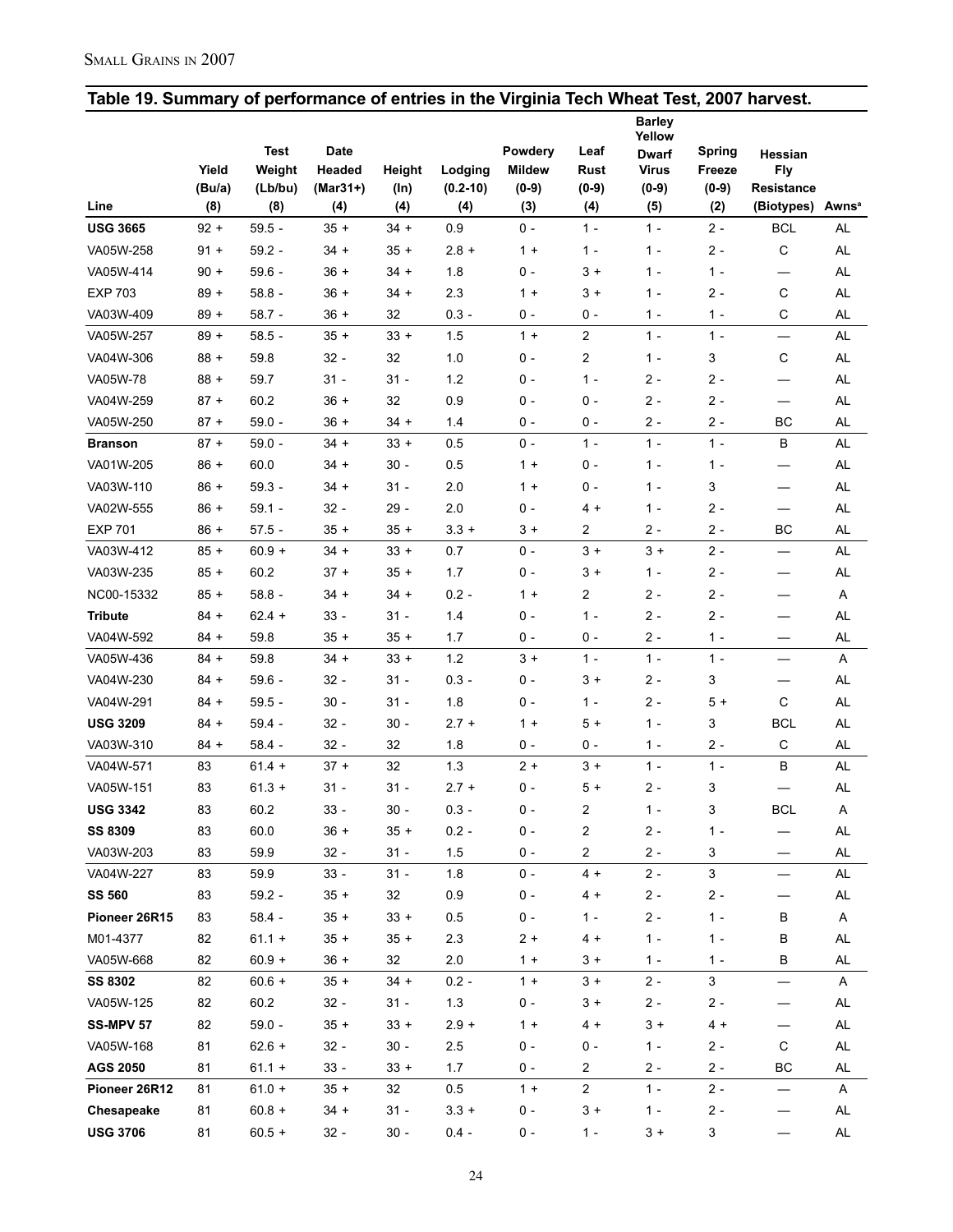## Table 19. Summary of performance of entries in the Virginia Tech Wheat Test, 2007 harvest.

| Line | Yield (Bu/a) (8) | Test Weight (Lb/bu) (8) | Date Headed (Mar31+) (4) | Height (In) (4) | Lodging (0.2-10) (4) | Powdery Mildew (0-9) (3) | Leaf Rust (0-9) (4) | Barley Yellow Dwarf Virus (0-9) (5) | Spring Freeze (0-9) (2) | Hessian Fly Resistance (Biotypes) | Awns[a] |
|---|---|---|---|---|---|---|---|---|---|---|---|
| **USG 3665** | 92 + | 59.5 - | 35 + | 34 + | 0.9 | 0 - | 1 - | 1 - | 2 - | BCL | AL |
| VA05W-258 | 91 + | 59.2 - | 34 + | 35 + | 2.8 + | 1 + | 1 - | 1 - | 2 - | C | AL |
| VA05W-414 | 90 + | 59.6 - | 36 + | 34 + | 1.8 | 0 - | 3 + | 1 - | 1 - | — | AL |
| EXP 703 | 89 + | 58.8 - | 36 + | 34 + | 2.3 | 1 + | 3 + | 1 - | 2 - | C | AL |
| VA03W-409 | 89 + | 58.7 - | 36 + | 32 | 0.3 - | 0 - | 0 - | 1 - | 1 - | C | AL |
| VA05W-257 | 89 + | 58.5 - | 35 + | 33 + | 1.5 | 1 + | 2 | 1 - | 1 - | — | AL |
| VA04W-306 | 88 + | 59.8 | 32 - | 32 | 1.0 | 0 - | 2 | 1 - | 3 | C | AL |
| VA05W-78 | 88 + | 59.7 | 31 - | 31 - | 1.2 | 0 - | 1 - | 2 - | 2 - | — | AL |
| VA04W-259 | 87 + | 60.2 | 36 + | 32 | 0.9 | 0 - | 0 - | 2 - | 2 - | — | AL |
| VA05W-250 | 87 + | 59.0 - | 36 + | 34 + | 1.4 | 0 - | 0 - | 2 - | 2 - | BC | AL |
| **Branson** | 87 + | 59.0 - | 34 + | 33 + | 0.5 | 0 - | 1 - | 1 - | 1 - | B | AL |
| VA01W-205 | 86 + | 60.0 | 34 + | 30 - | 0.5 | 1 + | 0 - | 1 - | 1 - | — | AL |
| VA03W-110 | 86 + | 59.3 - | 34 + | 31 - | 2.0 | 1 + | 0 - | 1 - | 3 | — | AL |
| VA02W-555 | 86 + | 59.1 - | 32 - | 29 - | 2.0 | 0 - | 4 + | 1 - | 2 - | — | AL |
| EXP 701 | 86 + | 57.5 - | 35 + | 35 + | 3.3 + | 3 + | 2 | 2 - | 2 - | BC | AL |
| VA03W-412 | 85 + | 60.9 + | 34 + | 33 + | 0.7 | 0 - | 3 + | 3 + | 2 - | — | AL |
| VA03W-235 | 85 + | 60.2 | 37 + | 35 + | 1.7 | 0 - | 3 + | 1 - | 2 - | — | AL |
| NC00-15332 | 85 + | 58.8 - | 34 + | 34 + | 0.2 - | 1 + | 2 | 2 - | 2 - | — | A |
| **Tribute** | 84 + | 62.4 + | 33 - | 31 - | 1.4 | 0 - | 1 - | 2 - | 2 - | — | AL |
| VA04W-592 | 84 + | 59.8 | 35 + | 35 + | 1.7 | 0 - | 0 - | 2 - | 1 - | — | AL |
| VA05W-436 | 84 + | 59.8 | 34 + | 33 + | 1.2 | 3 + | 1 - | 1 - | 1 - | — | A |
| VA04W-230 | 84 + | 59.6 - | 32 - | 31 - | 0.3 - | 0 - | 3 + | 2 - | 3 | — | AL |
| VA04W-291 | 84 + | 59.5 - | 30 - | 31 - | 1.8 | 0 - | 1 - | 2 - | 5 + | C | AL |
| **USG 3209** | 84 + | 59.4 - | 32 - | 30 - | 2.7 + | 1 + | 5 + | 1 - | 3 | BCL | AL |
| VA03W-310 | 84 + | 58.4 - | 32 - | 32 | 1.8 | 0 - | 0 - | 1 - | 2 - | C | AL |
| VA04W-571 | 83 | 61.4 + | 37 + | 32 | 1.3 | 2 + | 3 + | 1 - | 1 - | B | AL |
| VA05W-151 | 83 | 61.3 + | 31 - | 31 - | 2.7 + | 0 - | 5 + | 2 - | 3 | — | AL |
| **USG 3342** | 83 | 60.2 | 33 - | 30 - | 0.3 - | 0 - | 2 | 1 - | 3 | BCL | A |
| **SS 8309** | 83 | 60.0 | 36 + | 35 + | 0.2 - | 0 - | 2 | 2 - | 1 - | — | AL |
| VA03W-203 | 83 | 59.9 | 32 - | 31 - | 1.5 | 0 - | 2 | 2 - | 3 | — | AL |
| VA04W-227 | 83 | 59.9 | 33 - | 31 - | 1.8 | 0 - | 4 + | 2 - | 3 | — | AL |
| **SS 560** | 83 | 59.2 - | 35 + | 32 | 0.9 | 0 - | 4 + | 2 - | 2 - | — | AL |
| **Pioneer 26R15** | 83 | 58.4 - | 35 + | 33 + | 0.5 | 0 - | 1 - | 2 - | 1 - | B | A |
| M01-4377 | 82 | 61.1 + | 35 + | 35 + | 2.3 | 2 + | 4 + | 1 - | 1 - | B | AL |
| VA05W-668 | 82 | 60.9 + | 36 + | 32 | 2.0 | 1 + | 3 + | 1 - | 1 - | B | AL |
| **SS 8302** | 82 | 60.6 + | 35 + | 34 + | 0.2 - | 1 + | 3 + | 2 - | 3 | — | A |
| VA05W-125 | 82 | 60.2 | 32 - | 31 - | 1.3 | 0 - | 3 + | 2 - | 2 - | — | AL |
| **SS-MPV 57** | 82 | 59.0 - | 35 + | 33 + | 2.9 + | 1 + | 4 + | 3 + | 4 + | — | AL |
| VA05W-168 | 81 | 62.6 + | 32 - | 30 - | 2.5 | 0 - | 0 - | 1 - | 2 - | C | AL |
| **AGS 2050** | 81 | 61.1 + | 33 - | 33 + | 1.7 | 0 - | 2 | 2 - | 2 - | BC | AL |
| **Pioneer 26R12** | 81 | 61.0 + | 35 + | 32 | 0.5 | 1 + | 2 | 1 - | 2 - | — | A |
| **Chesapeake** | 81 | 60.8 + | 34 + | 31 - | 3.3 + | 0 - | 3 + | 1 - | 2 - | — | AL |
| **USG 3706** | 81 | 60.5 + | 32 - | 30 - | 0.4 - | 0 - | 1 - | 3 + | 3 | — | AL |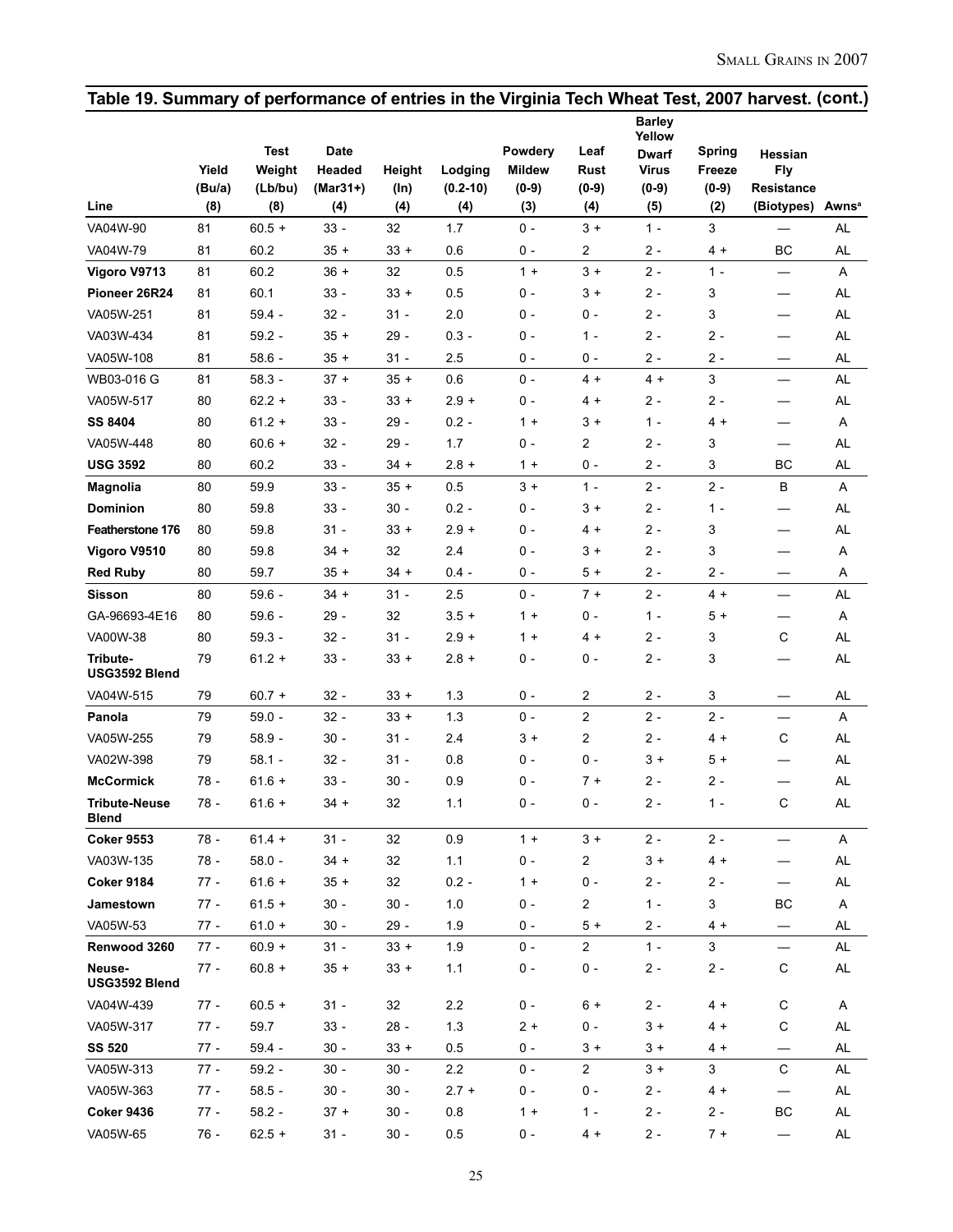## Table 19. Summary of performance of entries in the Virginia Tech Wheat Test, 2007 harvest. (cont.)

| Line | Yield (Bu/a) (8) | Test Weight (Lb/bu) (8) | Date Headed (Mar31+) (4) | Height (In) (4) | Lodging (0.2-10) (4) | Powdery Mildew (0-9) (3) | Leaf Rust (0-9) (4) | Barley Yellow Dwarf Virus (0-9) (5) | Spring Freeze (0-9) (2) | Hessian Fly Resistance (Biotypes) | Awns[a] |
|---|---|---|---|---|---|---|---|---|---|---|---|
| VA04W-90 | 81 | 60.5 + | 33 - | 32 | 1.7 | 0 - | 3 + | 1 - | 3 | — | AL |
| VA04W-79 | 81 | 60.2 | 35 + | 33 + | 0.6 | 0 - | 2 | 2 - | 4 + | BC | AL |
| **Vigoro V9713** | 81 | 60.2 | 36 + | 32 | 0.5 | 1 + | 3 + | 2 - | 1 - | — | A |
| **Pioneer 26R24** | 81 | 60.1 | 33 - | 33 + | 0.5 | 0 - | 3 + | 2 - | 3 | — | AL |
| VA05W-251 | 81 | 59.4 - | 32 - | 31 - | 2.0 | 0 - | 0 - | 2 - | 3 | — | AL |
| VA03W-434 | 81 | 59.2 - | 35 + | 29 - | 0.3 - | 0 - | 1 - | 2 - | 2 - | — | AL |
| VA05W-108 | 81 | 58.6 - | 35 + | 31 - | 2.5 | 0 - | 0 - | 2 - | 2 - | — | AL |
| WB03-016 G | 81 | 58.3 - | 37 + | 35 + | 0.6 | 0 - | 4 + | 4 + | 3 | — | AL |
| VA05W-517 | 80 | 62.2 + | 33 - | 33 + | 2.9 + | 0 - | 4 + | 2 - | 2 - | — | AL |
| **SS 8404** | 80 | 61.2 + | 33 - | 29 - | 0.2 - | 1 + | 3 + | 1 - | 4 + | — | A |
| VA05W-448 | 80 | 60.6 + | 32 - | 29 - | 1.7 | 0 - | 2 | 2 - | 3 | — | AL |
| **USG 3592** | 80 | 60.2 | 33 - | 34 + | 2.8 + | 1 + | 0 - | 2 - | 3 | BC | AL |
| **Magnolia** | 80 | 59.9 | 33 - | 35 + | 0.5 | 3 + | 1 - | 2 - | 2 - | B | A |
| **Dominion** | 80 | 59.8 | 33 - | 30 - | 0.2 - | 0 - | 3 + | 2 - | 1 - | — | AL |
| **Featherstone 176** | 80 | 59.8 | 31 - | 33 + | 2.9 + | 0 - | 4 + | 2 - | 3 | — | AL |
| **Vigoro V9510** | 80 | 59.8 | 34 + | 32 | 2.4 | 0 - | 3 + | 2 - | 3 | — | A |
| **Red Ruby** | 80 | 59.7 | 35 + | 34 + | 0.4 - | 0 - | 5 + | 2 - | 2 - | — | A |
| **Sisson** | 80 | 59.6 - | 34 + | 31 - | 2.5 | 0 - | 7 + | 2 - | 4 + | — | AL |
| GA-96693-4E16 | 80 | 59.6 - | 29 - | 32 | 3.5 + | 1 + | 0 - | 1 - | 5 + | — | A |
| VA00W-38 | 80 | 59.3 - | 32 - | 31 - | 2.9 + | 1 + | 4 + | 2 - | 3 | C | AL |
| **Tribute-USG3592 Blend** | 79 | 61.2 + | 33 - | 33 + | 2.8 + | 0 - | 0 - | 2 - | 3 | — | AL |
| VA04W-515 | 79 | 60.7 + | 32 - | 33 + | 1.3 | 0 - | 2 | 2 - | 3 | — | AL |
| **Panola** | 79 | 59.0 - | 32 - | 33 + | 1.3 | 0 - | 2 | 2 - | 2 - | — | A |
| VA05W-255 | 79 | 58.9 - | 30 - | 31 - | 2.4 | 3 + | 2 | 2 - | 4 + | C | AL |
| VA02W-398 | 79 | 58.1 - | 32 - | 31 - | 0.8 | 0 - | 0 - | 3 + | 5 + | — | AL |
| **McCormick** | 78 - | 61.6 + | 33 - | 30 - | 0.9 | 0 - | 7 + | 2 - | 2 - | — | AL |
| **Tribute-Neuse Blend** | 78 - | 61.6 + | 34 + | 32 | 1.1 | 0 - | 0 - | 2 - | 1 - | C | AL |
| **Coker 9553** | 78 - | 61.4 + | 31 - | 32 | 0.9 | 1 + | 3 + | 2 - | 2 - | — | A |
| VA03W-135 | 78 - | 58.0 - | 34 + | 32 | 1.1 | 0 - | 2 | 3 + | 4 + | — | AL |
| **Coker 9184** | 77 - | 61.6 + | 35 + | 32 | 0.2 - | 1 + | 0 - | 2 - | 2 - | — | AL |
| **Jamestown** | 77 - | 61.5 + | 30 - | 30 - | 1.0 | 0 - | 2 | 1 - | 3 | BC | A |
| VA05W-53 | 77 - | 61.0 + | 30 - | 29 - | 1.9 | 0 - | 5 + | 2 - | 4 + | — | AL |
| **Renwood 3260** | 77 - | 60.9 + | 31 - | 33 + | 1.9 | 0 - | 2 | 1 - | 3 | — | AL |
| **Neuse-USG3592 Blend** | 77 - | 60.8 + | 35 + | 33 + | 1.1 | 0 - | 0 - | 2 - | 2 - | C | AL |
| VA04W-439 | 77 - | 60.5 + | 31 - | 32 | 2.2 | 0 - | 6 + | 2 - | 4 + | C | A |
| VA05W-317 | 77 - | 59.7 | 33 - | 28 - | 1.3 | 2 + | 0 - | 3 + | 4 + | C | AL |
| **SS 520** | 77 - | 59.4 - | 30 - | 33 + | 0.5 | 0 - | 3 + | 3 + | 4 + | — | AL |
| VA05W-313 | 77 - | 59.2 - | 30 - | 30 - | 2.2 | 0 - | 2 | 3 + | 3 | C | AL |
| VA05W-363 | 77 - | 58.5 - | 30 - | 30 - | 2.7 + | 0 - | 0 - | 2 - | 4 + | — | AL |
| **Coker 9436** | 77 - | 58.2 - | 37 + | 30 - | 0.8 | 1 + | 1 - | 2 - | 2 - | BC | AL |
| VA05W-65 | 76 - | 62.5 + | 31 - | 30 - | 0.5 | 0 - | 4 + | 2 - | 7 + | — | AL |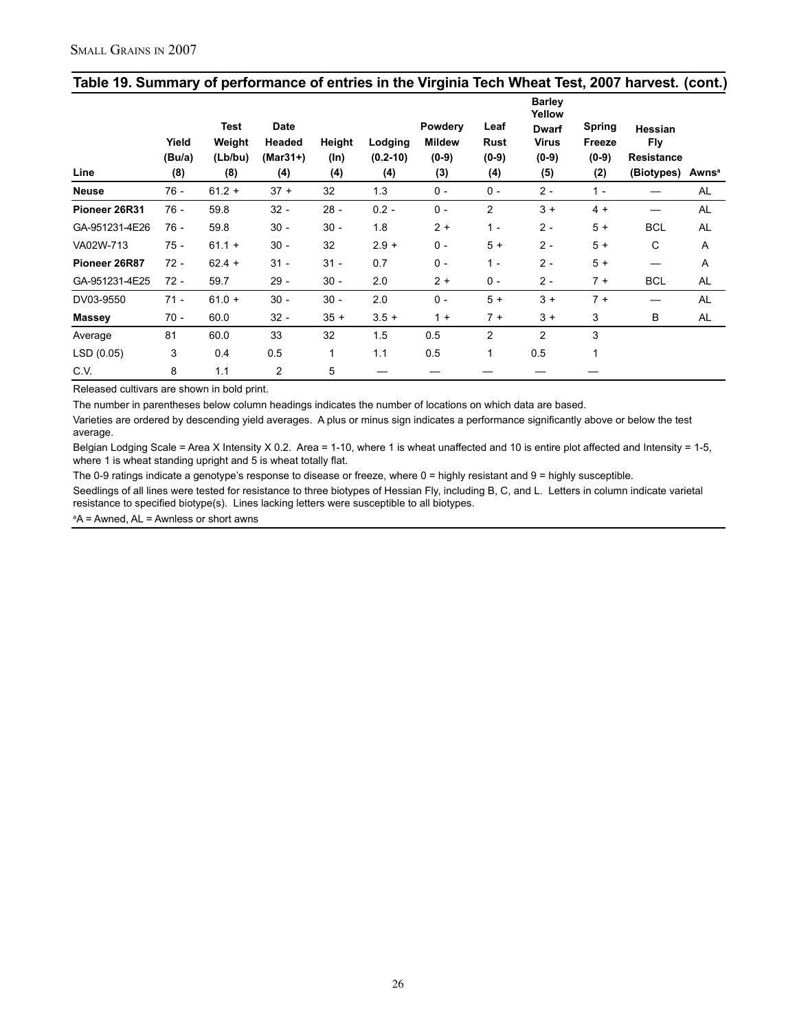## Table 19. Summary of performance of entries in the Virginia Tech Wheat Test, 2007 harvest. (cont.)

| Line | Yield (Bu/a) (8) | Test Weight (Lb/bu) (8) | Date Headed (Mar31+) (4) | Height (In) (4) | Lodging (0.2-10) (4) | Powdery Mildew (0-9) (3) | Leaf Rust (0-9) (4) | Barley Yellow Dwarf Virus (0-9) (5) | Spring Freeze (0-9) (2) | Hessian Fly Resistance (Biotypes) | Awns[a] |
|---|---|---|---|---|---|---|---|---|---|---|---|
| **Neuse** | 76 - | 61.2 + | 37 + | 32 | 1.3 | 0 - | 0 - | 2 - | 1 - | — | AL |
| **Pioneer 26R31** | 76 - | 59.8 | 32 - | 28 - | 0.2 - | 0 - | 2 | 3 + | 4 + | — | AL |
| GA-951231-4E26 | 76 - | 59.8 | 30 - | 30 - | 1.8 | 2 + | 1 - | 2 - | 5 + | BCL | AL |
| VA02W-713 | 75 - | 61.1 + | 30 - | 32 | 2.9 + | 0 - | 5 + | 2 - | 5 + | C | A |
| **Pioneer 26R87** | 72 - | 62.4 + | 31 - | 31 - | 0.7 | 0 - | 1 - | 2 - | 5 + | — | A |
| GA-951231-4E25 | 72 - | 59.7 | 29 - | 30 - | 2.0 | 2 + | 0 - | 2 - | 7 + | BCL | AL |
| DV03-9550 | 71 - | 61.0 + | 30 - | 30 - | 2.0 | 0 - | 5 + | 3 + | 7 + | — | AL |
| **Massey** | 70 - | 60.0 | 32 - | 35 + | 3.5 + | 1 + | 7 + | 3 + | 3 | B | AL |
| Average | 81 | 60.0 | 33 | 32 | 1.5 | 0.5 | 2 | 2 | 3 | | |
| LSD (0.05) | 3 | 0.4 | 0.5 | 1 | 1.1 | 0.5 | 1 | 0.5 | 1 | | |
| C.V. | 8 | 1.1 | 2 | 5 | — | — | — | — | — | | |

Released cultivars are shown in bold print.

The number in parentheses below column headings indicates the number of locations on which data are based.

Varieties are ordered by descending yield averages. A plus or minus sign indicates a performance significantly above or below the test average.

Belgian Lodging Scale = Area X Intensity X 0.2. Area = 1-10, where 1 is wheat unaffected and 10 is entire plot affected and Intensity = 1-5, where 1 is wheat standing upright and 5 is wheat totally flat.

The 0-9 ratings indicate a genotype's response to disease or freeze, where 0 = highly resistant and 9 = highly susceptible.

Seedlings of all lines were tested for resistance to three biotypes of Hessian Fly, including B, C, and L. Letters in column indicate varietal resistance to specified biotype(s). Lines lacking letters were susceptible to all biotypes.

[a]A = Awned, AL = Awnless or short awns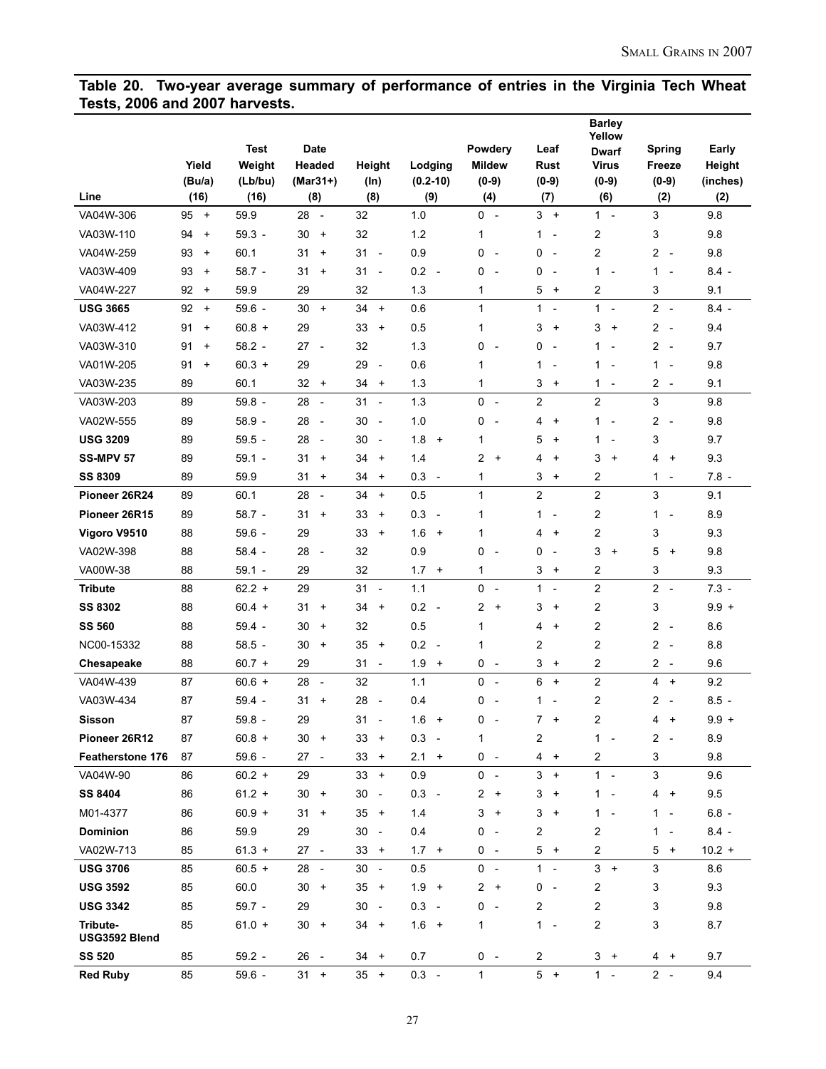## Table 20. Two-year average summary of performance of entries in the Virginia Tech Wheat Tests, 2006 and 2007 harvests.

| Line | Yield (Bu/a) (16) | Test Weight (Lb/bu) (16) | Date Headed (Mar31+) (8) | Height (In) (8) | Lodging (0.2-10) (9) | Powdery Mildew (0-9) (4) | Leaf Rust (0-9) (7) | Barley Yellow Dwarf Virus (0-9) (6) | Spring Freeze (0-9) (2) | Early Height (inches) (2) |
|---|---|---|---|---|---|---|---|---|---|---|
| VA04W-306 | 95 + | 59.9 | 28 - | 32 | 1.0 | 0 - | 3 + | 1 - | 3 | 9.8 |
| VA03W-110 | 94 + | 59.3 - | 30 + | 32 | 1.2 | 1 | 1 - | 2 | 3 | 9.8 |
| VA04W-259 | 93 + | 60.1 | 31 + | 31 - | 0.9 | 0 - | 0 - | 2 | 2 - | 9.8 |
| VA03W-409 | 93 + | 58.7 - | 31 + | 31 - | 0.2 - | 0 - | 0 - | 1 - | 1 - | 8.4 - |
| VA04W-227 | 92 + | 59.9 | 29 | 32 | 1.3 | 1 | 5 + | 2 | 3 | 9.1 |
| **USG 3665** | 92 + | 59.6 - | 30 + | 34 + | 0.6 | 1 | 1 - | 1 - | 2 - | 8.4 - |
| VA03W-412 | 91 + | 60.8 + | 29 | 33 + | 0.5 | 1 | 3 + | 3 + | 2 - | 9.4 |
| VA03W-310 | 91 + | 58.2 - | 27 - | 32 | 1.3 | 0 - | 0 - | 1 - | 2 - | 9.7 |
| VA01W-205 | 91 + | 60.3 + | 29 | 29 - | 0.6 | 1 | 1 - | 1 - | 1 - | 9.8 |
| VA03W-235 | 89 | 60.1 | 32 + | 34 + | 1.3 | 1 | 3 + | 1 - | 2 - | 9.1 |
| VA03W-203 | 89 | 59.8 - | 28 - | 31 - | 1.3 | 0 - | 2 | 2 | 3 | 9.8 |
| VA02W-555 | 89 | 58.9 - | 28 - | 30 - | 1.0 | 0 - | 4 + | 1 - | 2 - | 9.8 |
| **USG 3209** | 89 | 59.5 - | 28 - | 30 - | 1.8 + | 1 | 5 + | 1 - | 3 | 9.7 |
| **SS-MPV 57** | 89 | 59.1 - | 31 + | 34 + | 1.4 | 2 + | 4 + | 3 + | 4 + | 9.3 |
| **SS 8309** | 89 | 59.9 | 31 + | 34 + | 0.3 - | 1 | 3 + | 2 | 1 - | 7.8 - |
| **Pioneer 26R24** | 89 | 60.1 | 28 - | 34 + | 0.5 | 1 | 2 | 2 | 3 | 9.1 |
| **Pioneer 26R15** | 89 | 58.7 - | 31 + | 33 + | 0.3 - | 1 | 1 - | 2 | 1 - | 8.9 |
| **Vigoro V9510** | 88 | 59.6 - | 29 | 33 + | 1.6 + | 1 | 4 + | 2 | 3 | 9.3 |
| VA02W-398 | 88 | 58.4 - | 28 - | 32 | 0.9 | 0 - | 0 - | 3 + | 5 + | 9.8 |
| VA00W-38 | 88 | 59.1 - | 29 | 32 | 1.7 + | 1 | 3 + | 2 | 3 | 9.3 |
| **Tribute** | 88 | 62.2 + | 29 | 31 - | 1.1 | 0 - | 1 - | 2 | 2 - | 7.3 - |
| **SS 8302** | 88 | 60.4 + | 31 + | 34 + | 0.2 - | 2 + | 3 + | 2 | 3 | 9.9 + |
| **SS 560** | 88 | 59.4 - | 30 + | 32 | 0.5 | 1 | 4 + | 2 | 2 - | 8.6 |
| NC00-15332 | 88 | 58.5 - | 30 + | 35 + | 0.2 - | 1 | 2 | 2 | 2 - | 8.8 |
| **Chesapeake** | 88 | 60.7 + | 29 | 31 - | 1.9 + | 0 - | 3 + | 2 | 2 - | 9.6 |
| VA04W-439 | 87 | 60.6 + | 28 - | 32 | 1.1 | 0 - | 6 + | 2 | 4 + | 9.2 |
| VA03W-434 | 87 | 59.4 - | 31 + | 28 - | 0.4 | 0 - | 1 - | 2 | 2 - | 8.5 - |
| **Sisson** | 87 | 59.8 - | 29 | 31 - | 1.6 + | 0 - | 7 + | 2 | 4 + | 9.9 + |
| **Pioneer 26R12** | 87 | 60.8 + | 30 + | 33 + | 0.3 - | 1 | 2 | 1 - | 2 - | 8.9 |
| **Featherstone 176** | 87 | 59.6 - | 27 - | 33 + | 2.1 + | 0 - | 4 + | 2 | 3 | 9.8 |
| VA04W-90 | 86 | 60.2 + | 29 | 33 + | 0.9 | 0 - | 3 + | 1 - | 3 | 9.6 |
| **SS 8404** | 86 | 61.2 + | 30 + | 30 - | 0.3 - | 2 + | 3 + | 1 - | 4 + | 9.5 |
| M01-4377 | 86 | 60.9 + | 31 + | 35 + | 1.4 | 3 + | 3 + | 1 - | 1 - | 6.8 - |
| **Dominion** | 86 | 59.9 | 29 | 30 - | 0.4 | 0 - | 2 | 2 | 1 - | 8.4 - |
| VA02W-713 | 85 | 61.3 + | 27 - | 33 + | 1.7 + | 0 - | 5 + | 2 | 5 + | 10.2 + |
| **USG 3706** | 85 | 60.5 + | 28 - | 30 - | 0.5 | 0 - | 1 - | 3 + | 3 | 8.6 |
| **USG 3592** | 85 | 60.0 | 30 + | 35 + | 1.9 + | 2 + | 0 - | 2 | 3 | 9.3 |
| **USG 3342** | 85 | 59.7 - | 29 | 30 - | 0.3 - | 0 - | 2 | 2 | 3 | 9.8 |
| **Tribute-USG3592 Blend** | 85 | 61.0 + | 30 + | 34 + | 1.6 + | 1 | 1 - | 2 | 3 | 8.7 |
| **SS 520** | 85 | 59.2 - | 26 - | 34 + | 0.7 | 0 - | 2 | 3 + | 4 + | 9.7 |
| **Red Ruby** | 85 | 59.6 - | 31 + | 35 + | 0.3 - | 1 | 5 + | 1 - | 2 - | 9.4 |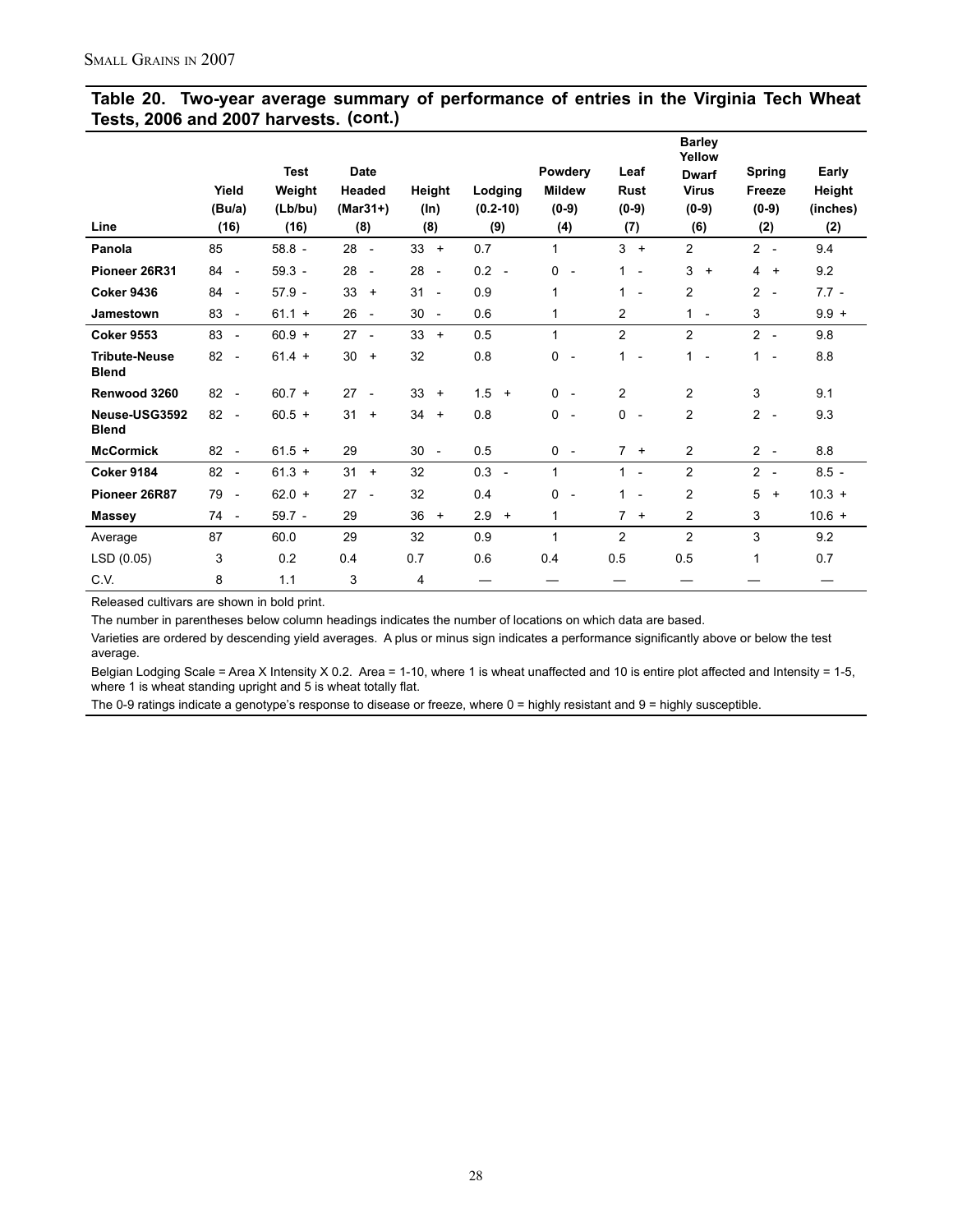## Table 20. Two-year average summary of performance of entries in the Virginia Tech Wheat Tests, 2006 and 2007 harvests. (cont.)

| Line | Yield (Bu/a) (16) | Test Weight (Lb/bu) (16) | Date Headed (Mar31+) (8) | Height (In) (8) | Lodging (0.2-10) (9) | Powdery Mildew (0-9) (4) | Leaf Rust (0-9) (7) | Barley Yellow Dwarf Virus (0-9) (6) | Spring Freeze (0-9) (2) | Early Height (inches) (2) |
|---|---|---|---|---|---|---|---|---|---|---|
| **Panola** | 85 | 58.8 - | 28 - | 33 + | 0.7 | 1 | 3 + | 2 | 2 - | 9.4 |
| **Pioneer 26R31** | 84 - | 59.3 - | 28 - | 28 - | 0.2 - | 0 - | 1 - | 3 + | 4 + | 9.2 |
| **Coker 9436** | 84 - | 57.9 - | 33 + | 31 - | 0.9 | 1 | 1 - | 2 | 2 - | 7.7 - |
| **Jamestown** | 83 - | 61.1 + | 26 - | 30 - | 0.6 | 1 | 2 | 1 - | 3 | 9.9 + |
| **Coker 9553** | 83 - | 60.9 + | 27 - | 33 + | 0.5 | 1 | 2 | 2 | 2 - | 9.8 |
| **Tribute-Neuse Blend** | 82 - | 61.4 + | 30 + | 32 | 0.8 | 0 - | 1 - | 1 - | 1 - | 8.8 |
| **Renwood 3260** | 82 - | 60.7 + | 27 - | 33 + | 1.5 + | 0 - | 2 | 2 | 3 | 9.1 |
| **Neuse-USG3592 Blend** | 82 - | 60.5 + | 31 + | 34 + | 0.8 | 0 - | 0 - | 2 | 2 - | 9.3 |
| **McCormick** | 82 - | 61.5 + | 29 | 30 - | 0.5 | 0 - | 7 + | 2 | 2 - | 8.8 |
| **Coker 9184** | 82 - | 61.3 + | 31 + | 32 | 0.3 - | 1 | 1 - | 2 | 2 - | 8.5 - |
| **Pioneer 26R87** | 79 - | 62.0 + | 27 - | 32 | 0.4 | 0 - | 1 - | 2 | 5 + | 10.3 + |
| **Massey** | 74 - | 59.7 - | 29 | 36 + | 2.9 + | 1 | 7 + | 2 | 3 | 10.6 + |
| Average | 87 | 60.0 | 29 | 32 | 0.9 | 1 | 2 | 2 | 3 | 9.2 |
| LSD (0.05) | 3 | 0.2 | 0.4 | 0.7 | 0.6 | 0.4 | 0.5 | 0.5 | 1 | 0.7 |
| C.V. | 8 | 1.1 | 3 | 4 | — | — | — | — | — | — |

Released cultivars are shown in bold print.

The number in parentheses below column headings indicates the number of locations on which data are based.

Varieties are ordered by descending yield averages. A plus or minus sign indicates a performance significantly above or below the test average.

Belgian Lodging Scale = Area X Intensity X 0.2. Area = 1-10, where 1 is wheat unaffected and 10 is entire plot affected and Intensity = 1-5, where 1 is wheat standing upright and 5 is wheat totally flat.

The 0-9 ratings indicate a genotype's response to disease or freeze, where 0 = highly resistant and 9 = highly susceptible.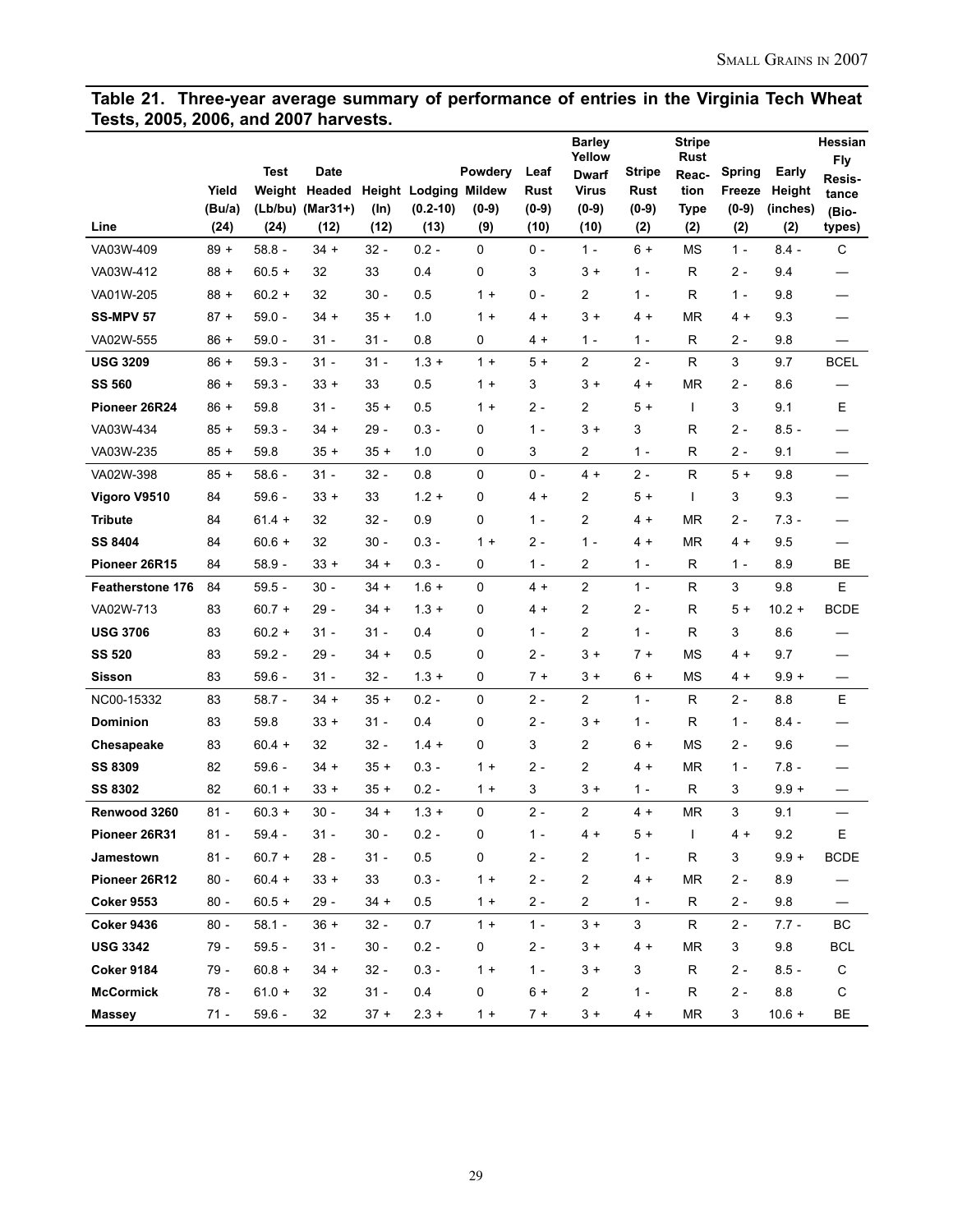## Table 21. Three-year average summary of performance of entries in the Virginia Tech Wheat Tests, 2005, 2006, and 2007 harvests.

| Line | Yield (Bu/a) (24) | Test Weight (Lb/bu) (24) | Date Headed (Mar31+) (12) | Height (In) (12) | Lodging (0.2-10) (13) | Powdery Mildew (0-9) (9) | Leaf Rust (0-9) (10) | Barley Yellow Dwarf Virus (0-9) (10) | Stripe Rust (0-9) (2) | Stripe Rust Reaction Type (2) | Spring Freeze (0-9) (2) | Early Height (inches) (2) | Hessian Fly Resistance (Biotypes) |
|---|---|---|---|---|---|---|---|---|---|---|---|---|---|
| VA03W-409 | 89 + | 58.8 - | 34 + | 32 - | 0.2 - | 0 | 0 - | 1 - | 6 + | MS | 1 - | 8.4 - | C |
| VA03W-412 | 88 + | 60.5 + | 32 | 33 | 0.4 | 0 | 3 | 3 + | 1 - | R | 2 - | 9.4 | — |
| VA01W-205 | 88 + | 60.2 + | 32 | 30 - | 0.5 | 1 + | 0 - | 2 | 1 - | R | 1 - | 9.8 | — |
| **SS-MPV 57** | 87 + | 59.0 - | 34 + | 35 + | 1.0 | 1 + | 4 + | 3 + | 4 + | MR | 4 + | 9.3 | — |
| VA02W-555 | 86 + | 59.0 - | 31 - | 31 - | 0.8 | 0 | 4 + | 1 - | 1 - | R | 2 - | 9.8 | — |
| **USG 3209** | 86 + | 59.3 - | 31 - | 31 - | 1.3 + | 1 + | 5 + | 2 | 2 - | R | 3 | 9.7 | BCEL |
| **SS 560** | 86 + | 59.3 - | 33 + | 33 | 0.5 | 1 + | 3 | 3 + | 4 + | MR | 2 - | 8.6 | — |
| **Pioneer 26R24** | 86 + | 59.8 | 31 - | 35 + | 0.5 | 1 + | 2 - | 2 | 5 + | I | 3 | 9.1 | E |
| VA03W-434 | 85 + | 59.3 - | 34 + | 29 - | 0.3 - | 0 | 1 - | 3 + | 3 | R | 2 - | 8.5 - | — |
| VA03W-235 | 85 + | 59.8 | 35 + | 35 + | 1.0 | 0 | 3 | 2 | 1 - | R | 2 - | 9.1 | — |
| VA02W-398 | 85 + | 58.6 - | 31 - | 32 - | 0.8 | 0 | 0 - | 4 + | 2 - | R | 5 + | 9.8 | — |
| **Vigoro V9510** | 84 | 59.6 - | 33 + | 33 | 1.2 + | 0 | 4 + | 2 | 5 + | I | 3 | 9.3 | — |
| **Tribute** | 84 | 61.4 + | 32 | 32 - | 0.9 | 0 | 1 - | 2 | 4 + | MR | 2 - | 7.3 - | — |
| **SS 8404** | 84 | 60.6 + | 32 | 30 - | 0.3 - | 1 + | 2 - | 1 - | 4 + | MR | 4 + | 9.5 | — |
| **Pioneer 26R15** | 84 | 58.9 - | 33 + | 34 + | 0.3 - | 0 | 1 - | 2 | 1 - | R | 1 - | 8.9 | BE |
| **Featherstone 176** | 84 | 59.5 - | 30 - | 34 + | 1.6 + | 0 | 4 + | 2 | 1 - | R | 3 | 9.8 | E |
| VA02W-713 | 83 | 60.7 + | 29 - | 34 + | 1.3 + | 0 | 4 + | 2 | 2 - | R | 5 + | 10.2 + | BCDE |
| **USG 3706** | 83 | 60.2 + | 31 - | 31 - | 0.4 | 0 | 1 - | 2 | 1 - | R | 3 | 8.6 | — |
| **SS 520** | 83 | 59.2 - | 29 - | 34 + | 0.5 | 0 | 2 - | 3 + | 7 + | MS | 4 + | 9.7 | — |
| **Sisson** | 83 | 59.6 - | 31 - | 32 - | 1.3 + | 0 | 7 + | 3 + | 6 + | MS | 4 + | 9.9 + | — |
| NC00-15332 | 83 | 58.7 - | 34 + | 35 + | 0.2 - | 0 | 2 - | 2 | 1 - | R | 2 - | 8.8 | E |
| **Dominion** | 83 | 59.8 | 33 + | 31 - | 0.4 | 0 | 2 - | 3 + | 1 - | R | 1 - | 8.4 - | — |
| **Chesapeake** | 83 | 60.4 + | 32 | 32 - | 1.4 + | 0 | 3 | 2 | 6 + | MS | 2 - | 9.6 | — |
| **SS 8309** | 82 | 59.6 - | 34 + | 35 + | 0.3 - | 1 + | 2 - | 2 | 4 + | MR | 1 - | 7.8 - | — |
| **SS 8302** | 82 | 60.1 + | 33 + | 35 + | 0.2 - | 1 + | 3 | 3 + | 1 - | R | 3 | 9.9 + | — |
| **Renwood 3260** | 81 - | 60.3 + | 30 - | 34 + | 1.3 + | 0 | 2 - | 2 | 4 + | MR | 3 | 9.1 | — |
| **Pioneer 26R31** | 81 - | 59.4 - | 31 - | 30 - | 0.2 - | 0 | 1 - | 4 + | 5 + | I | 4 + | 9.2 | E |
| **Jamestown** | 81 - | 60.7 + | 28 - | 31 - | 0.5 | 0 | 2 - | 2 | 1 - | R | 3 | 9.9 + | BCDE |
| **Pioneer 26R12** | 80 - | 60.4 + | 33 + | 33 | 0.3 - | 1 + | 2 - | 2 | 4 + | MR | 2 - | 8.9 | — |
| **Coker 9553** | 80 - | 60.5 + | 29 - | 34 + | 0.5 | 1 + | 2 - | 2 | 1 - | R | 2 - | 9.8 | — |
| **Coker 9436** | 80 - | 58.1 - | 36 + | 32 - | 0.7 | 1 + | 1 - | 3 + | 3 | R | 2 - | 7.7 - | BC |
| **USG 3342** | 79 - | 59.5 - | 31 - | 30 - | 0.2 - | 0 | 2 - | 3 + | 4 + | MR | 3 | 9.8 | BCL |
| **Coker 9184** | 79 - | 60.8 + | 34 + | 32 - | 0.3 - | 1 + | 1 - | 3 + | 3 | R | 2 - | 8.5 - | C |
| **McCormick** | 78 - | 61.0 + | 32 | 31 - | 0.4 | 0 | 6 + | 2 | 1 - | R | 2 - | 8.8 | C |
| **Massey** | 71 - | 59.6 - | 32 | 37 + | 2.3 + | 1 + | 7 + | 3 + | 4 + | MR | 3 | 10.6 + | BE |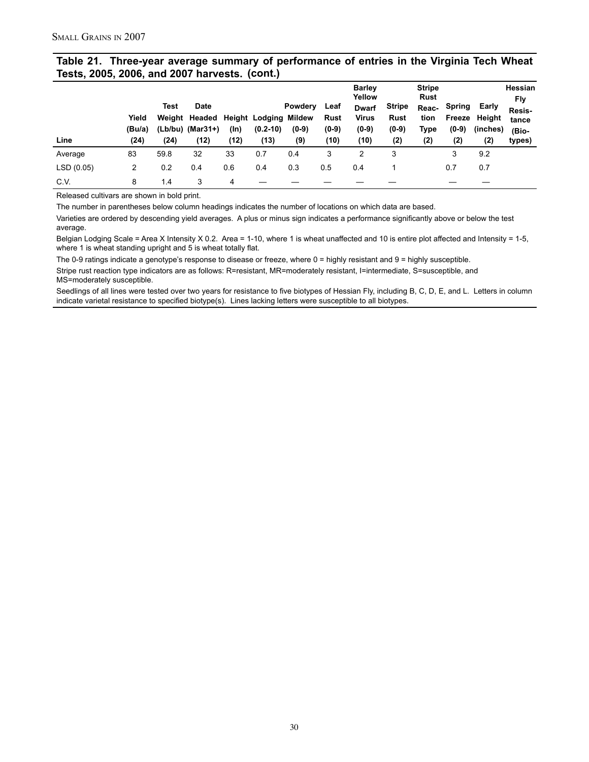## Table 21. Three-year average summary of performance of entries in the Virginia Tech Wheat Tests, 2005, 2006, and 2007 harvests. (cont.)

| Line | Yield (Bu/a) (24) | Test Weight (Lb/bu) (24) | Date Headed (Mar31+) (12) | Height (In) (12) | Lodging (0.2-10) (13) | Powdery Mildew (0-9) (9) | Leaf Rust (0-9) (10) | Barley Yellow Dwarf Virus (0-9) (10) | Stripe Rust (0-9) (2) | Stripe Rust Reaction Type (2) | Spring Freeze (0-9) (2) | Early Height (inches) (2) | Hessian Fly Resistance (Biotypes) |
|---|---|---|---|---|---|---|---|---|---|---|---|---|---|
| Average | 83 | 59.8 | 32 | 33 | 0.7 | 0.4 | 3 | 2 | 3 | | 3 | 9.2 | |
| LSD (0.05) | 2 | 0.2 | 0.4 | 0.6 | 0.4 | 0.3 | 0.5 | 0.4 | 1 | | 0.7 | 0.7 | |
| C.V. | 8 | 1.4 | 3 | 4 | — | — | — | — | — | | — | — | |

Released cultivars are shown in bold print.

The number in parentheses below column headings indicates the number of locations on which data are based.

Varieties are ordered by descending yield averages. A plus or minus sign indicates a performance significantly above or below the test average.

Belgian Lodging Scale = Area X Intensity X 0.2. Area = 1-10, where 1 is wheat unaffected and 10 is entire plot affected and Intensity = 1-5, where 1 is wheat standing upright and 5 is wheat totally flat.

The 0-9 ratings indicate a genotype's response to disease or freeze, where 0 = highly resistant and 9 = highly susceptible.

Stripe rust reaction type indicators are as follows: R=resistant, MR=moderately resistant, I=intermediate, S=susceptible, and MS=moderately susceptible.

Seedlings of all lines were tested over two years for resistance to five biotypes of Hessian Fly, including B, C, D, E, and L. Letters in column indicate varietal resistance to specified biotype(s). Lines lacking letters were susceptible to all biotypes.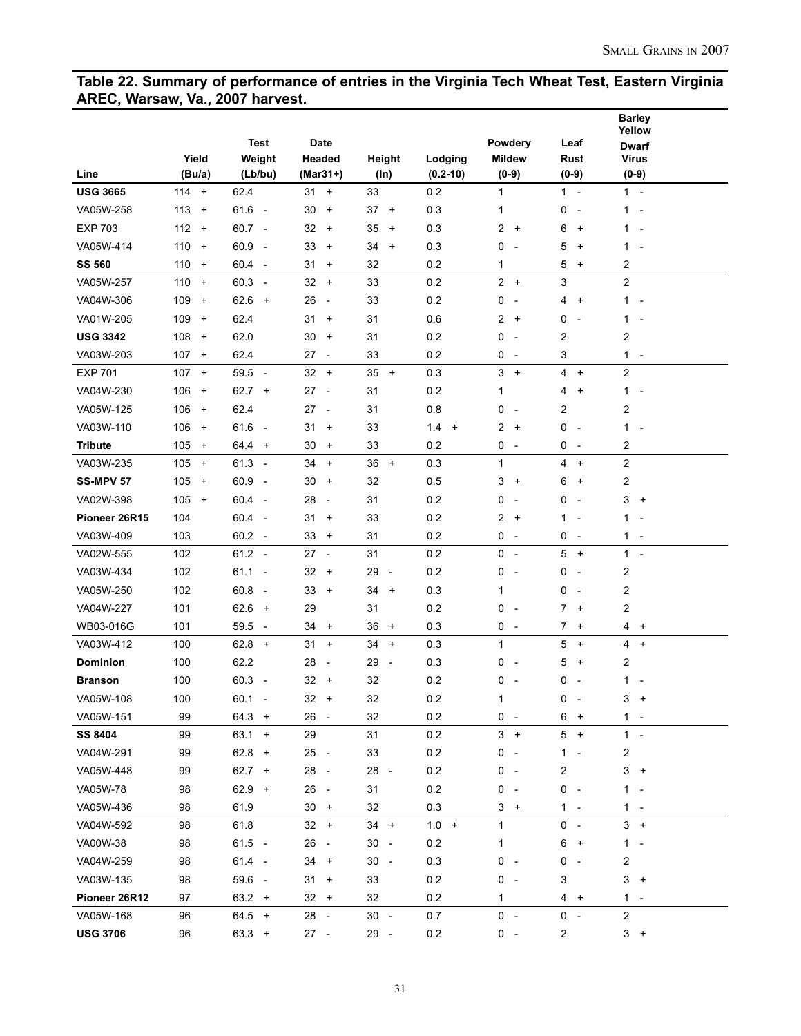## Table 22. Summary of performance of entries in the Virginia Tech Wheat Test, Eastern Virginia AREC, Warsaw, Va., 2007 harvest.

| Line | Yield (Bu/a) | Test Weight (Lb/bu) | Date Headed (Mar31+) | Height (In) | Lodging (0.2-10) | Powdery Mildew (0-9) | Leaf Rust (0-9) | Barley Yellow Dwarf Virus (0-9) |
|---|---|---|---|---|---|---|---|---|
| **USG 3665** | 114 + | 62.4 | 31 + | 33 | 0.2 | 1 | 1 - | 1 - |
| VA05W-258 | 113 + | 61.6 - | 30 + | 37 + | 0.3 | 1 | 0 - | 1 - |
| EXP 703 | 112 + | 60.7 - | 32 + | 35 + | 0.3 | 2 + | 6 + | 1 - |
| VA05W-414 | 110 + | 60.9 - | 33 + | 34 + | 0.3 | 0 - | 5 + | 1 - |
| **SS 560** | 110 + | 60.4 - | 31 + | 32 | 0.2 | 1 | 5 + | 2 |
| VA05W-257 | 110 + | 60.3 - | 32 + | 33 | 0.2 | 2 + | 3 | 2 |
| VA04W-306 | 109 + | 62.6 + | 26 - | 33 | 0.2 | 0 - | 4 + | 1 - |
| VA01W-205 | 109 + | 62.4 | 31 + | 31 | 0.6 | 2 + | 0 - | 1 - |
| **USG 3342** | 108 + | 62.0 | 30 + | 31 | 0.2 | 0 - | 2 | 2 |
| VA03W-203 | 107 + | 62.4 | 27 - | 33 | 0.2 | 0 - | 3 | 1 - |
| EXP 701 | 107 + | 59.5 - | 32 + | 35 + | 0.3 | 3 + | 4 + | 2 |
| VA04W-230 | 106 + | 62.7 + | 27 - | 31 | 0.2 | 1 | 4 + | 1 - |
| VA05W-125 | 106 + | 62.4 | 27 - | 31 | 0.8 | 0 - | 2 | 2 |
| VA03W-110 | 106 + | 61.6 - | 31 + | 33 | 1.4 + | 2 + | 0 - | 1 - |
| **Tribute** | 105 + | 64.4 + | 30 + | 33 | 0.2 | 0 - | 0 - | 2 |
| VA03W-235 | 105 + | 61.3 - | 34 + | 36 + | 0.3 | 1 | 4 + | 2 |
| **SS-MPV 57** | 105 + | 60.9 - | 30 + | 32 | 0.5 | 3 + | 6 + | 2 |
| VA02W-398 | 105 + | 60.4 - | 28 - | 31 | 0.2 | 0 - | 0 - | 3 + |
| **Pioneer 26R15** | 104 | 60.4 - | 31 + | 33 | 0.2 | 2 + | 1 - | 1 - |
| VA03W-409 | 103 | 60.2 - | 33 + | 31 | 0.2 | 0 - | 0 - | 1 - |
| VA02W-555 | 102 | 61.2 - | 27 - | 31 | 0.2 | 0 - | 5 + | 1 - |
| VA03W-434 | 102 | 61.1 - | 32 + | 29 - | 0.2 | 0 - | 0 - | 2 |
| VA05W-250 | 102 | 60.8 - | 33 + | 34 + | 0.3 | 1 | 0 - | 2 |
| VA04W-227 | 101 | 62.6 + | 29 | 31 | 0.2 | 0 - | 7 + | 2 |
| WB03-016G | 101 | 59.5 - | 34 + | 36 + | 0.3 | 0 - | 7 + | 4 + |
| VA03W-412 | 100 | 62.8 + | 31 + | 34 + | 0.3 | 1 | 5 + | 4 + |
| **Dominion** | 100 | 62.2 | 28 - | 29 - | 0.3 | 0 - | 5 + | 2 |
| **Branson** | 100 | 60.3 - | 32 + | 32 | 0.2 | 0 - | 0 - | 1 - |
| VA05W-108 | 100 | 60.1 - | 32 + | 32 | 0.2 | 1 | 0 - | 3 + |
| VA05W-151 | 99 | 64.3 + | 26 - | 32 | 0.2 | 0 - | 6 + | 1 - |
| **SS 8404** | 99 | 63.1 + | 29 | 31 | 0.2 | 3 + | 5 + | 1 - |
| VA04W-291 | 99 | 62.8 + | 25 - | 33 | 0.2 | 0 - | 1 - | 2 |
| VA05W-448 | 99 | 62.7 + | 28 - | 28 - | 0.2 | 0 - | 2 | 3 + |
| VA05W-78 | 98 | 62.9 + | 26 - | 31 | 0.2 | 0 - | 0 - | 1 - |
| VA05W-436 | 98 | 61.9 | 30 + | 32 | 0.3 | 3 + | 1 - | 1 - |
| VA04W-592 | 98 | 61.8 | 32 + | 34 + | 1.0 + | 1 | 0 - | 3 + |
| VA00W-38 | 98 | 61.5 - | 26 - | 30 - | 0.2 | 1 | 6 + | 1 - |
| VA04W-259 | 98 | 61.4 - | 34 + | 30 - | 0.3 | 0 - | 0 - | 2 |
| VA03W-135 | 98 | 59.6 - | 31 + | 33 | 0.2 | 0 - | 3 | 3 + |
| **Pioneer 26R12** | 97 | 63.2 + | 32 + | 32 | 0.2 | 1 | 4 + | 1 - |
| VA05W-168 | 96 | 64.5 + | 28 - | 30 - | 0.7 | 0 - | 0 - | 2 |
| **USG 3706** | 96 | 63.3 + | 27 - | 29 - | 0.2 | 0 - | 2 | 3 + |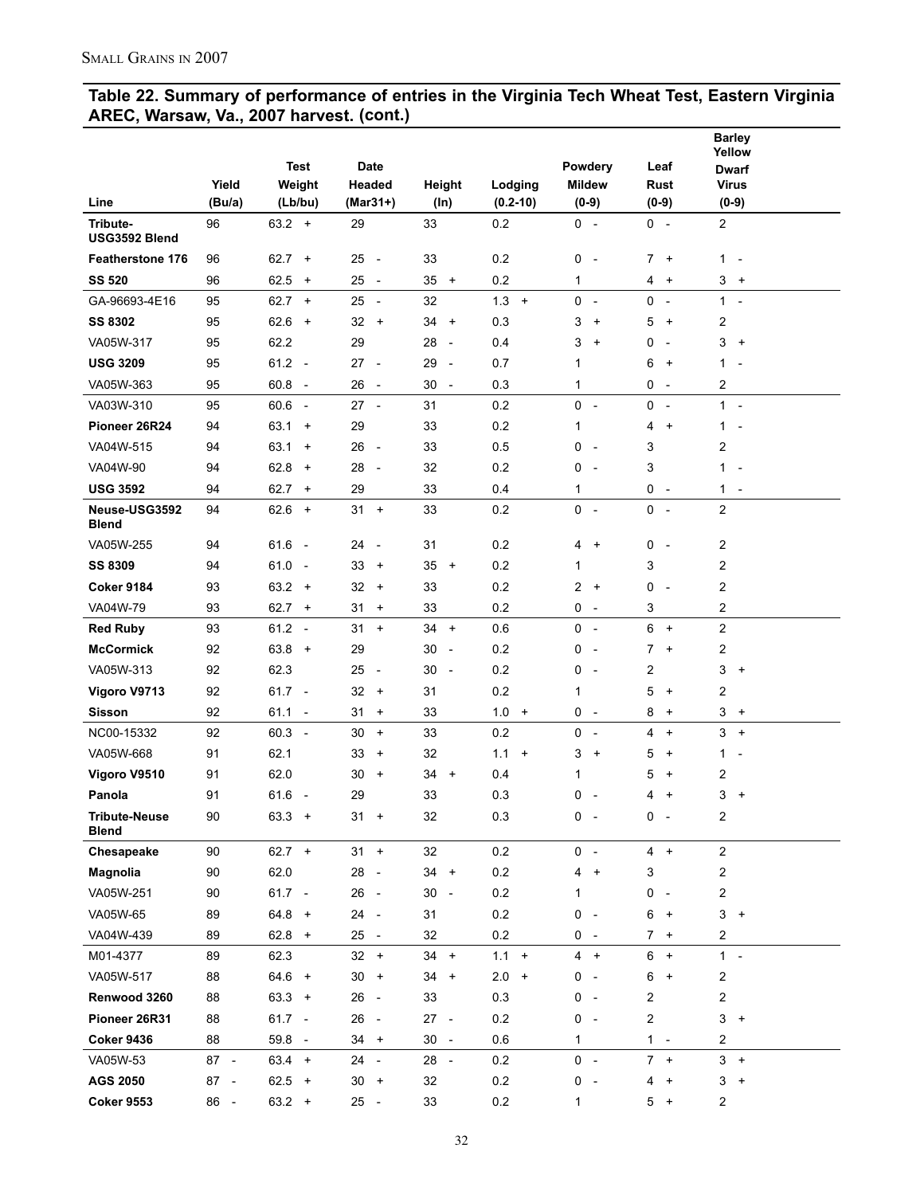## Table 22. Summary of performance of entries in the Virginia Tech Wheat Test, Eastern Virginia AREC, Warsaw, Va., 2007 harvest. (cont.)

| Line | Yield (Bu/a) | Test Weight (Lb/bu) | Date Headed (Mar31+) | Height (In) | Lodging (0.2-10) | Powdery Mildew (0-9) | Leaf Rust (0-9) | Barley Yellow Dwarf Virus (0-9) |
|---|---|---|---|---|---|---|---|---|
| **Tribute-USG3592 Blend** | 96 | 63.2 + | 29 | 33 | 0.2 | 0 - | 0 - | 2 |
| **Featherstone 176** | 96 | 62.7 + | 25 - | 33 | 0.2 | 0 - | 7 + | 1 - |
| **SS 520** | 96 | 62.5 + | 25 - | 35 + | 0.2 | 1 | 4 + | 3 + |
| GA-96693-4E16 | 95 | 62.7 + | 25 - | 32 | 1.3 + | 0 - | 0 - | 1 - |
| **SS 8302** | 95 | 62.6 + | 32 + | 34 + | 0.3 | 3 + | 5 + | 2 |
| VA05W-317 | 95 | 62.2 | 29 | 28 - | 0.4 | 3 + | 0 - | 3 + |
| **USG 3209** | 95 | 61.2 - | 27 - | 29 - | 0.7 | 1 | 6 + | 1 - |
| VA05W-363 | 95 | 60.8 - | 26 - | 30 - | 0.3 | 1 | 0 - | 2 |
| VA03W-310 | 95 | 60.6 - | 27 - | 31 | 0.2 | 0 - | 0 - | 1 - |
| **Pioneer 26R24** | 94 | 63.1 + | 29 | 33 | 0.2 | 1 | 4 + | 1 - |
| VA04W-515 | 94 | 63.1 + | 26 - | 33 | 0.5 | 0 - | 3 | 2 |
| VA04W-90 | 94 | 62.8 + | 28 - | 32 | 0.2 | 0 - | 3 | 1 - |
| **USG 3592** | 94 | 62.7 + | 29 | 33 | 0.4 | 1 | 0 - | 1 - |
| **Neuse-USG3592 Blend** | 94 | 62.6 + | 31 + | 33 | 0.2 | 0 - | 0 - | 2 |
| VA05W-255 | 94 | 61.6 - | 24 - | 31 | 0.2 | 4 + | 0 - | 2 |
| **SS 8309** | 94 | 61.0 - | 33 + | 35 + | 0.2 | 1 | 3 | 2 |
| **Coker 9184** | 93 | 63.2 + | 32 + | 33 | 0.2 | 2 + | 0 - | 2 |
| VA04W-79 | 93 | 62.7 + | 31 + | 33 | 0.2 | 0 - | 3 | 2 |
| **Red Ruby** | 93 | 61.2 - | 31 + | 34 + | 0.6 | 0 - | 6 + | 2 |
| **McCormick** | 92 | 63.8 + | 29 | 30 - | 0.2 | 0 - | 7 + | 2 |
| VA05W-313 | 92 | 62.3 | 25 - | 30 - | 0.2 | 0 - | 2 | 3 + |
| **Vigoro V9713** | 92 | 61.7 - | 32 + | 31 | 0.2 | 1 | 5 + | 2 |
| **Sisson** | 92 | 61.1 - | 31 + | 33 | 1.0 + | 0 - | 8 + | 3 + |
| NC00-15332 | 92 | 60.3 - | 30 + | 33 | 0.2 | 0 - | 4 + | 3 + |
| VA05W-668 | 91 | 62.1 | 33 + | 32 | 1.1 + | 3 + | 5 + | 1 - |
| **Vigoro V9510** | 91 | 62.0 | 30 + | 34 + | 0.4 | 1 | 5 + | 2 |
| **Panola** | 91 | 61.6 - | 29 | 33 | 0.3 | 0 - | 4 + | 3 + |
| **Tribute-Neuse Blend** | 90 | 63.3 + | 31 + | 32 | 0.3 | 0 - | 0 - | 2 |
| **Chesapeake** | 90 | 62.7 + | 31 + | 32 | 0.2 | 0 - | 4 + | 2 |
| **Magnolia** | 90 | 62.0 | 28 - | 34 + | 0.2 | 4 + | 3 | 2 |
| VA05W-251 | 90 | 61.7 - | 26 - | 30 - | 0.2 | 1 | 0 - | 2 |
| VA05W-65 | 89 | 64.8 + | 24 - | 31 | 0.2 | 0 - | 6 + | 3 + |
| VA04W-439 | 89 | 62.8 + | 25 - | 32 | 0.2 | 0 - | 7 + | 2 |
| M01-4377 | 89 | 62.3 | 32 + | 34 + | 1.1 + | 4 + | 6 + | 1 - |
| VA05W-517 | 88 | 64.6 + | 30 + | 34 + | 2.0 + | 0 - | 6 + | 2 |
| **Renwood 3260** | 88 | 63.3 + | 26 - | 33 | 0.3 | 0 - | 2 | 2 |
| **Pioneer 26R31** | 88 | 61.7 - | 26 - | 27 - | 0.2 | 0 - | 2 | 3 + |
| **Coker 9436** | 88 | 59.8 - | 34 + | 30 - | 0.6 | 1 | 1 - | 2 |
| VA05W-53 | 87 - | 63.4 + | 24 - | 28 - | 0.2 | 0 - | 7 + | 3 + |
| **AGS 2050** | 87 - | 62.5 + | 30 + | 32 | 0.2 | 0 - | 4 + | 3 + |
| **Coker 9553** | 86 - | 63.2 + | 25 - | 33 | 0.2 | 1 | 5 + | 2 |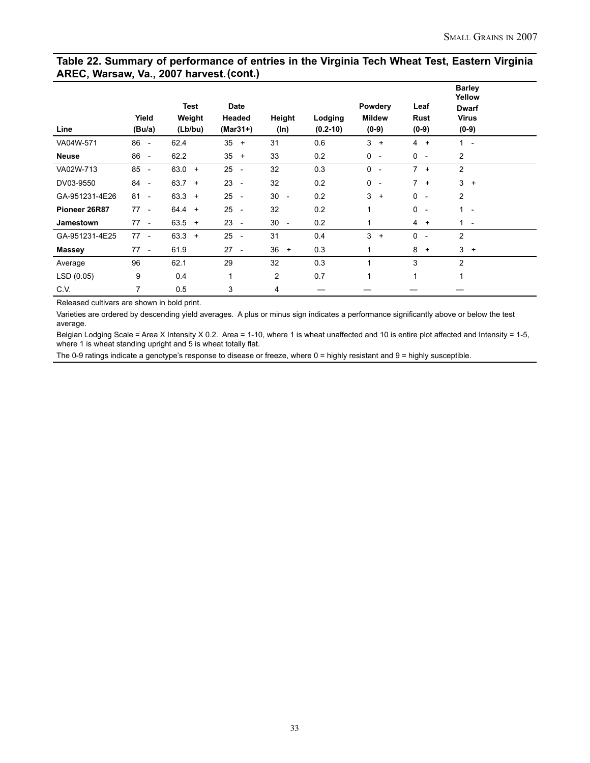## Table 22. Summary of performance of entries in the Virginia Tech Wheat Test, Eastern Virginia AREC, Warsaw, Va., 2007 harvest. (cont.)

| Line | Yield (Bu/a) | Test Weight (Lb/bu) | Date Headed (Mar31+) | Height (In) | Lodging (0.2-10) | Powdery Mildew (0-9) | Leaf Rust (0-9) | Barley Yellow Dwarf Virus (0-9) |
|---|---|---|---|---|---|---|---|---|
| VA04W-571 | 86 - | 62.4 | 35 + | 31 | 0.6 | 3 + | 4 + | 1 - |
| **Neuse** | 86 - | 62.2 | 35 + | 33 | 0.2 | 0 - | 0 - | 2 |
| VA02W-713 | 85 - | 63.0 + | 25 - | 32 | 0.3 | 0 - | 7 + | 2 |
| DV03-9550 | 84 - | 63.7 + | 23 - | 32 | 0.2 | 0 - | 7 + | 3 + |
| GA-951231-4E26 | 81 - | 63.3 + | 25 - | 30 - | 0.2 | 3 + | 0 - | 2 |
| **Pioneer 26R87** | 77 - | 64.4 + | 25 - | 32 | 0.2 | 1 | 0 - | 1 - |
| **Jamestown** | 77 - | 63.5 + | 23 - | 30 - | 0.2 | 1 | 4 + | 1 - |
| GA-951231-4E25 | 77 - | 63.3 + | 25 - | 31 | 0.4 | 3 + | 0 - | 2 |
| **Massey** | 77 - | 61.9 | 27 - | 36 + | 0.3 | 1 | 8 + | 3 + |
| Average | 96 | 62.1 | 29 | 32 | 0.3 | 1 | 3 | 2 |
| LSD (0.05) | 9 | 0.4 | 1 | 2 | 0.7 | 1 | 1 | 1 |
| C.V. | 7 | 0.5 | 3 | 4 | — | — | — | — |

Released cultivars are shown in bold print.

Varieties are ordered by descending yield averages. A plus or minus sign indicates a performance significantly above or below the test average.

Belgian Lodging Scale = Area X Intensity X 0.2. Area = 1-10, where 1 is wheat unaffected and 10 is entire plot affected and Intensity = 1-5, where 1 is wheat standing upright and 5 is wheat totally flat.

The 0-9 ratings indicate a genotype's response to disease or freeze, where 0 = highly resistant and 9 = highly susceptible.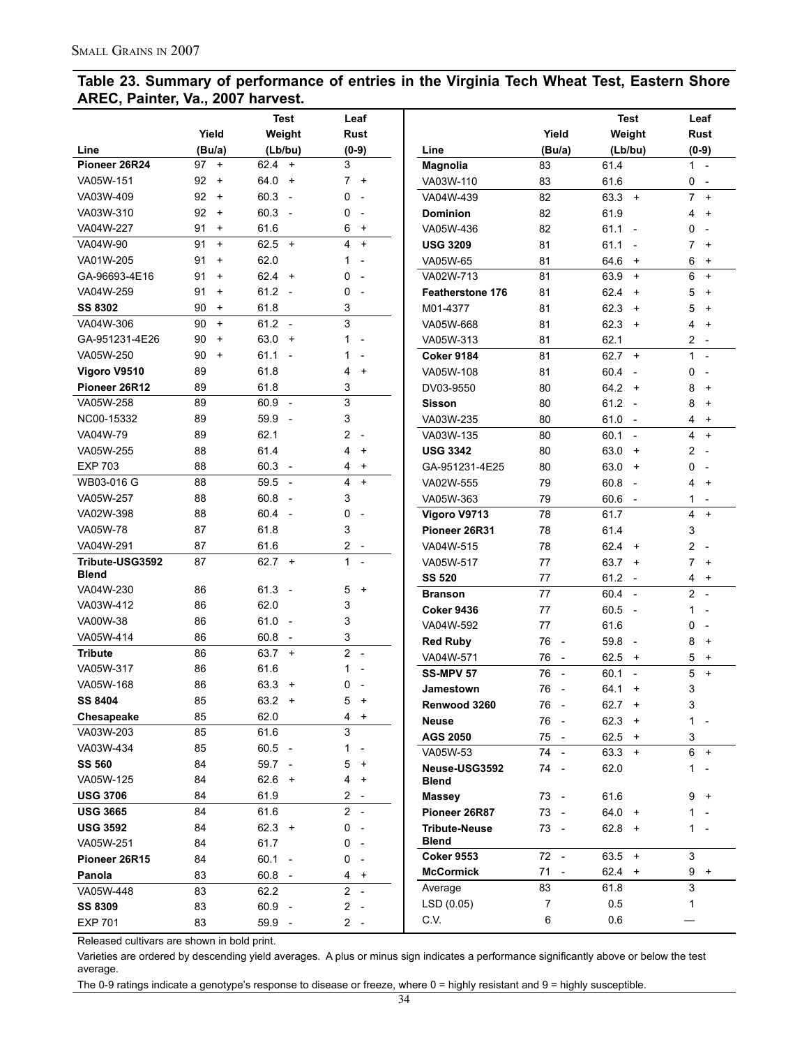## Table 23. Summary of performance of entries in the Virginia Tech Wheat Test, Eastern Shore AREC, Painter, Va., 2007 harvest.

| Line | Yield (Bu/a) | Test Weight (Lb/bu) | Leaf Rust (0-9) |
|---|---|---|---|
| **Pioneer 26R24** | 97 + | 62.4 + | 3 |
| VA05W-151 | 92 + | 64.0 + | 7 + |
| VA03W-409 | 92 + | 60.3 - | 0 - |
| VA03W-310 | 92 + | 60.3 - | 0 - |
| VA04W-227 | 91 + | 61.6 | 6 + |
| VA04W-90 | 91 + | 62.5 + | 4 + |
| VA01W-205 | 91 + | 62.0 | 1 - |
| GA-96693-4E16 | 91 + | 62.4 + | 0 - |
| VA04W-259 | 91 + | 61.2 - | 0 - |
| **SS 8302** | 90 + | 61.8 | 3 |
| VA04W-306 | 90 + | 61.2 - | 3 |
| GA-951231-4E26 | 90 + | 63.0 + | 1 - |
| VA05W-250 | 90 + | 61.1 - | 1 - |
| **Vigoro V9510** | 89 | 61.8 | 4 + |
| **Pioneer 26R12** | 89 | 61.8 | 3 |
| VA05W-258 | 89 | 60.9 - | 3 |
| NC00-15332 | 89 | 59.9 - | 3 |
| VA04W-79 | 89 | 62.1 | 2 - |
| VA05W-255 | 88 | 61.4 | 4 + |
| EXP 703 | 88 | 60.3 - | 4 + |
| WB03-016 G | 88 | 59.5 - | 4 + |
| VA05W-257 | 88 | 60.8 - | 3 |
| VA02W-398 | 88 | 60.4 - | 0 - |
| VA05W-78 | 87 | 61.8 | 3 |
| VA04W-291 | 87 | 61.6 | 2 - |
| **Tribute-USG3592 Blend** | 87 | 62.7 + | 1 - |
| VA04W-230 | 86 | 61.3 - | 5 + |
| VA03W-412 | 86 | 62.0 | 3 |
| VA00W-38 | 86 | 61.0 - | 3 |
| VA05W-414 | 86 | 60.8 - | 3 |
| **Tribute** | 86 | 63.7 + | 2 - |
| VA05W-317 | 86 | 61.6 | 1 - |
| VA05W-168 | 86 | 63.3 + | 0 - |
| **SS 8404** | 85 | 63.2 + | 5 + |
| **Chesapeake** | 85 | 62.0 | 4 + |
| VA03W-203 | 85 | 61.6 | 3 |
| VA03W-434 | 85 | 60.5 - | 1 - |
| **SS 560** | 84 | 59.7 - | 5 + |
| VA05W-125 | 84 | 62.6 + | 4 + |
| **USG 3706** | 84 | 61.9 | 2 - |
| **USG 3665** | 84 | 61.6 | 2 - |
| **USG 3592** | 84 | 62.3 + | 0 - |
| VA05W-251 | 84 | 61.7 | 0 - |
| **Pioneer 26R15** | 84 | 60.1 - | 0 - |
| **Panola** | 83 | 60.8 - | 4 + |
| VA05W-448 | 83 | 62.2 | 2 - |
| **SS 8309** | 83 | 60.9 - | 2 - |
| EXP 701 | 83 | 59.9 - | 2 - |
| **Magnolia** | 83 | 61.4 | 1 - |
| VA03W-110 | 83 | 61.6 | 0 - |
| VA04W-439 | 82 | 63.3 + | 7 + |
| **Dominion** | 82 | 61.9 | 4 + |
| VA05W-436 | 82 | 61.1 - | 0 - |
| **USG 3209** | 81 | 61.1 - | 7 + |
| VA05W-65 | 81 | 64.6 + | 6 + |
| VA02W-713 | 81 | 63.9 + | 6 + |
| **Featherstone 176** | 81 | 62.4 + | 5 + |
| M01-4377 | 81 | 62.3 + | 5 + |
| VA05W-668 | 81 | 62.3 + | 4 + |
| VA05W-313 | 81 | 62.1 | 2 - |
| **Coker 9184** | 81 | 62.7 + | 1 - |
| VA05W-108 | 81 | 60.4 - | 0 - |
| DV03-9550 | 80 | 64.2 + | 8 + |
| **Sisson** | 80 | 61.2 - | 8 + |
| VA03W-235 | 80 | 61.0 - | 4 + |
| VA03W-135 | 80 | 60.1 - | 4 + |
| **USG 3342** | 80 | 63.0 + | 2 - |
| GA-951231-4E25 | 80 | 63.0 + | 0 - |
| VA02W-555 | 79 | 60.8 - | 4 + |
| VA05W-363 | 79 | 60.6 - | 1 - |
| **Vigoro V9713** | 78 | 61.7 | 4 + |
| **Pioneer 26R31** | 78 | 61.4 | 3 |
| VA04W-515 | 78 | 62.4 + | 2 - |
| VA05W-517 | 77 | 63.7 + | 7 + |
| **SS 520** | 77 | 61.2 - | 4 + |
| **Branson** | 77 | 60.4 - | 2 - |
| **Coker 9436** | 77 | 60.5 - | 1 - |
| VA04W-592 | 77 | 61.6 | 0 - |
| **Red Ruby** | 76 - | 59.8 - | 8 + |
| VA04W-571 | 76 - | 62.5 + | 5 + |
| **SS-MPV 57** | 76 - | 60.1 - | 5 + |
| **Jamestown** | 76 - | 64.1 + | 3 |
| **Renwood 3260** | 76 - | 62.7 + | 3 |
| **Neuse** | 76 - | 62.3 + | 1 - |
| **AGS 2050** | 75 - | 62.5 + | 3 |
| VA05W-53 | 74 - | 63.3 + | 6 + |
| **Neuse-USG3592 Blend** | 74 - | 62.0 | 1 - |
| **Massey** | 73 - | 61.6 | 9 + |
| **Pioneer 26R87** | 73 - | 64.0 + | 1 - |
| **Tribute-Neuse Blend** | 73 - | 62.8 + | 1 - |
| **Coker 9553** | 72 - | 63.5 + | 3 |
| **McCormick** | 71 - | 62.4 + | 9 + |
| Average | 83 | 61.8 | 3 |
| LSD (0.05) | 7 | 0.5 | 1 |
| C.V. | 6 | 0.6 | — |

Released cultivars are shown in bold print.

Varieties are ordered by descending yield averages. A plus or minus sign indicates a performance significantly above or below the test average.

The 0-9 ratings indicate a genotype's response to disease or freeze, where 0 = highly resistant and 9 = highly susceptible.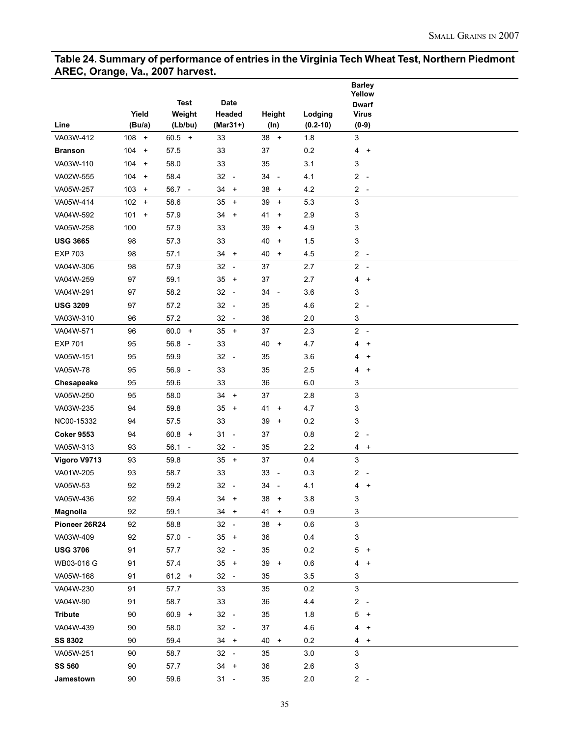## Table 24. Summary of performance of entries in the Virginia Tech Wheat Test, Northern Piedmont AREC, Orange, Va., 2007 harvest.

| Line | Yield (Bu/a) | Test Weight (Lb/bu) | Date Headed (Mar31+) | Height (In) | Lodging (0.2-10) | Barley Yellow Dwarf Virus (0-9) |
|---|---|---|---|---|---|---|
| VA03W-412 | 108 + | 60.5 + | 33 | 38 + | 1.8 | 3 |
| **Branson** | 104 + | 57.5 | 33 | 37 | 0.2 | 4 + |
| VA03W-110 | 104 + | 58.0 | 33 | 35 | 3.1 | 3 |
| VA02W-555 | 104 + | 58.4 | 32 - | 34 - | 4.1 | 2 - |
| VA05W-257 | 103 + | 56.7 - | 34 + | 38 + | 4.2 | 2 - |
| VA05W-414 | 102 + | 58.6 | 35 + | 39 + | 5.3 | 3 |
| VA04W-592 | 101 + | 57.9 | 34 + | 41 + | 2.9 | 3 |
| VA05W-258 | 100 | 57.9 | 33 | 39 + | 4.9 | 3 |
| **USG 3665** | 98 | 57.3 | 33 | 40 + | 1.5 | 3 |
| EXP 703 | 98 | 57.1 | 34 + | 40 + | 4.5 | 2 - |
| VA04W-306 | 98 | 57.9 | 32 - | 37 | 2.7 | 2 - |
| VA04W-259 | 97 | 59.1 | 35 + | 37 | 2.7 | 4 + |
| VA04W-291 | 97 | 58.2 | 32 - | 34 - | 3.6 | 3 |
| **USG 3209** | 97 | 57.2 | 32 - | 35 | 4.6 | 2 - |
| VA03W-310 | 96 | 57.2 | 32 - | 36 | 2.0 | 3 |
| VA04W-571 | 96 | 60.0 + | 35 + | 37 | 2.3 | 2 - |
| EXP 701 | 95 | 56.8 - | 33 | 40 + | 4.7 | 4 + |
| VA05W-151 | 95 | 59.9 | 32 - | 35 | 3.6 | 4 + |
| VA05W-78 | 95 | 56.9 - | 33 | 35 | 2.5 | 4 + |
| **Chesapeake** | 95 | 59.6 | 33 | 36 | 6.0 | 3 |
| VA05W-250 | 95 | 58.0 | 34 + | 37 | 2.8 | 3 |
| VA03W-235 | 94 | 59.8 | 35 + | 41 + | 4.7 | 3 |
| NC00-15332 | 94 | 57.5 | 33 | 39 + | 0.2 | 3 |
| **Coker 9553** | 94 | 60.8 + | 31 - | 37 | 0.8 | 2 - |
| VA05W-313 | 93 | 56.1 - | 32 - | 35 | 2.2 | 4 + |
| **Vigoro V9713** | 93 | 59.8 | 35 + | 37 | 0.4 | 3 |
| VA01W-205 | 93 | 58.7 | 33 | 33 - | 0.3 | 2 - |
| VA05W-53 | 92 | 59.2 | 32 - | 34 - | 4.1 | 4 + |
| VA05W-436 | 92 | 59.4 | 34 + | 38 + | 3.8 | 3 |
| **Magnolia** | 92 | 59.1 | 34 + | 41 + | 0.9 | 3 |
| **Pioneer 26R24** | 92 | 58.8 | 32 - | 38 + | 0.6 | 3 |
| VA03W-409 | 92 | 57.0 - | 35 + | 36 | 0.4 | 3 |
| **USG 3706** | 91 | 57.7 | 32 - | 35 | 0.2 | 5 + |
| WB03-016 G | 91 | 57.4 | 35 + | 39 + | 0.6 | 4 + |
| VA05W-168 | 91 | 61.2 + | 32 - | 35 | 3.5 | 3 |
| VA04W-230 | 91 | 57.7 | 33 | 35 | 0.2 | 3 |
| VA04W-90 | 91 | 58.7 | 33 | 36 | 4.4 | 2 - |
| **Tribute** | 90 | 60.9 + | 32 - | 35 | 1.8 | 5 + |
| VA04W-439 | 90 | 58.0 | 32 - | 37 | 4.6 | 4 + |
| **SS 8302** | 90 | 59.4 | 34 + | 40 + | 0.2 | 4 + |
| VA05W-251 | 90 | 58.7 | 32 - | 35 | 3.0 | 3 |
| **SS 560** | 90 | 57.7 | 34 + | 36 | 2.6 | 3 |
| **Jamestown** | 90 | 59.6 | 31 - | 35 | 2.0 | 2 - |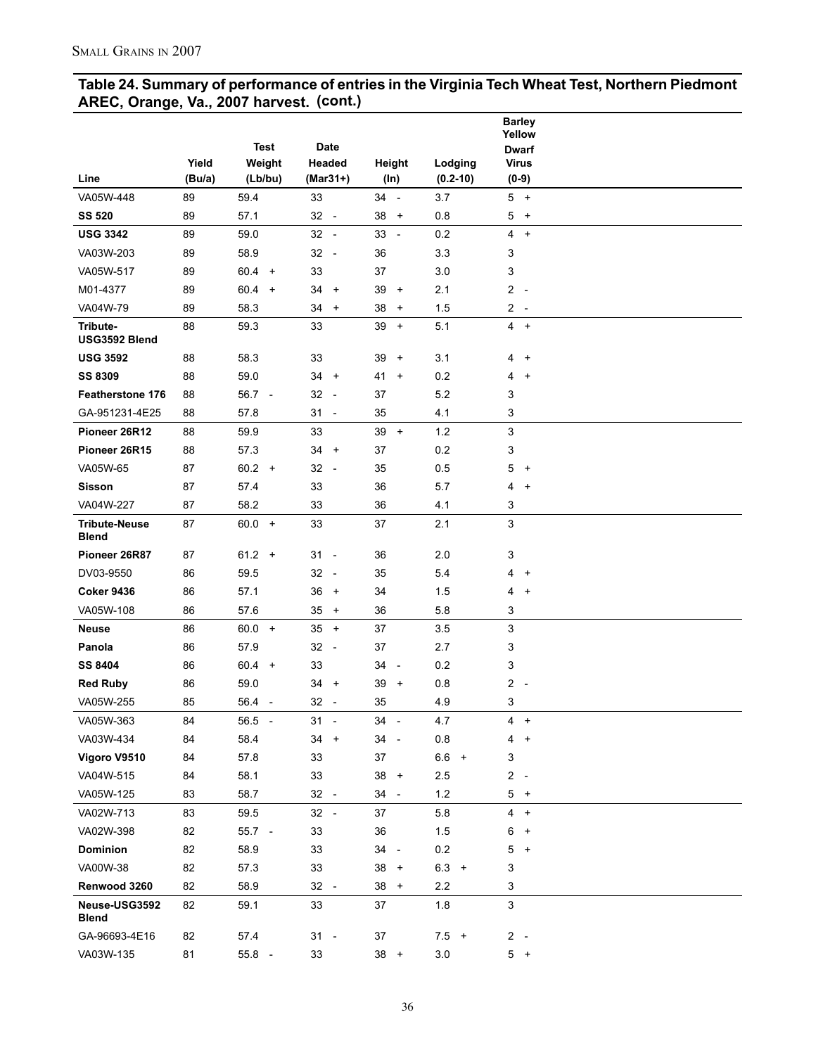## Table 24. Summary of performance of entries in the Virginia Tech Wheat Test, Northern Piedmont AREC, Orange, Va., 2007 harvest. (cont.)

| Line | Yield (Bu/a) | Test Weight (Lb/bu) | Date Headed (Mar31+) | Height (In) | Lodging (0.2-10) | Barley Yellow Dwarf Virus (0-9) |
|---|---|---|---|---|---|---|
| VA05W-448 | 89 | 59.4 | 33 | 34 - | 3.7 | 5 + |
| **SS 520** | 89 | 57.1 | 32 - | 38 + | 0.8 | 5 + |
| **USG 3342** | 89 | 59.0 | 32 - | 33 - | 0.2 | 4 + |
| VA03W-203 | 89 | 58.9 | 32 - | 36 | 3.3 | 3 |
| VA05W-517 | 89 | 60.4 + | 33 | 37 | 3.0 | 3 |
| M01-4377 | 89 | 60.4 + | 34 + | 39 + | 2.1 | 2 - |
| VA04W-79 | 89 | 58.3 | 34 + | 38 + | 1.5 | 2 - |
| **Tribute-USG3592 Blend** | 88 | 59.3 | 33 | 39 + | 5.1 | 4 + |
| **USG 3592** | 88 | 58.3 | 33 | 39 + | 3.1 | 4 + |
| **SS 8309** | 88 | 59.0 | 34 + | 41 + | 0.2 | 4 + |
| **Featherstone 176** | 88 | 56.7 - | 32 - | 37 | 5.2 | 3 |
| GA-951231-4E25 | 88 | 57.8 | 31 - | 35 | 4.1 | 3 |
| **Pioneer 26R12** | 88 | 59.9 | 33 | 39 + | 1.2 | 3 |
| **Pioneer 26R15** | 88 | 57.3 | 34 + | 37 | 0.2 | 3 |
| VA05W-65 | 87 | 60.2 + | 32 - | 35 | 0.5 | 5 + |
| **Sisson** | 87 | 57.4 | 33 | 36 | 5.7 | 4 + |
| VA04W-227 | 87 | 58.2 | 33 | 36 | 4.1 | 3 |
| **Tribute-Neuse Blend** | 87 | 60.0 + | 33 | 37 | 2.1 | 3 |
| **Pioneer 26R87** | 87 | 61.2 + | 31 - | 36 | 2.0 | 3 |
| DV03-9550 | 86 | 59.5 | 32 - | 35 | 5.4 | 4 + |
| **Coker 9436** | 86 | 57.1 | 36 + | 34 | 1.5 | 4 + |
| VA05W-108 | 86 | 57.6 | 35 + | 36 | 5.8 | 3 |
| **Neuse** | 86 | 60.0 + | 35 + | 37 | 3.5 | 3 |
| **Panola** | 86 | 57.9 | 32 - | 37 | 2.7 | 3 |
| **SS 8404** | 86 | 60.4 + | 33 | 34 - | 0.2 | 3 |
| **Red Ruby** | 86 | 59.0 | 34 + | 39 + | 0.8 | 2 - |
| VA05W-255 | 85 | 56.4 - | 32 - | 35 | 4.9 | 3 |
| VA05W-363 | 84 | 56.5 - | 31 - | 34 - | 4.7 | 4 + |
| VA03W-434 | 84 | 58.4 | 34 + | 34 - | 0.8 | 4 + |
| **Vigoro V9510** | 84 | 57.8 | 33 | 37 | 6.6 + | 3 |
| VA04W-515 | 84 | 58.1 | 33 | 38 + | 2.5 | 2 - |
| VA05W-125 | 83 | 58.7 | 32 - | 34 - | 1.2 | 5 + |
| VA02W-713 | 83 | 59.5 | 32 - | 37 | 5.8 | 4 + |
| VA02W-398 | 82 | 55.7 - | 33 | 36 | 1.5 | 6 + |
| **Dominion** | 82 | 58.9 | 33 | 34 - | 0.2 | 5 + |
| VA00W-38 | 82 | 57.3 | 33 | 38 + | 6.3 + | 3 |
| **Renwood 3260** | 82 | 58.9 | 32 - | 38 + | 2.2 | 3 |
| **Neuse-USG3592 Blend** | 82 | 59.1 | 33 | 37 | 1.8 | 3 |
| GA-96693-4E16 | 82 | 57.4 | 31 - | 37 | 7.5 + | 2 - |
| VA03W-135 | 81 | 55.8 - | 33 | 38 + | 3.0 | 5 + |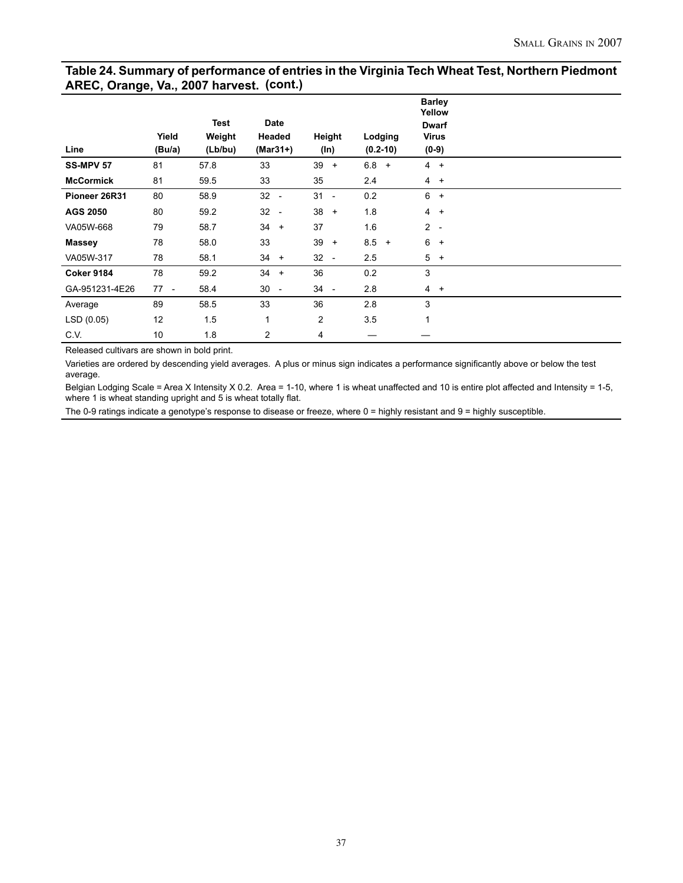## Table 24. Summary of performance of entries in the Virginia Tech Wheat Test, Northern Piedmont AREC, Orange, Va., 2007 harvest. (cont.)

| Line | Yield (Bu/a) | Test Weight (Lb/bu) | Date Headed (Mar31+) | Height (In) | Lodging (0.2-10) | Barley Yellow Dwarf Virus (0-9) |
|---|---|---|---|---|---|---|
| **SS-MPV 57** | 81 | 57.8 | 33 | 39 + | 6.8 + | 4 + |
| **McCormick** | 81 | 59.5 | 33 | 35 | 2.4 | 4 + |
| **Pioneer 26R31** | 80 | 58.9 | 32 - | 31 - | 0.2 | 6 + |
| **AGS 2050** | 80 | 59.2 | 32 - | 38 + | 1.8 | 4 + |
| VA05W-668 | 79 | 58.7 | 34 + | 37 | 1.6 | 2 - |
| **Massey** | 78 | 58.0 | 33 | 39 + | 8.5 + | 6 + |
| VA05W-317 | 78 | 58.1 | 34 + | 32 - | 2.5 | 5 + |
| **Coker 9184** | 78 | 59.2 | 34 + | 36 | 0.2 | 3 |
| GA-951231-4E26 | 77 - | 58.4 | 30 - | 34 - | 2.8 | 4 + |
| Average | 89 | 58.5 | 33 | 36 | 2.8 | 3 |
| LSD (0.05) | 12 | 1.5 | 1 | 2 | 3.5 | 1 |
| C.V. | 10 | 1.8 | 2 | 4 | — | — |

Released cultivars are shown in bold print.

Varieties are ordered by descending yield averages. A plus or minus sign indicates a performance significantly above or below the test average.

Belgian Lodging Scale = Area X Intensity X 0.2. Area = 1-10, where 1 is wheat unaffected and 10 is entire plot affected and Intensity = 1-5, where 1 is wheat standing upright and 5 is wheat totally flat.

The 0-9 ratings indicate a genotype's response to disease or freeze, where 0 = highly resistant and 9 = highly susceptible.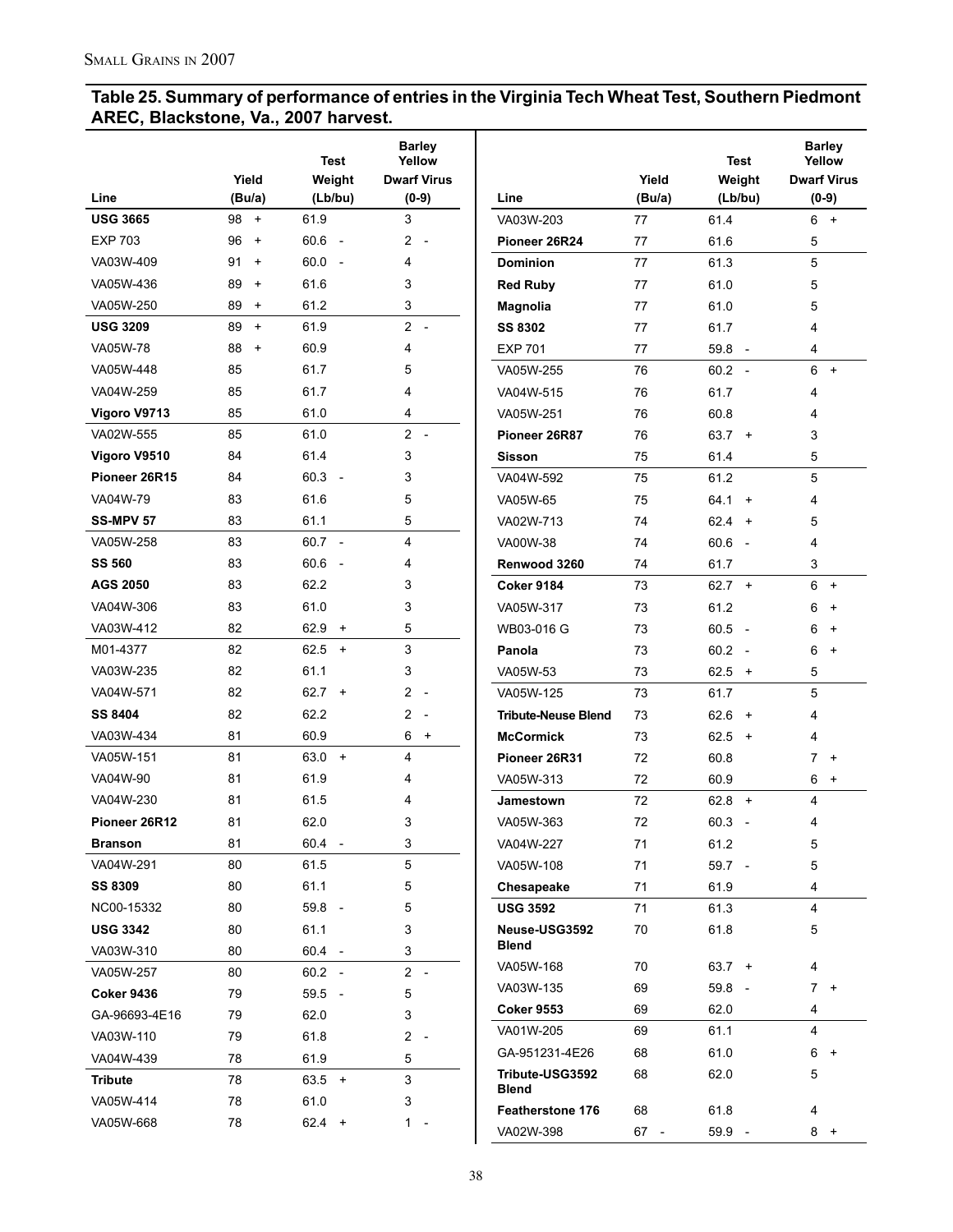## Table 25. Summary of performance of entries in the Virginia Tech Wheat Test, Southern Piedmont AREC, Blackstone, Va., 2007 harvest.

| Line | Yield (Bu/a) | Test Weight (Lb/bu) | Barley Yellow Dwarf Virus (0-9) |
|---|---|---|---|
| **USG 3665** | 98 + | 61.9 | 3 |
| EXP 703 | 96 + | 60.6 - | 2 - |
| VA03W-409 | 91 + | 60.0 - | 4 |
| VA05W-436 | 89 + | 61.6 | 3 |
| VA05W-250 | 89 + | 61.2 | 3 |
| **USG 3209** | 89 + | 61.9 | 2 - |
| VA05W-78 | 88 + | 60.9 | 4 |
| VA05W-448 | 85 | 61.7 | 5 |
| VA04W-259 | 85 | 61.7 | 4 |
| **Vigoro V9713** | 85 | 61.0 | 4 |
| VA02W-555 | 85 | 61.0 | 2 - |
| **Vigoro V9510** | 84 | 61.4 | 3 |
| **Pioneer 26R15** | 84 | 60.3 - | 3 |
| VA04W-79 | 83 | 61.6 | 5 |
| **SS-MPV 57** | 83 | 61.1 | 5 |
| VA05W-258 | 83 | 60.7 - | 4 |
| **SS 560** | 83 | 60.6 - | 4 |
| **AGS 2050** | 83 | 62.2 | 3 |
| VA04W-306 | 83 | 61.0 | 3 |
| VA03W-412 | 82 | 62.9 + | 5 |
| M01-4377 | 82 | 62.5 + | 3 |
| VA03W-235 | 82 | 61.1 | 3 |
| VA04W-571 | 82 | 62.7 + | 2 - |
| **SS 8404** | 82 | 62.2 | 2 - |
| VA03W-434 | 81 | 60.9 | 6 + |
| VA05W-151 | 81 | 63.0 + | 4 |
| VA04W-90 | 81 | 61.9 | 4 |
| VA04W-230 | 81 | 61.5 | 4 |
| **Pioneer 26R12** | 81 | 62.0 | 3 |
| **Branson** | 81 | 60.4 - | 3 |
| VA04W-291 | 80 | 61.5 | 5 |
| **SS 8309** | 80 | 61.1 | 5 |
| NC00-15332 | 80 | 59.8 - | 5 |
| **USG 3342** | 80 | 61.1 | 3 |
| VA03W-310 | 80 | 60.4 - | 3 |
| VA05W-257 | 80 | 60.2 - | 2 - |
| **Coker 9436** | 79 | 59.5 - | 5 |
| GA-96693-4E16 | 79 | 62.0 | 3 |
| VA03W-110 | 79 | 61.8 | 2 - |
| VA04W-439 | 78 | 61.9 | 5 |
| **Tribute** | 78 | 63.5 + | 3 |
| VA05W-414 | 78 | 61.0 | 3 |
| VA05W-668 | 78 | 62.4 + | 1 - |
| VA03W-203 | 77 | 61.4 | 6 + |
| **Pioneer 26R24** | 77 | 61.6 | 5 |
| **Dominion** | 77 | 61.3 | 5 |
| **Red Ruby** | 77 | 61.0 | 5 |
| **Magnolia** | 77 | 61.0 | 5 |
| **SS 8302** | 77 | 61.7 | 4 |
| EXP 701 | 77 | 59.8 - | 4 |
| VA05W-255 | 76 | 60.2 - | 6 + |
| VA04W-515 | 76 | 61.7 | 4 |
| VA05W-251 | 76 | 60.8 | 4 |
| **Pioneer 26R87** | 76 | 63.7 + | 3 |
| **Sisson** | 75 | 61.4 | 5 |
| VA04W-592 | 75 | 61.2 | 5 |
| VA05W-65 | 75 | 64.1 + | 4 |
| VA02W-713 | 74 | 62.4 + | 5 |
| VA00W-38 | 74 | 60.6 - | 4 |
| **Renwood 3260** | 74 | 61.7 | 3 |
| **Coker 9184** | 73 | 62.7 + | 6 + |
| VA05W-317 | 73 | 61.2 | 6 + |
| WB03-016 G | 73 | 60.5 - | 6 + |
| **Panola** | 73 | 60.2 - | 6 + |
| VA05W-53 | 73 | 62.5 + | 5 |
| VA05W-125 | 73 | 61.7 | 5 |
| **Tribute-Neuse Blend** | 73 | 62.6 + | 4 |
| **McCormick** | 73 | 62.5 + | 4 |
| **Pioneer 26R31** | 72 | 60.8 | 7 + |
| VA05W-313 | 72 | 60.9 | 6 + |
| **Jamestown** | 72 | 62.8 + | 4 |
| VA05W-363 | 72 | 60.3 - | 4 |
| VA04W-227 | 71 | 61.2 | 5 |
| VA05W-108 | 71 | 59.7 - | 5 |
| **Chesapeake** | 71 | 61.9 | 4 |
| **USG 3592** | 71 | 61.3 | 4 |
| **Neuse-USG3592 Blend** | 70 | 61.8 | 5 |
| VA05W-168 | 70 | 63.7 + | 4 |
| VA03W-135 | 69 | 59.8 - | 7 + |
| **Coker 9553** | 69 | 62.0 | 4 |
| VA01W-205 | 69 | 61.1 | 4 |
| GA-951231-4E26 | 68 | 61.0 | 6 + |
| **Tribute-USG3592 Blend** | 68 | 62.0 | 5 |
| **Featherstone 176** | 68 | 61.8 | 4 |
| VA02W-398 | 67 - | 59.9 - | 8 + |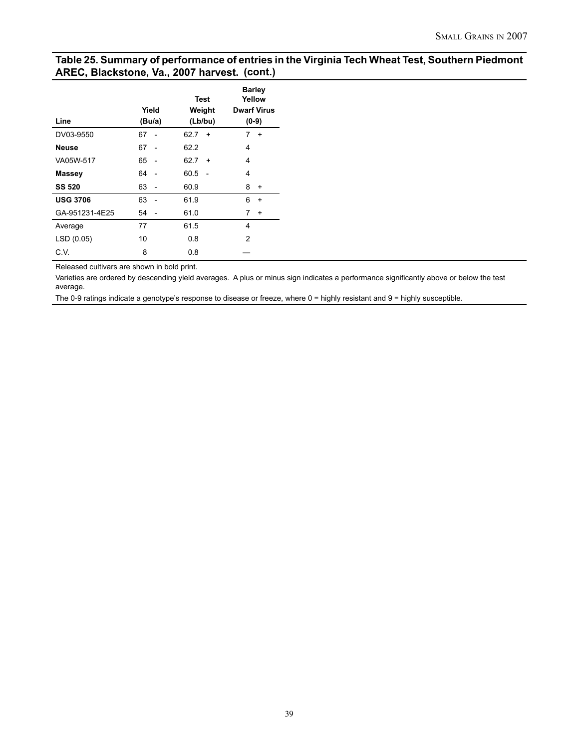**Table 25. Summary of performance of entries in the Virginia Tech Wheat Test, Southern Piedmont AREC, Blackstone, Va., 2007 harvest. (cont.)**

| Line | Yield (Bu/a) | Test Weight (Lb/bu) | Barley Yellow Dwarf Virus (0-9) |
|---|---|---|---|
| DV03-9550 | 67 - | 62.7 + | 7 + |
| **Neuse** | 67 - | 62.2 | 4 |
| VA05W-517 | 65 - | 62.7 + | 4 |
| **Massey** | 64 - | 60.5 - | 4 |
| **SS 520** | 63 - | 60.9 | 8 + |
| **USG 3706** | 63 - | 61.9 | 6 + |
| GA-951231-4E25 | 54 - | 61.0 | 7 + |
| Average | 77 | 61.5 | 4 |
| LSD (0.05) | 10 | 0.8 | 2 |
| C.V. | 8 | 0.8 | — |

Released cultivars are shown in bold print.

Varieties are ordered by descending yield averages. A plus or minus sign indicates a performance significantly above or below the test average.

The 0-9 ratings indicate a genotype's response to disease or freeze, where 0 = highly resistant and 9 = highly susceptible.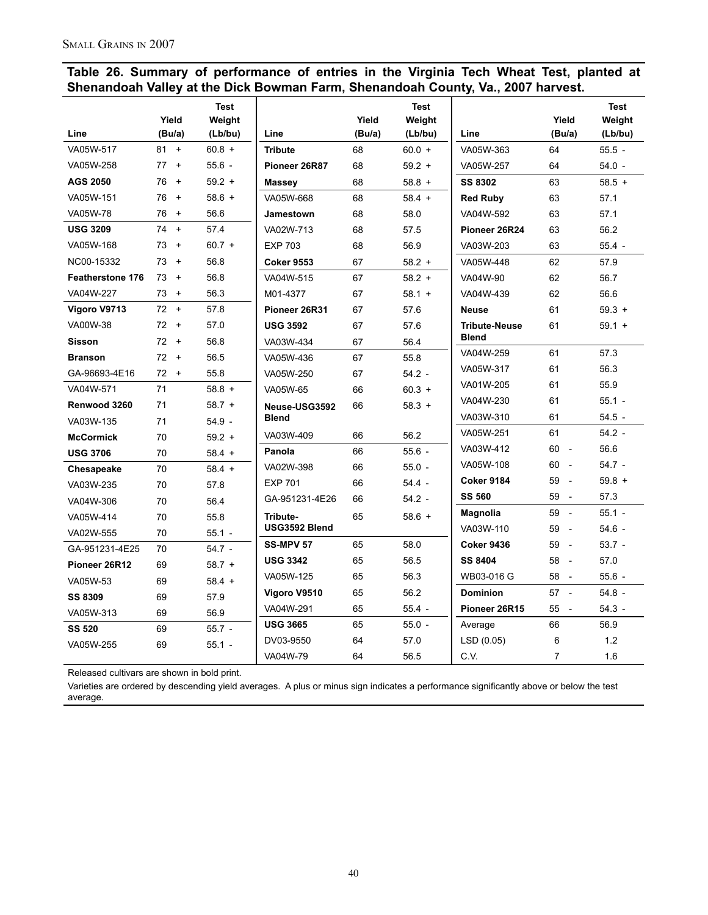**Table 26. Summary of performance of entries in the Virginia Tech Wheat Test, planted at Shenandoah Valley at the Dick Bowman Farm, Shenandoah County, Va., 2007 harvest.**

| Line | Yield (Bu/a) | Test Weight (Lb/bu) |
|---|---|---|
| VA05W-517 | 81 + | 60.8 + |
| VA05W-258 | 77 + | 55.6 - |
| **AGS 2050** | 76 + | 59.2 + |
| VA05W-151 | 76 + | 58.6 + |
| VA05W-78 | 76 + | 56.6 |
| **USG 3209** | 74 + | 57.4 |
| VA05W-168 | 73 + | 60.7 + |
| NC00-15332 | 73 + | 56.8 |
| **Featherstone 176** | 73 + | 56.8 |
| VA04W-227 | 73 + | 56.3 |
| **Vigoro V9713** | 72 + | 57.8 |
| VA00W-38 | 72 + | 57.0 |
| **Sisson** | 72 + | 56.8 |
| **Branson** | 72 + | 56.5 |
| GA-96693-4E16 | 72 + | 55.8 |
| VA04W-571 | 71 | 58.8 + |
| **Renwood 3260** | 71 | 58.7 + |
| VA03W-135 | 71 | 54.9 - |
| **McCormick** | 70 | 59.2 + |
| **USG 3706** | 70 | 58.4 + |
| **Chesapeake** | 70 | 58.4 + |
| VA03W-235 | 70 | 57.8 |
| VA04W-306 | 70 | 56.4 |
| VA05W-414 | 70 | 55.8 |
| VA02W-555 | 70 | 55.1 - |
| GA-951231-4E25 | 70 | 54.7 - |
| **Pioneer 26R12** | 69 | 58.7 + |
| VA05W-53 | 69 | 58.4 + |
| **SS 8309** | 69 | 57.9 |
| VA05W-313 | 69 | 56.9 |
| **SS 520** | 69 | 55.7 - |
| VA05W-255 | 69 | 55.1 - |
| **Tribute** | 68 | 60.0 + |
| **Pioneer 26R87** | 68 | 59.2 + |
| **Massey** | 68 | 58.8 + |
| VA05W-668 | 68 | 58.4 + |
| **Jamestown** | 68 | 58.0 |
| VA02W-713 | 68 | 57.5 |
| EXP 703 | 68 | 56.9 |
| **Coker 9553** | 67 | 58.2 + |
| VA04W-515 | 67 | 58.2 + |
| M01-4377 | 67 | 58.1 + |
| **Pioneer 26R31** | 67 | 57.6 |
| **USG 3592** | 67 | 57.6 |
| VA03W-434 | 67 | 56.4 |
| VA05W-436 | 67 | 55.8 |
| VA05W-250 | 67 | 54.2 - |
| VA05W-65 | 66 | 60.3 + |
| **Neuse-USG3592 Blend** | 66 | 58.3 + |
| VA03W-409 | 66 | 56.2 |
| **Panola** | 66 | 55.6 - |
| VA02W-398 | 66 | 55.0 - |
| EXP 701 | 66 | 54.4 - |
| GA-951231-4E26 | 66 | 54.2 - |
| **Tribute-USG3592 Blend** | 65 | 58.6 + |
| **SS-MPV 57** | 65 | 58.0 |
| **USG 3342** | 65 | 56.5 |
| VA05W-125 | 65 | 56.3 |
| **Vigoro V9510** | 65 | 56.2 |
| VA04W-291 | 65 | 55.4 - |
| **USG 3665** | 65 | 55.0 - |
| DV03-9550 | 64 | 57.0 |
| VA04W-79 | 64 | 56.5 |
| VA05W-363 | 64 | 55.5 - |
| VA05W-257 | 64 | 54.0 - |
| **SS 8302** | 63 | 58.5 + |
| **Red Ruby** | 63 | 57.1 |
| VA04W-592 | 63 | 57.1 |
| **Pioneer 26R24** | 63 | 56.2 |
| VA03W-203 | 63 | 55.4 - |
| VA05W-448 | 62 | 57.9 |
| VA04W-90 | 62 | 56.7 |
| VA04W-439 | 62 | 56.6 |
| **Neuse** | 61 | 59.3 + |
| **Tribute-Neuse Blend** | 61 | 59.1 + |
| VA04W-259 | 61 | 57.3 |
| VA05W-317 | 61 | 56.3 |
| VA01W-205 | 61 | 55.9 |
| VA04W-230 | 61 | 55.1 - |
| VA03W-310 | 61 | 54.5 - |
| VA05W-251 | 61 | 54.2 - |
| VA03W-412 | 60 - | 56.6 |
| VA05W-108 | 60 - | 54.7 - |
| **Coker 9184** | 59 - | 59.8 + |
| **SS 560** | 59 - | 57.3 |
| **Magnolia** | 59 - | 55.1 - |
| VA03W-110 | 59 - | 54.6 - |
| **Coker 9436** | 59 - | 53.7 - |
| **SS 8404** | 58 - | 57.0 |
| WB03-016 G | 58 - | 55.6 - |
| **Dominion** | 57 - | 54.8 - |
| **Pioneer 26R15** | 55 - | 54.3 - |
| Average | 66 | 56.9 |
| LSD (0.05) | 6 | 1.2 |
| C.V. | 7 | 1.6 |

Released cultivars are shown in bold print.

Varieties are ordered by descending yield averages. A plus or minus sign indicates a performance significantly above or below the test average.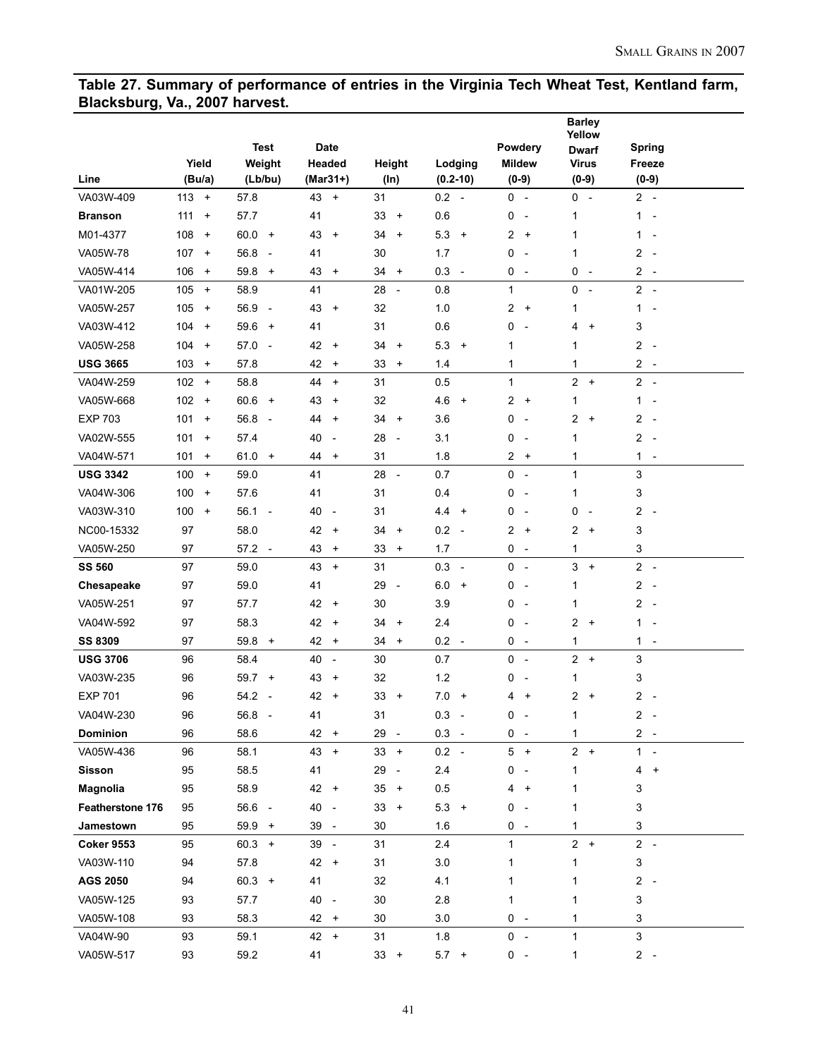## Table 27. Summary of performance of entries in the Virginia Tech Wheat Test, Kentland farm, Blacksburg, Va., 2007 harvest.

| Line | Yield (Bu/a) | Test Weight (Lb/bu) | Date Headed (Mar31+) | Height (In) | Lodging (0.2-10) | Powdery Mildew (0-9) | Barley Yellow Dwarf Virus (0-9) | Spring Freeze (0-9) |
|---|---|---|---|---|---|---|---|---|
| VA03W-409 | 113 + | 57.8 | 43 + | 31 | 0.2 - | 0 - | 0 - | 2 - |
| **Branson** | 111 + | 57.7 | 41 | 33 + | 0.6 | 0 - | 1 | 1 - |
| M01-4377 | 108 + | 60.0 + | 43 + | 34 + | 5.3 + | 2 + | 1 | 1 - |
| VA05W-78 | 107 + | 56.8 - | 41 | 30 | 1.7 | 0 - | 1 | 2 - |
| VA05W-414 | 106 + | 59.8 + | 43 + | 34 + | 0.3 - | 0 - | 0 - | 2 - |
| VA01W-205 | 105 + | 58.9 | 41 | 28 - | 0.8 | 1 | 0 - | 2 - |
| VA05W-257 | 105 + | 56.9 - | 43 + | 32 | 1.0 | 2 + | 1 | 1 - |
| VA03W-412 | 104 + | 59.6 + | 41 | 31 | 0.6 | 0 - | 4 + | 3 |
| VA05W-258 | 104 + | 57.0 - | 42 + | 34 + | 5.3 + | 1 | 1 | 2 - |
| **USG 3665** | 103 + | 57.8 | 42 + | 33 + | 1.4 | 1 | 1 | 2 - |
| VA04W-259 | 102 + | 58.8 | 44 + | 31 | 0.5 | 1 | 2 + | 2 - |
| VA05W-668 | 102 + | 60.6 + | 43 + | 32 | 4.6 + | 2 + | 1 | 1 - |
| EXP 703 | 101 + | 56.8 - | 44 + | 34 + | 3.6 | 0 - | 2 + | 2 - |
| VA02W-555 | 101 + | 57.4 | 40 - | 28 - | 3.1 | 0 - | 1 | 2 - |
| VA04W-571 | 101 + | 61.0 + | 44 + | 31 | 1.8 | 2 + | 1 | 1 - |
| **USG 3342** | 100 + | 59.0 | 41 | 28 - | 0.7 | 0 - | 1 | 3 |
| VA04W-306 | 100 + | 57.6 | 41 | 31 | 0.4 | 0 - | 1 | 3 |
| VA03W-310 | 100 + | 56.1 - | 40 - | 31 | 4.4 + | 0 - | 0 - | 2 - |
| NC00-15332 | 97 | 58.0 | 42 + | 34 + | 0.2 - | 2 + | 2 + | 3 |
| VA05W-250 | 97 | 57.2 - | 43 + | 33 + | 1.7 | 0 - | 1 | 3 |
| **SS 560** | 97 | 59.0 | 43 + | 31 | 0.3 - | 0 - | 3 + | 2 - |
| **Chesapeake** | 97 | 59.0 | 41 | 29 - | 6.0 + | 0 - | 1 | 2 - |
| VA05W-251 | 97 | 57.7 | 42 + | 30 | 3.9 | 0 - | 1 | 2 - |
| VA04W-592 | 97 | 58.3 | 42 + | 34 + | 2.4 | 0 - | 2 + | 1 - |
| **SS 8309** | 97 | 59.8 + | 42 + | 34 + | 0.2 - | 0 - | 1 | 1 - |
| **USG 3706** | 96 | 58.4 | 40 - | 30 | 0.7 | 0 - | 2 + | 3 |
| VA03W-235 | 96 | 59.7 + | 43 + | 32 | 1.2 | 0 - | 1 | 3 |
| EXP 701 | 96 | 54.2 - | 42 + | 33 + | 7.0 + | 4 + | 2 + | 2 - |
| VA04W-230 | 96 | 56.8 - | 41 | 31 | 0.3 - | 0 - | 1 | 2 - |
| **Dominion** | 96 | 58.6 | 42 + | 29 - | 0.3 - | 0 - | 1 | 2 - |
| VA05W-436 | 96 | 58.1 | 43 + | 33 + | 0.2 - | 5 + | 2 + | 1 - |
| **Sisson** | 95 | 58.5 | 41 | 29 - | 2.4 | 0 - | 1 | 4 + |
| **Magnolia** | 95 | 58.9 | 42 + | 35 + | 0.5 | 4 + | 1 | 3 |
| **Featherstone 176** | 95 | 56.6 - | 40 - | 33 + | 5.3 + | 0 - | 1 | 3 |
| **Jamestown** | 95 | 59.9 + | 39 - | 30 | 1.6 | 0 - | 1 | 3 |
| **Coker 9553** | 95 | 60.3 + | 39 - | 31 | 2.4 | 1 | 2 + | 2 - |
| VA03W-110 | 94 | 57.8 | 42 + | 31 | 3.0 | 1 | 1 | 3 |
| **AGS 2050** | 94 | 60.3 + | 41 | 32 | 4.1 | 1 | 1 | 2 - |
| VA05W-125 | 93 | 57.7 | 40 - | 30 | 2.8 | 1 | 1 | 3 |
| VA05W-108 | 93 | 58.3 | 42 + | 30 | 3.0 | 0 - | 1 | 3 |
| VA04W-90 | 93 | 59.1 | 42 + | 31 | 1.8 | 0 - | 1 | 3 |
| VA05W-517 | 93 | 59.2 | 41 | 33 + | 5.7 + | 0 - | 1 | 2 - |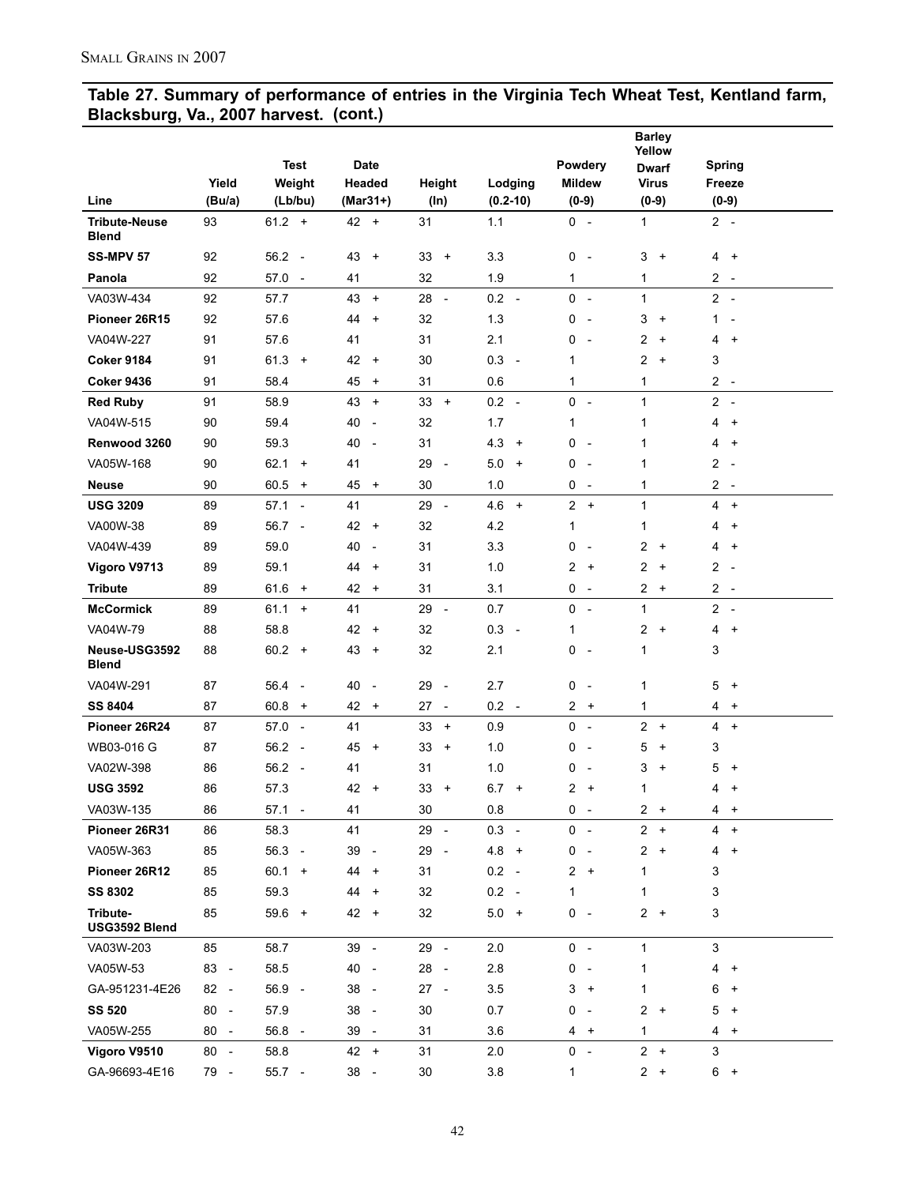## Table 27. Summary of performance of entries in the Virginia Tech Wheat Test, Kentland farm, Blacksburg, Va., 2007 harvest. (cont.)

| Line | Yield (Bu/a) | Test Weight (Lb/bu) | Date Headed (Mar31+) | Height (In) | Lodging (0.2-10) | Powdery Mildew (0-9) | Barley Yellow Dwarf Virus (0-9) | Spring Freeze (0-9) |
|---|---|---|---|---|---|---|---|---|
| **Tribute-Neuse Blend** | 93 | 61.2 + | 42 + | 31 | 1.1 | 0 - | 1 | 2 - |
| **SS-MPV 57** | 92 | 56.2 - | 43 + | 33 + | 3.3 | 0 - | 3 + | 4 + |
| **Panola** | 92 | 57.0 - | 41 | 32 | 1.9 | 1 | 1 | 2 - |
| VA03W-434 | 92 | 57.7 | 43 + | 28 - | 0.2 - | 0 - | 1 | 2 - |
| **Pioneer 26R15** | 92 | 57.6 | 44 + | 32 | 1.3 | 0 - | 3 + | 1 - |
| VA04W-227 | 91 | 57.6 | 41 | 31 | 2.1 | 0 - | 2 + | 4 + |
| **Coker 9184** | 91 | 61.3 + | 42 + | 30 | 0.3 - | 1 | 2 + | 3 |
| **Coker 9436** | 91 | 58.4 | 45 + | 31 | 0.6 | 1 | 1 | 2 - |
| **Red Ruby** | 91 | 58.9 | 43 + | 33 + | 0.2 - | 0 - | 1 | 2 - |
| VA04W-515 | 90 | 59.4 | 40 - | 32 | 1.7 | 1 | 1 | 4 + |
| **Renwood 3260** | 90 | 59.3 | 40 - | 31 | 4.3 + | 0 - | 1 | 4 + |
| VA05W-168 | 90 | 62.1 + | 41 | 29 - | 5.0 + | 0 - | 1 | 2 - |
| **Neuse** | 90 | 60.5 + | 45 + | 30 | 1.0 | 0 - | 1 | 2 - |
| **USG 3209** | 89 | 57.1 - | 41 | 29 - | 4.6 + | 2 + | 1 | 4 + |
| VA00W-38 | 89 | 56.7 - | 42 + | 32 | 4.2 | 1 | 1 | 4 + |
| VA04W-439 | 89 | 59.0 | 40 - | 31 | 3.3 | 0 - | 2 + | 4 + |
| **Vigoro V9713** | 89 | 59.1 | 44 + | 31 | 1.0 | 2 + | 2 + | 2 - |
| **Tribute** | 89 | 61.6 + | 42 + | 31 | 3.1 | 0 - | 2 + | 2 - |
| **McCormick** | 89 | 61.1 + | 41 | 29 - | 0.7 | 0 - | 1 | 2 - |
| VA04W-79 | 88 | 58.8 | 42 + | 32 | 0.3 - | 1 | 2 + | 4 + |
| **Neuse-USG3592 Blend** | 88 | 60.2 + | 43 + | 32 | 2.1 | 0 - | 1 | 3 |
| VA04W-291 | 87 | 56.4 - | 40 - | 29 - | 2.7 | 0 - | 1 | 5 + |
| **SS 8404** | 87 | 60.8 + | 42 + | 27 - | 0.2 - | 2 + | 1 | 4 + |
| **Pioneer 26R24** | 87 | 57.0 - | 41 | 33 + | 0.9 | 0 - | 2 + | 4 + |
| WB03-016 G | 87 | 56.2 - | 45 + | 33 + | 1.0 | 0 - | 5 + | 3 |
| VA02W-398 | 86 | 56.2 - | 41 | 31 | 1.0 | 0 - | 3 + | 5 + |
| **USG 3592** | 86 | 57.3 | 42 + | 33 + | 6.7 + | 2 + | 1 | 4 + |
| VA03W-135 | 86 | 57.1 - | 41 | 30 | 0.8 | 0 - | 2 + | 4 + |
| **Pioneer 26R31** | 86 | 58.3 | 41 | 29 - | 0.3 - | 0 - | 2 + | 4 + |
| VA05W-363 | 85 | 56.3 - | 39 - | 29 - | 4.8 + | 0 - | 2 + | 4 + |
| **Pioneer 26R12** | 85 | 60.1 + | 44 + | 31 | 0.2 - | 2 + | 1 | 3 |
| **SS 8302** | 85 | 59.3 | 44 + | 32 | 0.2 - | 1 | 1 | 3 |
| **Tribute-USG3592 Blend** | 85 | 59.6 + | 42 + | 32 | 5.0 + | 0 - | 2 + | 3 |
| VA03W-203 | 85 | 58.7 | 39 - | 29 - | 2.0 | 0 - | 1 | 3 |
| VA05W-53 | 83 - | 58.5 | 40 - | 28 - | 2.8 | 0 - | 1 | 4 + |
| GA-951231-4E26 | 82 - | 56.9 - | 38 - | 27 - | 3.5 | 3 + | 1 | 6 + |
| **SS 520** | 80 - | 57.9 | 38 - | 30 | 0.7 | 0 - | 2 + | 5 + |
| VA05W-255 | 80 - | 56.8 - | 39 - | 31 | 3.6 | 4 + | 1 | 4 + |
| **Vigoro V9510** | 80 - | 58.8 | 42 + | 31 | 2.0 | 0 - | 2 + | 3 |
| GA-96693-4E16 | 79 - | 55.7 - | 38 - | 30 | 3.8 | 1 | 2 + | 6 + |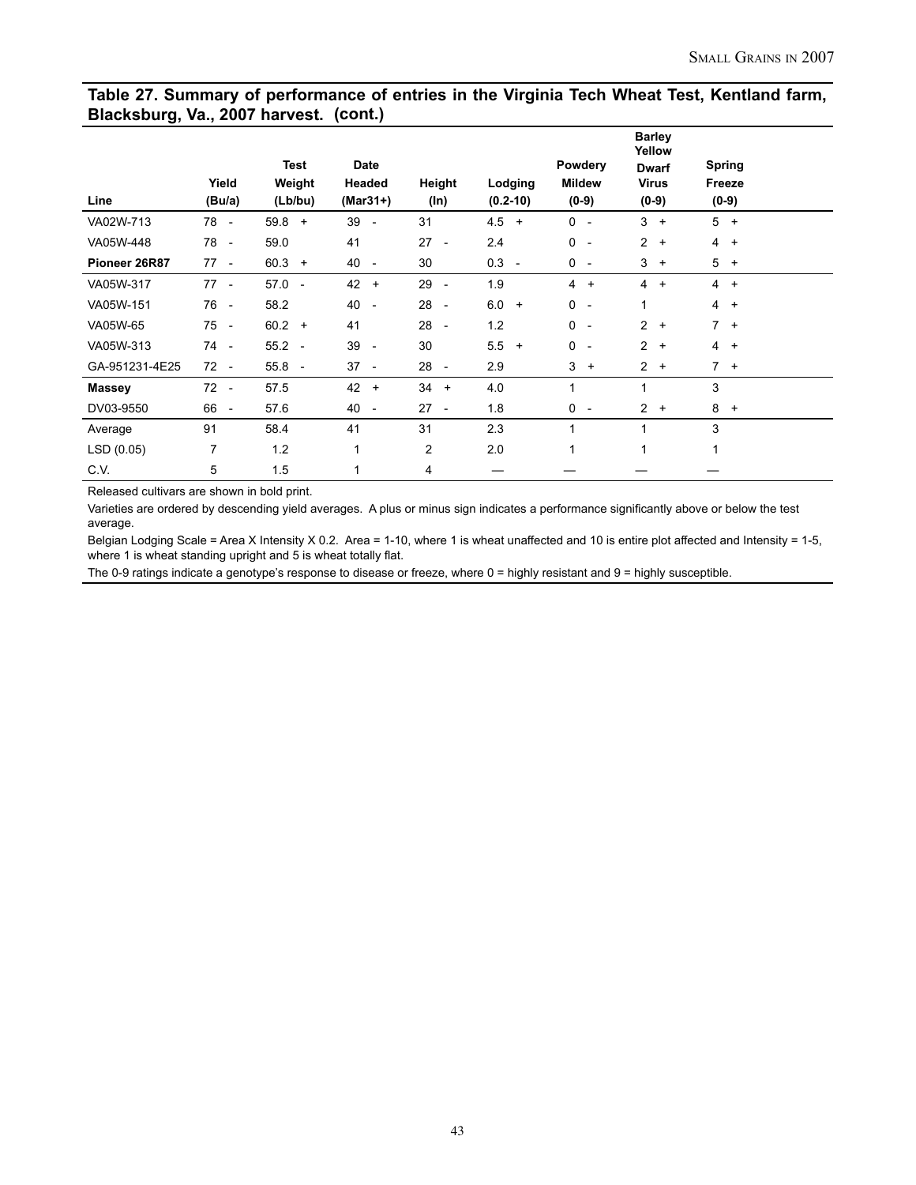## Table 27. Summary of performance of entries in the Virginia Tech Wheat Test, Kentland farm, Blacksburg, Va., 2007 harvest. (cont.)

| Line | Yield (Bu/a) | Test Weight (Lb/bu) | Date Headed (Mar31+) | Height (In) | Lodging (0.2-10) | Powdery Mildew (0-9) | Barley Yellow Dwarf Virus (0-9) | Spring Freeze (0-9) |
|---|---|---|---|---|---|---|---|---|
| VA02W-713 | 78 - | 59.8 + | 39 - | 31 | 4.5 + | 0 - | 3 + | 5 + |
| VA05W-448 | 78 - | 59.0 | 41 | 27 - | 2.4 | 0 - | 2 + | 4 + |
| **Pioneer 26R87** | 77 - | 60.3 + | 40 - | 30 | 0.3 - | 0 - | 3 + | 5 + |
| VA05W-317 | 77 - | 57.0 - | 42 + | 29 - | 1.9 | 4 + | 4 + | 4 + |
| VA05W-151 | 76 - | 58.2 | 40 - | 28 - | 6.0 + | 0 - | 1 | 4 + |
| VA05W-65 | 75 - | 60.2 + | 41 | 28 - | 1.2 | 0 - | 2 + | 7 + |
| VA05W-313 | 74 - | 55.2 - | 39 - | 30 | 5.5 + | 0 - | 2 + | 4 + |
| GA-951231-4E25 | 72 - | 55.8 - | 37 - | 28 - | 2.9 | 3 + | 2 + | 7 + |
| **Massey** | 72 - | 57.5 | 42 + | 34 + | 4.0 | 1 | 1 | 3 |
| DV03-9550 | 66 - | 57.6 | 40 - | 27 - | 1.8 | 0 - | 2 + | 8 + |
| Average | 91 | 58.4 | 41 | 31 | 2.3 | 1 | 1 | 3 |
| LSD (0.05) | 7 | 1.2 | 1 | 2 | 2.0 | 1 | 1 | 1 |
| C.V. | 5 | 1.5 | 1 | 4 | — | — | — | — |

Released cultivars are shown in bold print.

Varieties are ordered by descending yield averages. A plus or minus sign indicates a performance significantly above or below the test average.

Belgian Lodging Scale = Area X Intensity X 0.2. Area = 1-10, where 1 is wheat unaffected and 10 is entire plot affected and Intensity = 1-5, where 1 is wheat standing upright and 5 is wheat totally flat.

The 0-9 ratings indicate a genotype's response to disease or freeze, where 0 = highly resistant and 9 = highly susceptible.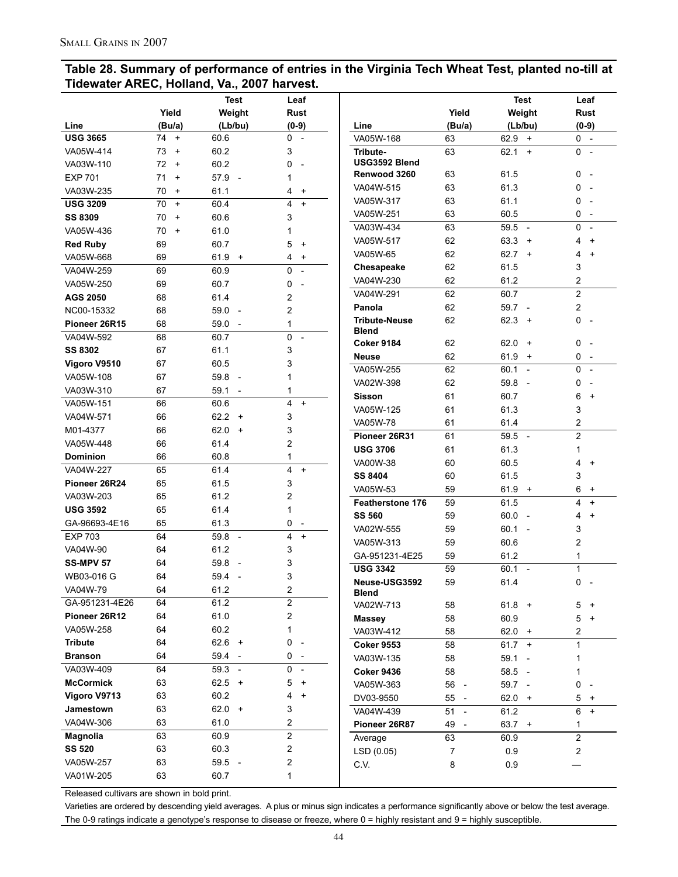## Table 28. Summary of performance of entries in the Virginia Tech Wheat Test, planted no-till at Tidewater AREC, Holland, Va., 2007 harvest.

| Line | Yield (Bu/a) | Test Weight (Lb/bu) | Leaf Rust (0-9) |
|---|---|---|---|
| **USG 3665** | 74 + | 60.6 | 0 - |
| VA05W-414 | 73 + | 60.2 | 3 |
| VA03W-110 | 72 + | 60.2 | 0 - |
| EXP 701 | 71 + | 57.9 - | 1 |
| VA03W-235 | 70 + | 61.1 | 4 + |
| **USG 3209** | 70 + | 60.4 | 4 + |
| **SS 8309** | 70 + | 60.6 | 3 |
| VA05W-436 | 70 + | 61.0 | 1 |
| **Red Ruby** | 69 | 60.7 | 5 + |
| VA05W-668 | 69 | 61.9 + | 4 + |
| VA04W-259 | 69 | 60.9 | 0 - |
| VA05W-250 | 69 | 60.7 | 0 - |
| **AGS 2050** | 68 | 61.4 | 2 |
| NC00-15332 | 68 | 59.0 - | 2 |
| **Pioneer 26R15** | 68 | 59.0 - | 1 |
| VA04W-592 | 68 | 60.7 | 0 - |
| **SS 8302** | 67 | 61.1 | 3 |
| **Vigoro V9510** | 67 | 60.5 | 3 |
| VA05W-108 | 67 | 59.8 - | 1 |
| VA03W-310 | 67 | 59.1 - | 1 |
| VA05W-151 | 66 | 60.6 | 4 + |
| VA04W-571 | 66 | 62.2 + | 3 |
| M01-4377 | 66 | 62.0 + | 3 |
| VA05W-448 | 66 | 61.4 | 2 |
| **Dominion** | 66 | 60.8 | 1 |
| VA04W-227 | 65 | 61.4 | 4 + |
| **Pioneer 26R24** | 65 | 61.5 | 3 |
| VA03W-203 | 65 | 61.2 | 2 |
| **USG 3592** | 65 | 61.4 | 1 |
| GA-96693-4E16 | 65 | 61.3 | 0 - |
| EXP 703 | 64 | 59.8 - | 4 + |
| VA04W-90 | 64 | 61.2 | 3 |
| **SS-MPV 57** | 64 | 59.8 - | 3 |
| WB03-016 G | 64 | 59.4 - | 3 |
| VA04W-79 | 64 | 61.2 | 2 |
| GA-951231-4E26 | 64 | 61.2 | 2 |
| **Pioneer 26R12** | 64 | 61.0 | 2 |
| VA05W-258 | 64 | 60.2 | 1 |
| **Tribute** | 64 | 62.6 + | 0 - |
| **Branson** | 64 | 59.4 - | 0 - |
| VA03W-409 | 64 | 59.3 - | 0 - |
| **McCormick** | 63 | 62.5 + | 5 + |
| **Vigoro V9713** | 63 | 60.2 | 4 + |
| **Jamestown** | 63 | 62.0 + | 3 |
| VA04W-306 | 63 | 61.0 | 2 |
| **Magnolia** | 63 | 60.9 | 2 |
| **SS 520** | 63 | 60.3 | 2 |
| VA05W-257 | 63 | 59.5 - | 2 |
| VA01W-205 | 63 | 60.7 | 1 |
| VA05W-168 | 63 | 62.9 + | 0 - |
| **Tribute-USG3592 Blend** | 63 | 62.1 + | 0 - |
| **Renwood 3260** | 63 | 61.5 | 0 - |
| VA04W-515 | 63 | 61.3 | 0 - |
| VA05W-317 | 63 | 61.1 | 0 - |
| VA05W-251 | 63 | 60.5 | 0 - |
| VA03W-434 | 63 | 59.5 - | 0 - |
| VA05W-517 | 62 | 63.3 + | 4 + |
| VA05W-65 | 62 | 62.7 + | 4 + |
| **Chesapeake** | 62 | 61.5 | 3 |
| VA04W-230 | 62 | 61.2 | 2 |
| VA04W-291 | 62 | 60.7 | 2 |
| **Panola** | 62 | 59.7 - | 2 |
| **Tribute-Neuse Blend** | 62 | 62.3 + | 0 - |
| **Coker 9184** | 62 | 62.0 + | 0 - |
| **Neuse** | 62 | 61.9 + | 0 - |
| VA05W-255 | 62 | 60.1 - | 0 - |
| VA02W-398 | 62 | 59.8 - | 0 - |
| **Sisson** | 61 | 60.7 | 6 + |
| VA05W-125 | 61 | 61.3 | 3 |
| VA05W-78 | 61 | 61.4 | 2 |
| **Pioneer 26R31** | 61 | 59.5 - | 2 |
| **USG 3706** | 61 | 61.3 | 1 |
| VA00W-38 | 60 | 60.5 | 4 + |
| **SS 8404** | 60 | 61.5 | 3 |
| VA05W-53 | 59 | 61.9 + | 6 + |
| **Featherstone 176** | 59 | 61.5 | 4 + |
| **SS 560** | 59 | 60.0 - | 4 + |
| VA02W-555 | 59 | 60.1 - | 3 |
| VA05W-313 | 59 | 60.6 | 2 |
| GA-951231-4E25 | 59 | 61.2 | 1 |
| **USG 3342** | 59 | 60.1 - | 1 |
| **Neuse-USG3592 Blend** | 59 | 61.4 | 0 - |
| VA02W-713 | 58 | 61.8 + | 5 + |
| **Massey** | 58 | 60.9 | 5 + |
| VA03W-412 | 58 | 62.0 + | 2 |
| **Coker 9553** | 58 | 61.7 + | 1 |
| VA03W-135 | 58 | 59.1 - | 1 |
| **Coker 9436** | 58 | 58.5 - | 1 |
| VA05W-363 | 56 - | 59.7 - | 0 - |
| DV03-9550 | 55 - | 62.0 + | 5 + |
| VA04W-439 | 51 - | 61.2 | 6 + |
| **Pioneer 26R87** | 49 - | 63.7 + | 1 |
| Average | 63 | 60.9 | 2 |
| LSD (0.05) | 7 | 0.9 | 2 |
| C.V. | 8 | 0.9 | — |

Released cultivars are shown in bold print.

Varieties are ordered by descending yield averages. A plus or minus sign indicates a performance significantly above or below the test average.

The 0-9 ratings indicate a genotype's response to disease or freeze, where 0 = highly resistant and 9 = highly susceptible.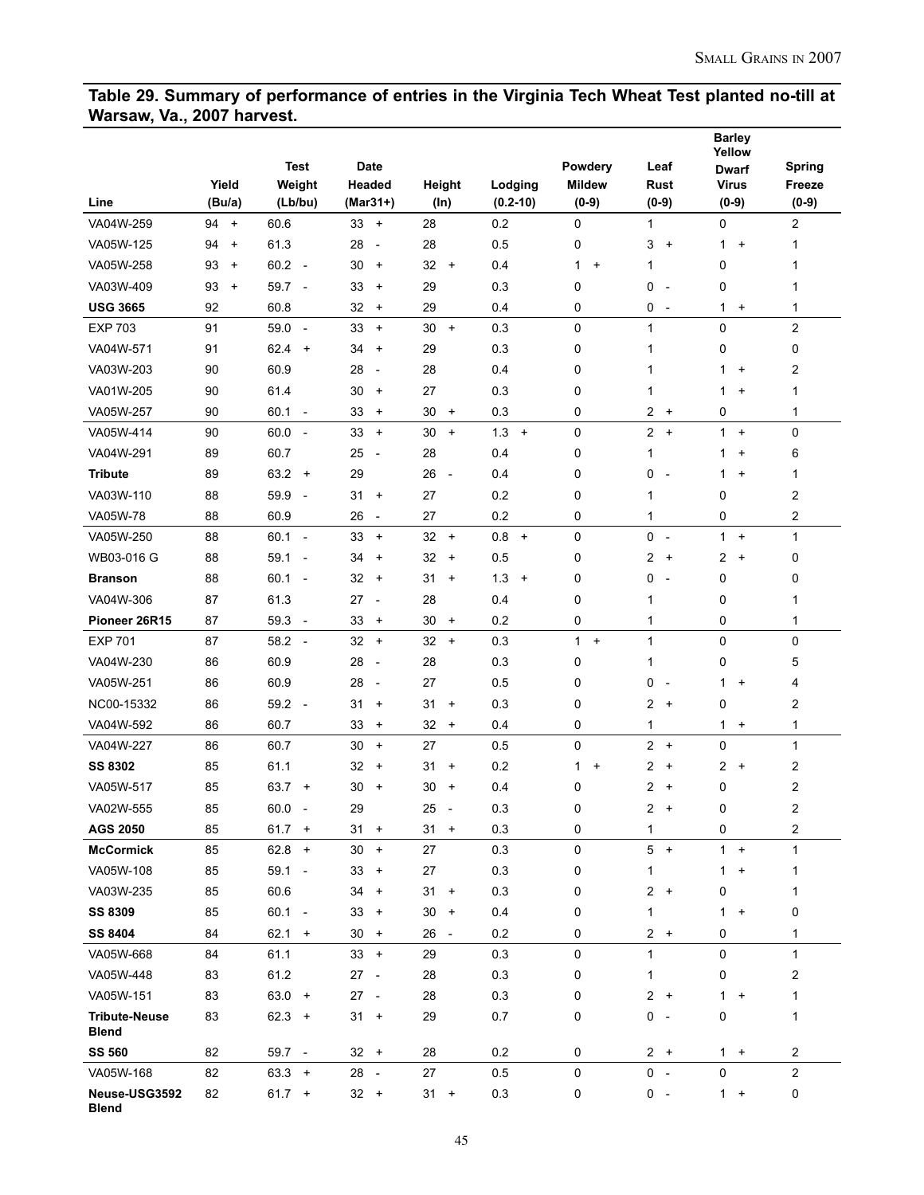## Table 29. Summary of performance of entries in the Virginia Tech Wheat Test planted no-till at Warsaw, Va., 2007 harvest.

| Line | Yield (Bu/a) | Test Weight (Lb/bu) | Date Headed (Mar31+) | Height (In) | Lodging (0.2-10) | Powdery Mildew (0-9) | Leaf Rust (0-9) | Barley Yellow Dwarf Virus (0-9) | Spring Freeze (0-9) |
|---|---|---|---|---|---|---|---|---|---|
| VA04W-259 | 94 + | 60.6 | 33 + | 28 | 0.2 | 0 | 1 | 0 | 2 |
| VA05W-125 | 94 + | 61.3 | 28 - | 28 | 0.5 | 0 | 3 + | 1 + | 1 |
| VA05W-258 | 93 + | 60.2 - | 30 + | 32 + | 0.4 | 1 + | 1 | 0 | 1 |
| VA03W-409 | 93 + | 59.7 - | 33 + | 29 | 0.3 | 0 | 0 - | 0 | 1 |
| **USG 3665** | 92 | 60.8 | 32 + | 29 | 0.4 | 0 | 0 - | 1 + | 1 |
| EXP 703 | 91 | 59.0 - | 33 + | 30 + | 0.3 | 0 | 1 | 0 | 2 |
| VA04W-571 | 91 | 62.4 + | 34 + | 29 | 0.3 | 0 | 1 | 0 | 0 |
| VA03W-203 | 90 | 60.9 | 28 - | 28 | 0.4 | 0 | 1 | 1 + | 2 |
| VA01W-205 | 90 | 61.4 | 30 + | 27 | 0.3 | 0 | 1 | 1 + | 1 |
| VA05W-257 | 90 | 60.1 - | 33 + | 30 + | 0.3 | 0 | 2 + | 0 | 1 |
| VA05W-414 | 90 | 60.0 - | 33 + | 30 + | 1.3 + | 0 | 2 + | 1 + | 0 |
| VA04W-291 | 89 | 60.7 | 25 - | 28 | 0.4 | 0 | 1 | 1 + | 6 |
| **Tribute** | 89 | 63.2 + | 29 | 26 - | 0.4 | 0 | 0 - | 1 + | 1 |
| VA03W-110 | 88 | 59.9 - | 31 + | 27 | 0.2 | 0 | 1 | 0 | 2 |
| VA05W-78 | 88 | 60.9 | 26 - | 27 | 0.2 | 0 | 1 | 0 | 2 |
| VA05W-250 | 88 | 60.1 - | 33 + | 32 + | 0.8 + | 0 | 0 - | 1 + | 1 |
| WB03-016 G | 88 | 59.1 - | 34 + | 32 + | 0.5 | 0 | 2 + | 2 + | 0 |
| **Branson** | 88 | 60.1 - | 32 + | 31 + | 1.3 + | 0 | 0 - | 0 | 0 |
| VA04W-306 | 87 | 61.3 | 27 - | 28 | 0.4 | 0 | 1 | 0 | 1 |
| **Pioneer 26R15** | 87 | 59.3 - | 33 + | 30 + | 0.2 | 0 | 1 | 0 | 1 |
| EXP 701 | 87 | 58.2 - | 32 + | 32 + | 0.3 | 1 + | 1 | 0 | 0 |
| VA04W-230 | 86 | 60.9 | 28 - | 28 | 0.3 | 0 | 1 | 0 | 5 |
| VA05W-251 | 86 | 60.9 | 28 - | 27 | 0.5 | 0 | 0 - | 1 + | 4 |
| NC00-15332 | 86 | 59.2 - | 31 + | 31 + | 0.3 | 0 | 2 + | 0 | 2 |
| VA04W-592 | 86 | 60.7 | 33 + | 32 + | 0.4 | 0 | 1 | 1 + | 1 |
| VA04W-227 | 86 | 60.7 | 30 + | 27 | 0.5 | 0 | 2 + | 0 | 1 |
| **SS 8302** | 85 | 61.1 | 32 + | 31 + | 0.2 | 1 + | 2 + | 2 + | 2 |
| VA05W-517 | 85 | 63.7 + | 30 + | 30 + | 0.4 | 0 | 2 + | 0 | 2 |
| VA02W-555 | 85 | 60.0 - | 29 | 25 - | 0.3 | 0 | 2 + | 0 | 2 |
| **AGS 2050** | 85 | 61.7 + | 31 + | 31 + | 0.3 | 0 | 1 | 0 | 2 |
| **McCormick** | 85 | 62.8 + | 30 + | 27 | 0.3 | 0 | 5 + | 1 + | 1 |
| VA05W-108 | 85 | 59.1 - | 33 + | 27 | 0.3 | 0 | 1 | 1 + | 1 |
| VA03W-235 | 85 | 60.6 | 34 + | 31 + | 0.3 | 0 | 2 + | 0 | 1 |
| **SS 8309** | 85 | 60.1 - | 33 + | 30 + | 0.4 | 0 | 1 | 1 + | 0 |
| **SS 8404** | 84 | 62.1 + | 30 + | 26 - | 0.2 | 0 | 2 + | 0 | 1 |
| VA05W-668 | 84 | 61.1 | 33 + | 29 | 0.3 | 0 | 1 | 0 | 1 |
| VA05W-448 | 83 | 61.2 | 27 - | 28 | 0.3 | 0 | 1 | 0 | 2 |
| VA05W-151 | 83 | 63.0 + | 27 - | 28 | 0.3 | 0 | 2 + | 1 + | 1 |
| **Tribute-Neuse Blend** | 83 | 62.3 + | 31 + | 29 | 0.7 | 0 | 0 - | 0 | 1 |
| **SS 560** | 82 | 59.7 - | 32 + | 28 | 0.2 | 0 | 2 + | 1 + | 2 |
| VA05W-168 | 82 | 63.3 + | 28 - | 27 | 0.5 | 0 | 0 - | 0 | 2 |
| **Neuse-USG3592 Blend** | 82 | 61.7 + | 32 + | 31 + | 0.3 | 0 | 0 - | 1 + | 0 |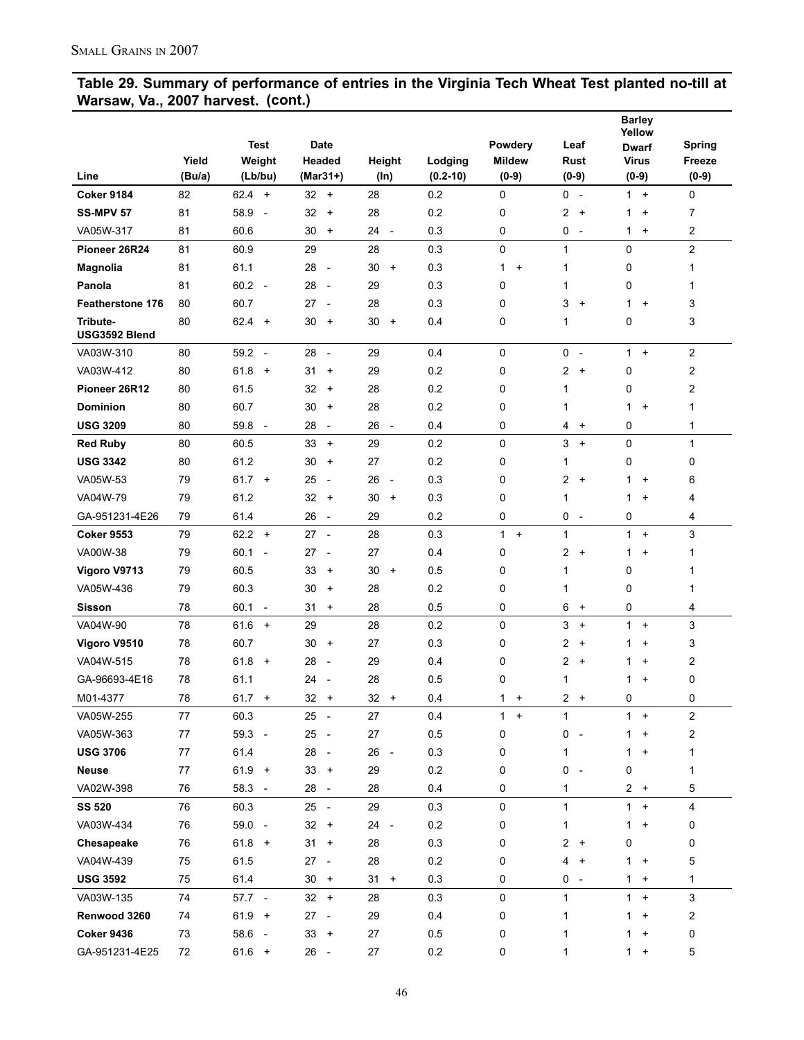## Table 29. Summary of performance of entries in the Virginia Tech Wheat Test planted no-till at Warsaw, Va., 2007 harvest. (cont.)

| Line | Yield (Bu/a) | Test Weight (Lb/bu) | Date Headed (Mar31+) | Height (In) | Lodging (0.2-10) | Powdery Mildew (0-9) | Leaf Rust (0-9) | Barley Yellow Dwarf Virus (0-9) | Spring Freeze (0-9) |
|---|---|---|---|---|---|---|---|---|---|
| **Coker 9184** | 82 | 62.4 + | 32 + | 28 | 0.2 | 0 | 0 - | 1 + | 0 |
| **SS-MPV 57** | 81 | 58.9 - | 32 + | 28 | 0.2 | 0 | 2 + | 1 + | 7 |
| VA05W-317 | 81 | 60.6 | 30 + | 24 - | 0.3 | 0 | 0 - | 1 + | 2 |
| **Pioneer 26R24** | 81 | 60.9 | 29 | 28 | 0.3 | 0 | 1 | 0 | 2 |
| **Magnolia** | 81 | 61.1 | 28 - | 30 + | 0.3 | 1 + | 1 | 0 | 1 |
| **Panola** | 81 | 60.2 - | 28 - | 29 | 0.3 | 0 | 1 | 0 | 1 |
| **Featherstone 176** | 80 | 60.7 | 27 - | 28 | 0.3 | 0 | 3 + | 1 + | 3 |
| **Tribute-USG3592 Blend** | 80 | 62.4 + | 30 + | 30 + | 0.4 | 0 | 1 | 0 | 3 |
| VA03W-310 | 80 | 59.2 - | 28 - | 29 | 0.4 | 0 | 0 - | 1 + | 2 |
| VA03W-412 | 80 | 61.8 + | 31 + | 29 | 0.2 | 0 | 2 + | 0 | 2 |
| **Pioneer 26R12** | 80 | 61.5 | 32 + | 28 | 0.2 | 0 | 1 | 0 | 2 |
| **Dominion** | 80 | 60.7 | 30 + | 28 | 0.2 | 0 | 1 | 1 + | 1 |
| **USG 3209** | 80 | 59.8 - | 28 - | 26 - | 0.4 | 0 | 4 + | 0 | 1 |
| **Red Ruby** | 80 | 60.5 | 33 + | 29 | 0.2 | 0 | 3 + | 0 | 1 |
| **USG 3342** | 80 | 61.2 | 30 + | 27 | 0.2 | 0 | 1 | 0 | 0 |
| VA05W-53 | 79 | 61.7 + | 25 - | 26 - | 0.3 | 0 | 2 + | 1 + | 6 |
| VA04W-79 | 79 | 61.2 | 32 + | 30 + | 0.3 | 0 | 1 | 1 + | 4 |
| GA-951231-4E26 | 79 | 61.4 | 26 - | 29 | 0.2 | 0 | 0 - | 0 | 4 |
| **Coker 9553** | 79 | 62.2 + | 27 - | 28 | 0.3 | 1 + | 1 | 1 + | 3 |
| VA00W-38 | 79 | 60.1 - | 27 - | 27 | 0.4 | 0 | 2 + | 1 + | 1 |
| **Vigoro V9713** | 79 | 60.5 | 33 + | 30 + | 0.5 | 0 | 1 | 0 | 1 |
| VA05W-436 | 79 | 60.3 | 30 + | 28 | 0.2 | 0 | 1 | 0 | 1 |
| **Sisson** | 78 | 60.1 - | 31 + | 28 | 0.5 | 0 | 6 + | 0 | 4 |
| VA04W-90 | 78 | 61.6 + | 29 | 28 | 0.2 | 0 | 3 + | 1 + | 3 |
| **Vigoro V9510** | 78 | 60.7 | 30 + | 27 | 0.3 | 0 | 2 + | 1 + | 3 |
| VA04W-515 | 78 | 61.8 + | 28 - | 29 | 0.4 | 0 | 2 + | 1 + | 2 |
| GA-96693-4E16 | 78 | 61.1 | 24 - | 28 | 0.5 | 0 | 1 | 1 + | 0 |
| M01-4377 | 78 | 61.7 + | 32 + | 32 + | 0.4 | 1 + | 2 + | 0 | 0 |
| VA05W-255 | 77 | 60.3 | 25 - | 27 | 0.4 | 1 + | 1 | 1 + | 2 |
| VA05W-363 | 77 | 59.3 - | 25 - | 27 | 0.5 | 0 | 0 - | 1 + | 2 |
| **USG 3706** | 77 | 61.4 | 28 - | 26 - | 0.3 | 0 | 1 | 1 + | 1 |
| **Neuse** | 77 | 61.9 + | 33 + | 29 | 0.2 | 0 | 0 - | 0 | 1 |
| VA02W-398 | 76 | 58.3 - | 28 - | 28 | 0.4 | 0 | 1 | 2 + | 5 |
| **SS 520** | 76 | 60.3 | 25 - | 29 | 0.3 | 0 | 1 | 1 + | 4 |
| VA03W-434 | 76 | 59.0 - | 32 + | 24 - | 0.2 | 0 | 1 | 1 + | 0 |
| **Chesapeake** | 76 | 61.8 + | 31 + | 28 | 0.3 | 0 | 2 + | 0 | 0 |
| VA04W-439 | 75 | 61.5 | 27 - | 28 | 0.2 | 0 | 4 + | 1 + | 5 |
| **USG 3592** | 75 | 61.4 | 30 + | 31 + | 0.3 | 0 | 0 - | 1 + | 1 |
| VA03W-135 | 74 | 57.7 - | 32 + | 28 | 0.3 | 0 | 1 | 1 + | 3 |
| **Renwood 3260** | 74 | 61.9 + | 27 - | 29 | 0.4 | 0 | 1 | 1 + | 2 |
| **Coker 9436** | 73 | 58.6 - | 33 + | 27 | 0.5 | 0 | 1 | 1 + | 0 |
| GA-951231-4E25 | 72 | 61.6 + | 26 - | 27 | 0.2 | 0 | 1 | 1 + | 5 |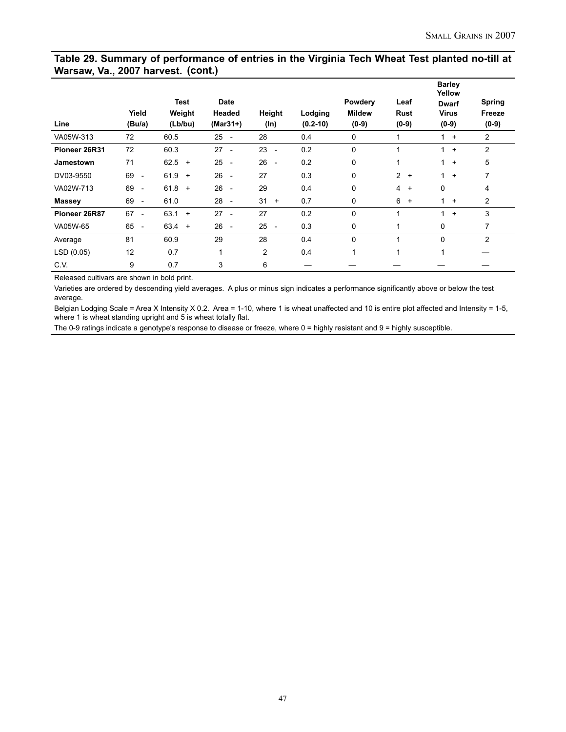## Table 29. Summary of performance of entries in the Virginia Tech Wheat Test planted no-till at Warsaw, Va., 2007 harvest. (cont.)

| Line | Yield (Bu/a) | Test Weight (Lb/bu) | Date Headed (Mar31+) | Height (In) | Lodging (0.2-10) | Powdery Mildew (0-9) | Leaf Rust (0-9) | Barley Yellow Dwarf Virus (0-9) | Spring Freeze (0-9) |
|---|---|---|---|---|---|---|---|---|---|
| VA05W-313 | 72 | 60.5 | 25 - | 28 | 0.4 | 0 | 1 | 1 + | 2 |
| **Pioneer 26R31** | 72 | 60.3 | 27 - | 23 - | 0.2 | 0 | 1 | 1 + | 2 |
| **Jamestown** | 71 | 62.5 + | 25 - | 26 - | 0.2 | 0 | 1 | 1 + | 5 |
| DV03-9550 | 69 - | 61.9 + | 26 - | 27 | 0.3 | 0 | 2 + | 1 + | 7 |
| VA02W-713 | 69 - | 61.8 + | 26 - | 29 | 0.4 | 0 | 4 + | 0 | 4 |
| **Massey** | 69 - | 61.0 | 28 - | 31 + | 0.7 | 0 | 6 + | 1 + | 2 |
| **Pioneer 26R87** | 67 - | 63.1 + | 27 - | 27 | 0.2 | 0 | 1 | 1 + | 3 |
| VA05W-65 | 65 - | 63.4 + | 26 - | 25 - | 0.3 | 0 | 1 | 0 | 7 |
| Average | 81 | 60.9 | 29 | 28 | 0.4 | 0 | 1 | 0 | 2 |
| LSD (0.05) | 12 | 0.7 | 1 | 2 | 0.4 | 1 | 1 | 1 | — |
| C.V. | 9 | 0.7 | 3 | 6 | — | — | — | — | — |

Released cultivars are shown in bold print.

Varieties are ordered by descending yield averages. A plus or minus sign indicates a performance significantly above or below the test average.

Belgian Lodging Scale = Area X Intensity X 0.2. Area = 1-10, where 1 is wheat unaffected and 10 is entire plot affected and Intensity = 1-5, where 1 is wheat standing upright and 5 is wheat totally flat.

The 0-9 ratings indicate a genotype's response to disease or freeze, where 0 = highly resistant and 9 = highly susceptible.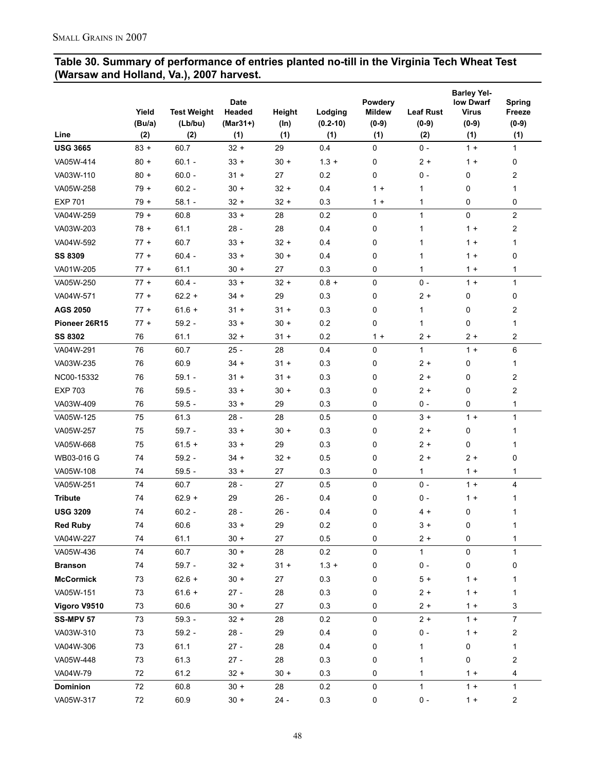## Table 30. Summary of performance of entries planted no-till in the Virginia Tech Wheat Test (Warsaw and Holland, Va.), 2007 harvest.

| Line | Yield (Bu/a) (2) | Test Weight (Lb/bu) (2) | Date Headed (Mar31+) (1) | Height (In) (1) | Lodging (0.2-10) (1) | Powdery Mildew (0-9) (1) | Leaf Rust (0-9) (2) | Barley Yellow Dwarf Virus (0-9) (1) | Spring Freeze (0-9) (1) |
|---|---|---|---|---|---|---|---|---|---|
| **USG 3665** | 83 + | 60.7 | 32 + | 29 | 0.4 | 0 | 0 - | 1 + | 1 |
| VA05W-414 | 80 + | 60.1 - | 33 + | 30 + | 1.3 + | 0 | 2 + | 1 + | 0 |
| VA03W-110 | 80 + | 60.0 - | 31 + | 27 | 0.2 | 0 | 0 - | 0 | 2 |
| VA05W-258 | 79 + | 60.2 - | 30 + | 32 + | 0.4 | 1 + | 1 | 0 | 1 |
| EXP 701 | 79 + | 58.1 - | 32 + | 32 + | 0.3 | 1 + | 1 | 0 | 0 |
| VA04W-259 | 79 + | 60.8 | 33 + | 28 | 0.2 | 0 | 1 | 0 | 2 |
| VA03W-203 | 78 + | 61.1 | 28 - | 28 | 0.4 | 0 | 1 | 1 + | 2 |
| VA04W-592 | 77 + | 60.7 | 33 + | 32 + | 0.4 | 0 | 1 | 1 + | 1 |
| **SS 8309** | 77 + | 60.4 - | 33 + | 30 + | 0.4 | 0 | 1 | 1 + | 0 |
| VA01W-205 | 77 + | 61.1 | 30 + | 27 | 0.3 | 0 | 1 | 1 + | 1 |
| VA05W-250 | 77 + | 60.4 - | 33 + | 32 + | 0.8 + | 0 | 0 - | 1 + | 1 |
| VA04W-571 | 77 + | 62.2 + | 34 + | 29 | 0.3 | 0 | 2 + | 0 | 0 |
| **AGS 2050** | 77 + | 61.6 + | 31 + | 31 + | 0.3 | 0 | 1 | 0 | 2 |
| **Pioneer 26R15** | 77 + | 59.2 - | 33 + | 30 + | 0.2 | 0 | 1 | 0 | 1 |
| **SS 8302** | 76 | 61.1 | 32 + | 31 + | 0.2 | 1 + | 2 + | 2 + | 2 |
| VA04W-291 | 76 | 60.7 | 25 - | 28 | 0.4 | 0 | 1 | 1 + | 6 |
| VA03W-235 | 76 | 60.9 | 34 + | 31 + | 0.3 | 0 | 2 + | 0 | 1 |
| NC00-15332 | 76 | 59.1 - | 31 + | 31 + | 0.3 | 0 | 2 + | 0 | 2 |
| EXP 703 | 76 | 59.5 - | 33 + | 30 + | 0.3 | 0 | 2 + | 0 | 2 |
| VA03W-409 | 76 | 59.5 - | 33 + | 29 | 0.3 | 0 | 0 - | 0 | 1 |
| VA05W-125 | 75 | 61.3 | 28 - | 28 | 0.5 | 0 | 3 + | 1 + | 1 |
| VA05W-257 | 75 | 59.7 - | 33 + | 30 + | 0.3 | 0 | 2 + | 0 | 1 |
| VA05W-668 | 75 | 61.5 + | 33 + | 29 | 0.3 | 0 | 2 + | 0 | 1 |
| WB03-016 G | 74 | 59.2 - | 34 + | 32 + | 0.5 | 0 | 2 + | 2 + | 0 |
| VA05W-108 | 74 | 59.5 - | 33 + | 27 | 0.3 | 0 | 1 | 1 + | 1 |
| VA05W-251 | 74 | 60.7 | 28 - | 27 | 0.5 | 0 | 0 - | 1 + | 4 |
| **Tribute** | 74 | 62.9 + | 29 | 26 - | 0.4 | 0 | 0 - | 1 + | 1 |
| **USG 3209** | 74 | 60.2 - | 28 - | 26 - | 0.4 | 0 | 4 + | 0 | 1 |
| **Red Ruby** | 74 | 60.6 | 33 + | 29 | 0.2 | 0 | 3 + | 0 | 1 |
| VA04W-227 | 74 | 61.1 | 30 + | 27 | 0.5 | 0 | 2 + | 0 | 1 |
| VA05W-436 | 74 | 60.7 | 30 + | 28 | 0.2 | 0 | 1 | 0 | 1 |
| **Branson** | 74 | 59.7 - | 32 + | 31 + | 1.3 + | 0 | 0 - | 0 | 0 |
| **McCormick** | 73 | 62.6 + | 30 + | 27 | 0.3 | 0 | 5 + | 1 + | 1 |
| VA05W-151 | 73 | 61.6 + | 27 - | 28 | 0.3 | 0 | 2 + | 1 + | 1 |
| **Vigoro V9510** | 73 | 60.6 | 30 + | 27 | 0.3 | 0 | 2 + | 1 + | 3 |
| **SS-MPV 57** | 73 | 59.3 - | 32 + | 28 | 0.2 | 0 | 2 + | 1 + | 7 |
| VA03W-310 | 73 | 59.2 - | 28 - | 29 | 0.4 | 0 | 0 - | 1 + | 2 |
| VA04W-306 | 73 | 61.1 | 27 - | 28 | 0.4 | 0 | 1 | 0 | 1 |
| VA05W-448 | 73 | 61.3 | 27 - | 28 | 0.3 | 0 | 1 | 0 | 2 |
| VA04W-79 | 72 | 61.2 | 32 + | 30 + | 0.3 | 0 | 1 | 1 + | 4 |
| **Dominion** | 72 | 60.8 | 30 + | 28 | 0.2 | 0 | 1 | 1 + | 1 |
| VA05W-317 | 72 | 60.9 | 30 + | 24 - | 0.3 | 0 | 0 - | 1 + | 2 |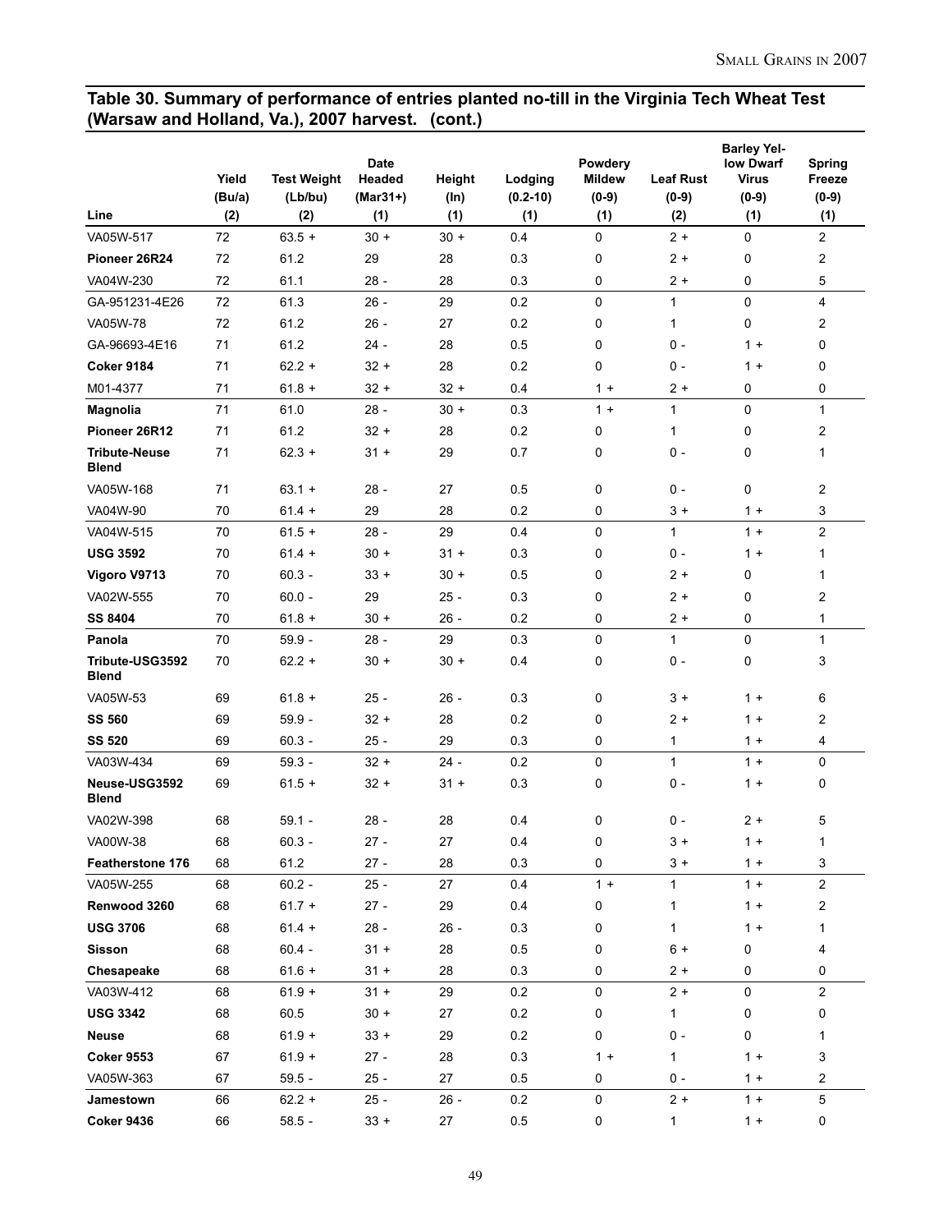## Table 30. Summary of performance of entries planted no-till in the Virginia Tech Wheat Test (Warsaw and Holland, Va.), 2007 harvest. (cont.)

| Line | Yield (Bu/a) (2) | Test Weight (Lb/bu) (2) | Date Headed (Mar31+) (1) | Height (In) (1) | Lodging (0.2-10) (1) | Powdery Mildew (0-9) (1) | Leaf Rust (0-9) (2) | Barley Yellow Dwarf Virus (0-9) (1) | Spring Freeze (0-9) (1) |
|---|---|---|---|---|---|---|---|---|---|
| VA05W-517 | 72 | 63.5 + | 30 + | 30 + | 0.4 | 0 | 2 + | 0 | 2 |
| **Pioneer 26R24** | 72 | 61.2 | 29 | 28 | 0.3 | 0 | 2 + | 0 | 2 |
| VA04W-230 | 72 | 61.1 | 28 - | 28 | 0.3 | 0 | 2 + | 0 | 5 |
| GA-951231-4E26 | 72 | 61.3 | 26 - | 29 | 0.2 | 0 | 1 | 0 | 4 |
| VA05W-78 | 72 | 61.2 | 26 - | 27 | 0.2 | 0 | 1 | 0 | 2 |
| GA-96693-4E16 | 71 | 61.2 | 24 - | 28 | 0.5 | 0 | 0 - | 1 + | 0 |
| **Coker 9184** | 71 | 62.2 + | 32 + | 28 | 0.2 | 0 | 0 - | 1 + | 0 |
| M01-4377 | 71 | 61.8 + | 32 + | 32 + | 0.4 | 1 + | 2 + | 0 | 0 |
| **Magnolia** | 71 | 61.0 | 28 - | 30 + | 0.3 | 1 + | 1 | 0 | 1 |
| **Pioneer 26R12** | 71 | 61.2 | 32 + | 28 | 0.2 | 0 | 1 | 0 | 2 |
| **Tribute-Neuse Blend** | 71 | 62.3 + | 31 + | 29 | 0.7 | 0 | 0 - | 0 | 1 |
| VA05W-168 | 71 | 63.1 + | 28 - | 27 | 0.5 | 0 | 0 - | 0 | 2 |
| VA04W-90 | 70 | 61.4 + | 29 | 28 | 0.2 | 0 | 3 + | 1 + | 3 |
| VA04W-515 | 70 | 61.5 + | 28 - | 29 | 0.4 | 0 | 1 | 1 + | 2 |
| **USG 3592** | 70 | 61.4 + | 30 + | 31 + | 0.3 | 0 | 0 - | 1 + | 1 |
| **Vigoro V9713** | 70 | 60.3 - | 33 + | 30 + | 0.5 | 0 | 2 + | 0 | 1 |
| VA02W-555 | 70 | 60.0 - | 29 | 25 - | 0.3 | 0 | 2 + | 0 | 2 |
| **SS 8404** | 70 | 61.8 + | 30 + | 26 - | 0.2 | 0 | 2 + | 0 | 1 |
| **Panola** | 70 | 59.9 - | 28 - | 29 | 0.3 | 0 | 1 | 0 | 1 |
| **Tribute-USG3592 Blend** | 70 | 62.2 + | 30 + | 30 + | 0.4 | 0 | 0 - | 0 | 3 |
| VA05W-53 | 69 | 61.8 + | 25 - | 26 - | 0.3 | 0 | 3 + | 1 + | 6 |
| **SS 560** | 69 | 59.9 - | 32 + | 28 | 0.2 | 0 | 2 + | 1 + | 2 |
| **SS 520** | 69 | 60.3 - | 25 - | 29 | 0.3 | 0 | 1 | 1 + | 4 |
| VA03W-434 | 69 | 59.3 - | 32 + | 24 - | 0.2 | 0 | 1 | 1 + | 0 |
| **Neuse-USG3592 Blend** | 69 | 61.5 + | 32 + | 31 + | 0.3 | 0 | 0 - | 1 + | 0 |
| VA02W-398 | 68 | 59.1 - | 28 - | 28 | 0.4 | 0 | 0 - | 2 + | 5 |
| VA00W-38 | 68 | 60.3 - | 27 - | 27 | 0.4 | 0 | 3 + | 1 + | 1 |
| **Featherstone 176** | 68 | 61.2 | 27 - | 28 | 0.3 | 0 | 3 + | 1 + | 3 |
| VA05W-255 | 68 | 60.2 - | 25 - | 27 | 0.4 | 1 + | 1 | 1 + | 2 |
| **Renwood 3260** | 68 | 61.7 + | 27 - | 29 | 0.4 | 0 | 1 | 1 + | 2 |
| **USG 3706** | 68 | 61.4 + | 28 - | 26 - | 0.3 | 0 | 1 | 1 + | 1 |
| **Sisson** | 68 | 60.4 - | 31 + | 28 | 0.5 | 0 | 6 + | 0 | 4 |
| **Chesapeake** | 68 | 61.6 + | 31 + | 28 | 0.3 | 0 | 2 + | 0 | 0 |
| VA03W-412 | 68 | 61.9 + | 31 + | 29 | 0.2 | 0 | 2 + | 0 | 2 |
| **USG 3342** | 68 | 60.5 | 30 + | 27 | 0.2 | 0 | 1 | 0 | 0 |
| **Neuse** | 68 | 61.9 + | 33 + | 29 | 0.2 | 0 | 0 - | 0 | 1 |
| **Coker 9553** | 67 | 61.9 + | 27 - | 28 | 0.3 | 1 + | 1 | 1 + | 3 |
| VA05W-363 | 67 | 59.5 - | 25 - | 27 | 0.5 | 0 | 0 - | 1 + | 2 |
| **Jamestown** | 66 | 62.2 + | 25 - | 26 - | 0.2 | 0 | 2 + | 1 + | 5 |
| **Coker 9436** | 66 | 58.5 - | 33 + | 27 | 0.5 | 0 | 1 | 1 + | 0 |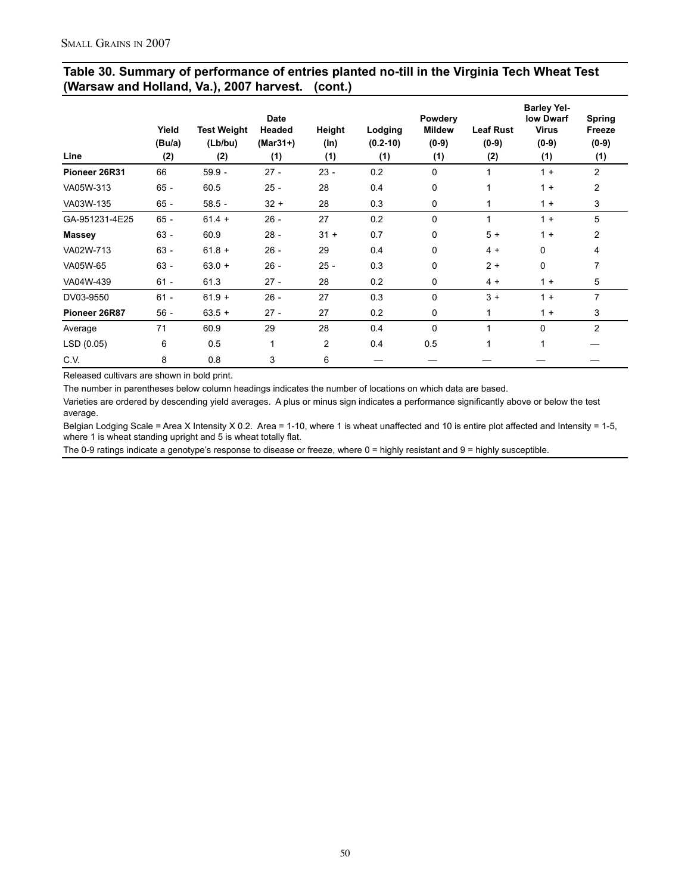## Table 30. Summary of performance of entries planted no-till in the Virginia Tech Wheat Test (Warsaw and Holland, Va.), 2007 harvest. (cont.)

| Line | Yield (Bu/a) (2) | Test Weight (Lb/bu) (2) | Date Headed (Mar31+) (1) | Height (In) (1) | Lodging (0.2-10) (1) | Powdery Mildew (0-9) (1) | Leaf Rust (0-9) (2) | Barley Yellow Dwarf Virus (0-9) (1) | Spring Freeze (0-9) (1) |
|---|---|---|---|---|---|---|---|---|---|
| **Pioneer 26R31** | 66 | 59.9 - | 27 - | 23 - | 0.2 | 0 | 1 | 1 + | 2 |
| VA05W-313 | 65 - | 60.5 | 25 - | 28 | 0.4 | 0 | 1 | 1 + | 2 |
| VA03W-135 | 65 - | 58.5 - | 32 + | 28 | 0.3 | 0 | 1 | 1 + | 3 |
| GA-951231-4E25 | 65 - | 61.4 + | 26 - | 27 | 0.2 | 0 | 1 | 1 + | 5 |
| **Massey** | 63 - | 60.9 | 28 - | 31 + | 0.7 | 0 | 5 + | 1 + | 2 |
| VA02W-713 | 63 - | 61.8 + | 26 - | 29 | 0.4 | 0 | 4 + | 0 | 4 |
| VA05W-65 | 63 - | 63.0 + | 26 - | 25 - | 0.3 | 0 | 2 + | 0 | 7 |
| VA04W-439 | 61 - | 61.3 | 27 - | 28 | 0.2 | 0 | 4 + | 1 + | 5 |
| DV03-9550 | 61 - | 61.9 + | 26 - | 27 | 0.3 | 0 | 3 + | 1 + | 7 |
| **Pioneer 26R87** | 56 - | 63.5 + | 27 - | 27 | 0.2 | 0 | 1 | 1 + | 3 |
| Average | 71 | 60.9 | 29 | 28 | 0.4 | 0 | 1 | 0 | 2 |
| LSD (0.05) | 6 | 0.5 | 1 | 2 | 0.4 | 0.5 | 1 | 1 | — |
| C.V. | 8 | 0.8 | 3 | 6 | — | — | — | — | — |

Released cultivars are shown in bold print.

The number in parentheses below column headings indicates the number of locations on which data are based.

Varieties are ordered by descending yield averages. A plus or minus sign indicates a performance significantly above or below the test average.

Belgian Lodging Scale = Area X Intensity X 0.2. Area = 1-10, where 1 is wheat unaffected and 10 is entire plot affected and Intensity = 1-5, where 1 is wheat standing upright and 5 is wheat totally flat.

The 0-9 ratings indicate a genotype's response to disease or freeze, where 0 = highly resistant and 9 = highly susceptible.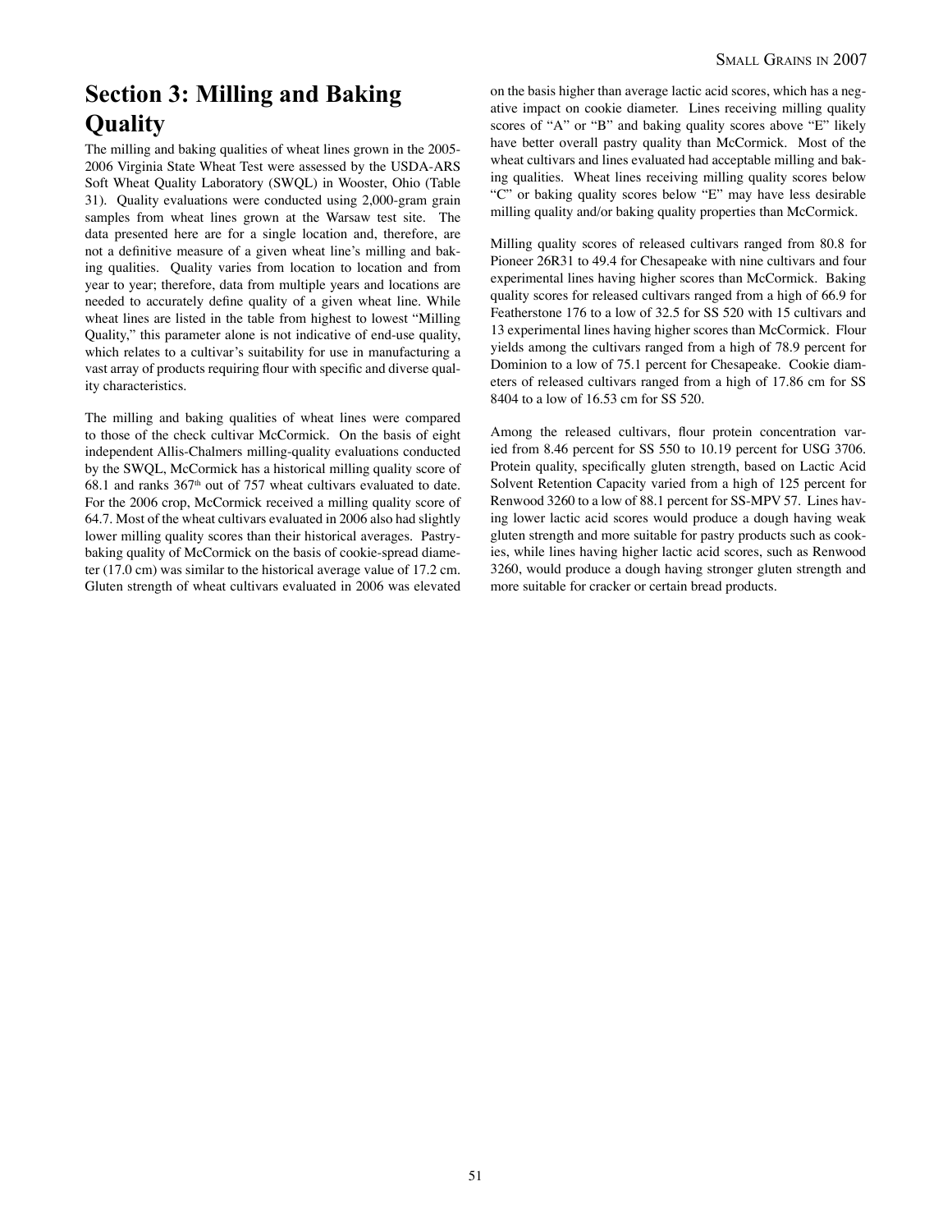# Section 3: Milling and Baking Quality

The milling and baking qualities of wheat lines grown in the 2005-2006 Virginia State Wheat Test were assessed by the USDA-ARS Soft Wheat Quality Laboratory (SWQL) in Wooster, Ohio (Table 31). Quality evaluations were conducted using 2,000-gram grain samples from wheat lines grown at the Warsaw test site. The data presented here are for a single location and, therefore, are not a definitive measure of a given wheat line's milling and baking qualities. Quality varies from location to location and from year to year; therefore, data from multiple years and locations are needed to accurately define quality of a given wheat line. While wheat lines are listed in the table from highest to lowest "Milling Quality," this parameter alone is not indicative of end-use quality, which relates to a cultivar's suitability for use in manufacturing a vast array of products requiring flour with specific and diverse quality characteristics.

The milling and baking qualities of wheat lines were compared to those of the check cultivar McCormick. On the basis of eight independent Allis-Chalmers milling-quality evaluations conducted by the SWQL, McCormick has a historical milling quality score of 68.1 and ranks 367th out of 757 wheat cultivars evaluated to date. For the 2006 crop, McCormick received a milling quality score of 64.7. Most of the wheat cultivars evaluated in 2006 also had slightly lower milling quality scores than their historical averages. Pastry-baking quality of McCormick on the basis of cookie-spread diameter (17.0 cm) was similar to the historical average value of 17.2 cm. Gluten strength of wheat cultivars evaluated in 2006 was elevated on the basis higher than average lactic acid scores, which has a negative impact on cookie diameter. Lines receiving milling quality scores of "A" or "B" and baking quality scores above "E" likely have better overall pastry quality than McCormick. Most of the wheat cultivars and lines evaluated had acceptable milling and baking qualities. Wheat lines receiving milling quality scores below "C" or baking quality scores below "E" may have less desirable milling quality and/or baking quality properties than McCormick.

Milling quality scores of released cultivars ranged from 80.8 for Pioneer 26R31 to 49.4 for Chesapeake with nine cultivars and four experimental lines having higher scores than McCormick. Baking quality scores for released cultivars ranged from a high of 66.9 for Featherstone 176 to a low of 32.5 for SS 520 with 15 cultivars and 13 experimental lines having higher scores than McCormick. Flour yields among the cultivars ranged from a high of 78.9 percent for Dominion to a low of 75.1 percent for Chesapeake. Cookie diameters of released cultivars ranged from a high of 17.86 cm for SS 8404 to a low of 16.53 cm for SS 520.

Among the released cultivars, flour protein concentration varied from 8.46 percent for SS 550 to 10.19 percent for USG 3706. Protein quality, specifically gluten strength, based on Lactic Acid Solvent Retention Capacity varied from a high of 125 percent for Renwood 3260 to a low of 88.1 percent for SS-MPV 57. Lines having lower lactic acid scores would produce a dough having weak gluten strength and more suitable for pastry products such as cookies, while lines having higher lactic acid scores, such as Renwood 3260, would produce a dough having stronger gluten strength and more suitable for cracker or certain bread products.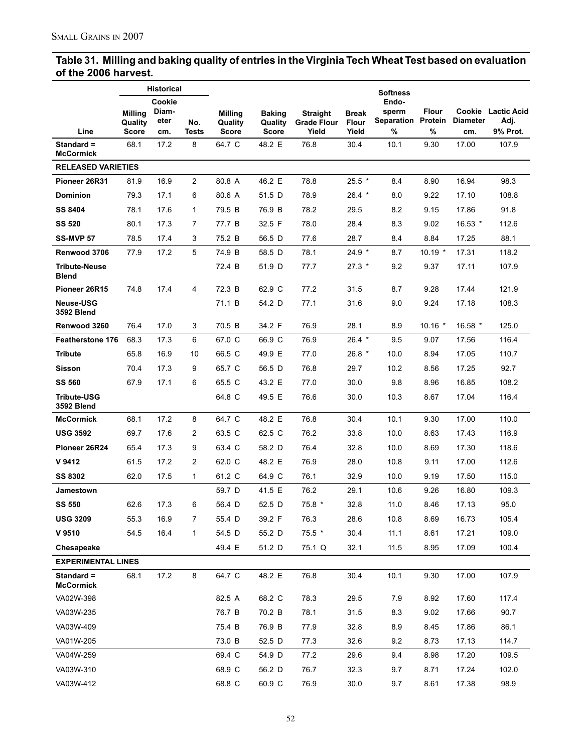## Table 31. Milling and baking quality of entries in the Virginia Tech Wheat Test based on evaluation of the 2006 harvest.

| Line | Historical Milling Quality Score | Historical Cookie Diameter cm. | Historical No. Tests | Milling Quality Score | Baking Quality Score | Straight Grade Flour Yield | Break Flour Yield | Softness Endosperm Separation % | Flour Protein % | Cookie Diameter cm. | Lactic Acid Adj. 9% Prot. |
|---|---|---|---|---|---|---|---|---|---|---|---|
| **Standard = McCormick** | 68.1 | 17.2 | 8 | 64.7 C | 48.2 E | 76.8 | 30.4 | 10.1 | 9.30 | 17.00 | 107.9 |
| **RELEASED VARIETIES** | | | | | | | | | | | |
| **Pioneer 26R31** | 81.9 | 16.9 | 2 | 80.8 A | 46.2 E | 78.8 | 25.5 * | 8.4 | 8.90 | 16.94 | 98.3 |
| **Dominion** | 79.3 | 17.1 | 6 | 80.6 A | 51.5 D | 78.9 | 26.4 * | 8.0 | 9.22 | 17.10 | 108.8 |
| **SS 8404** | 78.1 | 17.6 | 1 | 79.5 B | 76.9 B | 78.2 | 29.5 | 8.2 | 9.15 | 17.86 | 91.8 |
| **SS 520** | 80.1 | 17.3 | 7 | 77.7 B | 32.5 F | 78.0 | 28.4 | 8.3 | 9.02 | 16.53 * | 112.6 |
| **SS-MVP 57** | 78.5 | 17.4 | 3 | 75.2 B | 56.5 D | 77.6 | 28.7 | 8.4 | 8.84 | 17.25 | 88.1 |
| **Renwood 3706** | 77.9 | 17.2 | 5 | 74.9 B | 58.5 D | 78.1 | 24.9 * | 8.7 | 10.19 * | 17.31 | 118.2 |
| **Tribute-Neuse Blend** | | | | 72.4 B | 51.9 D | 77.7 | 27.3 * | 9.2 | 9.37 | 17.11 | 107.9 |
| **Pioneer 26R15** | 74.8 | 17.4 | 4 | 72.3 B | 62.9 C | 77.2 | 31.5 | 8.7 | 9.28 | 17.44 | 121.9 |
| **Neuse-USG 3592 Blend** | | | | 71.1 B | 54.2 D | 77.1 | 31.6 | 9.0 | 9.24 | 17.18 | 108.3 |
| **Renwood 3260** | 76.4 | 17.0 | 3 | 70.5 B | 34.2 F | 76.9 | 28.1 | 8.9 | 10.16 * | 16.58 * | 125.0 |
| **Featherstone 176** | 68.3 | 17.3 | 6 | 67.0 C | 66.9 C | 76.9 | 26.4 * | 9.5 | 9.07 | 17.56 | 116.4 |
| **Tribute** | 65.8 | 16.9 | 10 | 66.5 C | 49.9 E | 77.0 | 26.8 * | 10.0 | 8.94 | 17.05 | 110.7 |
| **Sisson** | 70.4 | 17.3 | 9 | 65.7 C | 56.5 D | 76.8 | 29.7 | 10.2 | 8.56 | 17.25 | 92.7 |
| **SS 560** | 67.9 | 17.1 | 6 | 65.5 C | 43.2 E | 77.0 | 30.0 | 9.8 | 8.96 | 16.85 | 108.2 |
| **Tribute-USG 3592 Blend** | | | | 64.8 C | 49.5 E | 76.6 | 30.0 | 10.3 | 8.67 | 17.04 | 116.4 |
| **McCormick** | 68.1 | 17.2 | 8 | 64.7 C | 48.2 E | 76.8 | 30.4 | 10.1 | 9.30 | 17.00 | 110.0 |
| **USG 3592** | 69.7 | 17.6 | 2 | 63.5 C | 62.5 C | 76.2 | 33.8 | 10.0 | 8.63 | 17.43 | 116.9 |
| **Pioneer 26R24** | 65.4 | 17.3 | 9 | 63.4 C | 58.2 D | 76.4 | 32.8 | 10.0 | 8.69 | 17.30 | 118.6 |
| **V 9412** | 61.5 | 17.2 | 2 | 62.0 C | 48.2 E | 76.9 | 28.0 | 10.8 | 9.11 | 17.00 | 112.6 |
| **SS 8302** | 62.0 | 17.5 | 1 | 61.2 C | 64.9 C | 76.1 | 32.9 | 10.0 | 9.19 | 17.50 | 115.0 |
| **Jamestown** | | | | 59.7 D | 41.5 E | 76.2 | 29.1 | 10.6 | 9.26 | 16.80 | 109.3 |
| **SS 550** | 62.6 | 17.3 | 6 | 56.4 D | 52.5 D | 75.8 * | 32.8 | 11.0 | 8.46 | 17.13 | 95.0 |
| **USG 3209** | 55.3 | 16.9 | 7 | 55.4 D | 39.2 F | 76.3 | 28.6 | 10.8 | 8.69 | 16.73 | 105.4 |
| **V 9510** | 54.5 | 16.4 | 1 | 54.5 D | 55.2 D | 75.5 * | 30.4 | 11.1 | 8.61 | 17.21 | 109.0 |
| **Chesapeake** | | | | 49.4 E | 51.2 D | 75.1 Q | 32.1 | 11.5 | 8.95 | 17.09 | 100.4 |
| **EXPERIMENTAL LINES** | | | | | | | | | | | |
| **Standard = McCormick** | 68.1 | 17.2 | 8 | 64.7 C | 48.2 E | 76.8 | 30.4 | 10.1 | 9.30 | 17.00 | 107.9 |
| VA02W-398 | | | | 82.5 A | 68.2 C | 78.3 | 29.5 | 7.9 | 8.92 | 17.60 | 117.4 |
| VA03W-235 | | | | 76.7 B | 70.2 B | 78.1 | 31.5 | 8.3 | 9.02 | 17.66 | 90.7 |
| VA03W-409 | | | | 75.4 B | 76.9 B | 77.9 | 32.8 | 8.9 | 8.45 | 17.86 | 86.1 |
| VA01W-205 | | | | 73.0 B | 52.5 D | 77.3 | 32.6 | 9.2 | 8.73 | 17.13 | 114.7 |
| VA04W-259 | | | | 69.4 C | 54.9 D | 77.2 | 29.6 | 9.4 | 8.98 | 17.20 | 109.5 |
| VA03W-310 | | | | 68.9 C | 56.2 D | 76.7 | 32.3 | 9.7 | 8.71 | 17.24 | 102.0 |
| VA03W-412 | | | | 68.8 C | 60.9 C | 76.9 | 30.0 | 9.7 | 8.61 | 17.38 | 98.9 |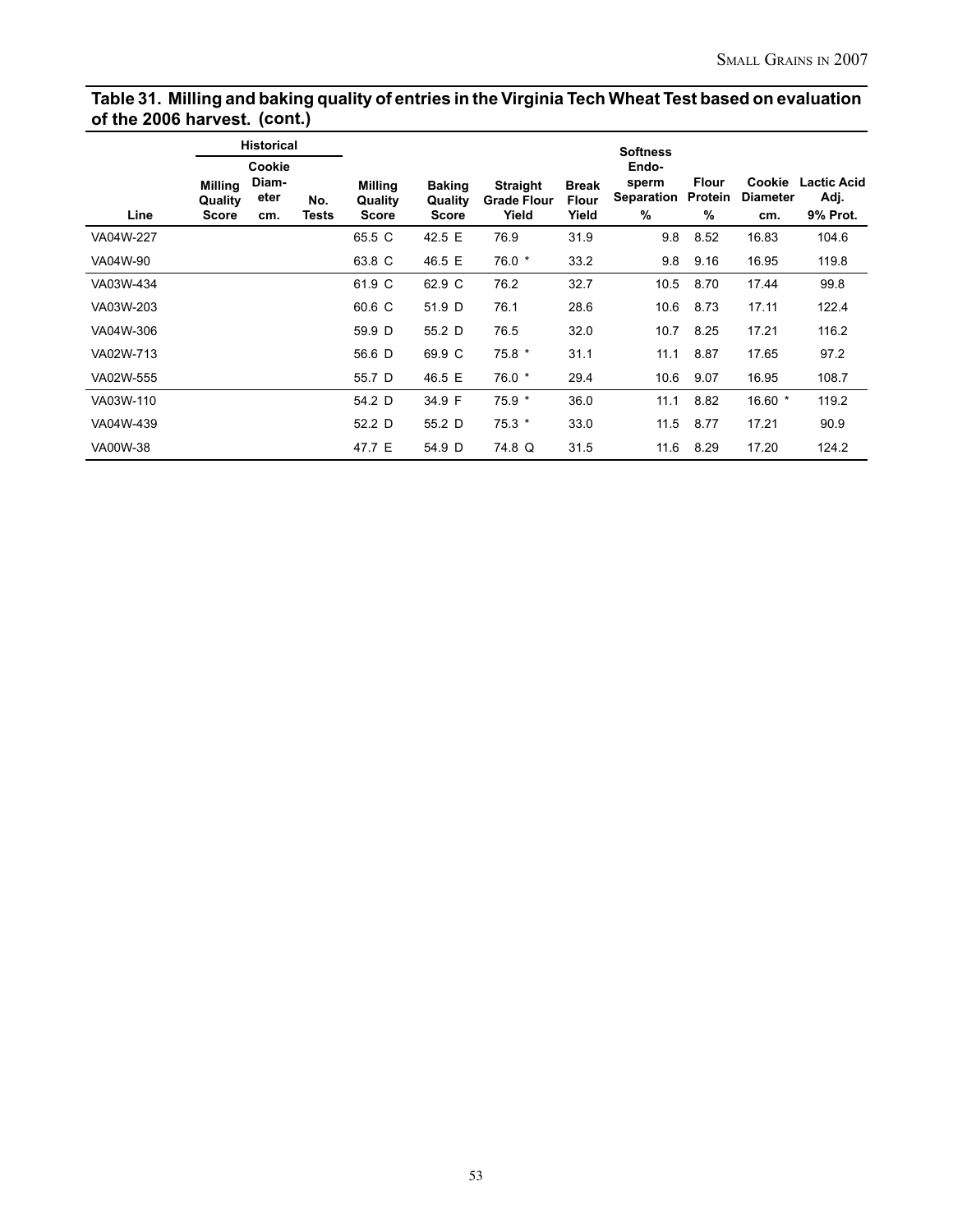**Table 31. Milling and baking quality of entries in the Virginia Tech Wheat Test based on evaluation of the 2006 harvest. (cont.)**

| Line | Historical Milling Quality Score | Historical Cookie Diameter cm. | No. Tests | Milling Quality Score | Baking Quality Score | Straight Grade Flour Yield | Break Flour Yield | Softness Endosperm Separation % | Flour Protein % | Cookie Diameter cm. | Lactic Acid Adj. 9% Prot. |
|---|---|---|---|---|---|---|---|---|---|---|---|
| VA04W-227 | | | | 65.5 C | 42.5 E | 76.9 | 31.9 | 9.8 | 8.52 | 16.83 | 104.6 |
| VA04W-90 | | | | 63.8 C | 46.5 E | 76.0 * | 33.2 | 9.8 | 9.16 | 16.95 | 119.8 |
| VA03W-434 | | | | 61.9 C | 62.9 C | 76.2 | 32.7 | 10.5 | 8.70 | 17.44 | 99.8 |
| VA03W-203 | | | | 60.6 C | 51.9 D | 76.1 | 28.6 | 10.6 | 8.73 | 17.11 | 122.4 |
| VA04W-306 | | | | 59.9 D | 55.2 D | 76.5 | 32.0 | 10.7 | 8.25 | 17.21 | 116.2 |
| VA02W-713 | | | | 56.6 D | 69.9 C | 75.8 * | 31.1 | 11.1 | 8.87 | 17.65 | 97.2 |
| VA02W-555 | | | | 55.7 D | 46.5 E | 76.0 * | 29.4 | 10.6 | 9.07 | 16.95 | 108.7 |
| VA03W-110 | | | | 54.2 D | 34.9 F | 75.9 * | 36.0 | 11.1 | 8.82 | 16.60 * | 119.2 |
| VA04W-439 | | | | 52.2 D | 55.2 D | 75.3 * | 33.0 | 11.5 | 8.77 | 17.21 | 90.9 |
| VA00W-38 | | | | 47.7 E | 54.9 D | 74.8 Q | 31.5 | 11.6 | 8.29 | 17.20 | 124.2 |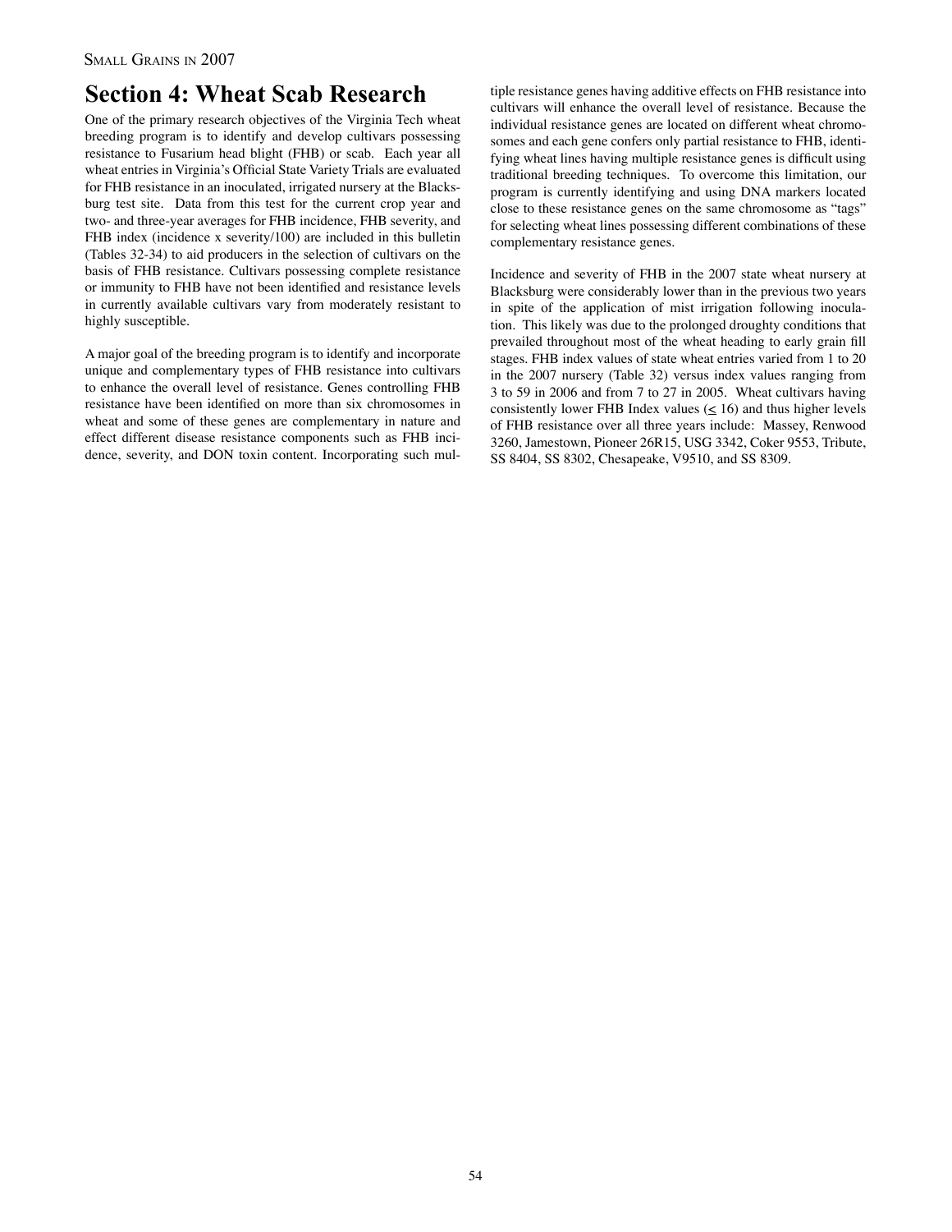## Section 4: Wheat Scab Research

One of the primary research objectives of the Virginia Tech wheat breeding program is to identify and develop cultivars possessing resistance to Fusarium head blight (FHB) or scab. Each year all wheat entries in Virginia's Official State Variety Trials are evaluated for FHB resistance in an inoculated, irrigated nursery at the Blacksburg test site. Data from this test for the current crop year and two- and three-year averages for FHB incidence, FHB severity, and FHB index (incidence x severity/100) are included in this bulletin (Tables 32-34) to aid producers in the selection of cultivars on the basis of FHB resistance. Cultivars possessing complete resistance or immunity to FHB have not been identified and resistance levels in currently available cultivars vary from moderately resistant to highly susceptible.

A major goal of the breeding program is to identify and incorporate unique and complementary types of FHB resistance into cultivars to enhance the overall level of resistance. Genes controlling FHB resistance have been identified on more than six chromosomes in wheat and some of these genes are complementary in nature and effect different disease resistance components such as FHB incidence, severity, and DON toxin content. Incorporating such multiple resistance genes having additive effects on FHB resistance into cultivars will enhance the overall level of resistance. Because the individual resistance genes are located on different wheat chromosomes and each gene confers only partial resistance to FHB, identifying wheat lines having multiple resistance genes is difficult using traditional breeding techniques. To overcome this limitation, our program is currently identifying and using DNA markers located close to these resistance genes on the same chromosome as "tags" for selecting wheat lines possessing different combinations of these complementary resistance genes.

Incidence and severity of FHB in the 2007 state wheat nursery at Blacksburg were considerably lower than in the previous two years in spite of the application of mist irrigation following inoculation. This likely was due to the prolonged droughty conditions that prevailed throughout most of the wheat heading to early grain fill stages. FHB index values of state wheat entries varied from 1 to 20 in the 2007 nursery (Table 32) versus index values ranging from 3 to 59 in 2006 and from 7 to 27 in 2005. Wheat cultivars having consistently lower FHB Index values ($\leq$ 16) and thus higher levels of FHB resistance over all three years include: Massey, Renwood 3260, Jamestown, Pioneer 26R15, USG 3342, Coker 9553, Tribute, SS 8404, SS 8302, Chesapeake, V9510, and SS 8309.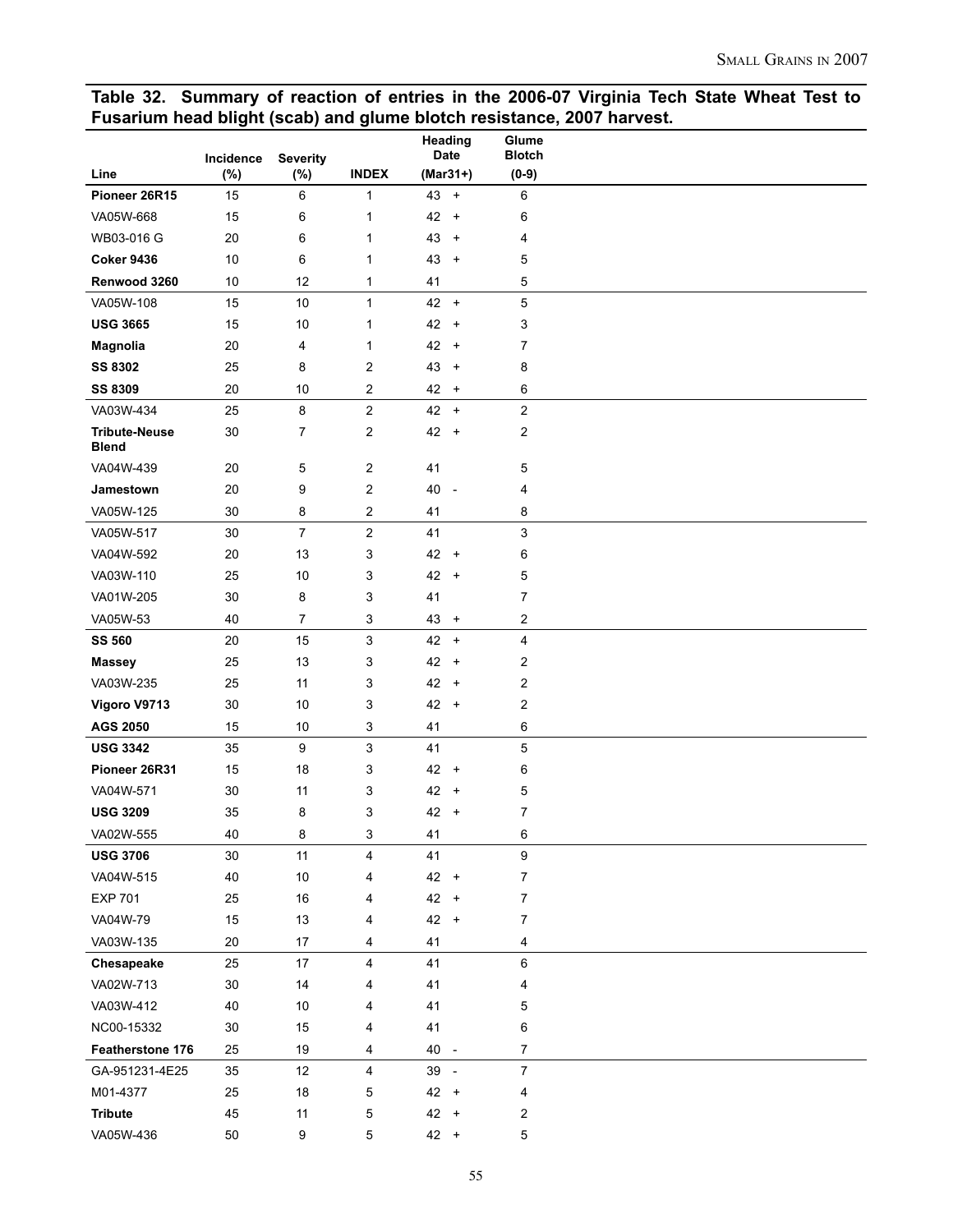**Table 32. Summary of reaction of entries in the 2006-07 Virginia Tech State Wheat Test to Fusarium head blight (scab) and glume blotch resistance, 2007 harvest.**

| Line | Incidence (%) | Severity (%) | INDEX | Heading Date (Mar31+) | Glume Blotch (0-9) |
|---|---|---|---|---|---|
| **Pioneer 26R15** | 15 | 6 | 1 | 43 + | 6 |
| VA05W-668 | 15 | 6 | 1 | 42 + | 6 |
| WB03-016 G | 20 | 6 | 1 | 43 + | 4 |
| **Coker 9436** | 10 | 6 | 1 | 43 + | 5 |
| **Renwood 3260** | 10 | 12 | 1 | 41 | 5 |
| VA05W-108 | 15 | 10 | 1 | 42 + | 5 |
| **USG 3665** | 15 | 10 | 1 | 42 + | 3 |
| **Magnolia** | 20 | 4 | 1 | 42 + | 7 |
| **SS 8302** | 25 | 8 | 2 | 43 + | 8 |
| **SS 8309** | 20 | 10 | 2 | 42 + | 6 |
| VA03W-434 | 25 | 8 | 2 | 42 + | 2 |
| **Tribute-Neuse Blend** | 30 | 7 | 2 | 42 + | 2 |
| VA04W-439 | 20 | 5 | 2 | 41 | 5 |
| **Jamestown** | 20 | 9 | 2 | 40 - | 4 |
| VA05W-125 | 30 | 8 | 2 | 41 | 8 |
| VA05W-517 | 30 | 7 | 2 | 41 | 3 |
| VA04W-592 | 20 | 13 | 3 | 42 + | 6 |
| VA03W-110 | 25 | 10 | 3 | 42 + | 5 |
| VA01W-205 | 30 | 8 | 3 | 41 | 7 |
| VA05W-53 | 40 | 7 | 3 | 43 + | 2 |
| **SS 560** | 20 | 15 | 3 | 42 + | 4 |
| **Massey** | 25 | 13 | 3 | 42 + | 2 |
| VA03W-235 | 25 | 11 | 3 | 42 + | 2 |
| **Vigoro V9713** | 30 | 10 | 3 | 42 + | 2 |
| **AGS 2050** | 15 | 10 | 3 | 41 | 6 |
| **USG 3342** | 35 | 9 | 3 | 41 | 5 |
| **Pioneer 26R31** | 15 | 18 | 3 | 42 + | 6 |
| VA04W-571 | 30 | 11 | 3 | 42 + | 5 |
| **USG 3209** | 35 | 8 | 3 | 42 + | 7 |
| VA02W-555 | 40 | 8 | 3 | 41 | 6 |
| **USG 3706** | 30 | 11 | 4 | 41 | 9 |
| VA04W-515 | 40 | 10 | 4 | 42 + | 7 |
| EXP 701 | 25 | 16 | 4 | 42 + | 7 |
| VA04W-79 | 15 | 13 | 4 | 42 + | 7 |
| VA03W-135 | 20 | 17 | 4 | 41 | 4 |
| **Chesapeake** | 25 | 17 | 4 | 41 | 6 |
| VA02W-713 | 30 | 14 | 4 | 41 | 4 |
| VA03W-412 | 40 | 10 | 4 | 41 | 5 |
| NC00-15332 | 30 | 15 | 4 | 41 | 6 |
| **Featherstone 176** | 25 | 19 | 4 | 40 - | 7 |
| GA-951231-4E25 | 35 | 12 | 4 | 39 - | 7 |
| M01-4377 | 25 | 18 | 5 | 42 + | 4 |
| **Tribute** | 45 | 11 | 5 | 42 + | 2 |
| VA05W-436 | 50 | 9 | 5 | 42 + | 5 |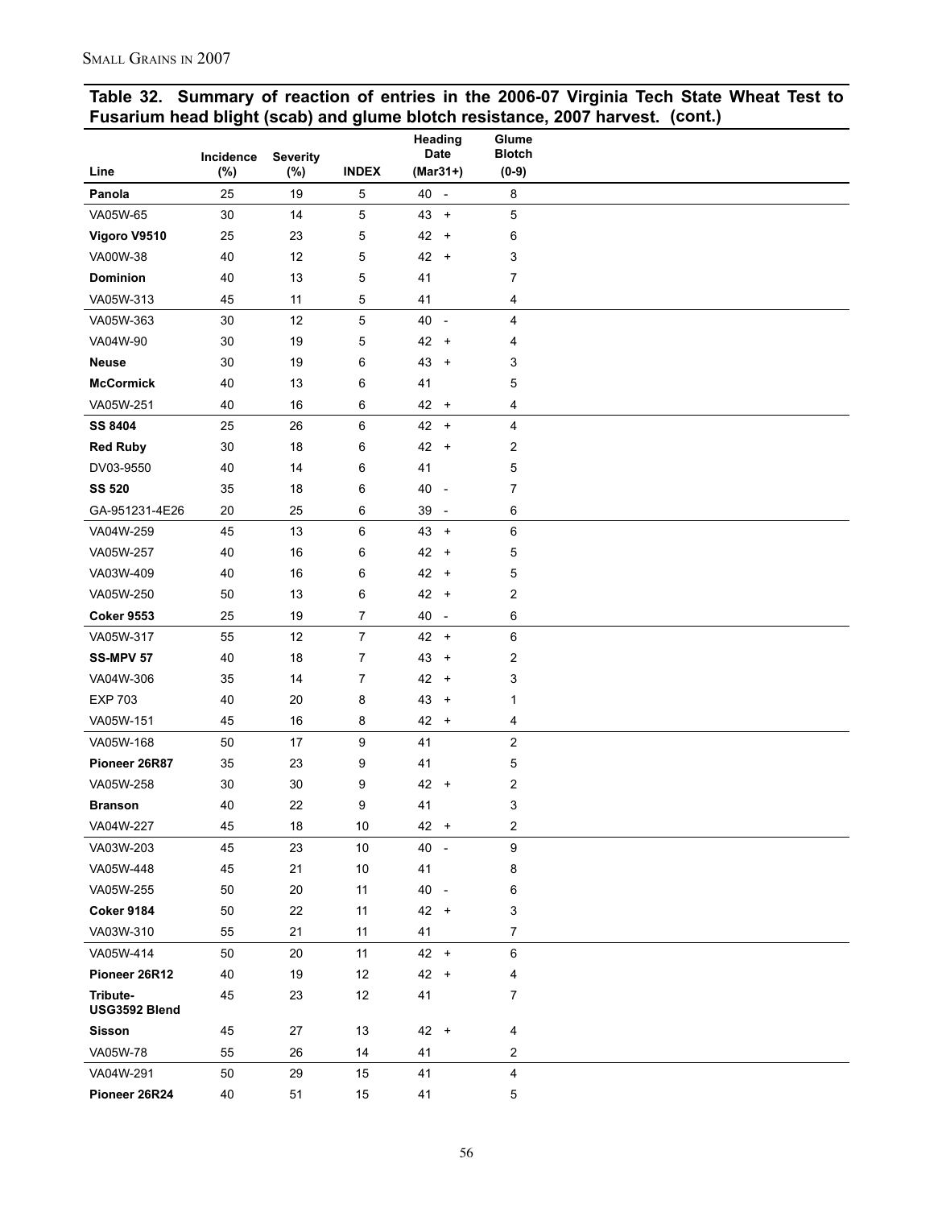## Table 32. Summary of reaction of entries in the 2006-07 Virginia Tech State Wheat Test to Fusarium head blight (scab) and glume blotch resistance, 2007 harvest. (cont.)

| Line | Incidence (%) | Severity (%) | INDEX | Heading Date (Mar31+) | Glume Blotch (0-9) |
|---|---|---|---|---|---|
| **Panola** | 25 | 19 | 5 | 40 - | 8 |
| VA05W-65 | 30 | 14 | 5 | 43 + | 5 |
| **Vigoro V9510** | 25 | 23 | 5 | 42 + | 6 |
| VA00W-38 | 40 | 12 | 5 | 42 + | 3 |
| **Dominion** | 40 | 13 | 5 | 41 | 7 |
| VA05W-313 | 45 | 11 | 5 | 41 | 4 |
| VA05W-363 | 30 | 12 | 5 | 40 - | 4 |
| VA04W-90 | 30 | 19 | 5 | 42 + | 4 |
| **Neuse** | 30 | 19 | 6 | 43 + | 3 |
| **McCormick** | 40 | 13 | 6 | 41 | 5 |
| VA05W-251 | 40 | 16 | 6 | 42 + | 4 |
| **SS 8404** | 25 | 26 | 6 | 42 + | 4 |
| **Red Ruby** | 30 | 18 | 6 | 42 + | 2 |
| DV03-9550 | 40 | 14 | 6 | 41 | 5 |
| **SS 520** | 35 | 18 | 6 | 40 - | 7 |
| GA-951231-4E26 | 20 | 25 | 6 | 39 - | 6 |
| VA04W-259 | 45 | 13 | 6 | 43 + | 6 |
| VA05W-257 | 40 | 16 | 6 | 42 + | 5 |
| VA03W-409 | 40 | 16 | 6 | 42 + | 5 |
| VA05W-250 | 50 | 13 | 6 | 42 + | 2 |
| **Coker 9553** | 25 | 19 | 7 | 40 - | 6 |
| VA05W-317 | 55 | 12 | 7 | 42 + | 6 |
| **SS-MPV 57** | 40 | 18 | 7 | 43 + | 2 |
| VA04W-306 | 35 | 14 | 7 | 42 + | 3 |
| EXP 703 | 40 | 20 | 8 | 43 + | 1 |
| VA05W-151 | 45 | 16 | 8 | 42 + | 4 |
| VA05W-168 | 50 | 17 | 9 | 41 | 2 |
| **Pioneer 26R87** | 35 | 23 | 9 | 41 | 5 |
| VA05W-258 | 30 | 30 | 9 | 42 + | 2 |
| **Branson** | 40 | 22 | 9 | 41 | 3 |
| VA04W-227 | 45 | 18 | 10 | 42 + | 2 |
| VA03W-203 | 45 | 23 | 10 | 40 - | 9 |
| VA05W-448 | 45 | 21 | 10 | 41 | 8 |
| VA05W-255 | 50 | 20 | 11 | 40 - | 6 |
| **Coker 9184** | 50 | 22 | 11 | 42 + | 3 |
| VA03W-310 | 55 | 21 | 11 | 41 | 7 |
| VA05W-414 | 50 | 20 | 11 | 42 + | 6 |
| **Pioneer 26R12** | 40 | 19 | 12 | 42 + | 4 |
| **Tribute-USG3592 Blend** | 45 | 23 | 12 | 41 | 7 |
| **Sisson** | 45 | 27 | 13 | 42 + | 4 |
| VA05W-78 | 55 | 26 | 14 | 41 | 2 |
| VA04W-291 | 50 | 29 | 15 | 41 | 4 |
| **Pioneer 26R24** | 40 | 51 | 15 | 41 | 5 |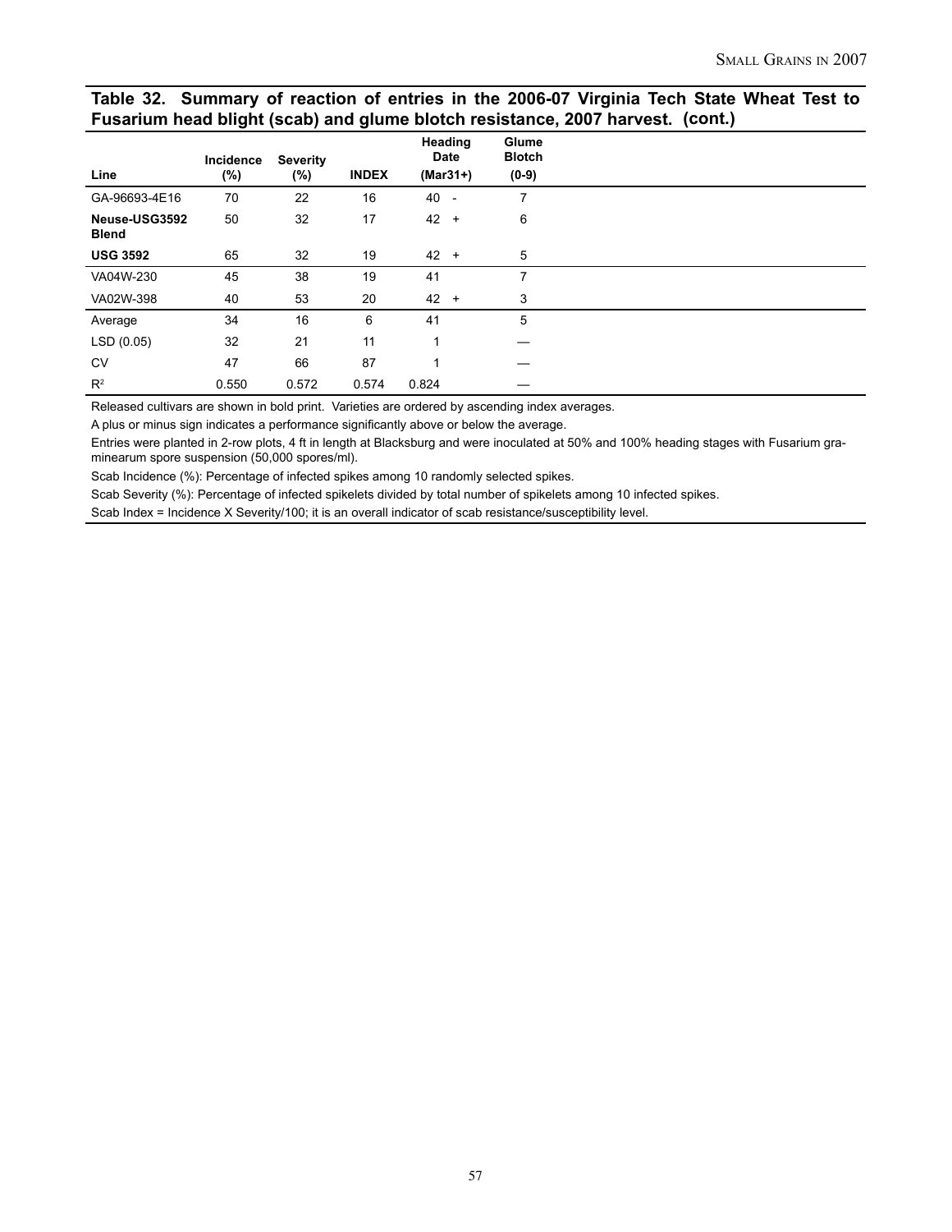**Table 32. Summary of reaction of entries in the 2006-07 Virginia Tech State Wheat Test to Fusarium head blight (scab) and glume blotch resistance, 2007 harvest. (cont.)**

| Line | Incidence (%) | Severity (%) | INDEX | Heading Date (Mar31+) | Glume Blotch (0-9) |
|---|---|---|---|---|---|
| GA-96693-4E16 | 70 | 22 | 16 | 40 - | 7 |
| **Neuse-USG3592 Blend** | 50 | 32 | 17 | 42 + | 6 |
| **USG 3592** | 65 | 32 | 19 | 42 + | 5 |
| VA04W-230 | 45 | 38 | 19 | 41 | 7 |
| VA02W-398 | 40 | 53 | 20 | 42 + | 3 |
| Average | 34 | 16 | 6 | 41 | 5 |
| LSD (0.05) | 32 | 21 | 11 | 1 | — |
| CV | 47 | 66 | 87 | 1 | — |
| $R^2$ | 0.550 | 0.572 | 0.574 | 0.824 | — |

Released cultivars are shown in bold print. Varieties are ordered by ascending index averages.

A plus or minus sign indicates a performance significantly above or below the average.

Entries were planted in 2-row plots, 4 ft in length at Blacksburg and were inoculated at 50% and 100% heading stages with Fusarium graminearum spore suspension (50,000 spores/ml).

Scab Incidence (%): Percentage of infected spikes among 10 randomly selected spikes.

Scab Severity (%): Percentage of infected spikelets divided by total number of spikelets among 10 infected spikes.

Scab Index = Incidence X Severity/100; it is an overall indicator of scab resistance/susceptibility level.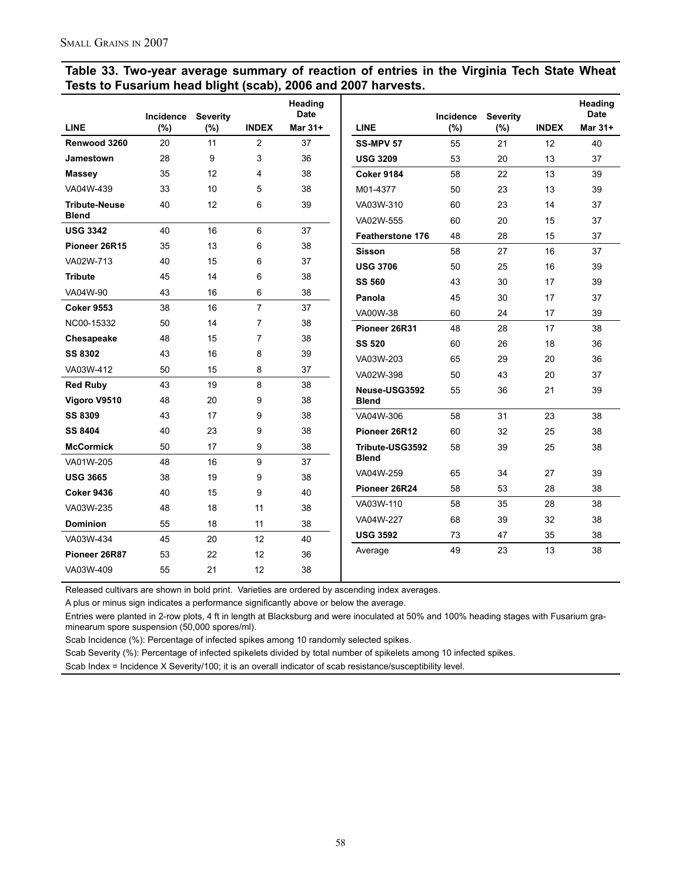## Table 33. Two-year average summary of reaction of entries in the Virginia Tech State Wheat Tests to Fusarium head blight (scab), 2006 and 2007 harvests.

| LINE | Incidence (%) | Severity (%) | INDEX | Heading Date Mar 31+ |
|---|---|---|---|---|
| **Renwood 3260** | 20 | 11 | 2 | 37 |
| **Jamestown** | 28 | 9 | 3 | 36 |
| **Massey** | 35 | 12 | 4 | 38 |
| VA04W-439 | 33 | 10 | 5 | 38 |
| **Tribute-Neuse Blend** | 40 | 12 | 6 | 39 |
| **USG 3342** | 40 | 16 | 6 | 37 |
| **Pioneer 26R15** | 35 | 13 | 6 | 38 |
| VA02W-713 | 40 | 15 | 6 | 37 |
| **Tribute** | 45 | 14 | 6 | 38 |
| VA04W-90 | 43 | 16 | 6 | 38 |
| **Coker 9553** | 38 | 16 | 7 | 37 |
| NC00-15332 | 50 | 14 | 7 | 38 |
| **Chesapeake** | 48 | 15 | 7 | 38 |
| **SS 8302** | 43 | 16 | 8 | 39 |
| VA03W-412 | 50 | 15 | 8 | 37 |
| **Red Ruby** | 43 | 19 | 8 | 38 |
| **Vigoro V9510** | 48 | 20 | 9 | 38 |
| **SS 8309** | 43 | 17 | 9 | 38 |
| **SS 8404** | 40 | 23 | 9 | 38 |
| **McCormick** | 50 | 17 | 9 | 38 |
| VA01W-205 | 48 | 16 | 9 | 37 |
| **USG 3665** | 38 | 19 | 9 | 38 |
| **Coker 9436** | 40 | 15 | 9 | 40 |
| VA03W-235 | 48 | 18 | 11 | 38 |
| **Dominion** | 55 | 18 | 11 | 38 |
| VA03W-434 | 45 | 20 | 12 | 40 |
| **Pioneer 26R87** | 53 | 22 | 12 | 36 |
| VA03W-409 | 55 | 21 | 12 | 38 |
| **SS-MPV 57** | 55 | 21 | 12 | 40 |
| **USG 3209** | 53 | 20 | 13 | 37 |
| **Coker 9184** | 58 | 22 | 13 | 39 |
| M01-4377 | 50 | 23 | 13 | 39 |
| VA03W-310 | 60 | 23 | 14 | 37 |
| VA02W-555 | 60 | 20 | 15 | 37 |
| **Featherstone 176** | 48 | 28 | 15 | 37 |
| **Sisson** | 58 | 27 | 16 | 37 |
| **USG 3706** | 50 | 25 | 16 | 39 |
| **SS 560** | 43 | 30 | 17 | 39 |
| **Panola** | 45 | 30 | 17 | 37 |
| VA00W-38 | 60 | 24 | 17 | 39 |
| **Pioneer 26R31** | 48 | 28 | 17 | 38 |
| **SS 520** | 60 | 26 | 18 | 36 |
| VA03W-203 | 65 | 29 | 20 | 36 |
| VA02W-398 | 50 | 43 | 20 | 37 |
| **Neuse-USG3592 Blend** | 55 | 36 | 21 | 39 |
| VA04W-306 | 58 | 31 | 23 | 38 |
| **Pioneer 26R12** | 60 | 32 | 25 | 38 |
| **Tribute-USG3592 Blend** | 58 | 39 | 25 | 38 |
| VA04W-259 | 65 | 34 | 27 | 39 |
| **Pioneer 26R24** | 58 | 53 | 28 | 38 |
| VA03W-110 | 58 | 35 | 28 | 38 |
| VA04W-227 | 68 | 39 | 32 | 38 |
| **USG 3592** | 73 | 47 | 35 | 38 |
| Average | 49 | 23 | 13 | 38 |

Released cultivars are shown in bold print. Varieties are ordered by ascending index averages.

A plus or minus sign indicates a performance significantly above or below the average.

Entries were planted in 2-row plots, 4 ft in length at Blacksburg and were inoculated at 50% and 100% heading stages with Fusarium graminearum spore suspension (50,000 spores/ml).

Scab Incidence (%): Percentage of infected spikes among 10 randomly selected spikes.

Scab Severity (%): Percentage of infected spikelets divided by total number of spikelets among 10 infected spikes.

Scab Index = Incidence X Severity/100; it is an overall indicator of scab resistance/susceptibility level.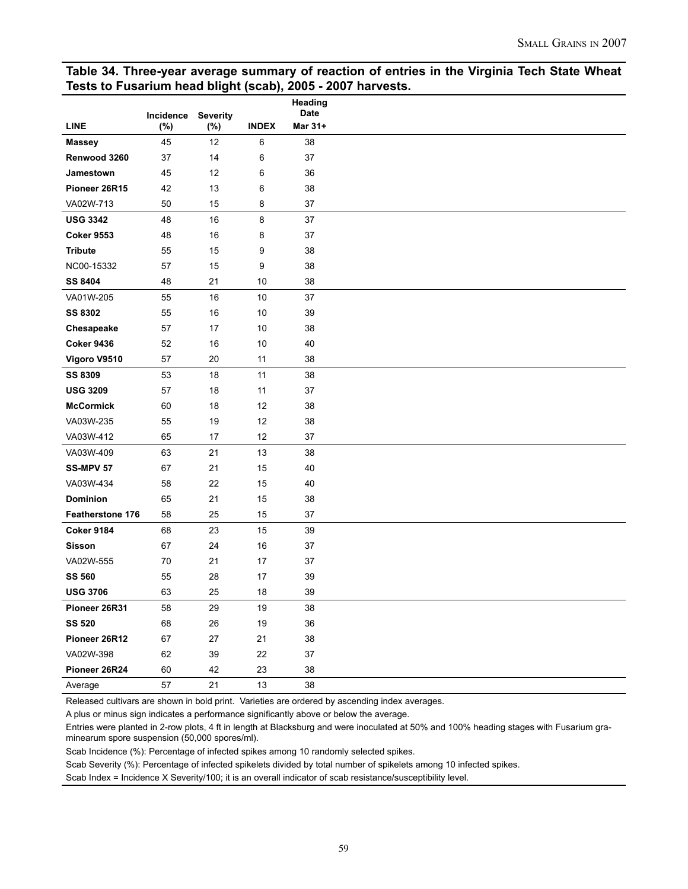**Table 34. Three-year average summary of reaction of entries in the Virginia Tech State Wheat Tests to Fusarium head blight (scab), 2005 - 2007 harvests.**

| LINE | Incidence (%) | Severity (%) | INDEX | Heading Date Mar 31+ |
|---|---|---|---|---|
| **Massey** | 45 | 12 | 6 | 38 |
| **Renwood 3260** | 37 | 14 | 6 | 37 |
| **Jamestown** | 45 | 12 | 6 | 36 |
| **Pioneer 26R15** | 42 | 13 | 6 | 38 |
| VA02W-713 | 50 | 15 | 8 | 37 |
| **USG 3342** | 48 | 16 | 8 | 37 |
| **Coker 9553** | 48 | 16 | 8 | 37 |
| **Tribute** | 55 | 15 | 9 | 38 |
| NC00-15332 | 57 | 15 | 9 | 38 |
| **SS 8404** | 48 | 21 | 10 | 38 |
| VA01W-205 | 55 | 16 | 10 | 37 |
| **SS 8302** | 55 | 16 | 10 | 39 |
| **Chesapeake** | 57 | 17 | 10 | 38 |
| **Coker 9436** | 52 | 16 | 10 | 40 |
| **Vigoro V9510** | 57 | 20 | 11 | 38 |
| **SS 8309** | 53 | 18 | 11 | 38 |
| **USG 3209** | 57 | 18 | 11 | 37 |
| **McCormick** | 60 | 18 | 12 | 38 |
| VA03W-235 | 55 | 19 | 12 | 38 |
| VA03W-412 | 65 | 17 | 12 | 37 |
| VA03W-409 | 63 | 21 | 13 | 38 |
| **SS-MPV 57** | 67 | 21 | 15 | 40 |
| VA03W-434 | 58 | 22 | 15 | 40 |
| **Dominion** | 65 | 21 | 15 | 38 |
| **Featherstone 176** | 58 | 25 | 15 | 37 |
| **Coker 9184** | 68 | 23 | 15 | 39 |
| **Sisson** | 67 | 24 | 16 | 37 |
| VA02W-555 | 70 | 21 | 17 | 37 |
| **SS 560** | 55 | 28 | 17 | 39 |
| **USG 3706** | 63 | 25 | 18 | 39 |
| **Pioneer 26R31** | 58 | 29 | 19 | 38 |
| **SS 520** | 68 | 26 | 19 | 36 |
| **Pioneer 26R12** | 67 | 27 | 21 | 38 |
| VA02W-398 | 62 | 39 | 22 | 37 |
| **Pioneer 26R24** | 60 | 42 | 23 | 38 |
| Average | 57 | 21 | 13 | 38 |

Released cultivars are shown in bold print. Varieties are ordered by ascending index averages.

A plus or minus sign indicates a performance significantly above or below the average.

Entries were planted in 2-row plots, 4 ft in length at Blacksburg and were inoculated at 50% and 100% heading stages with Fusarium graminearum spore suspension (50,000 spores/ml).

Scab Incidence (%): Percentage of infected spikes among 10 randomly selected spikes.

Scab Severity (%): Percentage of infected spikelets divided by total number of spikelets among 10 infected spikes.

Scab Index = Incidence X Severity/100; it is an overall indicator of scab resistance/susceptibility level.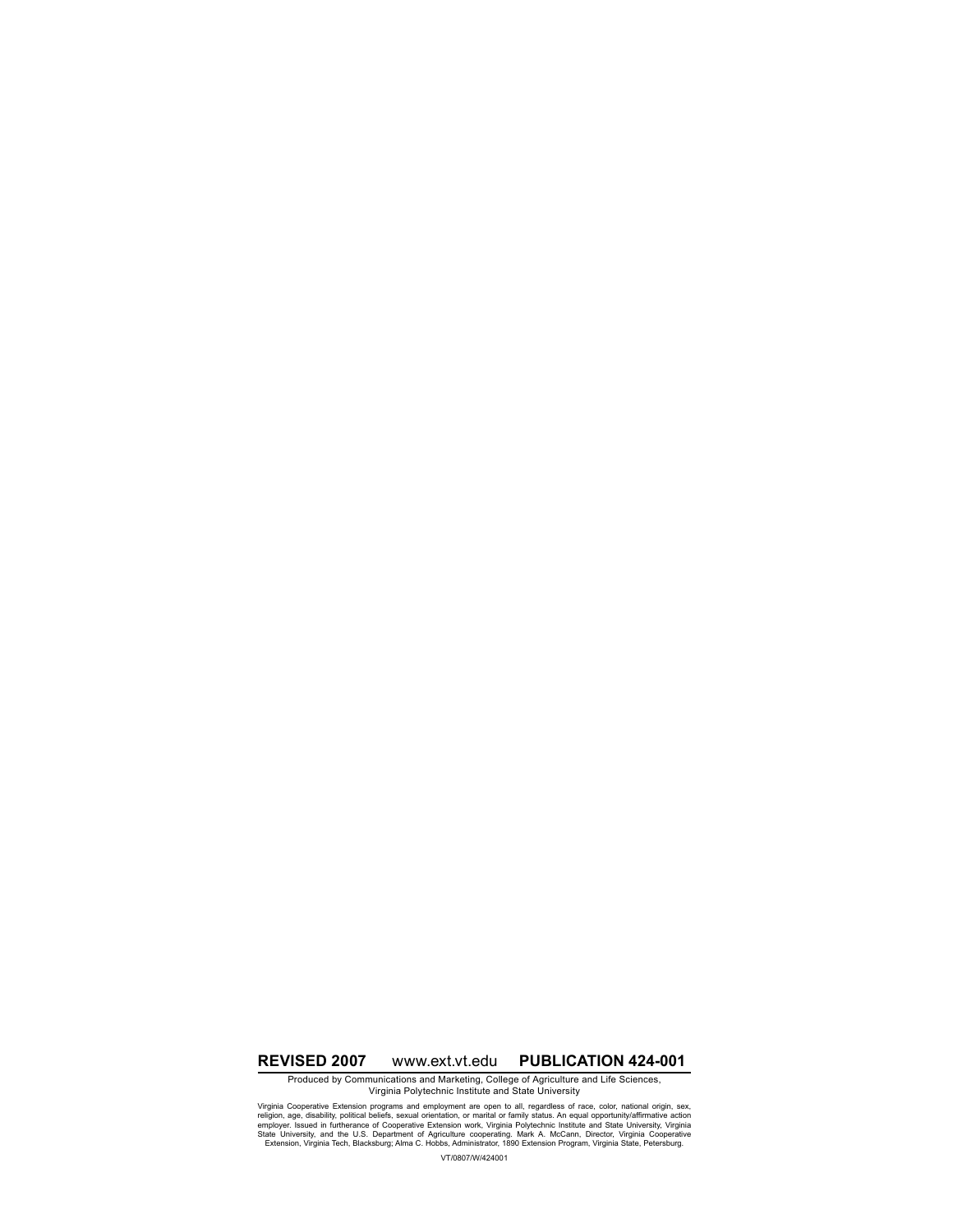**REVISED 2007** www.ext.vt.edu **PUBLICATION 424-001**

Produced by Communications and Marketing, College of Agriculture and Life Sciences, Virginia Polytechnic Institute and State University

Virginia Cooperative Extension programs and employment are open to all, regardless of race, color, national origin, sex, religion, age, disability, political beliefs, sexual orientation, or marital or family status. An equal opportunity/affirmative action employer. Issued in furtherance of Cooperative Extension work, Virginia Polytechnic Institute and State University, Virginia State University, and the U.S. Department of Agriculture cooperating. Mark A. McCann, Director, Virginia Cooperative Extension, Virginia Tech, Blacksburg; Alma C. Hobbs, Administrator, 1890 Extension Program, Virginia State, Petersburg.

VT/0807/W/424001